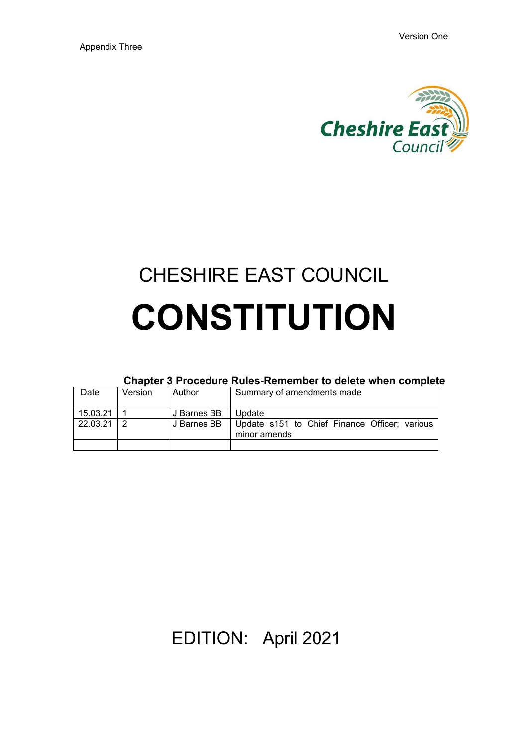Version One

Appendix Three

Cheshire East Council

# CHESHIRE EAST COUNCIL

# CONSTITUTION

**Chapter 3 Procedure Rules-Remember to delete when complete**

| Date | Version | Author | Summary of amendments made |
|---|---|---|---|
| 15.03.21 | 1 | J Barnes BB | Update |
| 22.03.21 | 2 | J Barnes BB | Update s151 to Chief Finance Officer; various minor amends |
| | | | |

EDITION: April 2021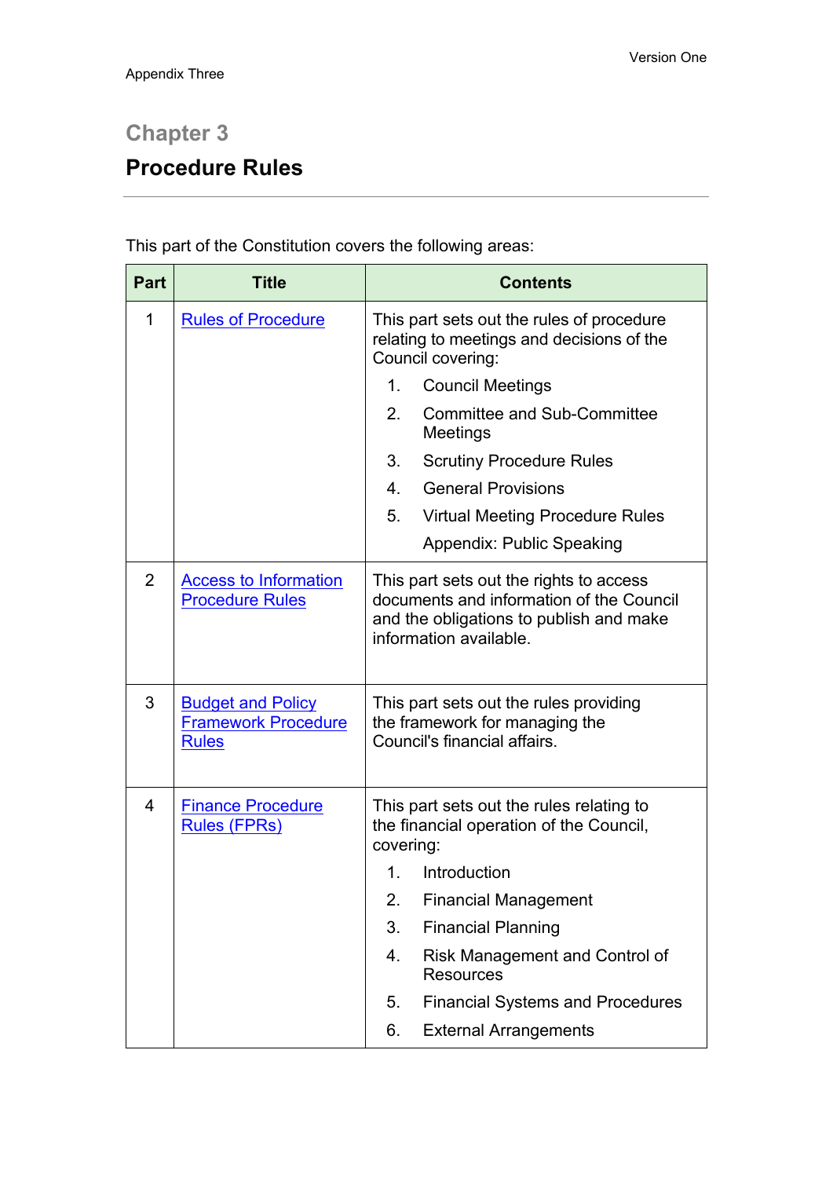Appendix Three

# Chapter 3

## Procedure Rules

This part of the Constitution covers the following areas:

| Part | Title | Contents |
|---|---|---|
| 1 | Rules of Procedure | This part sets out the rules of procedure relating to meetings and decisions of the Council covering:<br>1. Council Meetings<br>2. Committee and Sub-Committee Meetings<br>3. Scrutiny Procedure Rules<br>4. General Provisions<br>5. Virtual Meeting Procedure Rules<br>Appendix: Public Speaking |
| 2 | Access to Information Procedure Rules | This part sets out the rights to access documents and information of the Council and the obligations to publish and make information available. |
| 3 | Budget and Policy Framework Procedure Rules | This part sets out the rules providing the framework for managing the Council's financial affairs. |
| 4 | Finance Procedure Rules (FPRs) | This part sets out the rules relating to the financial operation of the Council, covering:<br>1. Introduction<br>2. Financial Management<br>3. Financial Planning<br>4. Risk Management and Control of Resources<br>5. Financial Systems and Procedures<br>6. External Arrangements |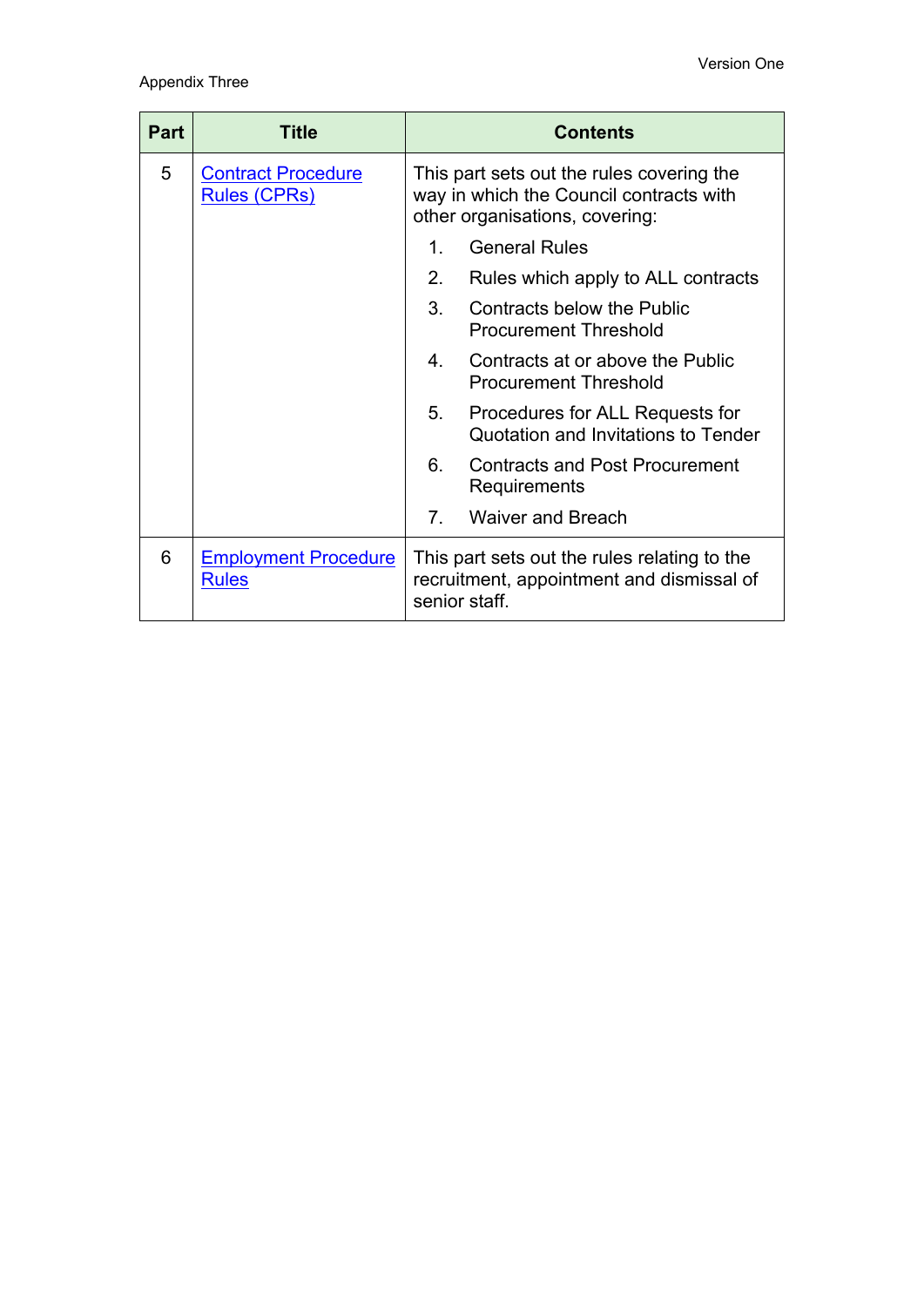Appendix Three

| Part | Title | Contents |
|---|---|---|
| 5 | Contract Procedure Rules (CPRs) | This part sets out the rules covering the way in which the Council contracts with other organisations, covering:<br>1. General Rules<br>2. Rules which apply to ALL contracts<br>3. Contracts below the Public Procurement Threshold<br>4. Contracts at or above the Public Procurement Threshold<br>5. Procedures for ALL Requests for Quotation and Invitations to Tender<br>6. Contracts and Post Procurement Requirements<br>7. Waiver and Breach |
| 6 | Employment Procedure Rules | This part sets out the rules relating to the recruitment, appointment and dismissal of senior staff. |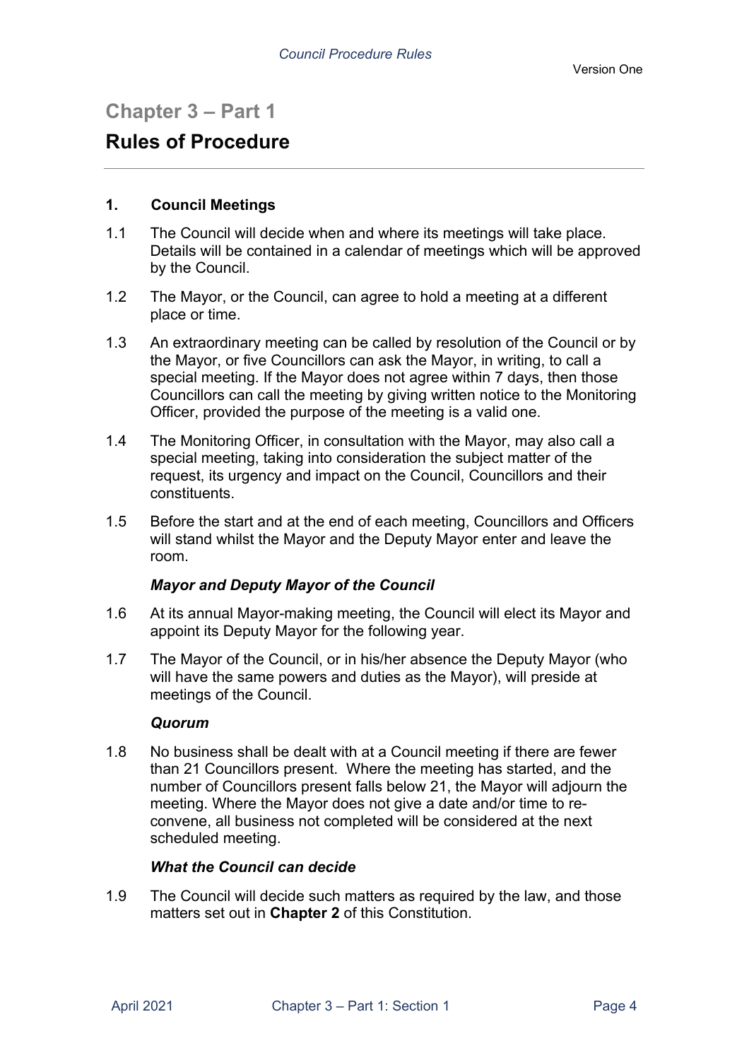# Chapter 3 – Part 1

# Rules of Procedure

### 1. Council Meetings

1.1 The Council will decide when and where its meetings will take place. Details will be contained in a calendar of meetings which will be approved by the Council.

1.2 The Mayor, or the Council, can agree to hold a meeting at a different place or time.

1.3 An extraordinary meeting can be called by resolution of the Council or by the Mayor, or five Councillors can ask the Mayor, in writing, to call a special meeting. If the Mayor does not agree within 7 days, then those Councillors can call the meeting by giving written notice to the Monitoring Officer, provided the purpose of the meeting is a valid one.

1.4 The Monitoring Officer, in consultation with the Mayor, may also call a special meeting, taking into consideration the subject matter of the request, its urgency and impact on the Council, Councillors and their constituents.

1.5 Before the start and at the end of each meeting, Councillors and Officers will stand whilst the Mayor and the Deputy Mayor enter and leave the room.

***Mayor and Deputy Mayor of the Council***

1.6 At its annual Mayor-making meeting, the Council will elect its Mayor and appoint its Deputy Mayor for the following year.

1.7 The Mayor of the Council, or in his/her absence the Deputy Mayor (who will have the same powers and duties as the Mayor), will preside at meetings of the Council.

***Quorum***

1.8 No business shall be dealt with at a Council meeting if there are fewer than 21 Councillors present. Where the meeting has started, and the number of Councillors present falls below 21, the Mayor will adjourn the meeting. Where the Mayor does not give a date and/or time to re-convene, all business not completed will be considered at the next scheduled meeting.

***What the Council can decide***

1.9 The Council will decide such matters as required by the law, and those matters set out in **Chapter 2** of this Constitution.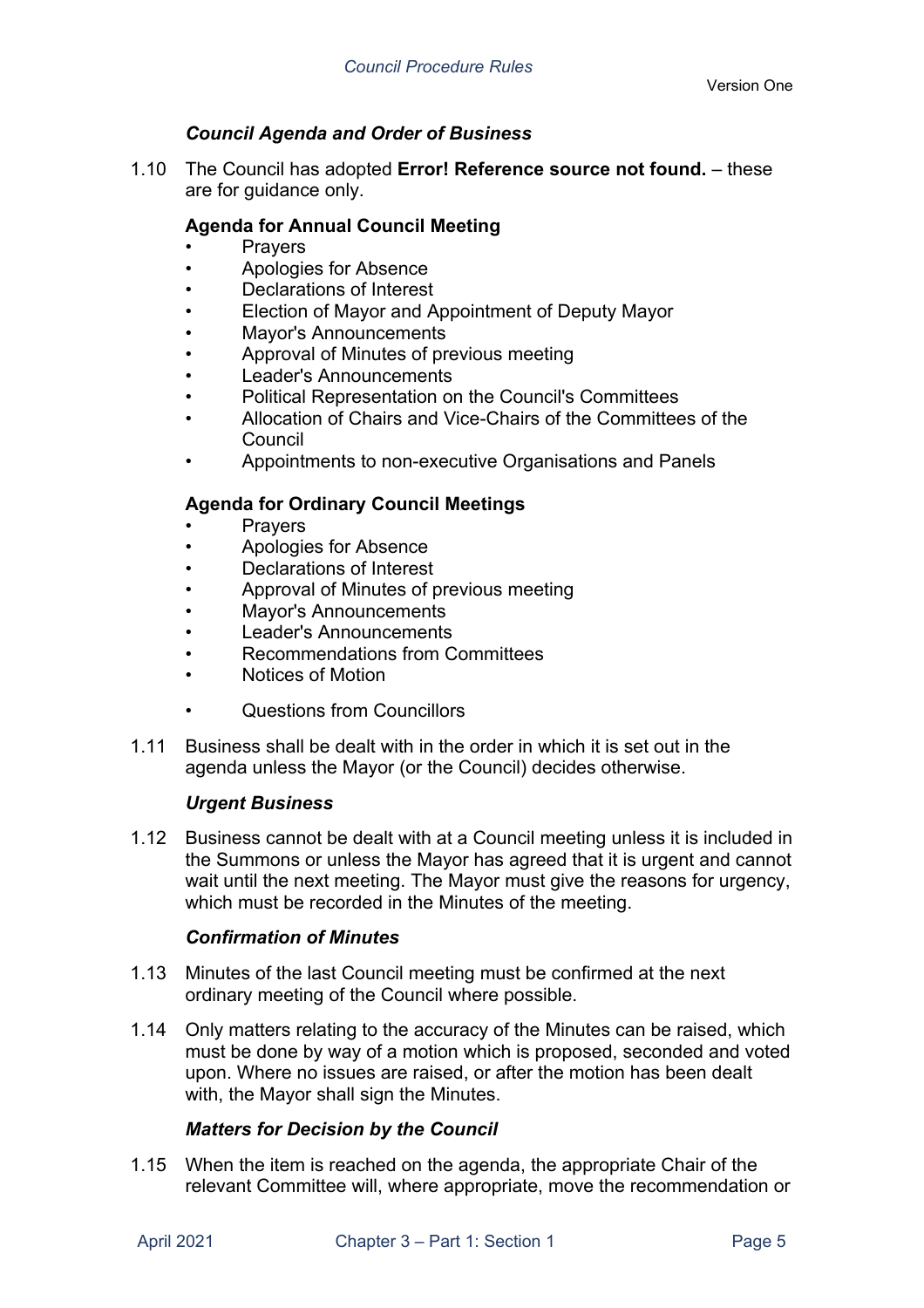### *Council Agenda and Order of Business*

1.10 The Council has adopted **Error! Reference source not found.** – these are for guidance only.

**Agenda for Annual Council Meeting**

- Prayers
- Apologies for Absence
- Declarations of Interest
- Election of Mayor and Appointment of Deputy Mayor
- Mayor's Announcements
- Approval of Minutes of previous meeting
- Leader's Announcements
- Political Representation on the Council's Committees
- Allocation of Chairs and Vice-Chairs of the Committees of the Council
- Appointments to non-executive Organisations and Panels

**Agenda for Ordinary Council Meetings**

- Prayers
- Apologies for Absence
- Declarations of Interest
- Approval of Minutes of previous meeting
- Mayor's Announcements
- Leader's Announcements
- Recommendations from Committees
- Notices of Motion
- Questions from Councillors

1.11 Business shall be dealt with in the order in which it is set out in the agenda unless the Mayor (or the Council) decides otherwise.

### *Urgent Business*

1.12 Business cannot be dealt with at a Council meeting unless it is included in the Summons or unless the Mayor has agreed that it is urgent and cannot wait until the next meeting. The Mayor must give the reasons for urgency, which must be recorded in the Minutes of the meeting.

### *Confirmation of Minutes*

1.13 Minutes of the last Council meeting must be confirmed at the next ordinary meeting of the Council where possible.

1.14 Only matters relating to the accuracy of the Minutes can be raised, which must be done by way of a motion which is proposed, seconded and voted upon. Where no issues are raised, or after the motion has been dealt with, the Mayor shall sign the Minutes.

### *Matters for Decision by the Council*

1.15 When the item is reached on the agenda, the appropriate Chair of the relevant Committee will, where appropriate, move the recommendation or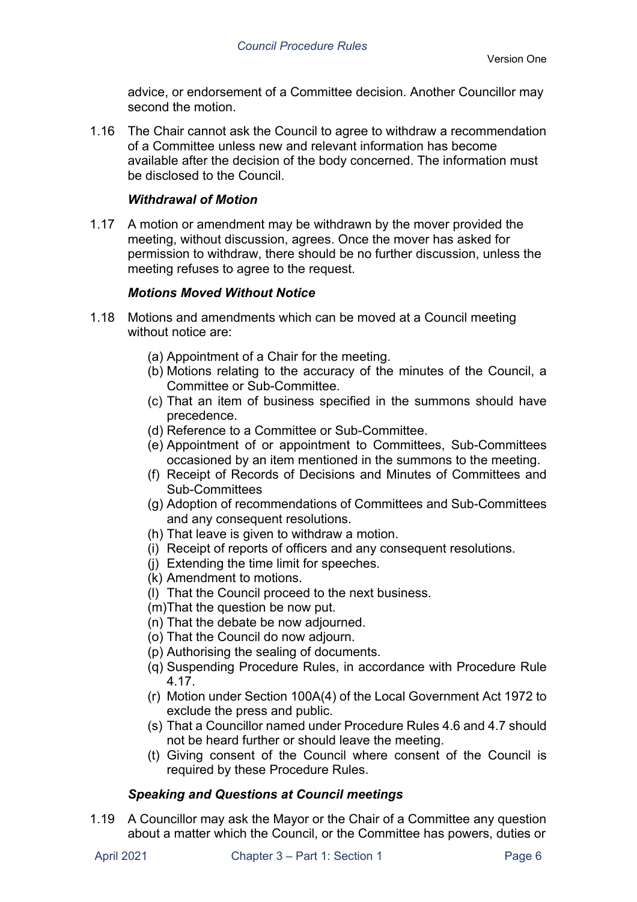advice, or endorsement of a Committee decision. Another Councillor may second the motion.

1.16 The Chair cannot ask the Council to agree to withdraw a recommendation of a Committee unless new and relevant information has become available after the decision of the body concerned. The information must be disclosed to the Council.

### *Withdrawal of Motion*

1.17 A motion or amendment may be withdrawn by the mover provided the meeting, without discussion, agrees. Once the mover has asked for permission to withdraw, there should be no further discussion, unless the meeting refuses to agree to the request.

### *Motions Moved Without Notice*

1.18 Motions and amendments which can be moved at a Council meeting without notice are:

(a) Appointment of a Chair for the meeting.
(b) Motions relating to the accuracy of the minutes of the Council, a Committee or Sub-Committee.
(c) That an item of business specified in the summons should have precedence.
(d) Reference to a Committee or Sub-Committee.
(e) Appointment of or appointment to Committees, Sub-Committees occasioned by an item mentioned in the summons to the meeting.
(f) Receipt of Records of Decisions and Minutes of Committees and Sub-Committees
(g) Adoption of recommendations of Committees and Sub-Committees and any consequent resolutions.
(h) That leave is given to withdraw a motion.
(i) Receipt of reports of officers and any consequent resolutions.
(j) Extending the time limit for speeches.
(k) Amendment to motions.
(l) That the Council proceed to the next business.
(m) That the question be now put.
(n) That the debate be now adjourned.
(o) That the Council do now adjourn.
(p) Authorising the sealing of documents.
(q) Suspending Procedure Rules, in accordance with Procedure Rule 4.17.
(r) Motion under Section 100A(4) of the Local Government Act 1972 to exclude the press and public.
(s) That a Councillor named under Procedure Rules 4.6 and 4.7 should not be heard further or should leave the meeting.
(t) Giving consent of the Council where consent of the Council is required by these Procedure Rules.

### *Speaking and Questions at Council meetings*

1.19 A Councillor may ask the Mayor or the Chair of a Committee any question about a matter which the Council, or the Committee has powers, duties or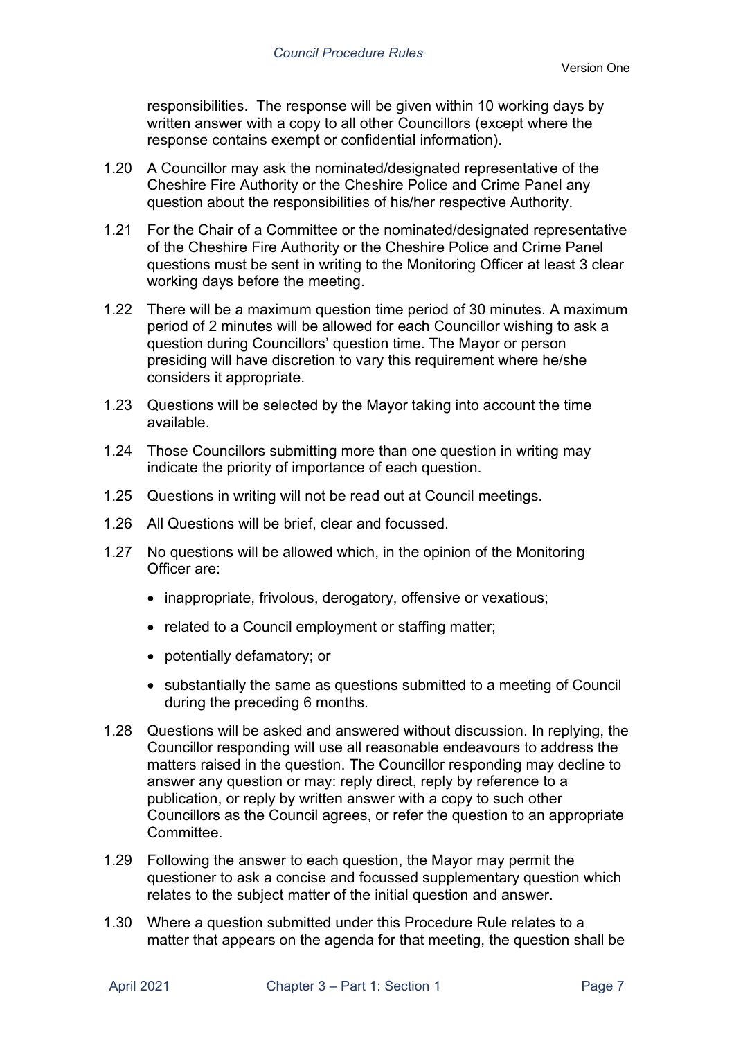responsibilities. The response will be given within 10 working days by written answer with a copy to all other Councillors (except where the response contains exempt or confidential information).

1.20 A Councillor may ask the nominated/designated representative of the Cheshire Fire Authority or the Cheshire Police and Crime Panel any question about the responsibilities of his/her respective Authority.

1.21 For the Chair of a Committee or the nominated/designated representative of the Cheshire Fire Authority or the Cheshire Police and Crime Panel questions must be sent in writing to the Monitoring Officer at least 3 clear working days before the meeting.

1.22 There will be a maximum question time period of 30 minutes. A maximum period of 2 minutes will be allowed for each Councillor wishing to ask a question during Councillors' question time. The Mayor or person presiding will have discretion to vary this requirement where he/she considers it appropriate.

1.23 Questions will be selected by the Mayor taking into account the time available.

1.24 Those Councillors submitting more than one question in writing may indicate the priority of importance of each question.

1.25 Questions in writing will not be read out at Council meetings.

1.26 All Questions will be brief, clear and focussed.

1.27 No questions will be allowed which, in the opinion of the Monitoring Officer are:

- inappropriate, frivolous, derogatory, offensive or vexatious;
- related to a Council employment or staffing matter;
- potentially defamatory; or
- substantially the same as questions submitted to a meeting of Council during the preceding 6 months.

1.28 Questions will be asked and answered without discussion. In replying, the Councillor responding will use all reasonable endeavours to address the matters raised in the question. The Councillor responding may decline to answer any question or may: reply direct, reply by reference to a publication, or reply by written answer with a copy to such other Councillors as the Council agrees, or refer the question to an appropriate Committee.

1.29 Following the answer to each question, the Mayor may permit the questioner to ask a concise and focussed supplementary question which relates to the subject matter of the initial question and answer.

1.30 Where a question submitted under this Procedure Rule relates to a matter that appears on the agenda for that meeting, the question shall be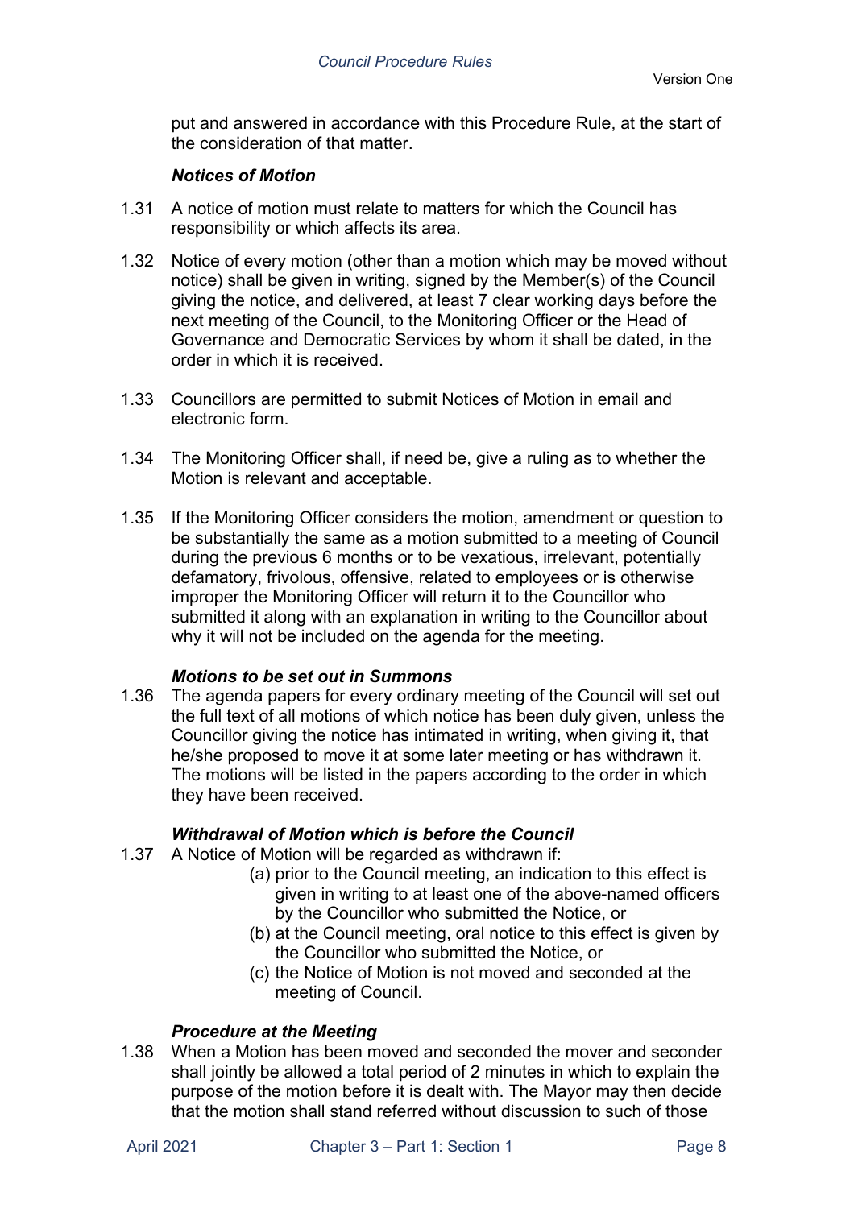put and answered in accordance with this Procedure Rule, at the start of the consideration of that matter.

### *Notices of Motion*

1.31 A notice of motion must relate to matters for which the Council has responsibility or which affects its area.

1.32 Notice of every motion (other than a motion which may be moved without notice) shall be given in writing, signed by the Member(s) of the Council giving the notice, and delivered, at least 7 clear working days before the next meeting of the Council, to the Monitoring Officer or the Head of Governance and Democratic Services by whom it shall be dated, in the order in which it is received.

1.33 Councillors are permitted to submit Notices of Motion in email and electronic form.

1.34 The Monitoring Officer shall, if need be, give a ruling as to whether the Motion is relevant and acceptable.

1.35 If the Monitoring Officer considers the motion, amendment or question to be substantially the same as a motion submitted to a meeting of Council during the previous 6 months or to be vexatious, irrelevant, potentially defamatory, frivolous, offensive, related to employees or is otherwise improper the Monitoring Officer will return it to the Councillor who submitted it along with an explanation in writing to the Councillor about why it will not be included on the agenda for the meeting.

### *Motions to be set out in Summons*

1.36 The agenda papers for every ordinary meeting of the Council will set out the full text of all motions of which notice has been duly given, unless the Councillor giving the notice has intimated in writing, when giving it, that he/she proposed to move it at some later meeting or has withdrawn it. The motions will be listed in the papers according to the order in which they have been received.

### *Withdrawal of Motion which is before the Council*

1.37 A Notice of Motion will be regarded as withdrawn if:

(a) prior to the Council meeting, an indication to this effect is given in writing to at least one of the above-named officers by the Councillor who submitted the Notice, or

(b) at the Council meeting, oral notice to this effect is given by the Councillor who submitted the Notice, or

(c) the Notice of Motion is not moved and seconded at the meeting of Council.

### *Procedure at the Meeting*

1.38 When a Motion has been moved and seconded the mover and seconder shall jointly be allowed a total period of 2 minutes in which to explain the purpose of the motion before it is dealt with. The Mayor may then decide that the motion shall stand referred without discussion to such of those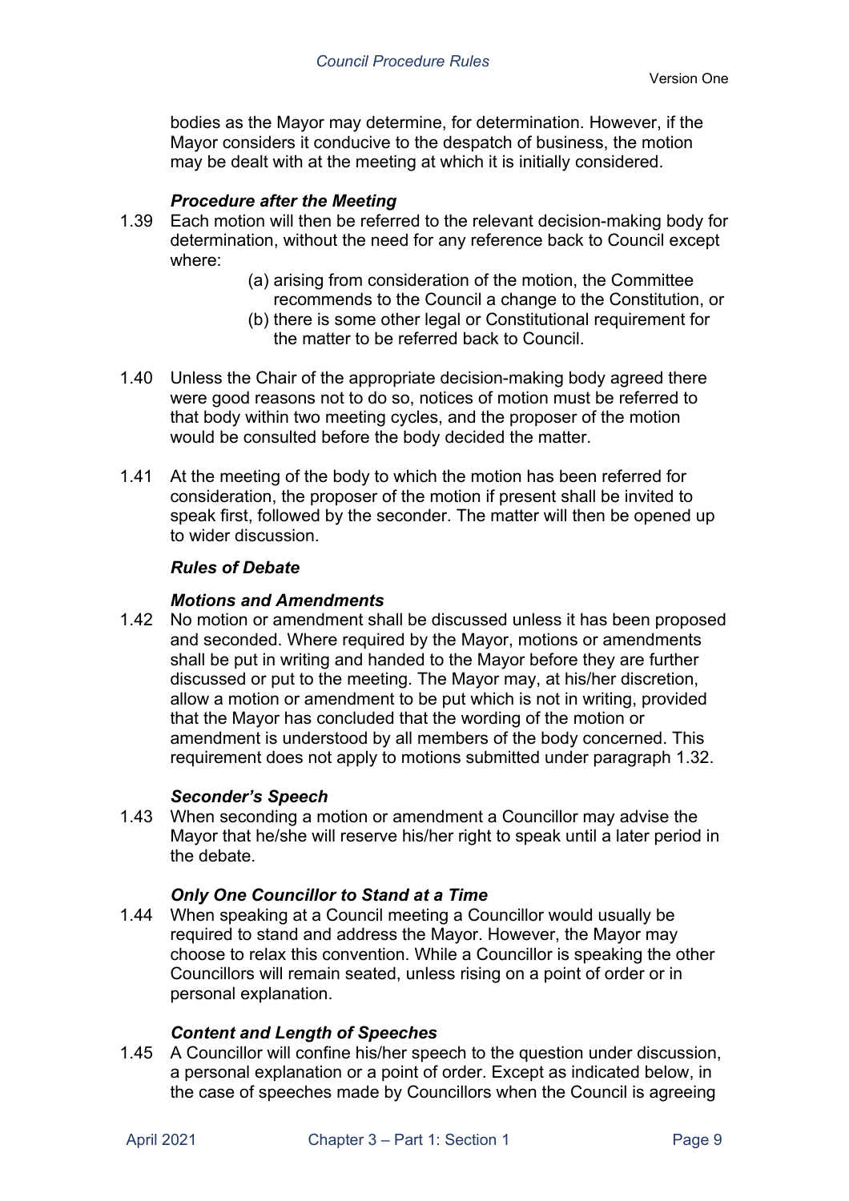bodies as the Mayor may determine, for determination. However, if the Mayor considers it conducive to the despatch of business, the motion may be dealt with at the meeting at which it is initially considered.

***Procedure after the Meeting***

1.39 Each motion will then be referred to the relevant decision-making body for determination, without the need for any reference back to Council except where:

(a) arising from consideration of the motion, the Committee recommends to the Council a change to the Constitution, or

(b) there is some other legal or Constitutional requirement for the matter to be referred back to Council.

1.40 Unless the Chair of the appropriate decision-making body agreed there were good reasons not to do so, notices of motion must be referred to that body within two meeting cycles, and the proposer of the motion would be consulted before the body decided the matter.

1.41 At the meeting of the body to which the motion has been referred for consideration, the proposer of the motion if present shall be invited to speak first, followed by the seconder. The matter will then be opened up to wider discussion.

***Rules of Debate***

***Motions and Amendments***

1.42 No motion or amendment shall be discussed unless it has been proposed and seconded. Where required by the Mayor, motions or amendments shall be put in writing and handed to the Mayor before they are further discussed or put to the meeting. The Mayor may, at his/her discretion, allow a motion or amendment to be put which is not in writing, provided that the Mayor has concluded that the wording of the motion or amendment is understood by all members of the body concerned. This requirement does not apply to motions submitted under paragraph 1.32.

***Seconder's Speech***

1.43 When seconding a motion or amendment a Councillor may advise the Mayor that he/she will reserve his/her right to speak until a later period in the debate.

***Only One Councillor to Stand at a Time***

1.44 When speaking at a Council meeting a Councillor would usually be required to stand and address the Mayor. However, the Mayor may choose to relax this convention. While a Councillor is speaking the other Councillors will remain seated, unless rising on a point of order or in personal explanation.

***Content and Length of Speeches***

1.45 A Councillor will confine his/her speech to the question under discussion, a personal explanation or a point of order. Except as indicated below, in the case of speeches made by Councillors when the Council is agreeing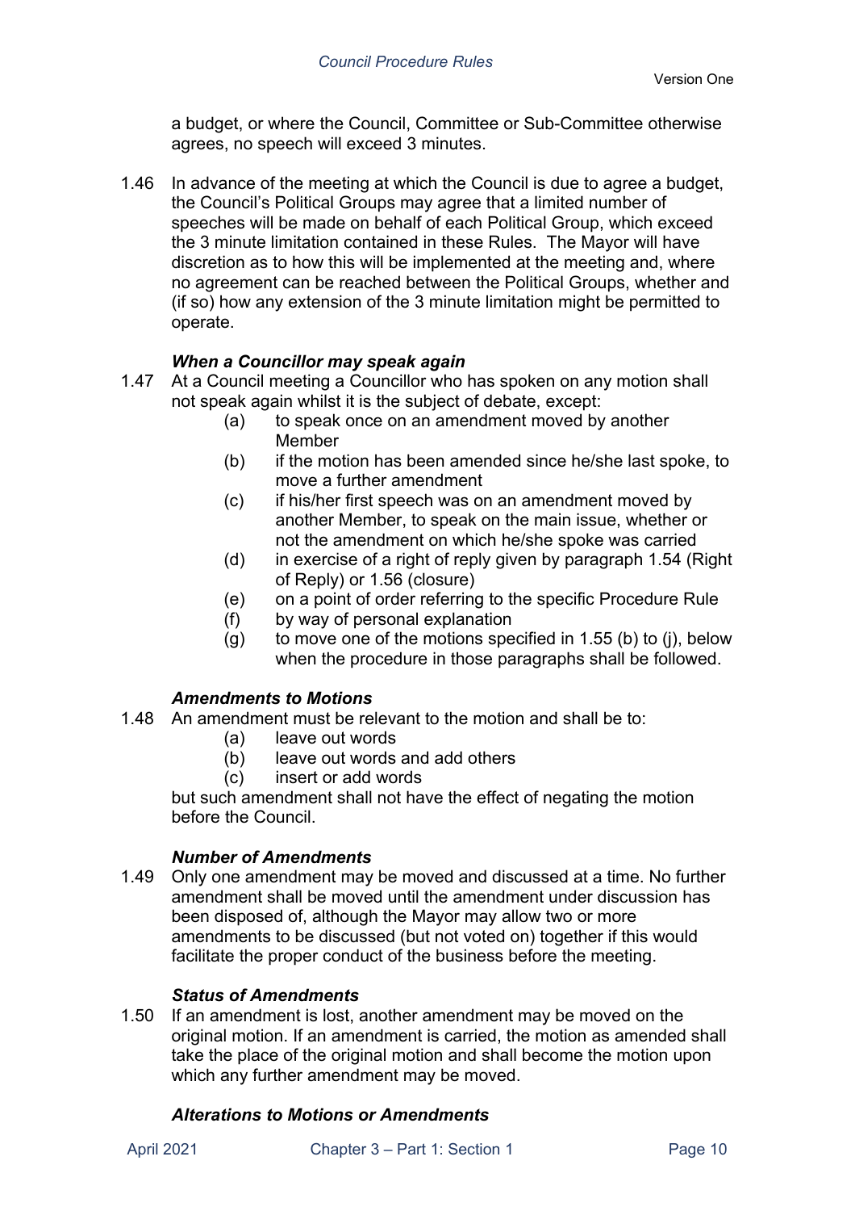a budget, or where the Council, Committee or Sub-Committee otherwise agrees, no speech will exceed 3 minutes.

1.46 In advance of the meeting at which the Council is due to agree a budget, the Council's Political Groups may agree that a limited number of speeches will be made on behalf of each Political Group, which exceed the 3 minute limitation contained in these Rules. The Mayor will have discretion as to how this will be implemented at the meeting and, where no agreement can be reached between the Political Groups, whether and (if so) how any extension of the 3 minute limitation might be permitted to operate.

### *When a Councillor may speak again*

1.47 At a Council meeting a Councillor who has spoken on any motion shall not speak again whilst it is the subject of debate, except:

- (a) to speak once on an amendment moved by another Member
- (b) if the motion has been amended since he/she last spoke, to move a further amendment
- (c) if his/her first speech was on an amendment moved by another Member, to speak on the main issue, whether or not the amendment on which he/she spoke was carried
- (d) in exercise of a right of reply given by paragraph 1.54 (Right of Reply) or 1.56 (closure)
- (e) on a point of order referring to the specific Procedure Rule
- (f) by way of personal explanation
- (g) to move one of the motions specified in 1.55 (b) to (j), below when the procedure in those paragraphs shall be followed.

### *Amendments to Motions*

1.48 An amendment must be relevant to the motion and shall be to:

- (a) leave out words
- (b) leave out words and add others
- (c) insert or add words

but such amendment shall not have the effect of negating the motion before the Council.

### *Number of Amendments*

1.49 Only one amendment may be moved and discussed at a time. No further amendment shall be moved until the amendment under discussion has been disposed of, although the Mayor may allow two or more amendments to be discussed (but not voted on) together if this would facilitate the proper conduct of the business before the meeting.

### *Status of Amendments*

1.50 If an amendment is lost, another amendment may be moved on the original motion. If an amendment is carried, the motion as amended shall take the place of the original motion and shall become the motion upon which any further amendment may be moved.

### *Alterations to Motions or Amendments*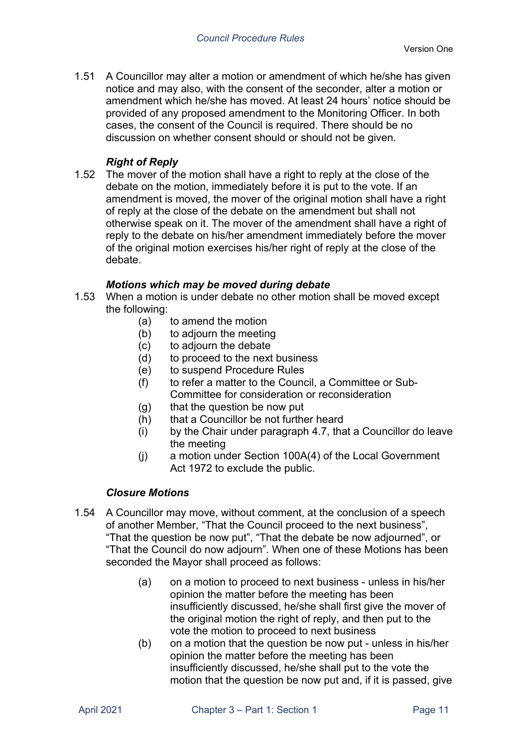1.51 A Councillor may alter a motion or amendment of which he/she has given notice and may also, with the consent of the seconder, alter a motion or amendment which he/she has moved. At least 24 hours' notice should be provided of any proposed amendment to the Monitoring Officer. In both cases, the consent of the Council is required. There should be no discussion on whether consent should or should not be given.

### *Right of Reply*

1.52 The mover of the motion shall have a right to reply at the close of the debate on the motion, immediately before it is put to the vote. If an amendment is moved, the mover of the original motion shall have a right of reply at the close of the debate on the amendment but shall not otherwise speak on it. The mover of the amendment shall have a right of reply to the debate on his/her amendment immediately before the mover of the original motion exercises his/her right of reply at the close of the debate.

### *Motions which may be moved during debate*

1.53 When a motion is under debate no other motion shall be moved except the following:

- (a) to amend the motion
- (b) to adjourn the meeting
- (c) to adjourn the debate
- (d) to proceed to the next business
- (e) to suspend Procedure Rules
- (f) to refer a matter to the Council, a Committee or Sub-Committee for consideration or reconsideration
- (g) that the question be now put
- (h) that a Councillor be not further heard
- (i) by the Chair under paragraph 4.7, that a Councillor do leave the meeting
- (j) a motion under Section 100A(4) of the Local Government Act 1972 to exclude the public.

### *Closure Motions*

1.54 A Councillor may move, without comment, at the conclusion of a speech of another Member, "That the Council proceed to the next business", "That the question be now put", "That the debate be now adjourned", or "That the Council do now adjourn". When one of these Motions has been seconded the Mayor shall proceed as follows:

- (a) on a motion to proceed to next business - unless in his/her opinion the matter before the meeting has been insufficiently discussed, he/she shall first give the mover of the original motion the right of reply, and then put to the vote the motion to proceed to next business
- (b) on a motion that the question be now put - unless in his/her opinion the matter before the meeting has been insufficiently discussed, he/she shall put to the vote the motion that the question be now put and, if it is passed, give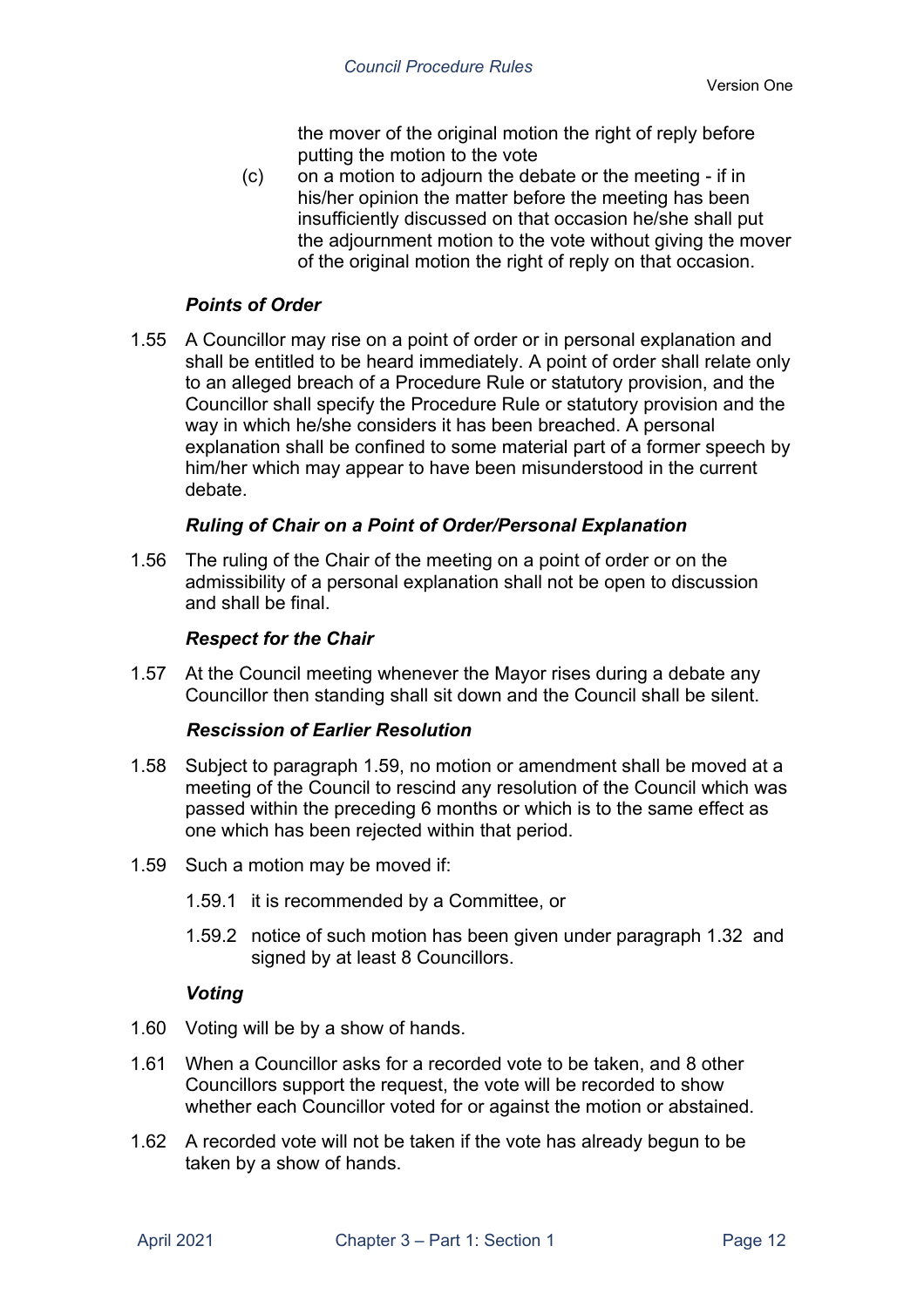the mover of the original motion the right of reply before putting the motion to the vote

(c) on a motion to adjourn the debate or the meeting - if in his/her opinion the matter before the meeting has been insufficiently discussed on that occasion he/she shall put the adjournment motion to the vote without giving the mover of the original motion the right of reply on that occasion.

### *Points of Order*

1.55 A Councillor may rise on a point of order or in personal explanation and shall be entitled to be heard immediately. A point of order shall relate only to an alleged breach of a Procedure Rule or statutory provision, and the Councillor shall specify the Procedure Rule or statutory provision and the way in which he/she considers it has been breached. A personal explanation shall be confined to some material part of a former speech by him/her which may appear to have been misunderstood in the current debate.

### *Ruling of Chair on a Point of Order/Personal Explanation*

1.56 The ruling of the Chair of the meeting on a point of order or on the admissibility of a personal explanation shall not be open to discussion and shall be final.

### *Respect for the Chair*

1.57 At the Council meeting whenever the Mayor rises during a debate any Councillor then standing shall sit down and the Council shall be silent.

### *Rescission of Earlier Resolution*

1.58 Subject to paragraph 1.59, no motion or amendment shall be moved at a meeting of the Council to rescind any resolution of the Council which was passed within the preceding 6 months or which is to the same effect as one which has been rejected within that period.

1.59 Such a motion may be moved if:

1.59.1 it is recommended by a Committee, or

1.59.2 notice of such motion has been given under paragraph 1.32 and signed by at least 8 Councillors.

### *Voting*

1.60 Voting will be by a show of hands.

1.61 When a Councillor asks for a recorded vote to be taken, and 8 other Councillors support the request, the vote will be recorded to show whether each Councillor voted for or against the motion or abstained.

1.62 A recorded vote will not be taken if the vote has already begun to be taken by a show of hands.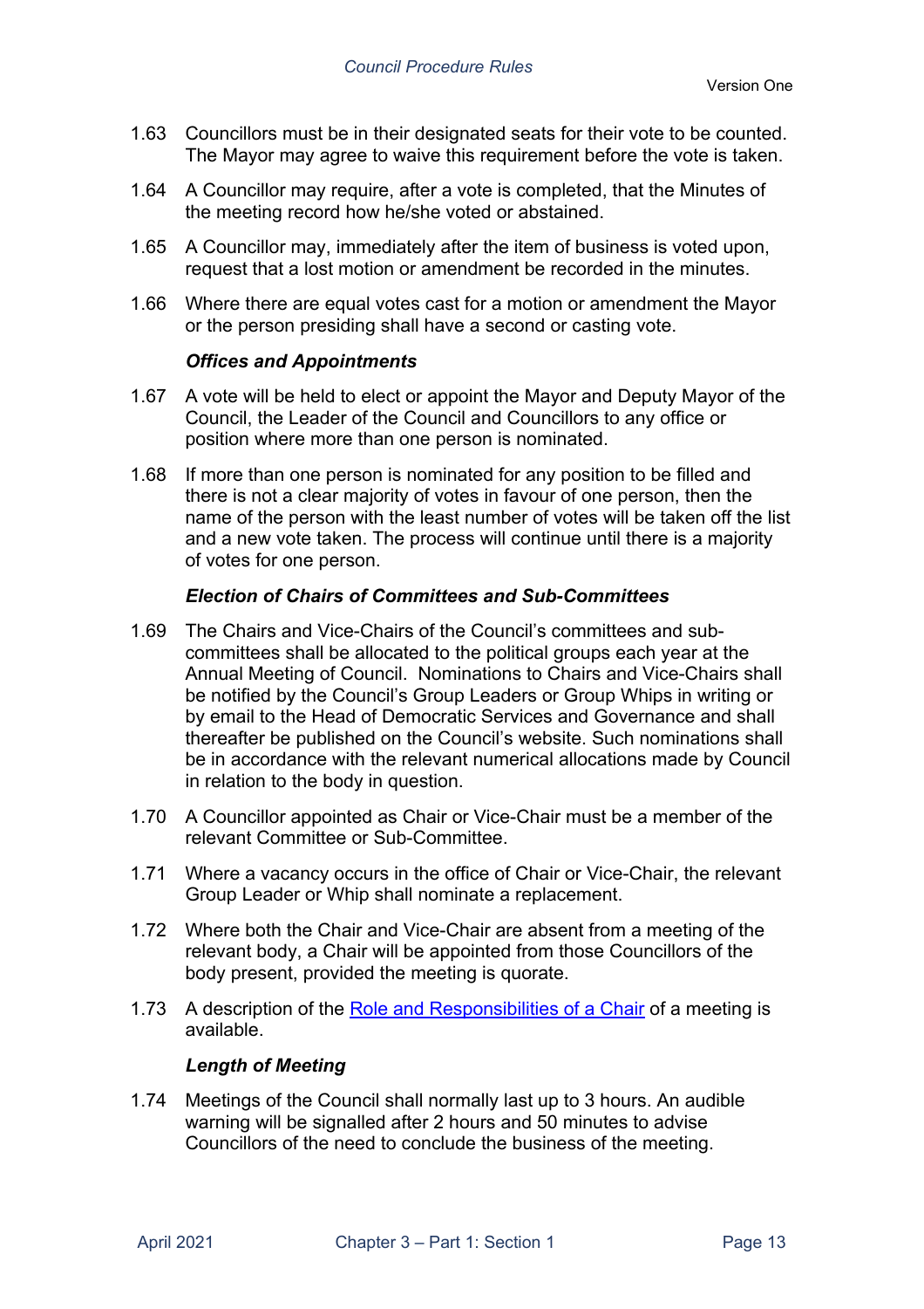1.63 Councillors must be in their designated seats for their vote to be counted. The Mayor may agree to waive this requirement before the vote is taken.

1.64 A Councillor may require, after a vote is completed, that the Minutes of the meeting record how he/she voted or abstained.

1.65 A Councillor may, immediately after the item of business is voted upon, request that a lost motion or amendment be recorded in the minutes.

1.66 Where there are equal votes cast for a motion or amendment the Mayor or the person presiding shall have a second or casting vote.

***Offices and Appointments***

1.67 A vote will be held to elect or appoint the Mayor and Deputy Mayor of the Council, the Leader of the Council and Councillors to any office or position where more than one person is nominated.

1.68 If more than one person is nominated for any position to be filled and there is not a clear majority of votes in favour of one person, then the name of the person with the least number of votes will be taken off the list and a new vote taken. The process will continue until there is a majority of votes for one person.

***Election of Chairs of Committees and Sub-Committees***

1.69 The Chairs and Vice-Chairs of the Council's committees and sub-committees shall be allocated to the political groups each year at the Annual Meeting of Council. Nominations to Chairs and Vice-Chairs shall be notified by the Council's Group Leaders or Group Whips in writing or by email to the Head of Democratic Services and Governance and shall thereafter be published on the Council's website. Such nominations shall be in accordance with the relevant numerical allocations made by Council in relation to the body in question.

1.70 A Councillor appointed as Chair or Vice-Chair must be a member of the relevant Committee or Sub-Committee.

1.71 Where a vacancy occurs in the office of Chair or Vice-Chair, the relevant Group Leader or Whip shall nominate a replacement.

1.72 Where both the Chair and Vice-Chair are absent from a meeting of the relevant body, a Chair will be appointed from those Councillors of the body present, provided the meeting is quorate.

1.73 A description of the Role and Responsibilities of a Chair of a meeting is available.

***Length of Meeting***

1.74 Meetings of the Council shall normally last up to 3 hours. An audible warning will be signalled after 2 hours and 50 minutes to advise Councillors of the need to conclude the business of the meeting.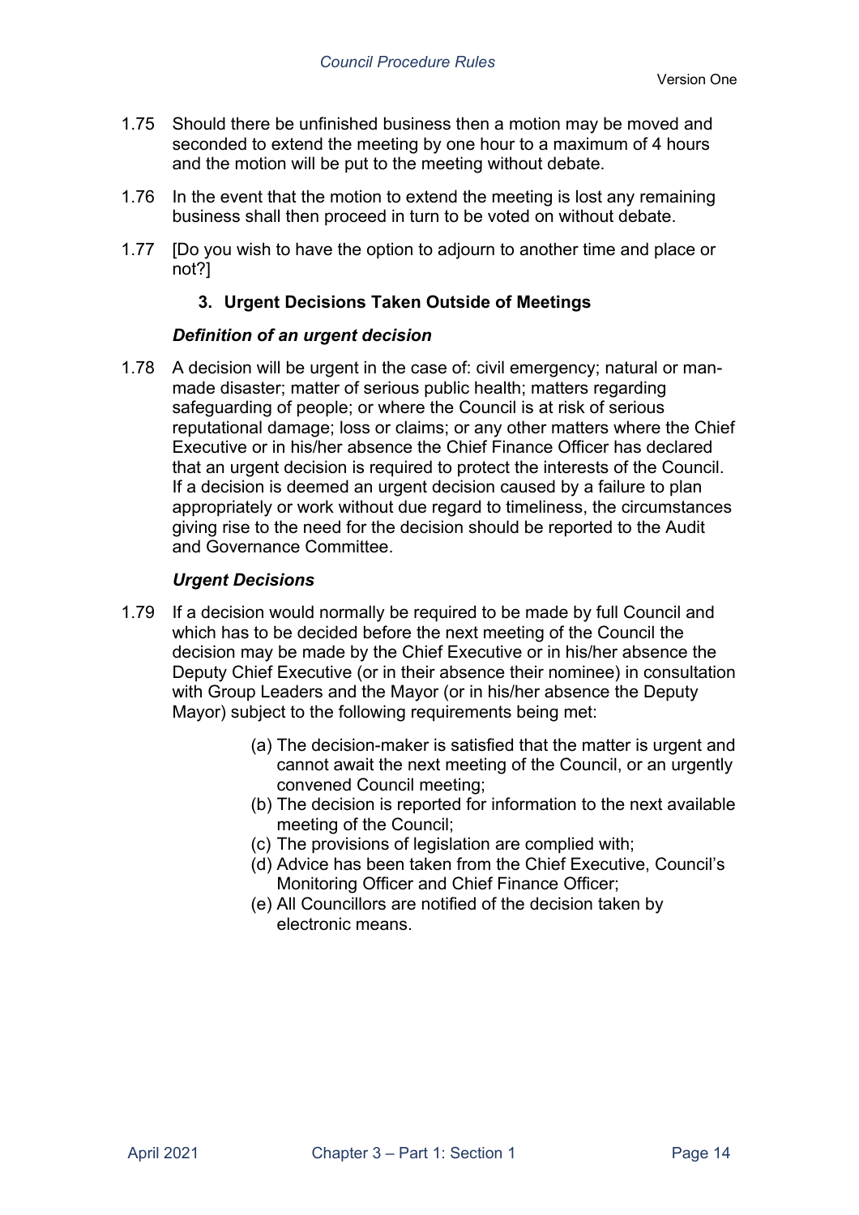1.75 Should there be unfinished business then a motion may be moved and seconded to extend the meeting by one hour to a maximum of 4 hours and the motion will be put to the meeting without debate.

1.76 In the event that the motion to extend the meeting is lost any remaining business shall then proceed in turn to be voted on without debate.

1.77 [Do you wish to have the option to adjourn to another time and place or not?]

### 3. Urgent Decisions Taken Outside of Meetings

#### *Definition of an urgent decision*

1.78 A decision will be urgent in the case of: civil emergency; natural or man-made disaster; matter of serious public health; matters regarding safeguarding of people; or where the Council is at risk of serious reputational damage; loss or claims; or any other matters where the Chief Executive or in his/her absence the Chief Finance Officer has declared that an urgent decision is required to protect the interests of the Council. If a decision is deemed an urgent decision caused by a failure to plan appropriately or work without due regard to timeliness, the circumstances giving rise to the need for the decision should be reported to the Audit and Governance Committee.

#### *Urgent Decisions*

1.79 If a decision would normally be required to be made by full Council and which has to be decided before the next meeting of the Council the decision may be made by the Chief Executive or in his/her absence the Deputy Chief Executive (or in their absence their nominee) in consultation with Group Leaders and the Mayor (or in his/her absence the Deputy Mayor) subject to the following requirements being met:

(a) The decision-maker is satisfied that the matter is urgent and cannot await the next meeting of the Council, or an urgently convened Council meeting;
(b) The decision is reported for information to the next available meeting of the Council;
(c) The provisions of legislation are complied with;
(d) Advice has been taken from the Chief Executive, Council's Monitoring Officer and Chief Finance Officer;
(e) All Councillors are notified of the decision taken by electronic means.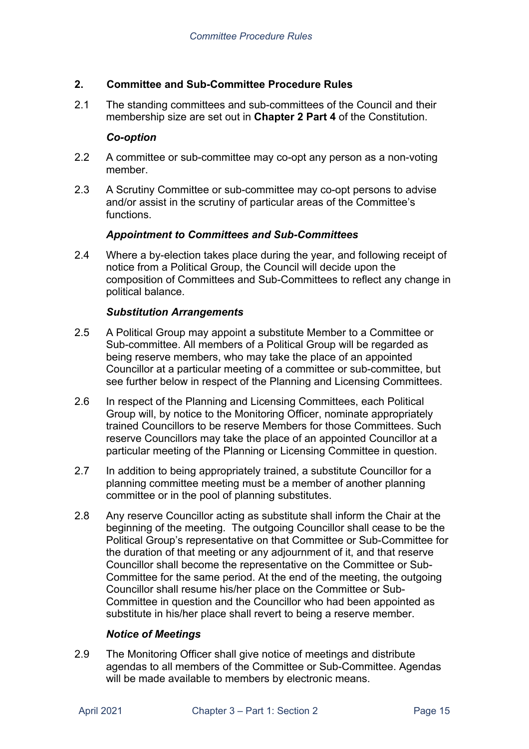## 2. Committee and Sub-Committee Procedure Rules

2.1 The standing committees and sub-committees of the Council and their membership size are set out in **Chapter 2 Part 4** of the Constitution.

### *Co-option*

2.2 A committee or sub-committee may co-opt any person as a non-voting member.

2.3 A Scrutiny Committee or sub-committee may co-opt persons to advise and/or assist in the scrutiny of particular areas of the Committee's functions.

### *Appointment to Committees and Sub-Committees*

2.4 Where a by-election takes place during the year, and following receipt of notice from a Political Group, the Council will decide upon the composition of Committees and Sub-Committees to reflect any change in political balance.

### *Substitution Arrangements*

2.5 A Political Group may appoint a substitute Member to a Committee or Sub-committee. All members of a Political Group will be regarded as being reserve members, who may take the place of an appointed Councillor at a particular meeting of a committee or sub-committee, but see further below in respect of the Planning and Licensing Committees.

2.6 In respect of the Planning and Licensing Committees, each Political Group will, by notice to the Monitoring Officer, nominate appropriately trained Councillors to be reserve Members for those Committees. Such reserve Councillors may take the place of an appointed Councillor at a particular meeting of the Planning or Licensing Committee in question.

2.7 In addition to being appropriately trained, a substitute Councillor for a planning committee meeting must be a member of another planning committee or in the pool of planning substitutes.

2.8 Any reserve Councillor acting as substitute shall inform the Chair at the beginning of the meeting. The outgoing Councillor shall cease to be the Political Group's representative on that Committee or Sub-Committee for the duration of that meeting or any adjournment of it, and that reserve Councillor shall become the representative on the Committee or Sub-Committee for the same period. At the end of the meeting, the outgoing Councillor shall resume his/her place on the Committee or Sub-Committee in question and the Councillor who had been appointed as substitute in his/her place shall revert to being a reserve member.

### *Notice of Meetings*

2.9 The Monitoring Officer shall give notice of meetings and distribute agendas to all members of the Committee or Sub-Committee. Agendas will be made available to members by electronic means.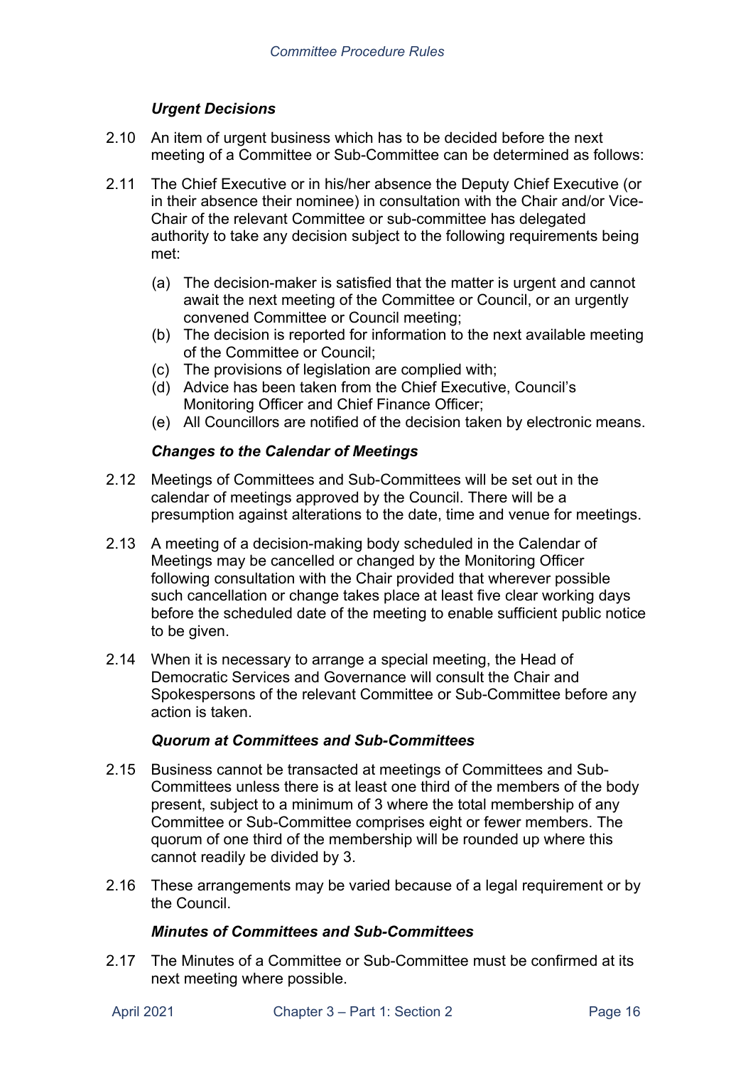### *Urgent Decisions*

2.10 An item of urgent business which has to be decided before the next meeting of a Committee or Sub-Committee can be determined as follows:

2.11 The Chief Executive or in his/her absence the Deputy Chief Executive (or in their absence their nominee) in consultation with the Chair and/or Vice-Chair of the relevant Committee or sub-committee has delegated authority to take any decision subject to the following requirements being met:

(a) The decision-maker is satisfied that the matter is urgent and cannot await the next meeting of the Committee or Council, or an urgently convened Committee or Council meeting;
(b) The decision is reported for information to the next available meeting of the Committee or Council;
(c) The provisions of legislation are complied with;
(d) Advice has been taken from the Chief Executive, Council's Monitoring Officer and Chief Finance Officer;
(e) All Councillors are notified of the decision taken by electronic means.

### *Changes to the Calendar of Meetings*

2.12 Meetings of Committees and Sub-Committees will be set out in the calendar of meetings approved by the Council. There will be a presumption against alterations to the date, time and venue for meetings.

2.13 A meeting of a decision-making body scheduled in the Calendar of Meetings may be cancelled or changed by the Monitoring Officer following consultation with the Chair provided that wherever possible such cancellation or change takes place at least five clear working days before the scheduled date of the meeting to enable sufficient public notice to be given.

2.14 When it is necessary to arrange a special meeting, the Head of Democratic Services and Governance will consult the Chair and Spokespersons of the relevant Committee or Sub-Committee before any action is taken.

### *Quorum at Committees and Sub-Committees*

2.15 Business cannot be transacted at meetings of Committees and Sub-Committees unless there is at least one third of the members of the body present, subject to a minimum of 3 where the total membership of any Committee or Sub-Committee comprises eight or fewer members. The quorum of one third of the membership will be rounded up where this cannot readily be divided by 3.

2.16 These arrangements may be varied because of a legal requirement or by the Council.

### *Minutes of Committees and Sub-Committees*

2.17 The Minutes of a Committee or Sub-Committee must be confirmed at its next meeting where possible.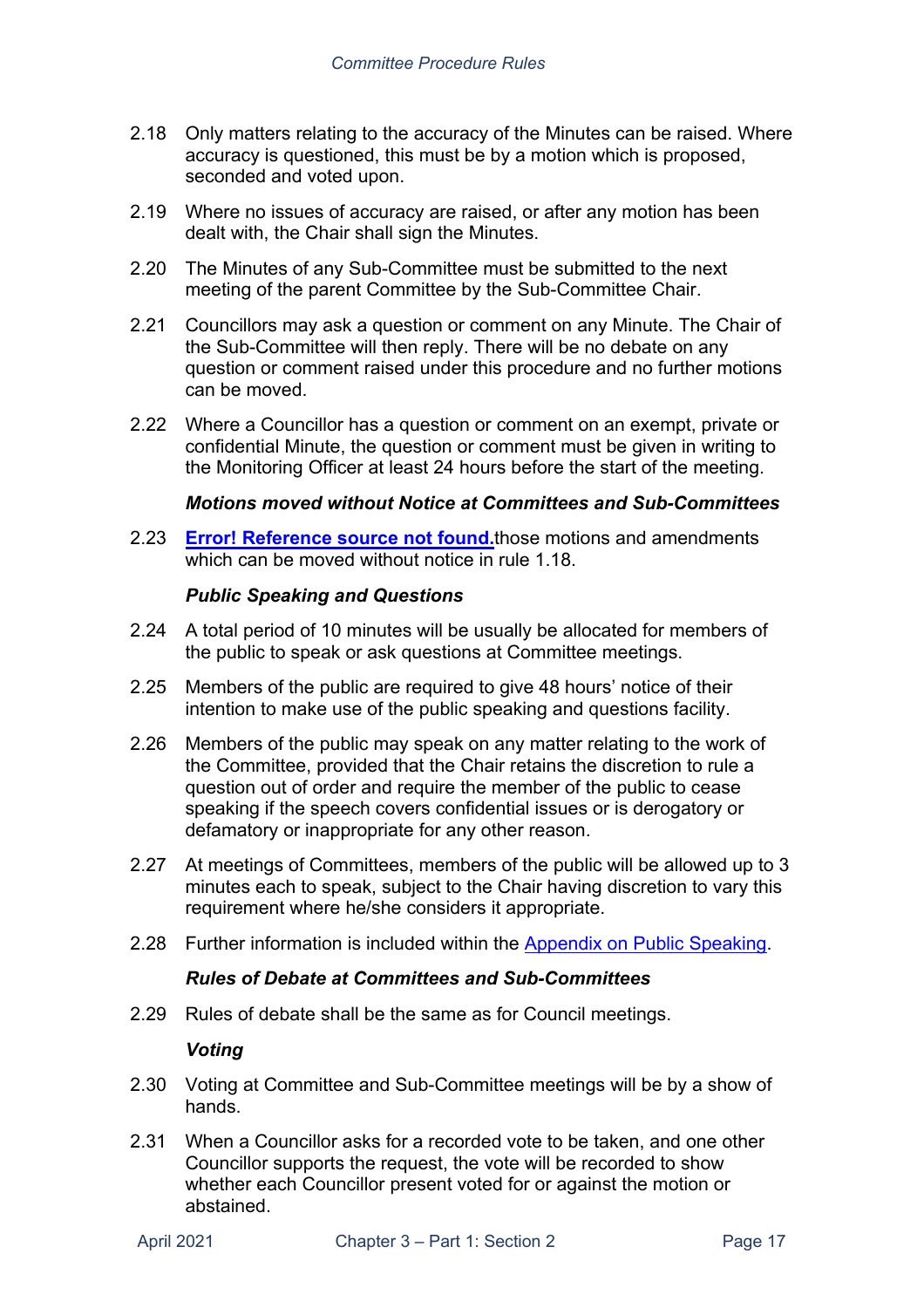2.18 Only matters relating to the accuracy of the Minutes can be raised. Where accuracy is questioned, this must be by a motion which is proposed, seconded and voted upon.

2.19 Where no issues of accuracy are raised, or after any motion has been dealt with, the Chair shall sign the Minutes.

2.20 The Minutes of any Sub-Committee must be submitted to the next meeting of the parent Committee by the Sub-Committee Chair.

2.21 Councillors may ask a question or comment on any Minute. The Chair of the Sub-Committee will then reply. There will be no debate on any question or comment raised under this procedure and no further motions can be moved.

2.22 Where a Councillor has a question or comment on an exempt, private or confidential Minute, the question or comment must be given in writing to the Monitoring Officer at least 24 hours before the start of the meeting.

***Motions moved without Notice at Committees and Sub-Committees***

2.23 **Error! Reference source not found.**those motions and amendments which can be moved without notice in rule 1.18.

***Public Speaking and Questions***

2.24 A total period of 10 minutes will be usually be allocated for members of the public to speak or ask questions at Committee meetings.

2.25 Members of the public are required to give 48 hours' notice of their intention to make use of the public speaking and questions facility.

2.26 Members of the public may speak on any matter relating to the work of the Committee, provided that the Chair retains the discretion to rule a question out of order and require the member of the public to cease speaking if the speech covers confidential issues or is derogatory or defamatory or inappropriate for any other reason.

2.27 At meetings of Committees, members of the public will be allowed up to 3 minutes each to speak, subject to the Chair having discretion to vary this requirement where he/she considers it appropriate.

2.28 Further information is included within the Appendix on Public Speaking.

***Rules of Debate at Committees and Sub-Committees***

2.29 Rules of debate shall be the same as for Council meetings.

***Voting***

2.30 Voting at Committee and Sub-Committee meetings will be by a show of hands.

2.31 When a Councillor asks for a recorded vote to be taken, and one other Councillor supports the request, the vote will be recorded to show whether each Councillor present voted for or against the motion or abstained.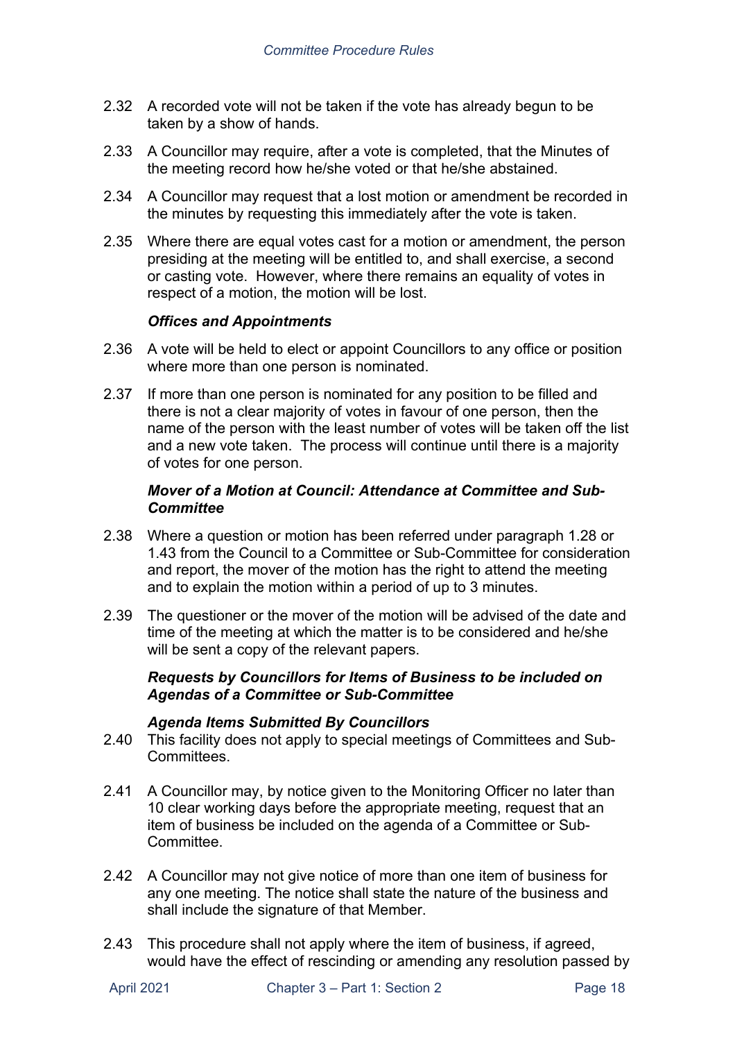2.32 A recorded vote will not be taken if the vote has already begun to be taken by a show of hands.

2.33 A Councillor may require, after a vote is completed, that the Minutes of the meeting record how he/she voted or that he/she abstained.

2.34 A Councillor may request that a lost motion or amendment be recorded in the minutes by requesting this immediately after the vote is taken.

2.35 Where there are equal votes cast for a motion or amendment, the person presiding at the meeting will be entitled to, and shall exercise, a second or casting vote. However, where there remains an equality of votes in respect of a motion, the motion will be lost.

***Offices and Appointments***

2.36 A vote will be held to elect or appoint Councillors to any office or position where more than one person is nominated.

2.37 If more than one person is nominated for any position to be filled and there is not a clear majority of votes in favour of one person, then the name of the person with the least number of votes will be taken off the list and a new vote taken. The process will continue until there is a majority of votes for one person.

***Mover of a Motion at Council: Attendance at Committee and Sub-Committee***

2.38 Where a question or motion has been referred under paragraph 1.28 or 1.43 from the Council to a Committee or Sub-Committee for consideration and report, the mover of the motion has the right to attend the meeting and to explain the motion within a period of up to 3 minutes.

2.39 The questioner or the mover of the motion will be advised of the date and time of the meeting at which the matter is to be considered and he/she will be sent a copy of the relevant papers.

***Requests by Councillors for Items of Business to be included on Agendas of a Committee or Sub-Committee***

***Agenda Items Submitted By Councillors***

2.40 This facility does not apply to special meetings of Committees and Sub-Committees.

2.41 A Councillor may, by notice given to the Monitoring Officer no later than 10 clear working days before the appropriate meeting, request that an item of business be included on the agenda of a Committee or Sub-Committee.

2.42 A Councillor may not give notice of more than one item of business for any one meeting. The notice shall state the nature of the business and shall include the signature of that Member.

2.43 This procedure shall not apply where the item of business, if agreed, would have the effect of rescinding or amending any resolution passed by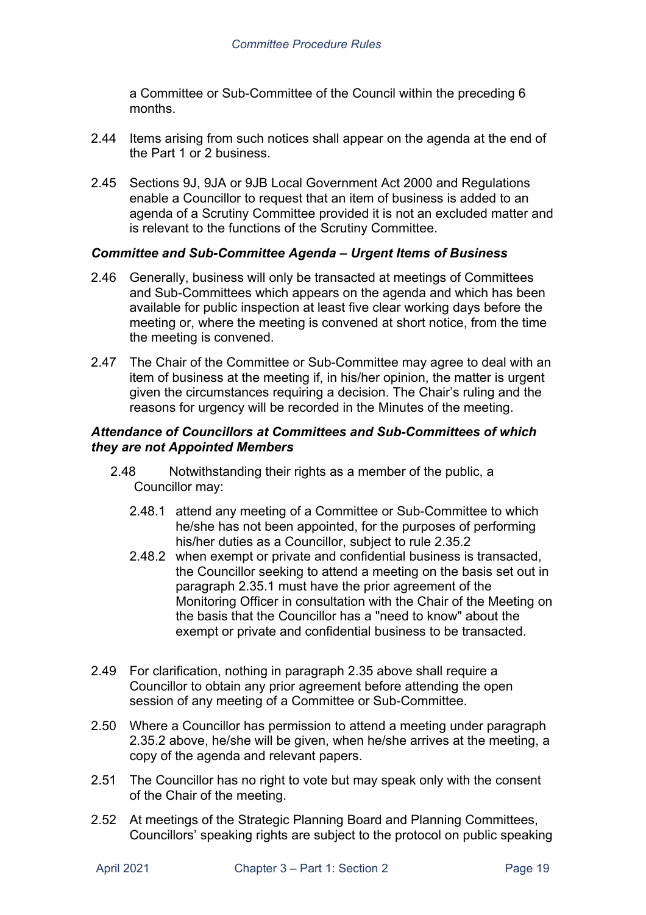a Committee or Sub-Committee of the Council within the preceding 6 months.

2.44 Items arising from such notices shall appear on the agenda at the end of the Part 1 or 2 business.

2.45 Sections 9J, 9JA or 9JB Local Government Act 2000 and Regulations enable a Councillor to request that an item of business is added to an agenda of a Scrutiny Committee provided it is not an excluded matter and is relevant to the functions of the Scrutiny Committee.

### *Committee and Sub-Committee Agenda – Urgent Items of Business*

2.46 Generally, business will only be transacted at meetings of Committees and Sub-Committees which appears on the agenda and which has been available for public inspection at least five clear working days before the meeting or, where the meeting is convened at short notice, from the time the meeting is convened.

2.47 The Chair of the Committee or Sub-Committee may agree to deal with an item of business at the meeting if, in his/her opinion, the matter is urgent given the circumstances requiring a decision. The Chair's ruling and the reasons for urgency will be recorded in the Minutes of the meeting.

### *Attendance of Councillors at Committees and Sub-Committees of which they are not Appointed Members*

2.48 Notwithstanding their rights as a member of the public, a Councillor may:

2.48.1 attend any meeting of a Committee or Sub-Committee to which he/she has not been appointed, for the purposes of performing his/her duties as a Councillor, subject to rule 2.35.2

2.48.2 when exempt or private and confidential business is transacted, the Councillor seeking to attend a meeting on the basis set out in paragraph 2.35.1 must have the prior agreement of the Monitoring Officer in consultation with the Chair of the Meeting on the basis that the Councillor has a "need to know" about the exempt or private and confidential business to be transacted.

2.49 For clarification, nothing in paragraph 2.35 above shall require a Councillor to obtain any prior agreement before attending the open session of any meeting of a Committee or Sub-Committee.

2.50 Where a Councillor has permission to attend a meeting under paragraph 2.35.2 above, he/she will be given, when he/she arrives at the meeting, a copy of the agenda and relevant papers.

2.51 The Councillor has no right to vote but may speak only with the consent of the Chair of the meeting.

2.52 At meetings of the Strategic Planning Board and Planning Committees, Councillors' speaking rights are subject to the protocol on public speaking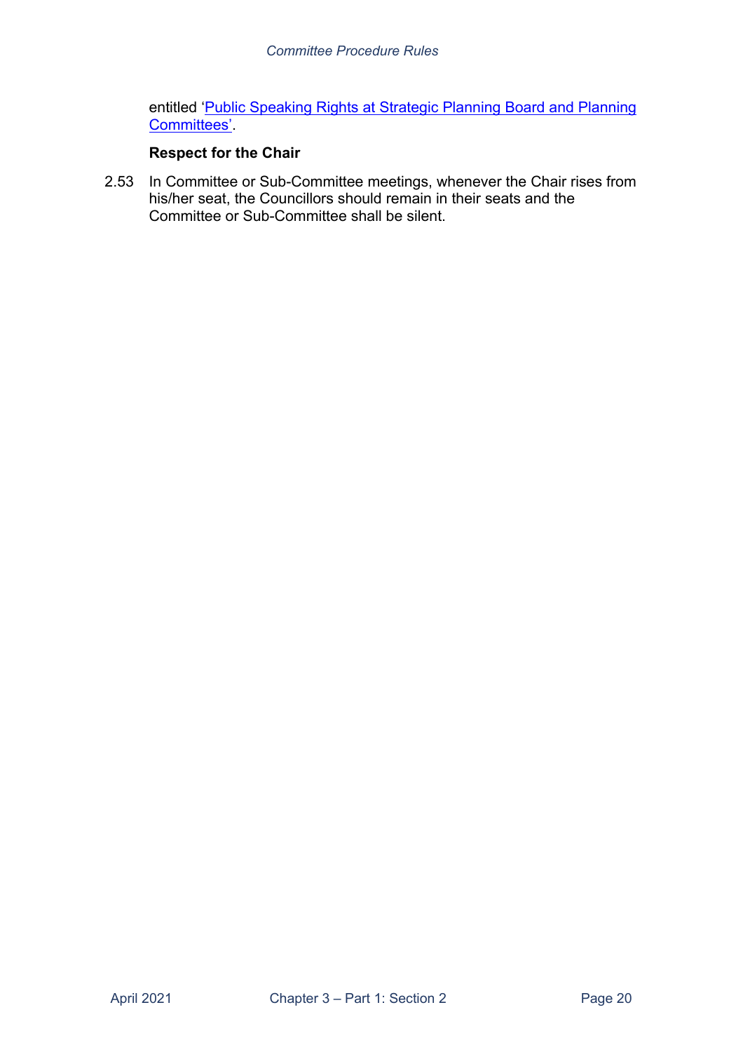entitled 'Public Speaking Rights at Strategic Planning Board and Planning Committees'.

**Respect for the Chair**

2.53 In Committee or Sub-Committee meetings, whenever the Chair rises from his/her seat, the Councillors should remain in their seats and the Committee or Sub-Committee shall be silent.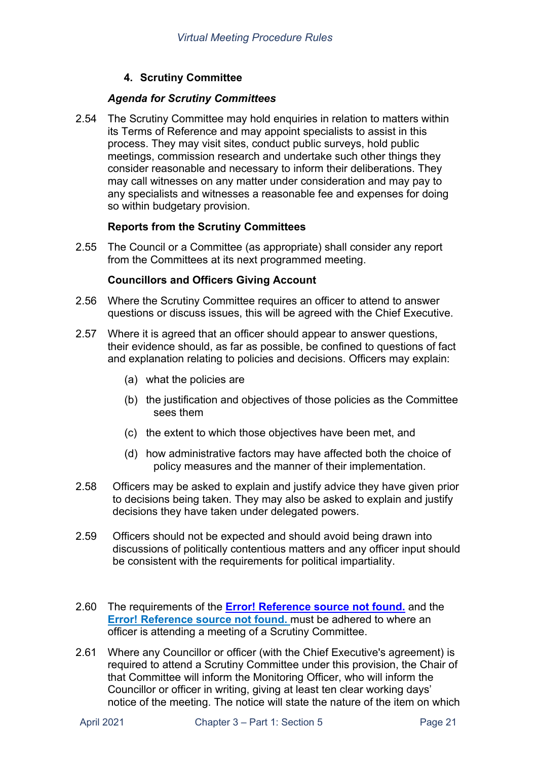## 4. Scrutiny Committee

### *Agenda for Scrutiny Committees*

2.54 The Scrutiny Committee may hold enquiries in relation to matters within its Terms of Reference and may appoint specialists to assist in this process. They may visit sites, conduct public surveys, hold public meetings, commission research and undertake such other things they consider reasonable and necessary to inform their deliberations. They may call witnesses on any matter under consideration and may pay to any specialists and witnesses a reasonable fee and expenses for doing so within budgetary provision.

### Reports from the Scrutiny Committees

2.55 The Council or a Committee (as appropriate) shall consider any report from the Committees at its next programmed meeting.

### Councillors and Officers Giving Account

2.56 Where the Scrutiny Committee requires an officer to attend to answer questions or discuss issues, this will be agreed with the Chief Executive.

2.57 Where it is agreed that an officer should appear to answer questions, their evidence should, as far as possible, be confined to questions of fact and explanation relating to policies and decisions. Officers may explain:

- (a) what the policies are
- (b) the justification and objectives of those policies as the Committee sees them
- (c) the extent to which those objectives have been met, and
- (d) how administrative factors may have affected both the choice of policy measures and the manner of their implementation.

2.58 Officers may be asked to explain and justify advice they have given prior to decisions being taken. They may also be asked to explain and justify decisions they have taken under delegated powers.

2.59 Officers should not be expected and should avoid being drawn into discussions of politically contentious matters and any officer input should be consistent with the requirements for political impartiality.

2.60 The requirements of the **Error! Reference source not found.** and the **Error! Reference source not found.** must be adhered to where an officer is attending a meeting of a Scrutiny Committee.

2.61 Where any Councillor or officer (with the Chief Executive's agreement) is required to attend a Scrutiny Committee under this provision, the Chair of that Committee will inform the Monitoring Officer, who will inform the Councillor or officer in writing, giving at least ten clear working days' notice of the meeting. The notice will state the nature of the item on which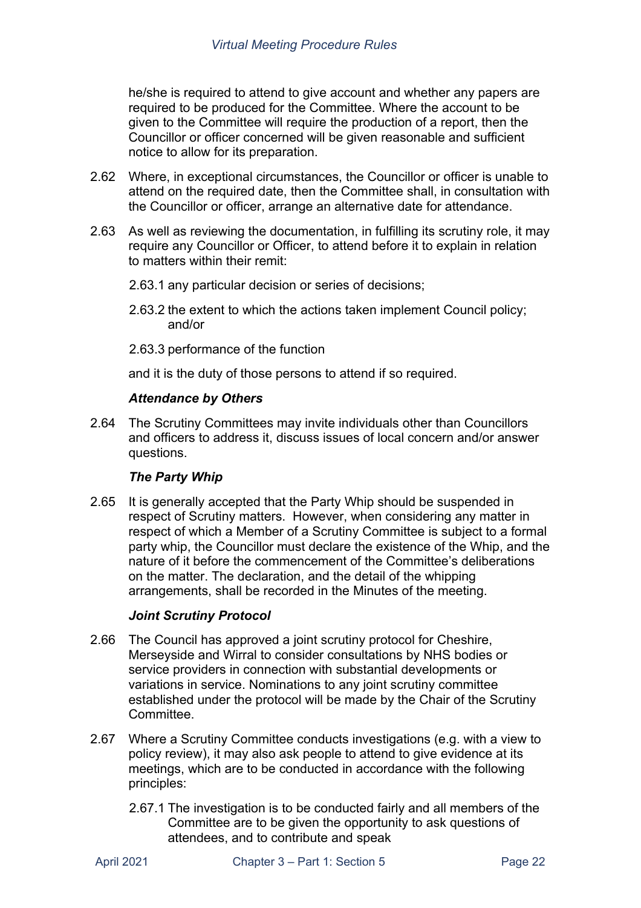he/she is required to attend to give account and whether any papers are required to be produced for the Committee. Where the account to be given to the Committee will require the production of a report, then the Councillor or officer concerned will be given reasonable and sufficient notice to allow for its preparation.

2.62 Where, in exceptional circumstances, the Councillor or officer is unable to attend on the required date, then the Committee shall, in consultation with the Councillor or officer, arrange an alternative date for attendance.

2.63 As well as reviewing the documentation, in fulfilling its scrutiny role, it may require any Councillor or Officer, to attend before it to explain in relation to matters within their remit:

2.63.1 any particular decision or series of decisions;

2.63.2 the extent to which the actions taken implement Council policy; and/or

2.63.3 performance of the function

and it is the duty of those persons to attend if so required.

***Attendance by Others***

2.64 The Scrutiny Committees may invite individuals other than Councillors and officers to address it, discuss issues of local concern and/or answer questions.

***The Party Whip***

2.65 It is generally accepted that the Party Whip should be suspended in respect of Scrutiny matters. However, when considering any matter in respect of which a Member of a Scrutiny Committee is subject to a formal party whip, the Councillor must declare the existence of the Whip, and the nature of it before the commencement of the Committee's deliberations on the matter. The declaration, and the detail of the whipping arrangements, shall be recorded in the Minutes of the meeting.

***Joint Scrutiny Protocol***

2.66 The Council has approved a joint scrutiny protocol for Cheshire, Merseyside and Wirral to consider consultations by NHS bodies or service providers in connection with substantial developments or variations in service. Nominations to any joint scrutiny committee established under the protocol will be made by the Chair of the Scrutiny Committee.

2.67 Where a Scrutiny Committee conducts investigations (e.g. with a view to policy review), it may also ask people to attend to give evidence at its meetings, which are to be conducted in accordance with the following principles:

2.67.1 The investigation is to be conducted fairly and all members of the Committee are to be given the opportunity to ask questions of attendees, and to contribute and speak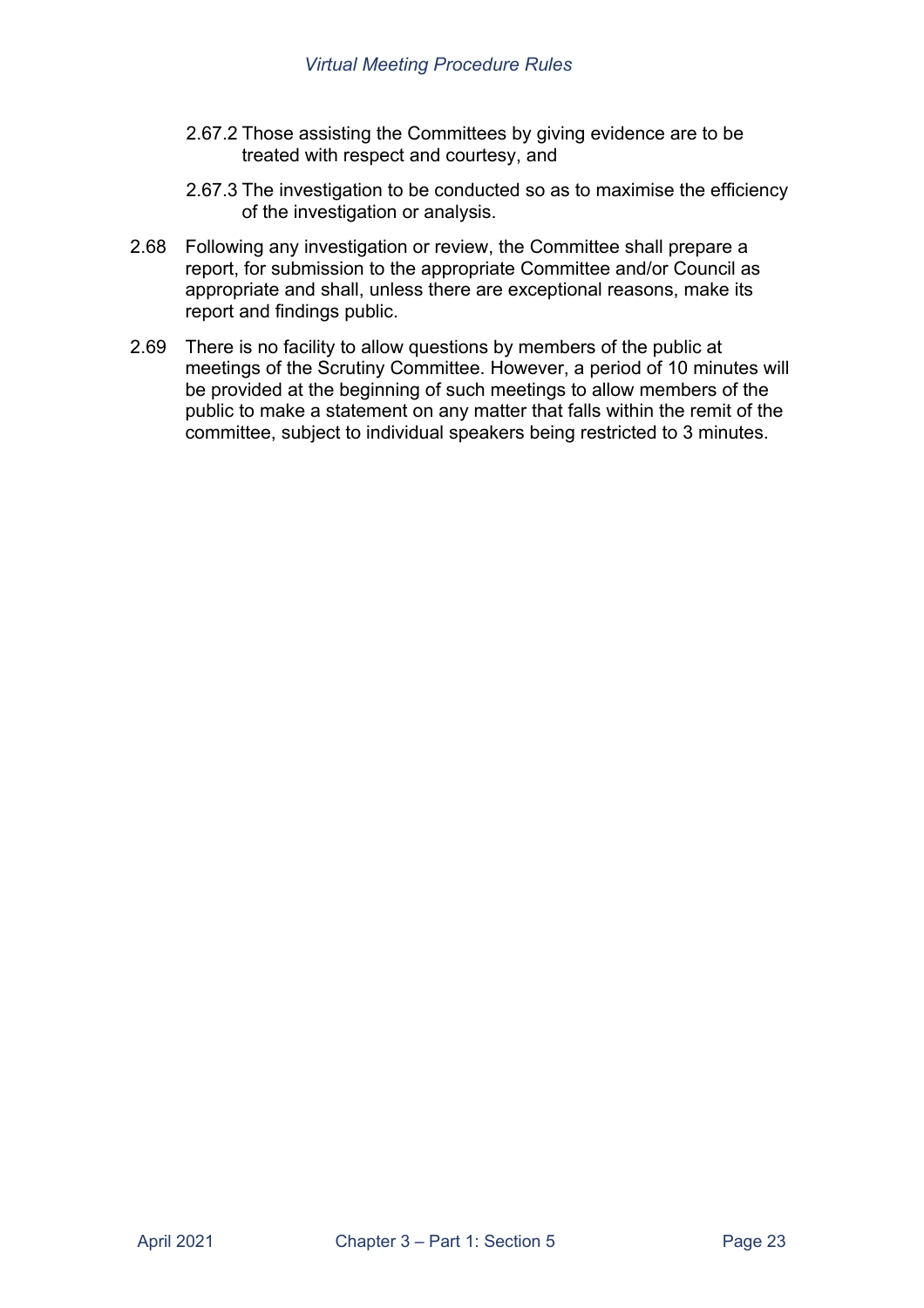2.67.2 Those assisting the Committees by giving evidence are to be treated with respect and courtesy, and

2.67.3 The investigation to be conducted so as to maximise the efficiency of the investigation or analysis.

2.68 Following any investigation or review, the Committee shall prepare a report, for submission to the appropriate Committee and/or Council as appropriate and shall, unless there are exceptional reasons, make its report and findings public.

2.69 There is no facility to allow questions by members of the public at meetings of the Scrutiny Committee. However, a period of 10 minutes will be provided at the beginning of such meetings to allow members of the public to make a statement on any matter that falls within the remit of the committee, subject to individual speakers being restricted to 3 minutes.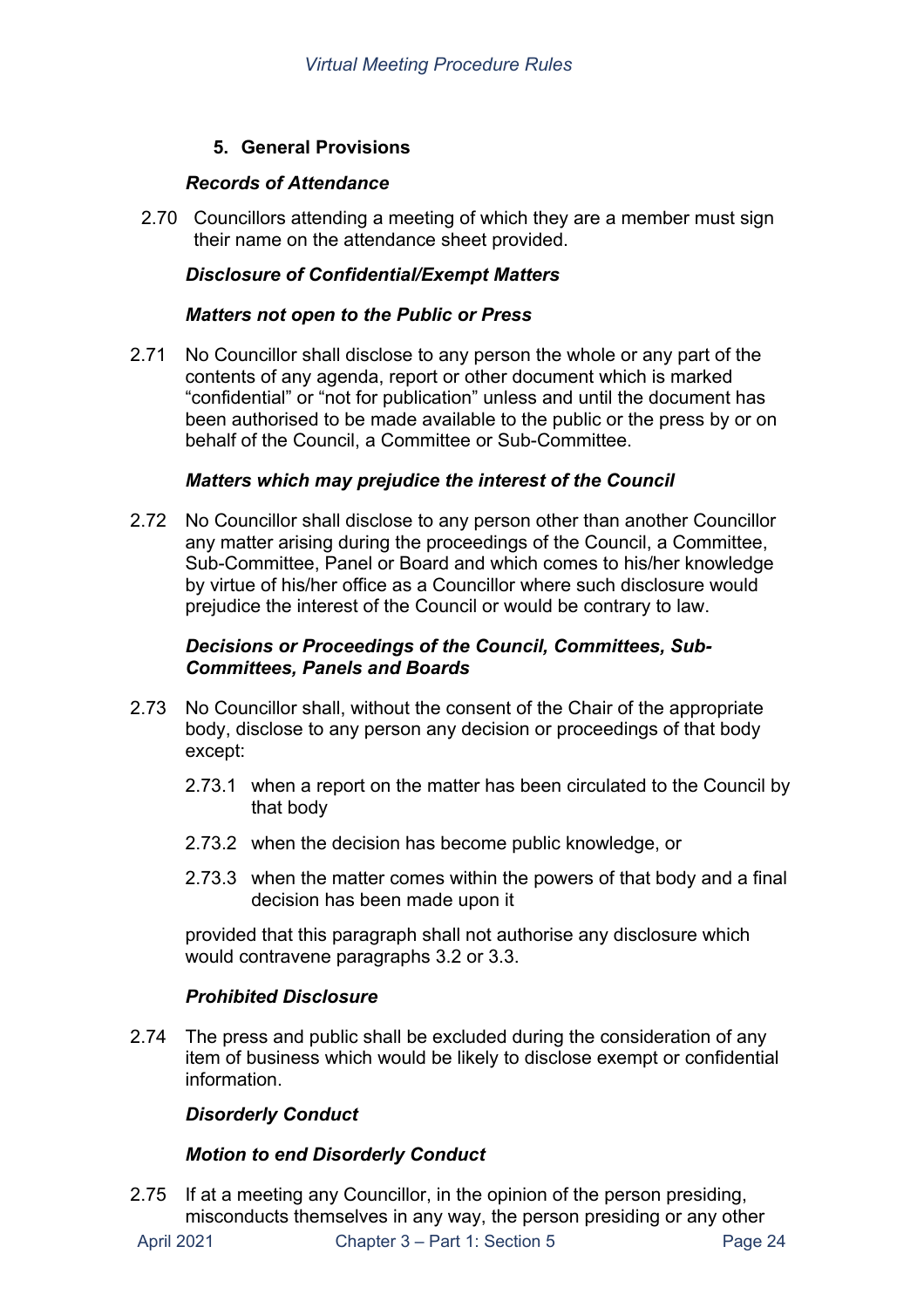## 5. General Provisions

### *Records of Attendance*

2.70 Councillors attending a meeting of which they are a member must sign their name on the attendance sheet provided.

### *Disclosure of Confidential/Exempt Matters*

### *Matters not open to the Public or Press*

2.71 No Councillor shall disclose to any person the whole or any part of the contents of any agenda, report or other document which is marked “confidential” or “not for publication” unless and until the document has been authorised to be made available to the public or the press by or on behalf of the Council, a Committee or Sub-Committee.

### *Matters which may prejudice the interest of the Council*

2.72 No Councillor shall disclose to any person other than another Councillor any matter arising during the proceedings of the Council, a Committee, Sub-Committee, Panel or Board and which comes to his/her knowledge by virtue of his/her office as a Councillor where such disclosure would prejudice the interest of the Council or would be contrary to law.

### *Decisions or Proceedings of the Council, Committees, Sub-Committees, Panels and Boards*

2.73 No Councillor shall, without the consent of the Chair of the appropriate body, disclose to any person any decision or proceedings of that body except:

- 2.73.1 when a report on the matter has been circulated to the Council by that body
- 2.73.2 when the decision has become public knowledge, or
- 2.73.3 when the matter comes within the powers of that body and a final decision has been made upon it

provided that this paragraph shall not authorise any disclosure which would contravene paragraphs 3.2 or 3.3.

### *Prohibited Disclosure*

2.74 The press and public shall be excluded during the consideration of any item of business which would be likely to disclose exempt or confidential information.

### *Disorderly Conduct*

### *Motion to end Disorderly Conduct*

2.75 If at a meeting any Councillor, in the opinion of the person presiding, misconducts themselves in any way, the person presiding or any other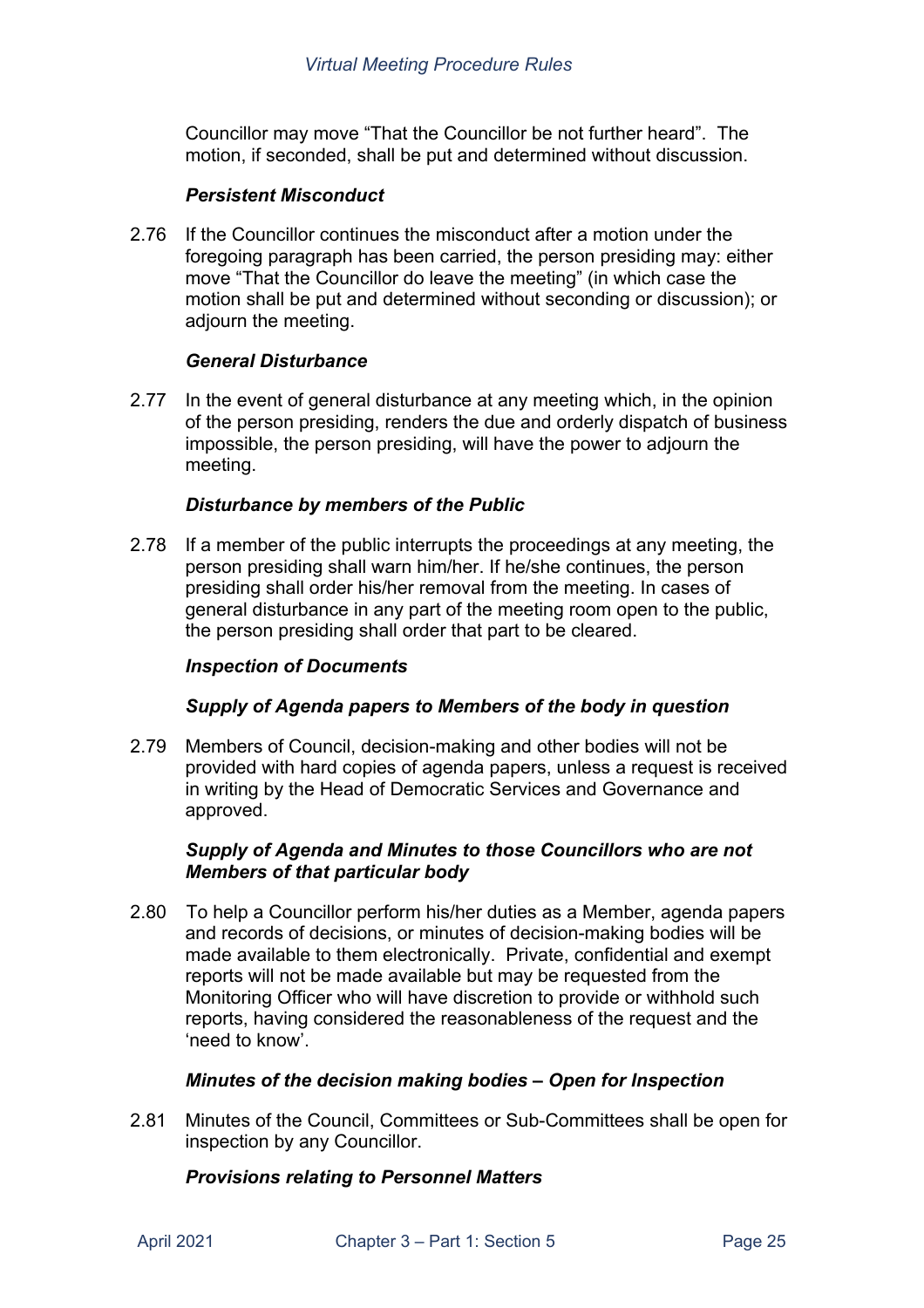Councillor may move "That the Councillor be not further heard". The motion, if seconded, shall be put and determined without discussion.

***Persistent Misconduct***

2.76 If the Councillor continues the misconduct after a motion under the foregoing paragraph has been carried, the person presiding may: either move "That the Councillor do leave the meeting" (in which case the motion shall be put and determined without seconding or discussion); or adjourn the meeting.

***General Disturbance***

2.77 In the event of general disturbance at any meeting which, in the opinion of the person presiding, renders the due and orderly dispatch of business impossible, the person presiding, will have the power to adjourn the meeting.

***Disturbance by members of the Public***

2.78 If a member of the public interrupts the proceedings at any meeting, the person presiding shall warn him/her. If he/she continues, the person presiding shall order his/her removal from the meeting. In cases of general disturbance in any part of the meeting room open to the public, the person presiding shall order that part to be cleared.

***Inspection of Documents***

***Supply of Agenda papers to Members of the body in question***

2.79 Members of Council, decision-making and other bodies will not be provided with hard copies of agenda papers, unless a request is received in writing by the Head of Democratic Services and Governance and approved.

***Supply of Agenda and Minutes to those Councillors who are not Members of that particular body***

2.80 To help a Councillor perform his/her duties as a Member, agenda papers and records of decisions, or minutes of decision-making bodies will be made available to them electronically. Private, confidential and exempt reports will not be made available but may be requested from the Monitoring Officer who will have discretion to provide or withhold such reports, having considered the reasonableness of the request and the 'need to know'.

***Minutes of the decision making bodies – Open for Inspection***

2.81 Minutes of the Council, Committees or Sub-Committees shall be open for inspection by any Councillor.

***Provisions relating to Personnel Matters***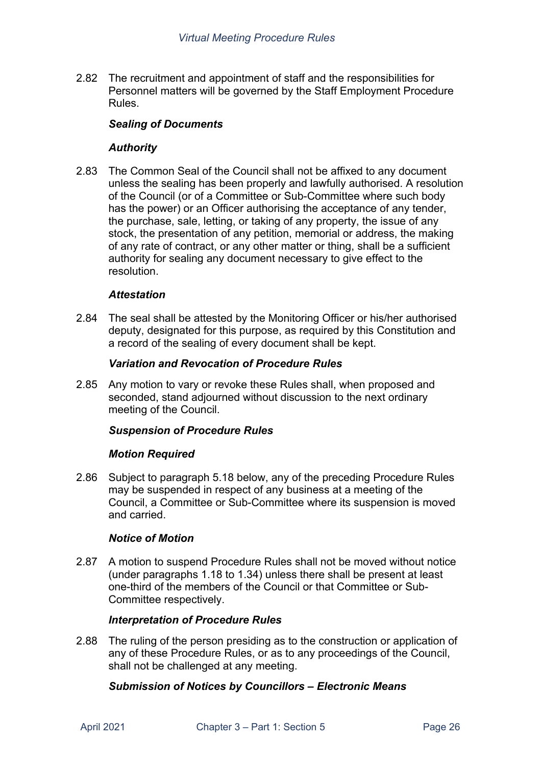2.82 The recruitment and appointment of staff and the responsibilities for Personnel matters will be governed by the Staff Employment Procedure Rules.

### *Sealing of Documents*

#### *Authority*

2.83 The Common Seal of the Council shall not be affixed to any document unless the sealing has been properly and lawfully authorised. A resolution of the Council (or of a Committee or Sub-Committee where such body has the power) or an Officer authorising the acceptance of any tender, the purchase, sale, letting, or taking of any property, the issue of any stock, the presentation of any petition, memorial or address, the making of any rate of contract, or any other matter or thing, shall be a sufficient authority for sealing any document necessary to give effect to the resolution.

#### *Attestation*

2.84 The seal shall be attested by the Monitoring Officer or his/her authorised deputy, designated for this purpose, as required by this Constitution and a record of the sealing of every document shall be kept.

### *Variation and Revocation of Procedure Rules*

2.85 Any motion to vary or revoke these Rules shall, when proposed and seconded, stand adjourned without discussion to the next ordinary meeting of the Council.

### *Suspension of Procedure Rules*

#### *Motion Required*

2.86 Subject to paragraph 5.18 below, any of the preceding Procedure Rules may be suspended in respect of any business at a meeting of the Council, a Committee or Sub-Committee where its suspension is moved and carried.

#### *Notice of Motion*

2.87 A motion to suspend Procedure Rules shall not be moved without notice (under paragraphs 1.18 to 1.34) unless there shall be present at least one-third of the members of the Council or that Committee or Sub-Committee respectively.

### *Interpretation of Procedure Rules*

2.88 The ruling of the person presiding as to the construction or application of any of these Procedure Rules, or as to any proceedings of the Council, shall not be challenged at any meeting.

### *Submission of Notices by Councillors – Electronic Means*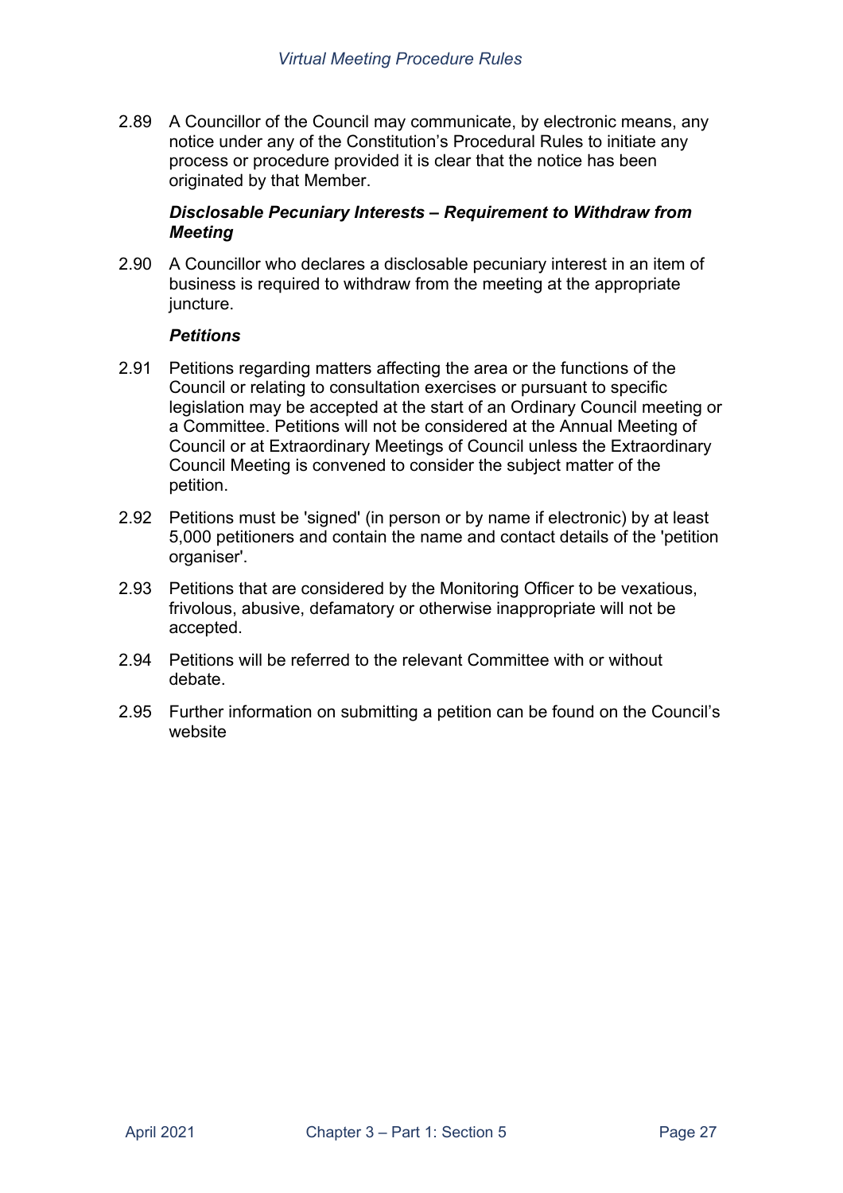2.89 A Councillor of the Council may communicate, by electronic means, any notice under any of the Constitution's Procedural Rules to initiate any process or procedure provided it is clear that the notice has been originated by that Member.

***Disclosable Pecuniary Interests – Requirement to Withdraw from Meeting***

2.90 A Councillor who declares a disclosable pecuniary interest in an item of business is required to withdraw from the meeting at the appropriate juncture.

***Petitions***

2.91 Petitions regarding matters affecting the area or the functions of the Council or relating to consultation exercises or pursuant to specific legislation may be accepted at the start of an Ordinary Council meeting or a Committee. Petitions will not be considered at the Annual Meeting of Council or at Extraordinary Meetings of Council unless the Extraordinary Council Meeting is convened to consider the subject matter of the petition.

2.92 Petitions must be 'signed' (in person or by name if electronic) by at least 5,000 petitioners and contain the name and contact details of the 'petition organiser'.

2.93 Petitions that are considered by the Monitoring Officer to be vexatious, frivolous, abusive, defamatory or otherwise inappropriate will not be accepted.

2.94 Petitions will be referred to the relevant Committee with or without debate.

2.95 Further information on submitting a petition can be found on the Council's website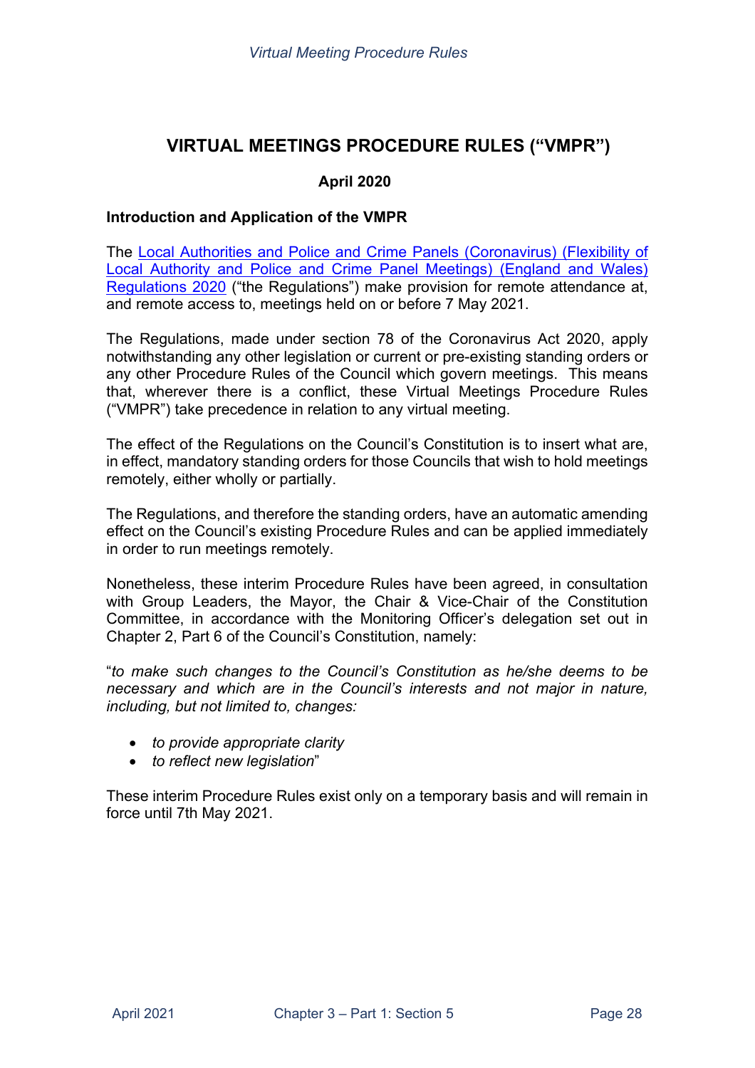# VIRTUAL MEETINGS PROCEDURE RULES ("VMPR")

**April 2020**

**Introduction and Application of the VMPR**

The Local Authorities and Police and Crime Panels (Coronavirus) (Flexibility of Local Authority and Police and Crime Panel Meetings) (England and Wales) Regulations 2020 ("the Regulations") make provision for remote attendance at, and remote access to, meetings held on or before 7 May 2021.

The Regulations, made under section 78 of the Coronavirus Act 2020, apply notwithstanding any other legislation or current or pre-existing standing orders or any other Procedure Rules of the Council which govern meetings. This means that, wherever there is a conflict, these Virtual Meetings Procedure Rules ("VMPR") take precedence in relation to any virtual meeting.

The effect of the Regulations on the Council's Constitution is to insert what are, in effect, mandatory standing orders for those Councils that wish to hold meetings remotely, either wholly or partially.

The Regulations, and therefore the standing orders, have an automatic amending effect on the Council's existing Procedure Rules and can be applied immediately in order to run meetings remotely.

Nonetheless, these interim Procedure Rules have been agreed, in consultation with Group Leaders, the Mayor, the Chair & Vice-Chair of the Constitution Committee, in accordance with the Monitoring Officer's delegation set out in Chapter 2, Part 6 of the Council's Constitution, namely:

"*to make such changes to the Council's Constitution as he/she deems to be necessary and which are in the Council's interests and not major in nature, including, but not limited to, changes:*

- *to provide appropriate clarity*
- *to reflect new legislation*"

These interim Procedure Rules exist only on a temporary basis and will remain in force until 7th May 2021.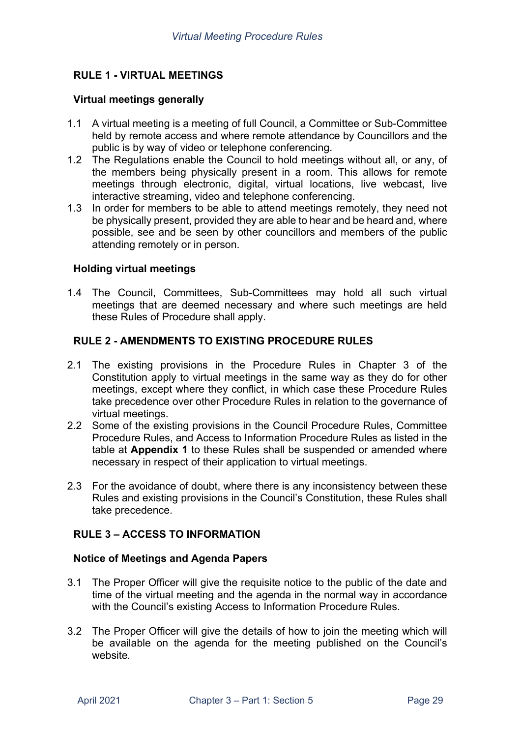## RULE 1 - VIRTUAL MEETINGS

### Virtual meetings generally

1.1 A virtual meeting is a meeting of full Council, a Committee or Sub-Committee held by remote access and where remote attendance by Councillors and the public is by way of video or telephone conferencing.

1.2 The Regulations enable the Council to hold meetings without all, or any, of the members being physically present in a room. This allows for remote meetings through electronic, digital, virtual locations, live webcast, live interactive streaming, video and telephone conferencing.

1.3 In order for members to be able to attend meetings remotely, they need not be physically present, provided they are able to hear and be heard and, where possible, see and be seen by other councillors and members of the public attending remotely or in person.

### Holding virtual meetings

1.4 The Council, Committees, Sub-Committees may hold all such virtual meetings that are deemed necessary and where such meetings are held these Rules of Procedure shall apply.

## RULE 2 - AMENDMENTS TO EXISTING PROCEDURE RULES

2.1 The existing provisions in the Procedure Rules in Chapter 3 of the Constitution apply to virtual meetings in the same way as they do for other meetings, except where they conflict, in which case these Procedure Rules take precedence over other Procedure Rules in relation to the governance of virtual meetings.

2.2 Some of the existing provisions in the Council Procedure Rules, Committee Procedure Rules, and Access to Information Procedure Rules as listed in the table at **Appendix 1** to these Rules shall be suspended or amended where necessary in respect of their application to virtual meetings.

2.3 For the avoidance of doubt, where there is any inconsistency between these Rules and existing provisions in the Council's Constitution, these Rules shall take precedence.

## RULE 3 – ACCESS TO INFORMATION

### Notice of Meetings and Agenda Papers

3.1 The Proper Officer will give the requisite notice to the public of the date and time of the virtual meeting and the agenda in the normal way in accordance with the Council's existing Access to Information Procedure Rules.

3.2 The Proper Officer will give the details of how to join the meeting which will be available on the agenda for the meeting published on the Council's website.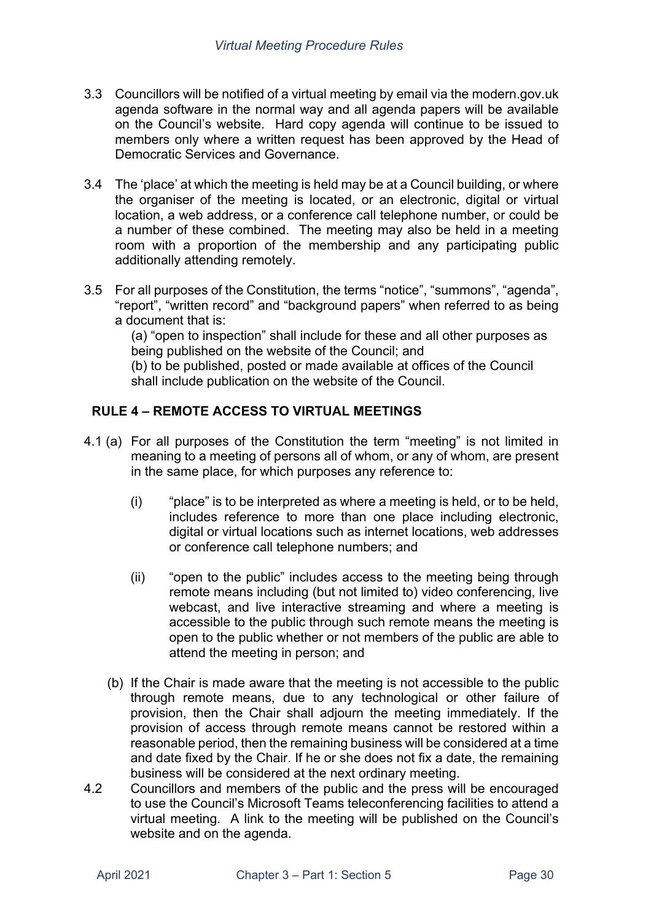3.3 Councillors will be notified of a virtual meeting by email via the modern.gov.uk agenda software in the normal way and all agenda papers will be available on the Council's website. Hard copy agenda will continue to be issued to members only where a written request has been approved by the Head of Democratic Services and Governance.

3.4 The 'place' at which the meeting is held may be at a Council building, or where the organiser of the meeting is located, or an electronic, digital or virtual location, a web address, or a conference call telephone number, or could be a number of these combined. The meeting may also be held in a meeting room with a proportion of the membership and any participating public additionally attending remotely.

3.5 For all purposes of the Constitution, the terms "notice", "summons", "agenda", "report", "written record" and "background papers" when referred to as being a document that is:

(a) "open to inspection" shall include for these and all other purposes as being published on the website of the Council; and

(b) to be published, posted or made available at offices of the Council shall include publication on the website of the Council.

## RULE 4 – REMOTE ACCESS TO VIRTUAL MEETINGS

4.1 (a) For all purposes of the Constitution the term "meeting" is not limited in meaning to a meeting of persons all of whom, or any of whom, are present in the same place, for which purposes any reference to:

(i) "place" is to be interpreted as where a meeting is held, or to be held, includes reference to more than one place including electronic, digital or virtual locations such as internet locations, web addresses or conference call telephone numbers; and

(ii) "open to the public" includes access to the meeting being through remote means including (but not limited to) video conferencing, live webcast, and live interactive streaming and where a meeting is accessible to the public through such remote means the meeting is open to the public whether or not members of the public are able to attend the meeting in person; and

(b) If the Chair is made aware that the meeting is not accessible to the public through remote means, due to any technological or other failure of provision, then the Chair shall adjourn the meeting immediately. If the provision of access through remote means cannot be restored within a reasonable period, then the remaining business will be considered at a time and date fixed by the Chair. If he or she does not fix a date, the remaining business will be considered at the next ordinary meeting.

4.2 Councillors and members of the public and the press will be encouraged to use the Council's Microsoft Teams teleconferencing facilities to attend a virtual meeting. A link to the meeting will be published on the Council's website and on the agenda.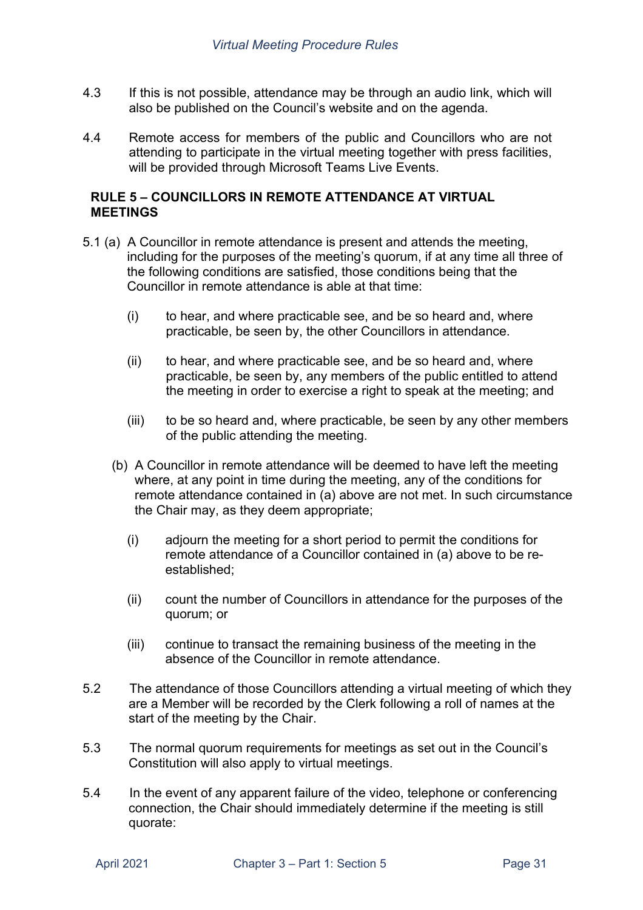4.3 If this is not possible, attendance may be through an audio link, which will also be published on the Council's website and on the agenda.

4.4 Remote access for members of the public and Councillors who are not attending to participate in the virtual meeting together with press facilities, will be provided through Microsoft Teams Live Events.

### RULE 5 – COUNCILLORS IN REMOTE ATTENDANCE AT VIRTUAL MEETINGS

5.1 (a) A Councillor in remote attendance is present and attends the meeting, including for the purposes of the meeting's quorum, if at any time all three of the following conditions are satisfied, those conditions being that the Councillor in remote attendance is able at that time:

- (i) to hear, and where practicable see, and be so heard and, where practicable, be seen by, the other Councillors in attendance.
- (ii) to hear, and where practicable see, and be so heard and, where practicable, be seen by, any members of the public entitled to attend the meeting in order to exercise a right to speak at the meeting; and
- (iii) to be so heard and, where practicable, be seen by any other members of the public attending the meeting.

(b) A Councillor in remote attendance will be deemed to have left the meeting where, at any point in time during the meeting, any of the conditions for remote attendance contained in (a) above are not met. In such circumstance the Chair may, as they deem appropriate;

- (i) adjourn the meeting for a short period to permit the conditions for remote attendance of a Councillor contained in (a) above to be re-established;
- (ii) count the number of Councillors in attendance for the purposes of the quorum; or
- (iii) continue to transact the remaining business of the meeting in the absence of the Councillor in remote attendance.

5.2 The attendance of those Councillors attending a virtual meeting of which they are a Member will be recorded by the Clerk following a roll of names at the start of the meeting by the Chair.

5.3 The normal quorum requirements for meetings as set out in the Council's Constitution will also apply to virtual meetings.

5.4 In the event of any apparent failure of the video, telephone or conferencing connection, the Chair should immediately determine if the meeting is still quorate: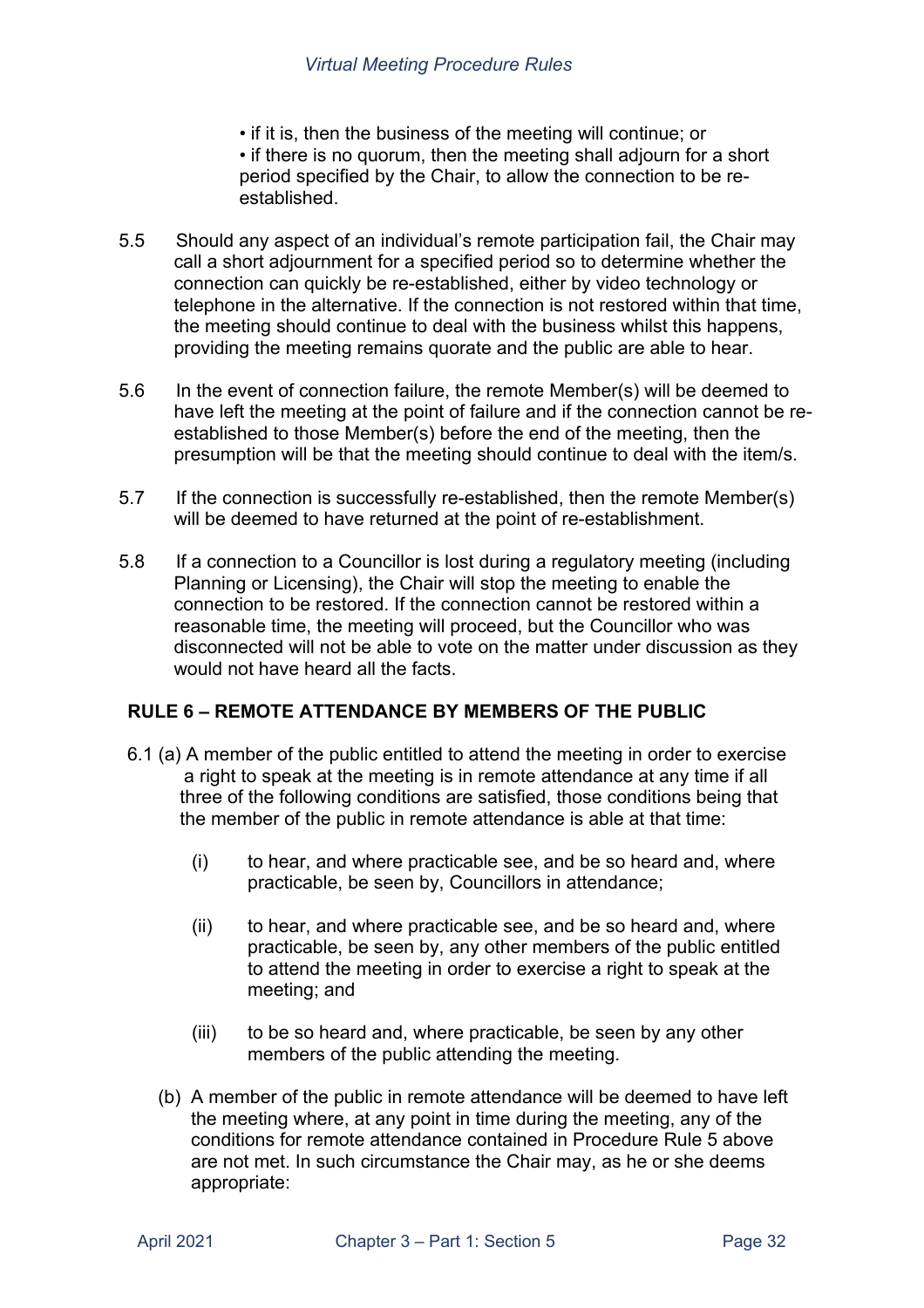- if it is, then the business of the meeting will continue; or
- if there is no quorum, then the meeting shall adjourn for a short period specified by the Chair, to allow the connection to be re-established.

5.5 Should any aspect of an individual's remote participation fail, the Chair may call a short adjournment for a specified period so to determine whether the connection can quickly be re-established, either by video technology or telephone in the alternative. If the connection is not restored within that time, the meeting should continue to deal with the business whilst this happens, providing the meeting remains quorate and the public are able to hear.

5.6 In the event of connection failure, the remote Member(s) will be deemed to have left the meeting at the point of failure and if the connection cannot be re-established to those Member(s) before the end of the meeting, then the presumption will be that the meeting should continue to deal with the item/s.

5.7 If the connection is successfully re-established, then the remote Member(s) will be deemed to have returned at the point of re-establishment.

5.8 If a connection to a Councillor is lost during a regulatory meeting (including Planning or Licensing), the Chair will stop the meeting to enable the connection to be restored. If the connection cannot be restored within a reasonable time, the meeting will proceed, but the Councillor who was disconnected will not be able to vote on the matter under discussion as they would not have heard all the facts.

## RULE 6 – REMOTE ATTENDANCE BY MEMBERS OF THE PUBLIC

6.1 (a) A member of the public entitled to attend the meeting in order to exercise a right to speak at the meeting is in remote attendance at any time if all three of the following conditions are satisfied, those conditions being that the member of the public in remote attendance is able at that time:

(i) to hear, and where practicable see, and be so heard and, where practicable, be seen by, Councillors in attendance;

(ii) to hear, and where practicable see, and be so heard and, where practicable, be seen by, any other members of the public entitled to attend the meeting in order to exercise a right to speak at the meeting; and

(iii) to be so heard and, where practicable, be seen by any other members of the public attending the meeting.

(b) A member of the public in remote attendance will be deemed to have left the meeting where, at any point in time during the meeting, any of the conditions for remote attendance contained in Procedure Rule 5 above are not met. In such circumstance the Chair may, as he or she deems appropriate: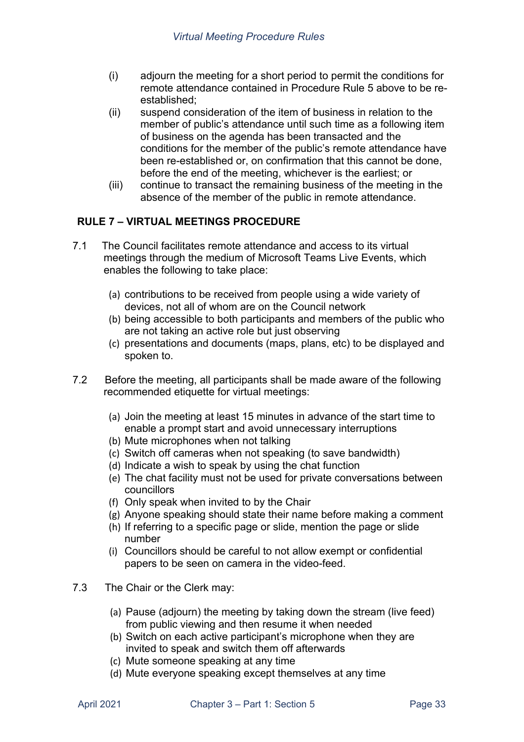(i) adjourn the meeting for a short period to permit the conditions for remote attendance contained in Procedure Rule 5 above to be re-established;

(ii) suspend consideration of the item of business in relation to the member of public's attendance until such time as a following item of business on the agenda has been transacted and the conditions for the member of the public's remote attendance have been re-established or, on confirmation that this cannot be done, before the end of the meeting, whichever is the earliest; or

(iii) continue to transact the remaining business of the meeting in the absence of the member of the public in remote attendance.

## RULE 7 – VIRTUAL MEETINGS PROCEDURE

7.1 The Council facilitates remote attendance and access to its virtual meetings through the medium of Microsoft Teams Live Events, which enables the following to take place:

(a) contributions to be received from people using a wide variety of devices, not all of whom are on the Council network
(b) being accessible to both participants and members of the public who are not taking an active role but just observing
(c) presentations and documents (maps, plans, etc) to be displayed and spoken to.

7.2 Before the meeting, all participants shall be made aware of the following recommended etiquette for virtual meetings:

(a) Join the meeting at least 15 minutes in advance of the start time to enable a prompt start and avoid unnecessary interruptions
(b) Mute microphones when not talking
(c) Switch off cameras when not speaking (to save bandwidth)
(d) Indicate a wish to speak by using the chat function
(e) The chat facility must not be used for private conversations between councillors
(f) Only speak when invited to by the Chair
(g) Anyone speaking should state their name before making a comment
(h) If referring to a specific page or slide, mention the page or slide number
(i) Councillors should be careful to not allow exempt or confidential papers to be seen on camera in the video-feed.

7.3 The Chair or the Clerk may:

(a) Pause (adjourn) the meeting by taking down the stream (live feed) from public viewing and then resume it when needed
(b) Switch on each active participant's microphone when they are invited to speak and switch them off afterwards
(c) Mute someone speaking at any time
(d) Mute everyone speaking except themselves at any time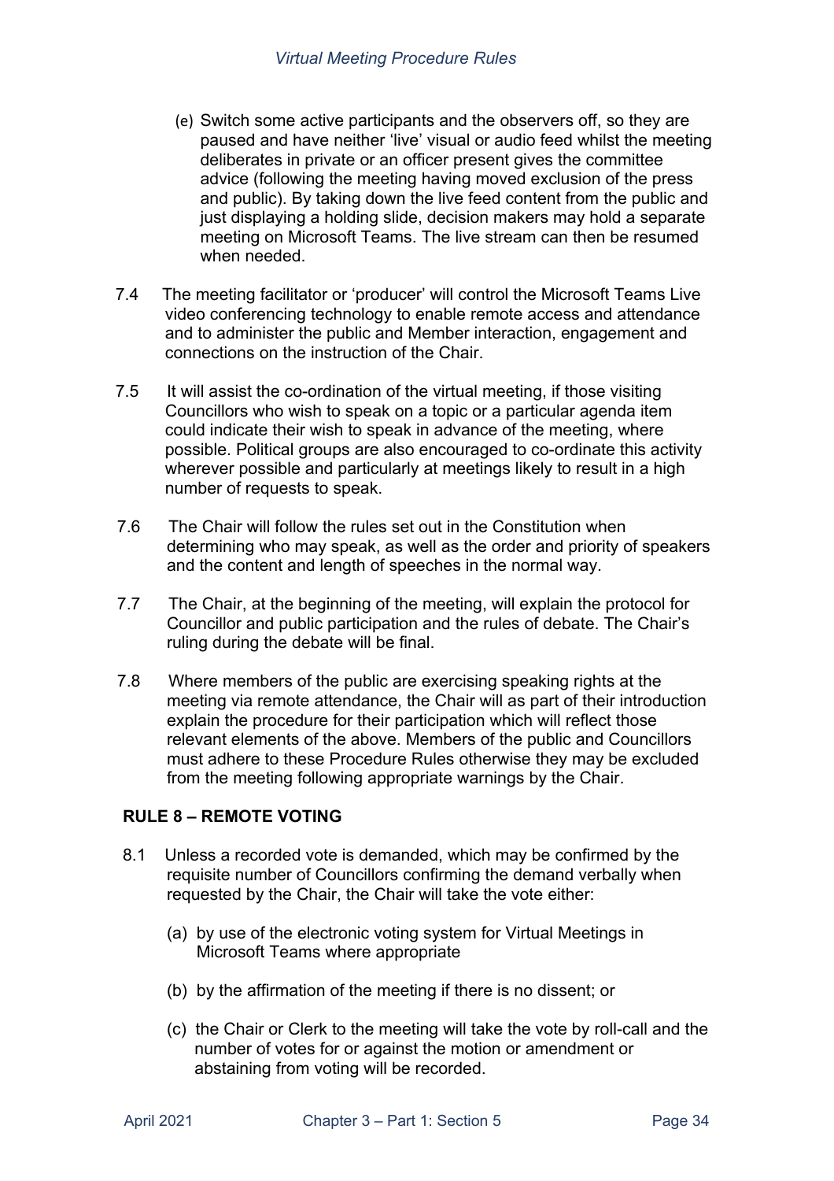(e) Switch some active participants and the observers off, so they are paused and have neither 'live' visual or audio feed whilst the meeting deliberates in private or an officer present gives the committee advice (following the meeting having moved exclusion of the press and public). By taking down the live feed content from the public and just displaying a holding slide, decision makers may hold a separate meeting on Microsoft Teams. The live stream can then be resumed when needed.

7.4 The meeting facilitator or 'producer' will control the Microsoft Teams Live video conferencing technology to enable remote access and attendance and to administer the public and Member interaction, engagement and connections on the instruction of the Chair.

7.5 It will assist the co-ordination of the virtual meeting, if those visiting Councillors who wish to speak on a topic or a particular agenda item could indicate their wish to speak in advance of the meeting, where possible. Political groups are also encouraged to co-ordinate this activity wherever possible and particularly at meetings likely to result in a high number of requests to speak.

7.6 The Chair will follow the rules set out in the Constitution when determining who may speak, as well as the order and priority of speakers and the content and length of speeches in the normal way.

7.7 The Chair, at the beginning of the meeting, will explain the protocol for Councillor and public participation and the rules of debate. The Chair's ruling during the debate will be final.

7.8 Where members of the public are exercising speaking rights at the meeting via remote attendance, the Chair will as part of their introduction explain the procedure for their participation which will reflect those relevant elements of the above. Members of the public and Councillors must adhere to these Procedure Rules otherwise they may be excluded from the meeting following appropriate warnings by the Chair.

## RULE 8 – REMOTE VOTING

8.1 Unless a recorded vote is demanded, which may be confirmed by the requisite number of Councillors confirming the demand verbally when requested by the Chair, the Chair will take the vote either:

(a) by use of the electronic voting system for Virtual Meetings in Microsoft Teams where appropriate

(b) by the affirmation of the meeting if there is no dissent; or

(c) the Chair or Clerk to the meeting will take the vote by roll-call and the number of votes for or against the motion or amendment or abstaining from voting will be recorded.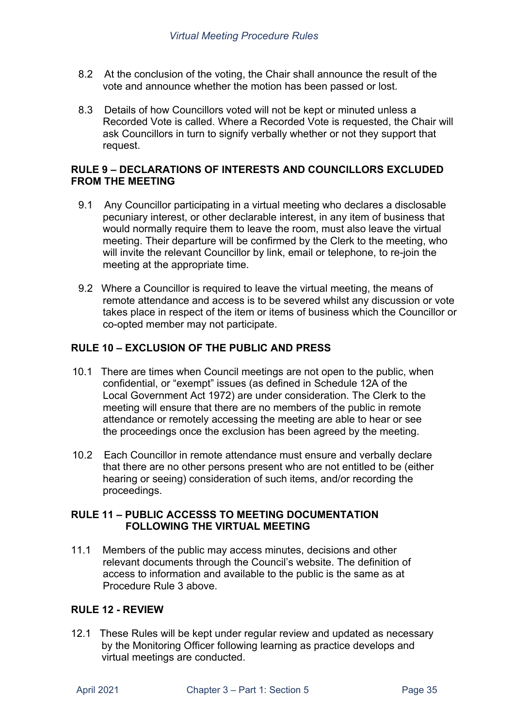8.2 At the conclusion of the voting, the Chair shall announce the result of the vote and announce whether the motion has been passed or lost.

8.3 Details of how Councillors voted will not be kept or minuted unless a Recorded Vote is called. Where a Recorded Vote is requested, the Chair will ask Councillors in turn to signify verbally whether or not they support that request.

## RULE 9 – DECLARATIONS OF INTERESTS AND COUNCILLORS EXCLUDED FROM THE MEETING

9.1 Any Councillor participating in a virtual meeting who declares a disclosable pecuniary interest, or other declarable interest, in any item of business that would normally require them to leave the room, must also leave the virtual meeting. Their departure will be confirmed by the Clerk to the meeting, who will invite the relevant Councillor by link, email or telephone, to re-join the meeting at the appropriate time.

9.2 Where a Councillor is required to leave the virtual meeting, the means of remote attendance and access is to be severed whilst any discussion or vote takes place in respect of the item or items of business which the Councillor or co-opted member may not participate.

## RULE 10 – EXCLUSION OF THE PUBLIC AND PRESS

10.1 There are times when Council meetings are not open to the public, when confidential, or "exempt" issues (as defined in Schedule 12A of the Local Government Act 1972) are under consideration. The Clerk to the meeting will ensure that there are no members of the public in remote attendance or remotely accessing the meeting are able to hear or see the proceedings once the exclusion has been agreed by the meeting.

10.2 Each Councillor in remote attendance must ensure and verbally declare that there are no other persons present who are not entitled to be (either hearing or seeing) consideration of such items, and/or recording the proceedings.

## RULE 11 – PUBLIC ACCESSS TO MEETING DOCUMENTATION FOLLOWING THE VIRTUAL MEETING

11.1 Members of the public may access minutes, decisions and other relevant documents through the Council's website. The definition of access to information and available to the public is the same as at Procedure Rule 3 above.

## RULE 12 - REVIEW

12.1 These Rules will be kept under regular review and updated as necessary by the Monitoring Officer following learning as practice develops and virtual meetings are conducted.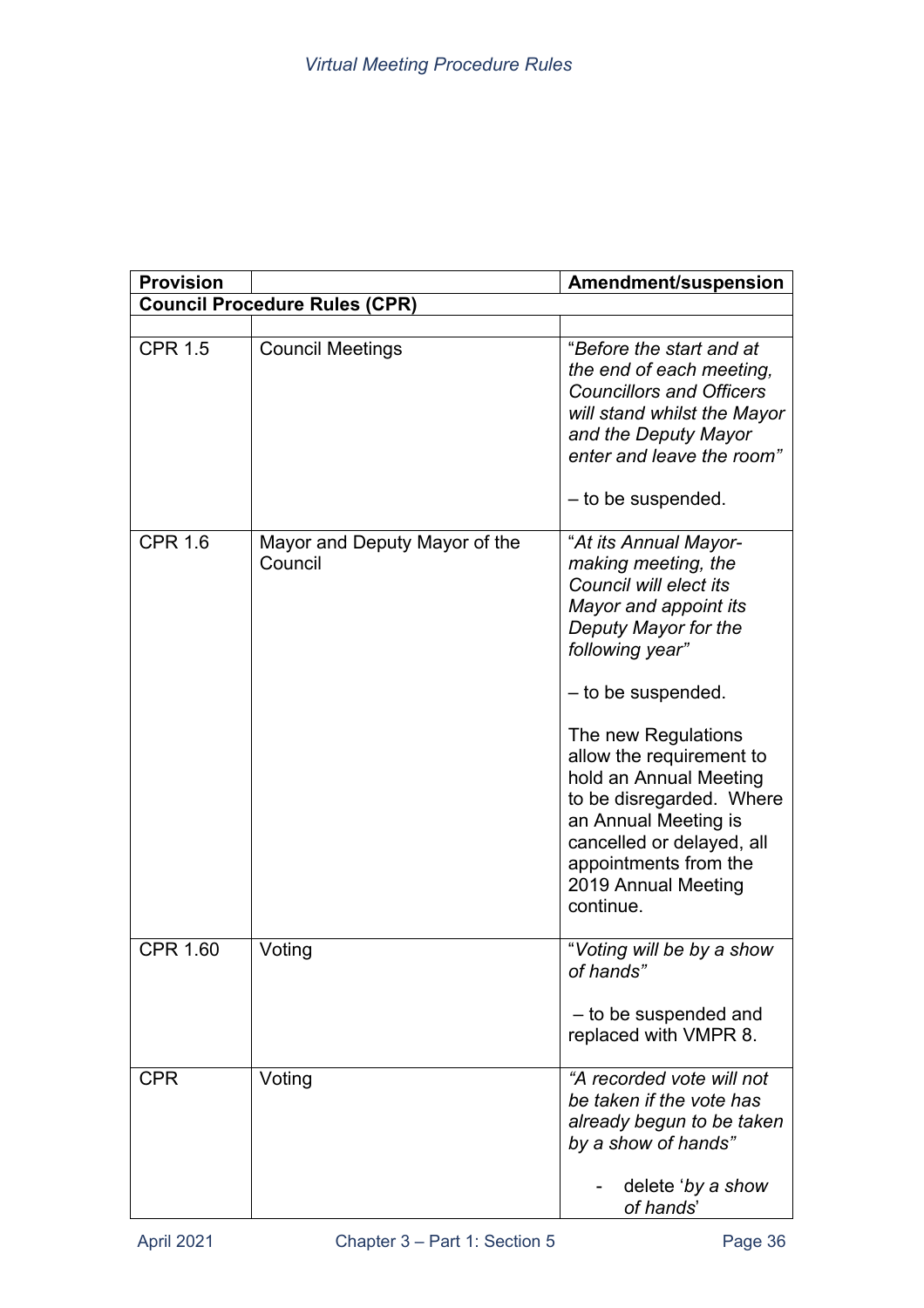| Provision | | Amendment/suspension |
|---|---|---|
| **Council Procedure Rules (CPR)** | | |
| | | |
| CPR 1.5 | Council Meetings | "*Before the start and at the end of each meeting, Councillors and Officers will stand whilst the Mayor and the Deputy Mayor enter and leave the room"*<br><br>– to be suspended. |
| CPR 1.6 | Mayor and Deputy Mayor of the Council | "*At its Annual Mayor-making meeting, the Council will elect its Mayor and appoint its Deputy Mayor for the following year"*<br><br>– to be suspended.<br><br>The new Regulations allow the requirement to hold an Annual Meeting to be disregarded. Where an Annual Meeting is cancelled or delayed, all appointments from the 2019 Annual Meeting continue. |
| CPR 1.60 | Voting | "*Voting will be by a show of hands"*<br><br>– to be suspended and replaced with VMPR 8. |
| CPR | Voting | *"A recorded vote will not be taken if the vote has already begun to be taken by a show of hands"*<br><br>- delete '*by a show of hands*' |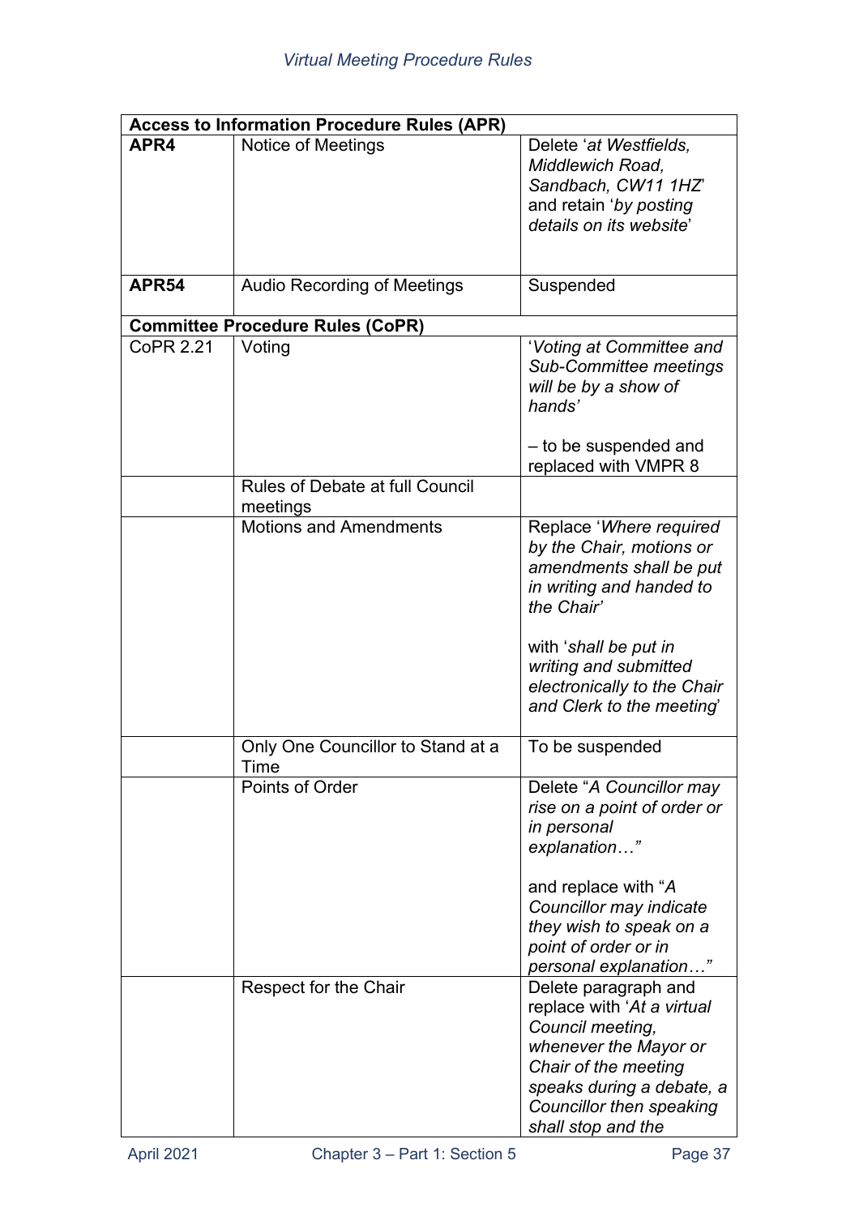| Access to Information Procedure Rules (APR) | | |
|---|---|---|
| **APR4** | Notice of Meetings | Delete '*at Westfields, Middlewich Road, Sandbach, CW11 1HZ*' and retain '*by posting details on its website*' |
| **APR54** | Audio Recording of Meetings | Suspended |
| **Committee Procedure Rules (CoPR)** | | |
| CoPR 2.21 | Voting | '*Voting at Committee and Sub-Committee meetings will be by a show of hands'*<br><br>– to be suspended and replaced with VMPR 8 |
| | Rules of Debate at full Council meetings | |
| | Motions and Amendments | Replace '*Where required by the Chair, motions or amendments shall be put in writing and handed to the Chair'*<br><br>with '*shall be put in writing and submitted electronically to the Chair and Clerk to the meeting*' |
| | Only One Councillor to Stand at a Time | To be suspended |
| | Points of Order | Delete "*A Councillor may rise on a point of order or in personal explanation…"*<br><br>and replace with "*A Councillor may indicate they wish to speak on a point of order or in personal explanation…"* |
| | Respect for the Chair | Delete paragraph and replace with '*At a virtual Council meeting, whenever the Mayor or Chair of the meeting speaks during a debate, a Councillor then speaking shall stop and the* |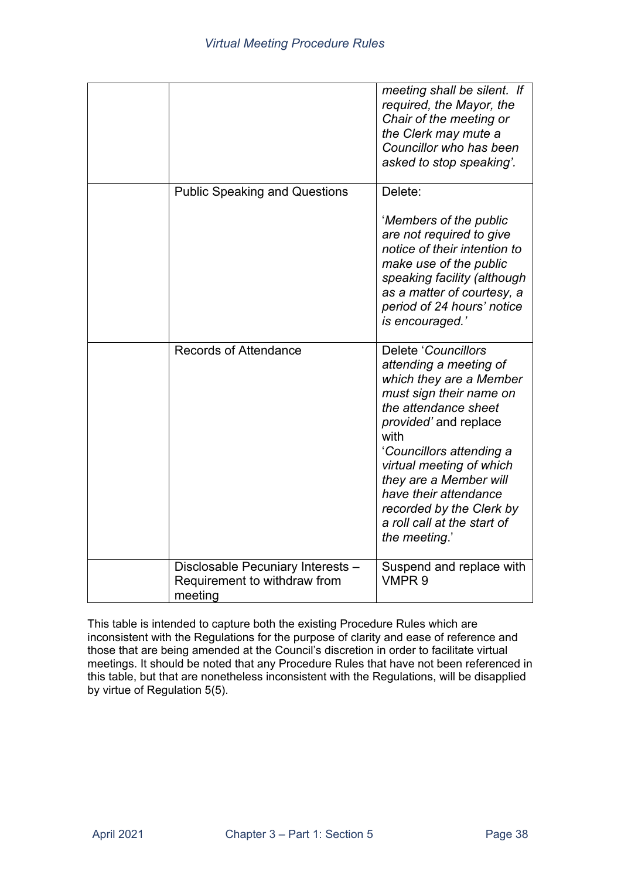| | | |
|---|---|---|
| | | *meeting shall be silent. If required, the Mayor, the Chair of the meeting or the Clerk may mute a Councillor who has been asked to stop speaking'.* |
| | Public Speaking and Questions | Delete:<br><br>'*Members of the public are not required to give notice of their intention to make use of the public speaking facility (although as a matter of courtesy, a period of 24 hours' notice is encouraged.'* |
| | Records of Attendance | Delete '*Councillors attending a meeting of which they are a Member must sign their name on the attendance sheet provided'* and replace with<br>'*Councillors attending a virtual meeting of which they are a Member will have their attendance recorded by the Clerk by a roll call at the start of the meeting*.' |
| | Disclosable Pecuniary Interests – Requirement to withdraw from meeting | Suspend and replace with VMPR 9 |

This table is intended to capture both the existing Procedure Rules which are inconsistent with the Regulations for the purpose of clarity and ease of reference and those that are being amended at the Council's discretion in order to facilitate virtual meetings. It should be noted that any Procedure Rules that have not been referenced in this table, but that are nonetheless inconsistent with the Regulations, will be disapplied by virtue of Regulation 5(5).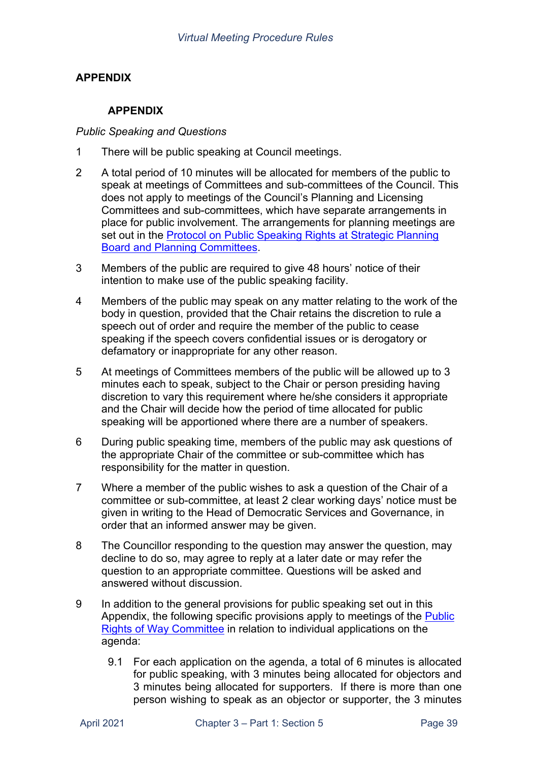## APPENDIX

### APPENDIX

*Public Speaking and Questions*

1. There will be public speaking at Council meetings.

2. A total period of 10 minutes will be allocated for members of the public to speak at meetings of Committees and sub-committees of the Council. This does not apply to meetings of the Council's Planning and Licensing Committees and sub-committees, which have separate arrangements in place for public involvement. The arrangements for planning meetings are set out in the [Protocol on Public Speaking Rights at Strategic Planning Board and Planning Committees]().

3. Members of the public are required to give 48 hours' notice of their intention to make use of the public speaking facility.

4. Members of the public may speak on any matter relating to the work of the body in question, provided that the Chair retains the discretion to rule a speech out of order and require the member of the public to cease speaking if the speech covers confidential issues or is derogatory or defamatory or inappropriate for any other reason.

5. At meetings of Committees members of the public will be allowed up to 3 minutes each to speak, subject to the Chair or person presiding having discretion to vary this requirement where he/she considers it appropriate and the Chair will decide how the period of time allocated for public speaking will be apportioned where there are a number of speakers.

6. During public speaking time, members of the public may ask questions of the appropriate Chair of the committee or sub-committee which has responsibility for the matter in question.

7. Where a member of the public wishes to ask a question of the Chair of a committee or sub-committee, at least 2 clear working days' notice must be given in writing to the Head of Democratic Services and Governance, in order that an informed answer may be given.

8. The Councillor responding to the question may answer the question, may decline to do so, may agree to reply at a later date or may refer the question to an appropriate committee. Questions will be asked and answered without discussion.

9. In addition to the general provisions for public speaking set out in this Appendix, the following specific provisions apply to meetings of the [Public Rights of Way Committee]() in relation to individual applications on the agenda:

   9.1 For each application on the agenda, a total of 6 minutes is allocated for public speaking, with 3 minutes being allocated for objectors and 3 minutes being allocated for supporters. If there is more than one person wishing to speak as an objector or supporter, the 3 minutes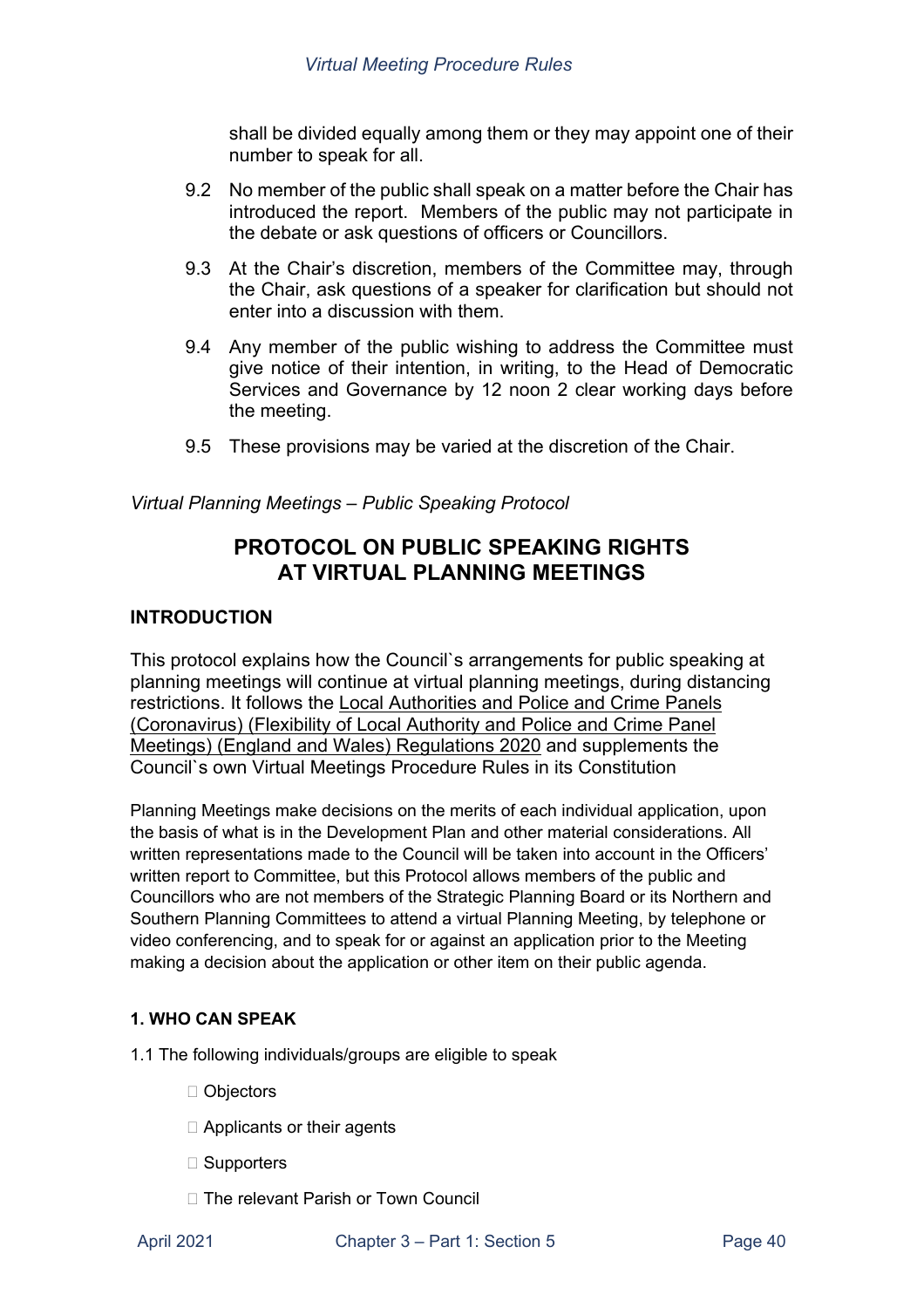shall be divided equally among them or they may appoint one of their number to speak for all.

9.2 No member of the public shall speak on a matter before the Chair has introduced the report. Members of the public may not participate in the debate or ask questions of officers or Councillors.

9.3 At the Chair's discretion, members of the Committee may, through the Chair, ask questions of a speaker for clarification but should not enter into a discussion with them.

9.4 Any member of the public wishing to address the Committee must give notice of their intention, in writing, to the Head of Democratic Services and Governance by 12 noon 2 clear working days before the meeting.

9.5 These provisions may be varied at the discretion of the Chair.

*Virtual Planning Meetings – Public Speaking Protocol*

# PROTOCOL ON PUBLIC SPEAKING RIGHTS AT VIRTUAL PLANNING MEETINGS

## INTRODUCTION

This protocol explains how the Council`s arrangements for public speaking at planning meetings will continue at virtual planning meetings, during distancing restrictions. It follows the Local Authorities and Police and Crime Panels (Coronavirus) (Flexibility of Local Authority and Police and Crime Panel Meetings) (England and Wales) Regulations 2020 and supplements the Council`s own Virtual Meetings Procedure Rules in its Constitution

Planning Meetings make decisions on the merits of each individual application, upon the basis of what is in the Development Plan and other material considerations. All written representations made to the Council will be taken into account in the Officers' written report to Committee, but this Protocol allows members of the public and Councillors who are not members of the Strategic Planning Board or its Northern and Southern Planning Committees to attend a virtual Planning Meeting, by telephone or video conferencing, and to speak for or against an application prior to the Meeting making a decision about the application or other item on their public agenda.

### 1. WHO CAN SPEAK

1.1 The following individuals/groups are eligible to speak

- Objectors
- Applicants or their agents
- Supporters
- The relevant Parish or Town Council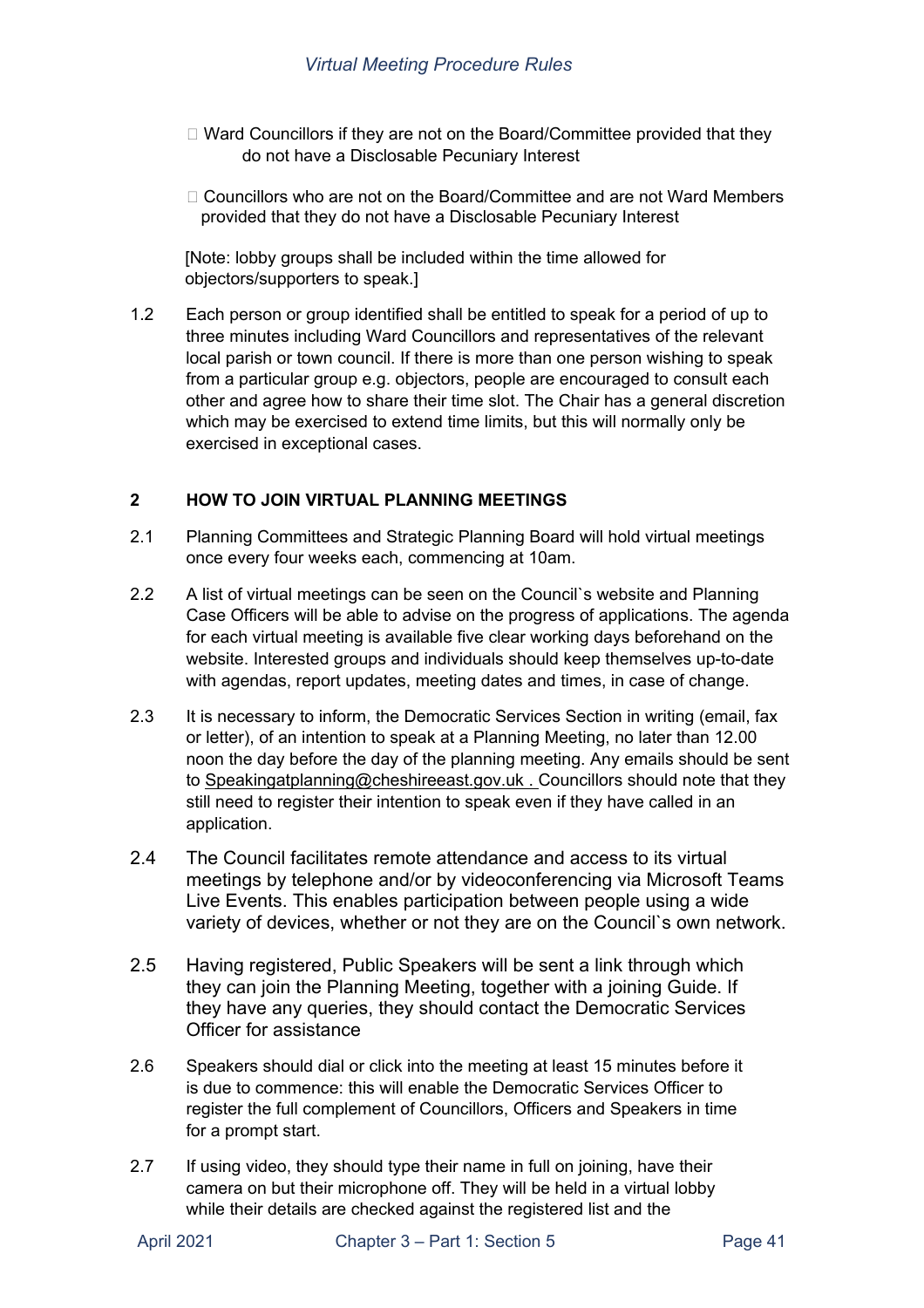- Ward Councillors if they are not on the Board/Committee provided that they do not have a Disclosable Pecuniary Interest
- Councillors who are not on the Board/Committee and are not Ward Members provided that they do not have a Disclosable Pecuniary Interest

[Note: lobby groups shall be included within the time allowed for objectors/supporters to speak.]

1.2 Each person or group identified shall be entitled to speak for a period of up to three minutes including Ward Councillors and representatives of the relevant local parish or town council. If there is more than one person wishing to speak from a particular group e.g. objectors, people are encouraged to consult each other and agree how to share their time slot. The Chair has a general discretion which may be exercised to extend time limits, but this will normally only be exercised in exceptional cases.

## 2 HOW TO JOIN VIRTUAL PLANNING MEETINGS

2.1 Planning Committees and Strategic Planning Board will hold virtual meetings once every four weeks each, commencing at 10am.

2.2 A list of virtual meetings can be seen on the Council`s website and Planning Case Officers will be able to advise on the progress of applications. The agenda for each virtual meeting is available five clear working days beforehand on the website. Interested groups and individuals should keep themselves up-to-date with agendas, report updates, meeting dates and times, in case of change.

2.3 It is necessary to inform, the Democratic Services Section in writing (email, fax or letter), of an intention to speak at a Planning Meeting, no later than 12.00 noon the day before the day of the planning meeting. Any emails should be sent to Speakingatplanning@cheshireeast.gov.uk . Councillors should note that they still need to register their intention to speak even if they have called in an application.

2.4 The Council facilitates remote attendance and access to its virtual meetings by telephone and/or by videoconferencing via Microsoft Teams Live Events. This enables participation between people using a wide variety of devices, whether or not they are on the Council`s own network.

2.5 Having registered, Public Speakers will be sent a link through which they can join the Planning Meeting, together with a joining Guide. If they have any queries, they should contact the Democratic Services Officer for assistance

2.6 Speakers should dial or click into the meeting at least 15 minutes before it is due to commence: this will enable the Democratic Services Officer to register the full complement of Councillors, Officers and Speakers in time for a prompt start.

2.7 If using video, they should type their name in full on joining, have their camera on but their microphone off. They will be held in a virtual lobby while their details are checked against the registered list and the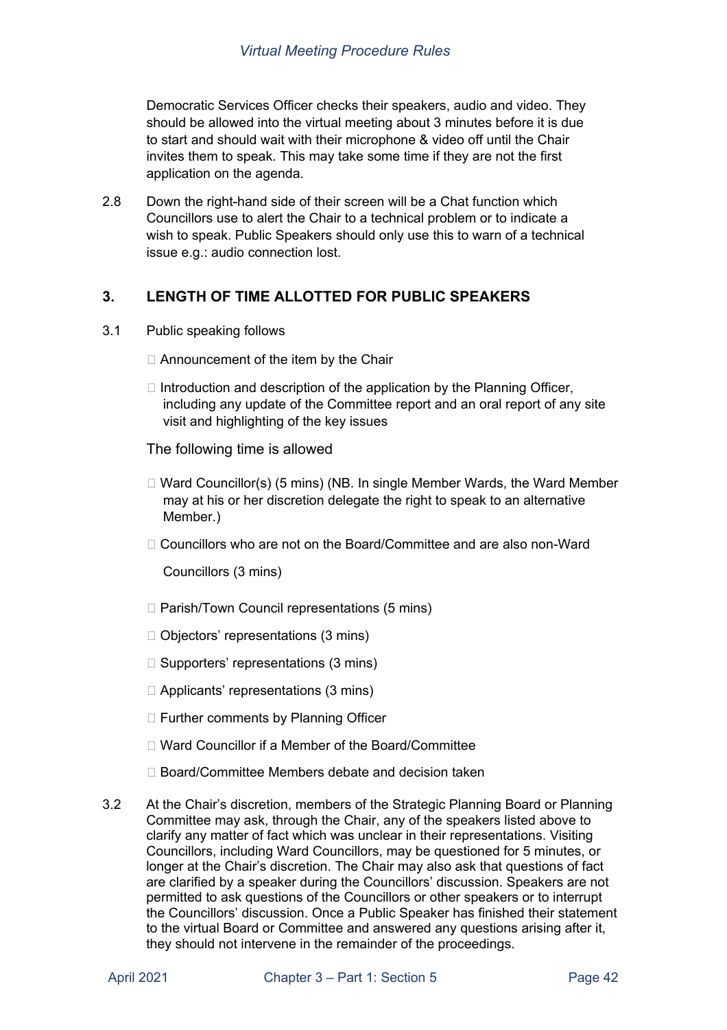Democratic Services Officer checks their speakers, audio and video. They should be allowed into the virtual meeting about 3 minutes before it is due to start and should wait with their microphone & video off until the Chair invites them to speak. This may take some time if they are not the first application on the agenda.

2.8 Down the right-hand side of their screen will be a Chat function which Councillors use to alert the Chair to a technical problem or to indicate a wish to speak. Public Speakers should only use this to warn of a technical issue e.g.: audio connection lost.

## 3. LENGTH OF TIME ALLOTTED FOR PUBLIC SPEAKERS

3.1 Public speaking follows

- Announcement of the item by the Chair
- Introduction and description of the application by the Planning Officer, including any update of the Committee report and an oral report of any site visit and highlighting of the key issues

The following time is allowed

- Ward Councillor(s) (5 mins) (NB. In single Member Wards, the Ward Member may at his or her discretion delegate the right to speak to an alternative Member.)
- Councillors who are not on the Board/Committee and are also non-Ward Councillors (3 mins)
- Parish/Town Council representations (5 mins)
- Objectors' representations (3 mins)
- Supporters' representations (3 mins)
- Applicants' representations (3 mins)
- Further comments by Planning Officer
- Ward Councillor if a Member of the Board/Committee
- Board/Committee Members debate and decision taken

3.2 At the Chair's discretion, members of the Strategic Planning Board or Planning Committee may ask, through the Chair, any of the speakers listed above to clarify any matter of fact which was unclear in their representations. Visiting Councillors, including Ward Councillors, may be questioned for 5 minutes, or longer at the Chair's discretion. The Chair may also ask that questions of fact are clarified by a speaker during the Councillors' discussion. Speakers are not permitted to ask questions of the Councillors or other speakers or to interrupt the Councillors' discussion. Once a Public Speaker has finished their statement to the virtual Board or Committee and answered any questions arising after it, they should not intervene in the remainder of the proceedings.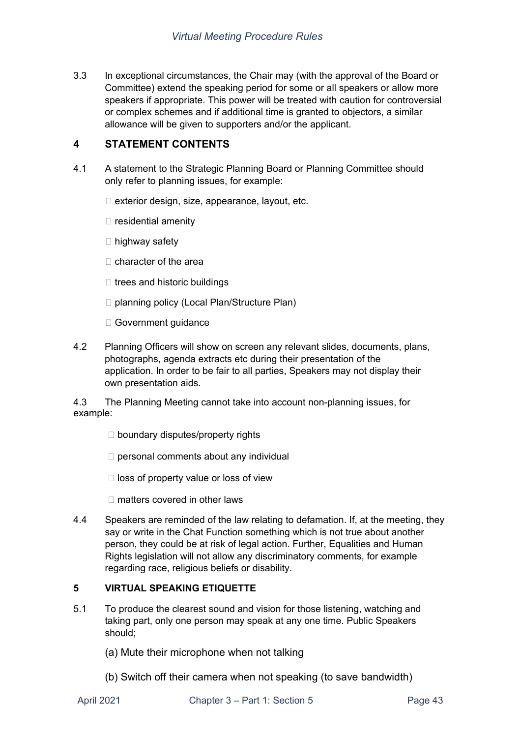3.3 In exceptional circumstances, the Chair may (with the approval of the Board or Committee) extend the speaking period for some or all speakers or allow more speakers if appropriate. This power will be treated with caution for controversial or complex schemes and if additional time is granted to objectors, a similar allowance will be given to supporters and/or the applicant.

## 4 STATEMENT CONTENTS

4.1 A statement to the Strategic Planning Board or Planning Committee should only refer to planning issues, for example:

- exterior design, size, appearance, layout, etc.
- residential amenity
- highway safety
- character of the area
- trees and historic buildings
- planning policy (Local Plan/Structure Plan)
- Government guidance

4.2 Planning Officers will show on screen any relevant slides, documents, plans, photographs, agenda extracts etc during their presentation of the application. In order to be fair to all parties, Speakers may not display their own presentation aids.

4.3 The Planning Meeting cannot take into account non-planning issues, for example:

- boundary disputes/property rights
- personal comments about any individual
- loss of property value or loss of view
- matters covered in other laws

4.4 Speakers are reminded of the law relating to defamation. If, at the meeting, they say or write in the Chat Function something which is not true about another person, they could be at risk of legal action. Further, Equalities and Human Rights legislation will not allow any discriminatory comments, for example regarding race, religious beliefs or disability.

## 5 VIRTUAL SPEAKING ETIQUETTE

5.1 To produce the clearest sound and vision for those listening, watching and taking part, only one person may speak at any one time. Public Speakers should;

(a) Mute their microphone when not talking

(b) Switch off their camera when not speaking (to save bandwidth)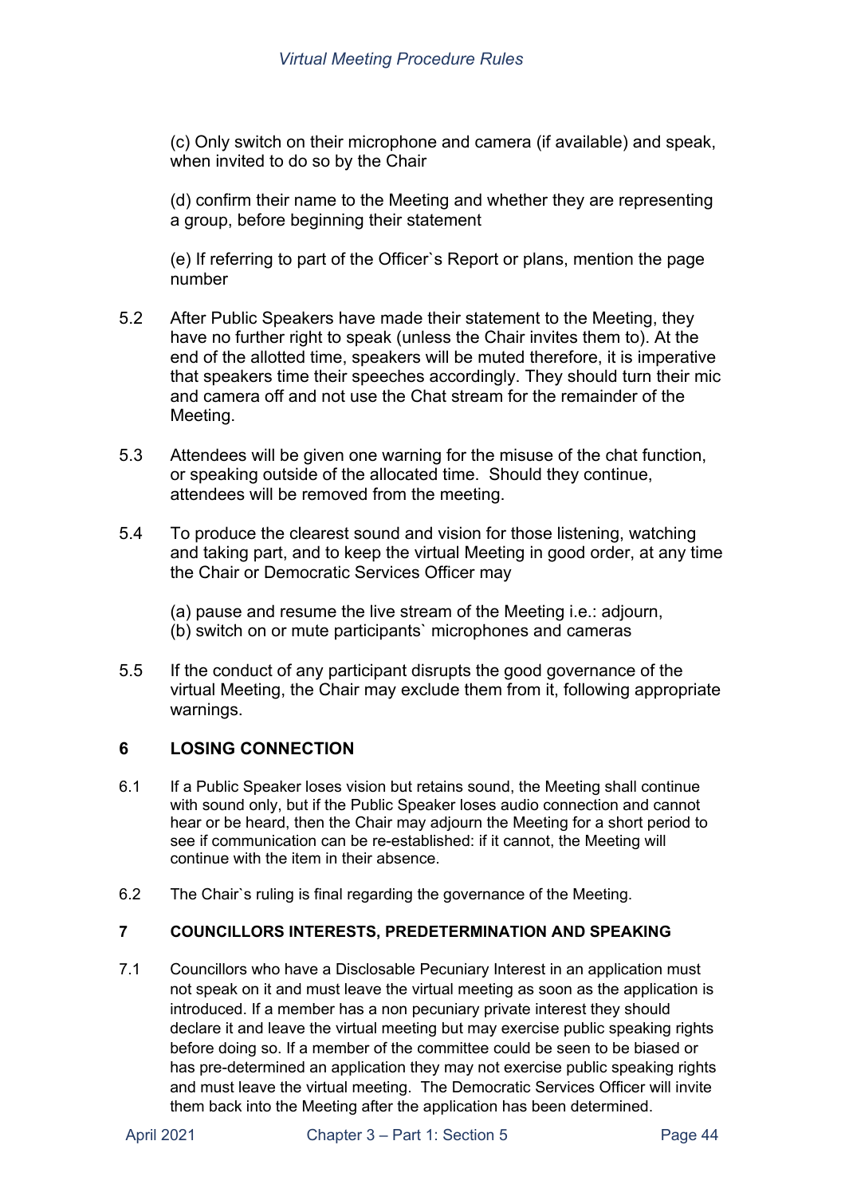(c) Only switch on their microphone and camera (if available) and speak, when invited to do so by the Chair

(d) confirm their name to the Meeting and whether they are representing a group, before beginning their statement

(e) If referring to part of the Officer`s Report or plans, mention the page number

5.2 After Public Speakers have made their statement to the Meeting, they have no further right to speak (unless the Chair invites them to). At the end of the allotted time, speakers will be muted therefore, it is imperative that speakers time their speeches accordingly. They should turn their mic and camera off and not use the Chat stream for the remainder of the Meeting.

5.3 Attendees will be given one warning for the misuse of the chat function, or speaking outside of the allocated time. Should they continue, attendees will be removed from the meeting.

5.4 To produce the clearest sound and vision for those listening, watching and taking part, and to keep the virtual Meeting in good order, at any time the Chair or Democratic Services Officer may

(a) pause and resume the live stream of the Meeting i.e.: adjourn,
(b) switch on or mute participants` microphones and cameras

5.5 If the conduct of any participant disrupts the good governance of the virtual Meeting, the Chair may exclude them from it, following appropriate warnings.

## 6 LOSING CONNECTION

6.1 If a Public Speaker loses vision but retains sound, the Meeting shall continue with sound only, but if the Public Speaker loses audio connection and cannot hear or be heard, then the Chair may adjourn the Meeting for a short period to see if communication can be re-established: if it cannot, the Meeting will continue with the item in their absence.

6.2 The Chair`s ruling is final regarding the governance of the Meeting.

## 7 COUNCILLORS INTERESTS, PREDETERMINATION AND SPEAKING

7.1 Councillors who have a Disclosable Pecuniary Interest in an application must not speak on it and must leave the virtual meeting as soon as the application is introduced. If a member has a non pecuniary private interest they should declare it and leave the virtual meeting but may exercise public speaking rights before doing so. If a member of the committee could be seen to be biased or has pre-determined an application they may not exercise public speaking rights and must leave the virtual meeting. The Democratic Services Officer will invite them back into the Meeting after the application has been determined.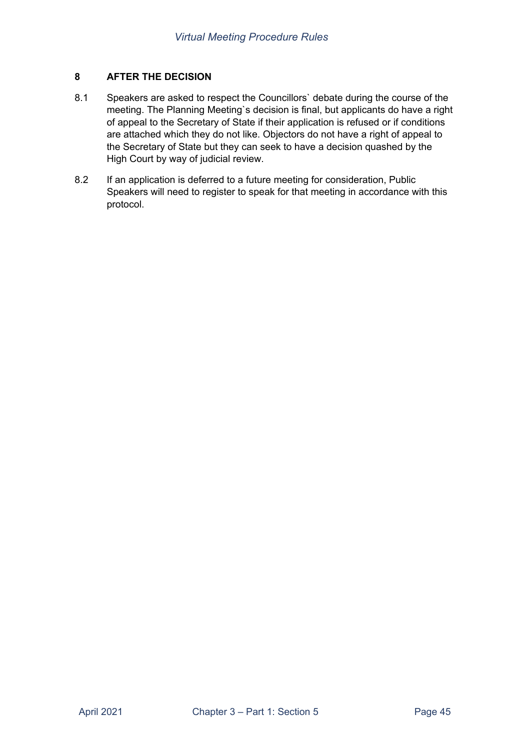## 8 AFTER THE DECISION

8.1 Speakers are asked to respect the Councillors` debate during the course of the meeting. The Planning Meeting`s decision is final, but applicants do have a right of appeal to the Secretary of State if their application is refused or if conditions are attached which they do not like. Objectors do not have a right of appeal to the Secretary of State but they can seek to have a decision quashed by the High Court by way of judicial review.

8.2 If an application is deferred to a future meeting for consideration, Public Speakers will need to register to speak for that meeting in accordance with this protocol.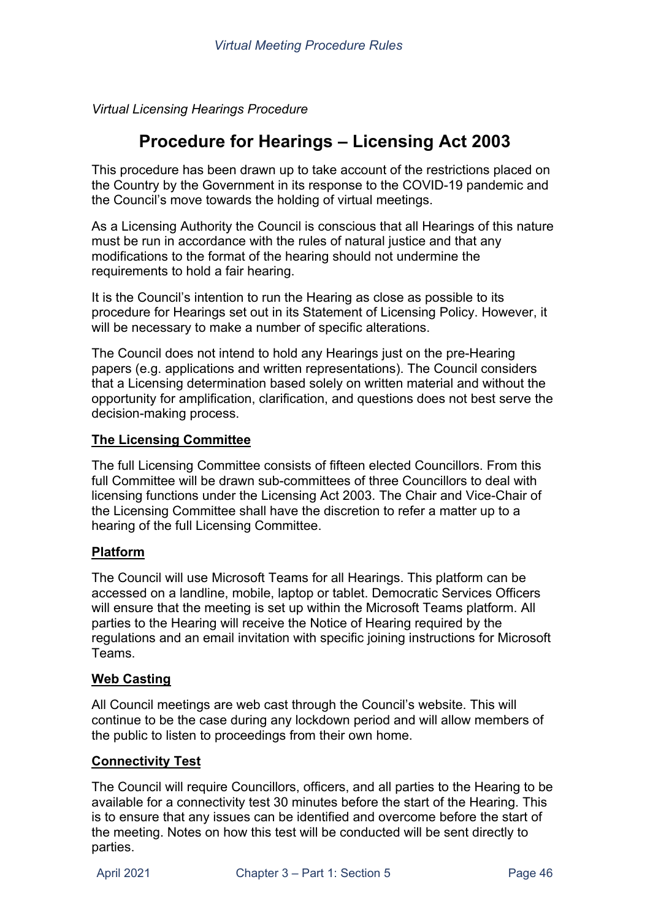*Virtual Licensing Hearings Procedure*

# Procedure for Hearings – Licensing Act 2003

This procedure has been drawn up to take account of the restrictions placed on the Country by the Government in its response to the COVID-19 pandemic and the Council's move towards the holding of virtual meetings.

As a Licensing Authority the Council is conscious that all Hearings of this nature must be run in accordance with the rules of natural justice and that any modifications to the format of the hearing should not undermine the requirements to hold a fair hearing.

It is the Council's intention to run the Hearing as close as possible to its procedure for Hearings set out in its Statement of Licensing Policy. However, it will be necessary to make a number of specific alterations.

The Council does not intend to hold any Hearings just on the pre-Hearing papers (e.g. applications and written representations). The Council considers that a Licensing determination based solely on written material and without the opportunity for amplification, clarification, and questions does not best serve the decision-making process.

## The Licensing Committee

The full Licensing Committee consists of fifteen elected Councillors. From this full Committee will be drawn sub-committees of three Councillors to deal with licensing functions under the Licensing Act 2003. The Chair and Vice-Chair of the Licensing Committee shall have the discretion to refer a matter up to a hearing of the full Licensing Committee.

## Platform

The Council will use Microsoft Teams for all Hearings. This platform can be accessed on a landline, mobile, laptop or tablet. Democratic Services Officers will ensure that the meeting is set up within the Microsoft Teams platform. All parties to the Hearing will receive the Notice of Hearing required by the regulations and an email invitation with specific joining instructions for Microsoft Teams.

## Web Casting

All Council meetings are web cast through the Council's website. This will continue to be the case during any lockdown period and will allow members of the public to listen to proceedings from their own home.

## Connectivity Test

The Council will require Councillors, officers, and all parties to the Hearing to be available for a connectivity test 30 minutes before the start of the Hearing. This is to ensure that any issues can be identified and overcome before the start of the meeting. Notes on how this test will be conducted will be sent directly to parties.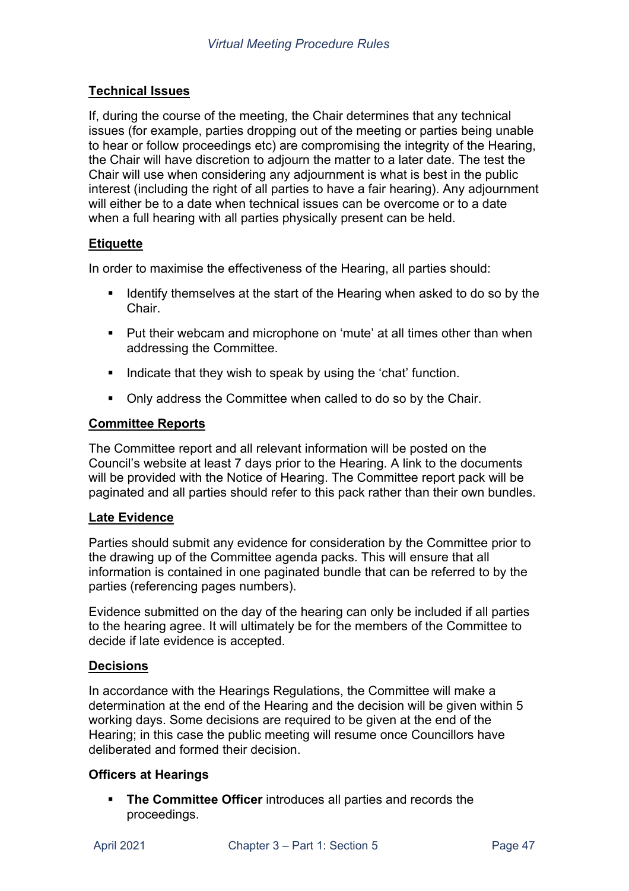## Technical Issues

If, during the course of the meeting, the Chair determines that any technical issues (for example, parties dropping out of the meeting or parties being unable to hear or follow proceedings etc) are compromising the integrity of the Hearing, the Chair will have discretion to adjourn the matter to a later date. The test the Chair will use when considering any adjournment is what is best in the public interest (including the right of all parties to have a fair hearing). Any adjournment will either be to a date when technical issues can be overcome or to a date when a full hearing with all parties physically present can be held.

## Etiquette

In order to maximise the effectiveness of the Hearing, all parties should:

- Identify themselves at the start of the Hearing when asked to do so by the Chair.
- Put their webcam and microphone on 'mute' at all times other than when addressing the Committee.
- Indicate that they wish to speak by using the 'chat' function.
- Only address the Committee when called to do so by the Chair.

## Committee Reports

The Committee report and all relevant information will be posted on the Council's website at least 7 days prior to the Hearing. A link to the documents will be provided with the Notice of Hearing. The Committee report pack will be paginated and all parties should refer to this pack rather than their own bundles.

## Late Evidence

Parties should submit any evidence for consideration by the Committee prior to the drawing up of the Committee agenda packs. This will ensure that all information is contained in one paginated bundle that can be referred to by the parties (referencing pages numbers).

Evidence submitted on the day of the hearing can only be included if all parties to the hearing agree. It will ultimately be for the members of the Committee to decide if late evidence is accepted.

## Decisions

In accordance with the Hearings Regulations, the Committee will make a determination at the end of the Hearing and the decision will be given within 5 working days. Some decisions are required to be given at the end of the Hearing; in this case the public meeting will resume once Councillors have deliberated and formed their decision.

### Officers at Hearings

- **The Committee Officer** introduces all parties and records the proceedings.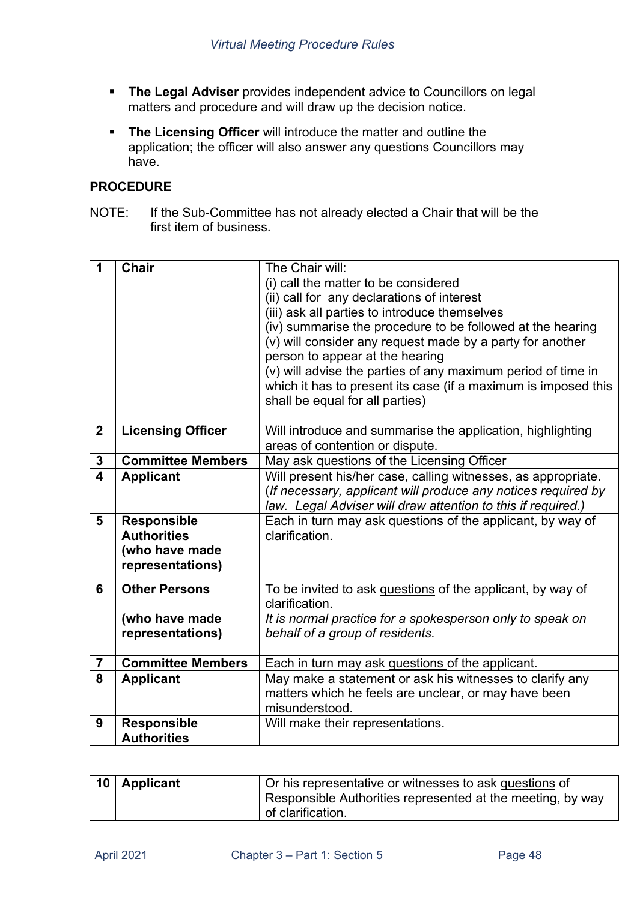- **The Legal Adviser** provides independent advice to Councillors on legal matters and procedure and will draw up the decision notice.

- **The Licensing Officer** will introduce the matter and outline the application; the officer will also answer any questions Councillors may have.

**PROCEDURE**

NOTE: If the Sub-Committee has not already elected a Chair that will be the first item of business.

| | | |
|---|---|---|
| **1** | **Chair** | The Chair will:<br>(i) call the matter to be considered<br>(ii) call for any declarations of interest<br>(iii) ask all parties to introduce themselves<br>(iv) summarise the procedure to be followed at the hearing<br>(v) will consider any request made by a party for another person to appear at the hearing<br>(v) will advise the parties of any maximum period of time in which it has to present its case (if a maximum is imposed this shall be equal for all parties) |
| **2** | **Licensing Officer** | Will introduce and summarise the application, highlighting areas of contention or dispute. |
| **3** | **Committee Members** | May ask questions of the Licensing Officer |
| **4** | **Applicant** | Will present his/her case, calling witnesses, as appropriate. (*If necessary, applicant will produce any notices required by law. Legal Adviser will draw attention to this if required.)* |
| **5** | **Responsible Authorities (who have made representations)** | Each in turn may ask <u>questions</u> of the applicant, by way of clarification. |
| **6** | **Other Persons**<br><br>**(who have made representations)** | To be invited to ask <u>questions</u> of the applicant, by way of clarification.<br>*It is normal practice for a spokesperson only to speak on behalf of a group of residents.* |
| **7** | **Committee Members** | Each in turn may ask <u>questions</u> of the applicant. |
| **8** | **Applicant** | May make a <u>statement</u> or ask his witnesses to clarify any matters which he feels are unclear, or may have been misunderstood. |
| **9** | **Responsible Authorities** | Will make their representations. |
| **10** | **Applicant** | Or his representative or witnesses to ask <u>questions</u> of Responsible Authorities represented at the meeting, by way of clarification. |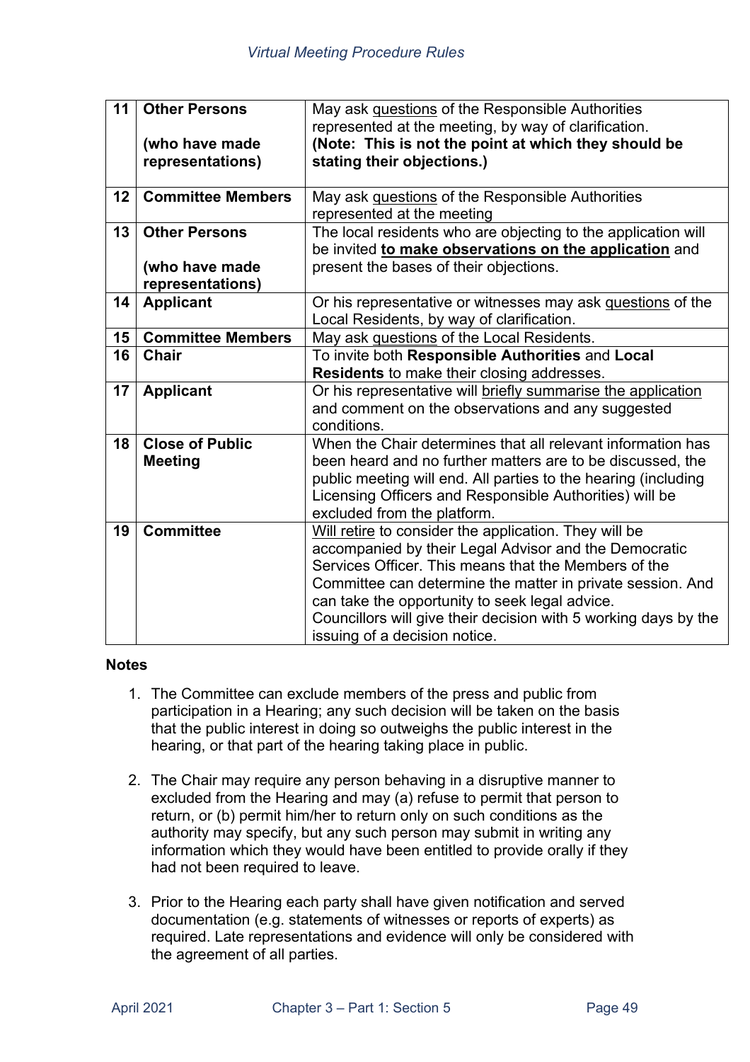| | | |
|---|---|---|
| 11 | **Other Persons**<br><br>**(who have made representations)** | May ask questions of the Responsible Authorities represented at the meeting, by way of clarification.<br>**(Note: This is not the point at which they should be stating their objections.)** |
| 12 | **Committee Members** | May ask questions of the Responsible Authorities represented at the meeting |
| 13 | **Other Persons**<br><br>**(who have made representations)** | The local residents who are objecting to the application will be invited **to make observations on the application** and present the bases of their objections. |
| 14 | **Applicant** | Or his representative or witnesses may ask questions of the Local Residents, by way of clarification. |
| 15 | **Committee Members** | May ask questions of the Local Residents. |
| 16 | **Chair** | To invite both **Responsible Authorities** and **Local Residents** to make their closing addresses. |
| 17 | **Applicant** | Or his representative will briefly summarise the application and comment on the observations and any suggested conditions. |
| 18 | **Close of Public Meeting** | When the Chair determines that all relevant information has been heard and no further matters are to be discussed, the public meeting will end. All parties to the hearing (including Licensing Officers and Responsible Authorities) will be excluded from the platform. |
| 19 | **Committee** | Will retire to consider the application. They will be accompanied by their Legal Advisor and the Democratic Services Officer. This means that the Members of the Committee can determine the matter in private session. And can take the opportunity to seek legal advice.<br>Councillors will give their decision with 5 working days by the issuing of a decision notice. |

**Notes**

1. The Committee can exclude members of the press and public from participation in a Hearing; any such decision will be taken on the basis that the public interest in doing so outweighs the public interest in the hearing, or that part of the hearing taking place in public.

2. The Chair may require any person behaving in a disruptive manner to excluded from the Hearing and may (a) refuse to permit that person to return, or (b) permit him/her to return only on such conditions as the authority may specify, but any such person may submit in writing any information which they would have been entitled to provide orally if they had not been required to leave.

3. Prior to the Hearing each party shall have given notification and served documentation (e.g. statements of witnesses or reports of experts) as required. Late representations and evidence will only be considered with the agreement of all parties.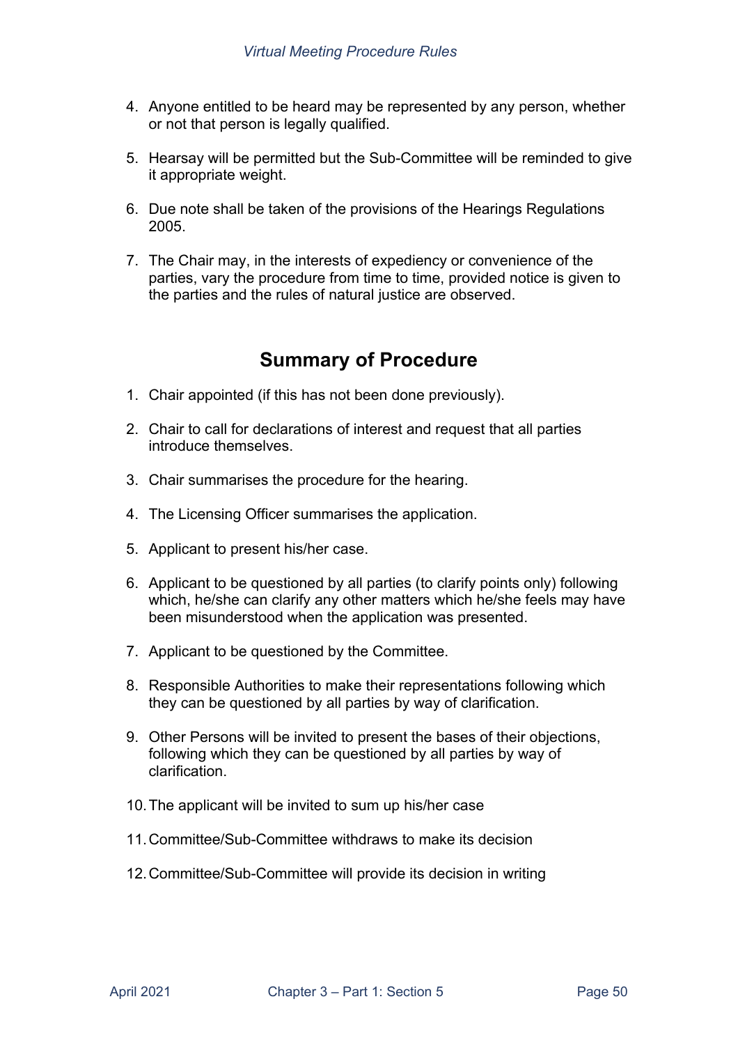4. Anyone entitled to be heard may be represented by any person, whether or not that person is legally qualified.

5. Hearsay will be permitted but the Sub-Committee will be reminded to give it appropriate weight.

6. Due note shall be taken of the provisions of the Hearings Regulations 2005.

7. The Chair may, in the interests of expediency or convenience of the parties, vary the procedure from time to time, provided notice is given to the parties and the rules of natural justice are observed.

## Summary of Procedure

1. Chair appointed (if this has not been done previously).

2. Chair to call for declarations of interest and request that all parties introduce themselves.

3. Chair summarises the procedure for the hearing.

4. The Licensing Officer summarises the application.

5. Applicant to present his/her case.

6. Applicant to be questioned by all parties (to clarify points only) following which, he/she can clarify any other matters which he/she feels may have been misunderstood when the application was presented.

7. Applicant to be questioned by the Committee.

8. Responsible Authorities to make their representations following which they can be questioned by all parties by way of clarification.

9. Other Persons will be invited to present the bases of their objections, following which they can be questioned by all parties by way of clarification.

10. The applicant will be invited to sum up his/her case

11. Committee/Sub-Committee withdraws to make its decision

12. Committee/Sub-Committee will provide its decision in writing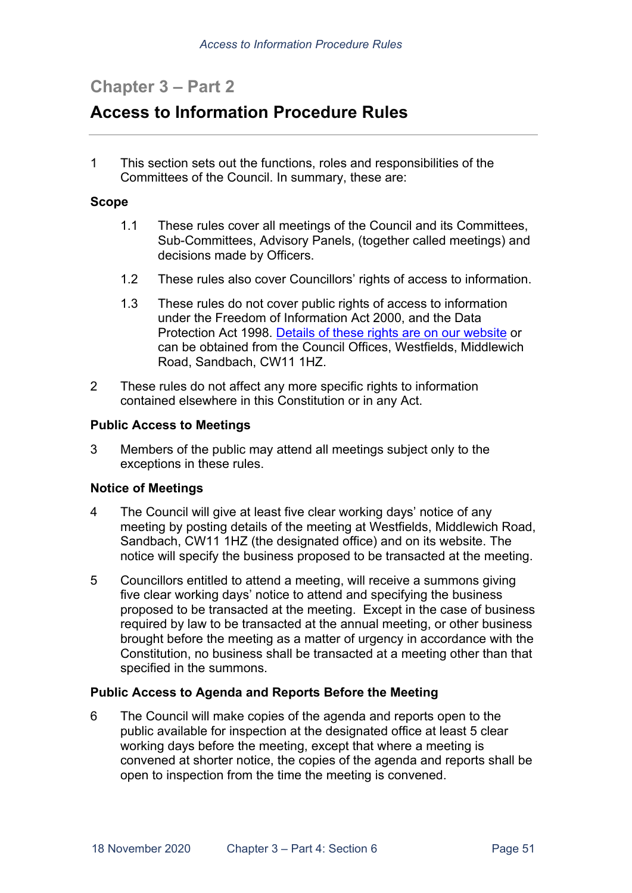## Chapter 3 – Part 2

# Access to Information Procedure Rules

1 This section sets out the functions, roles and responsibilities of the Committees of the Council. In summary, these are:

### Scope

1.1 These rules cover all meetings of the Council and its Committees, Sub-Committees, Advisory Panels, (together called meetings) and decisions made by Officers.

1.2 These rules also cover Councillors' rights of access to information.

1.3 These rules do not cover public rights of access to information under the Freedom of Information Act 2000, and the Data Protection Act 1998. Details of these rights are on our website or can be obtained from the Council Offices, Westfields, Middlewich Road, Sandbach, CW11 1HZ.

2 These rules do not affect any more specific rights to information contained elsewhere in this Constitution or in any Act.

### Public Access to Meetings

3 Members of the public may attend all meetings subject only to the exceptions in these rules.

### Notice of Meetings

4 The Council will give at least five clear working days' notice of any meeting by posting details of the meeting at Westfields, Middlewich Road, Sandbach, CW11 1HZ (the designated office) and on its website. The notice will specify the business proposed to be transacted at the meeting.

5 Councillors entitled to attend a meeting, will receive a summons giving five clear working days' notice to attend and specifying the business proposed to be transacted at the meeting. Except in the case of business required by law to be transacted at the annual meeting, or other business brought before the meeting as a matter of urgency in accordance with the Constitution, no business shall be transacted at a meeting other than that specified in the summons.

### Public Access to Agenda and Reports Before the Meeting

6 The Council will make copies of the agenda and reports open to the public available for inspection at the designated office at least 5 clear working days before the meeting, except that where a meeting is convened at shorter notice, the copies of the agenda and reports shall be open to inspection from the time the meeting is convened.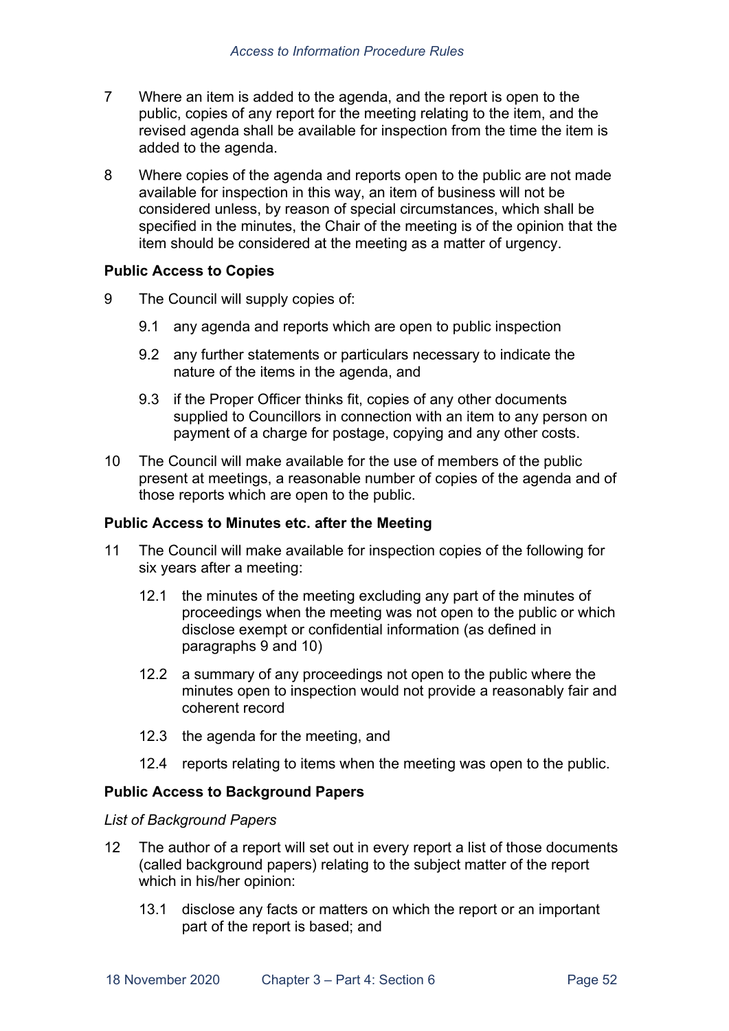7 Where an item is added to the agenda, and the report is open to the public, copies of any report for the meeting relating to the item, and the revised agenda shall be available for inspection from the time the item is added to the agenda.

8 Where copies of the agenda and reports open to the public are not made available for inspection in this way, an item of business will not be considered unless, by reason of special circumstances, which shall be specified in the minutes, the Chair of the meeting is of the opinion that the item should be considered at the meeting as a matter of urgency.

**Public Access to Copies**

9 The Council will supply copies of:

9.1 any agenda and reports which are open to public inspection

9.2 any further statements or particulars necessary to indicate the nature of the items in the agenda, and

9.3 if the Proper Officer thinks fit, copies of any other documents supplied to Councillors in connection with an item to any person on payment of a charge for postage, copying and any other costs.

10 The Council will make available for the use of members of the public present at meetings, a reasonable number of copies of the agenda and of those reports which are open to the public.

**Public Access to Minutes etc. after the Meeting**

11 The Council will make available for inspection copies of the following for six years after a meeting:

12.1 the minutes of the meeting excluding any part of the minutes of proceedings when the meeting was not open to the public or which disclose exempt or confidential information (as defined in paragraphs 9 and 10)

12.2 a summary of any proceedings not open to the public where the minutes open to inspection would not provide a reasonably fair and coherent record

12.3 the agenda for the meeting, and

12.4 reports relating to items when the meeting was open to the public.

**Public Access to Background Papers**

*List of Background Papers*

12 The author of a report will set out in every report a list of those documents (called background papers) relating to the subject matter of the report which in his/her opinion:

13.1 disclose any facts or matters on which the report or an important part of the report is based; and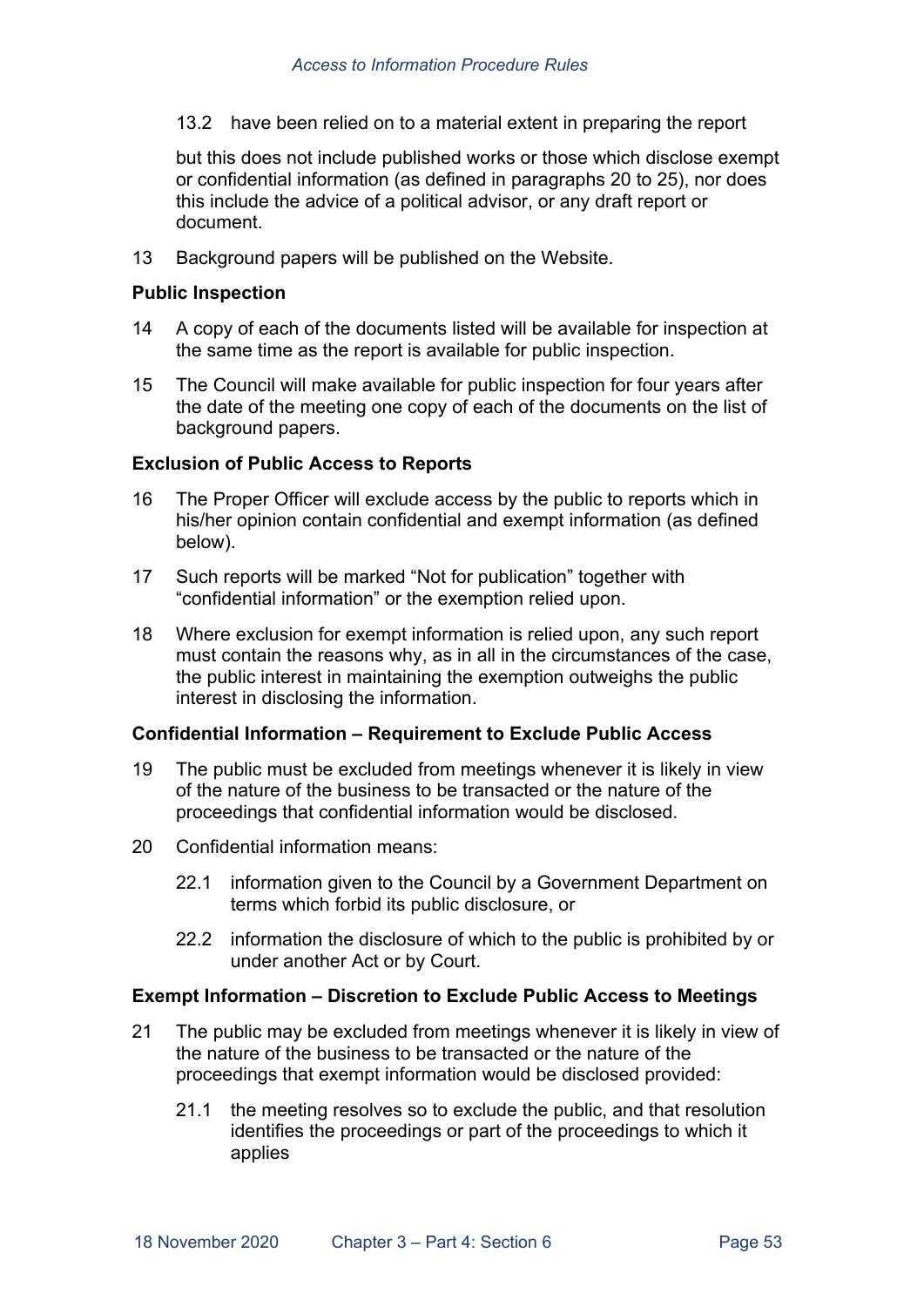13.2 have been relied on to a material extent in preparing the report

but this does not include published works or those which disclose exempt or confidential information (as defined in paragraphs 20 to 25), nor does this include the advice of a political advisor, or any draft report or document.

13 Background papers will be published on the Website.

**Public Inspection**

14 A copy of each of the documents listed will be available for inspection at the same time as the report is available for public inspection.

15 The Council will make available for public inspection for four years after the date of the meeting one copy of each of the documents on the list of background papers.

**Exclusion of Public Access to Reports**

16 The Proper Officer will exclude access by the public to reports which in his/her opinion contain confidential and exempt information (as defined below).

17 Such reports will be marked "Not for publication" together with "confidential information" or the exemption relied upon.

18 Where exclusion for exempt information is relied upon, any such report must contain the reasons why, as in all in the circumstances of the case, the public interest in maintaining the exemption outweighs the public interest in disclosing the information.

**Confidential Information – Requirement to Exclude Public Access**

19 The public must be excluded from meetings whenever it is likely in view of the nature of the business to be transacted or the nature of the proceedings that confidential information would be disclosed.

20 Confidential information means:

22.1 information given to the Council by a Government Department on terms which forbid its public disclosure, or

22.2 information the disclosure of which to the public is prohibited by or under another Act or by Court.

**Exempt Information – Discretion to Exclude Public Access to Meetings**

21 The public may be excluded from meetings whenever it is likely in view of the nature of the business to be transacted or the nature of the proceedings that exempt information would be disclosed provided:

21.1 the meeting resolves so to exclude the public, and that resolution identifies the proceedings or part of the proceedings to which it applies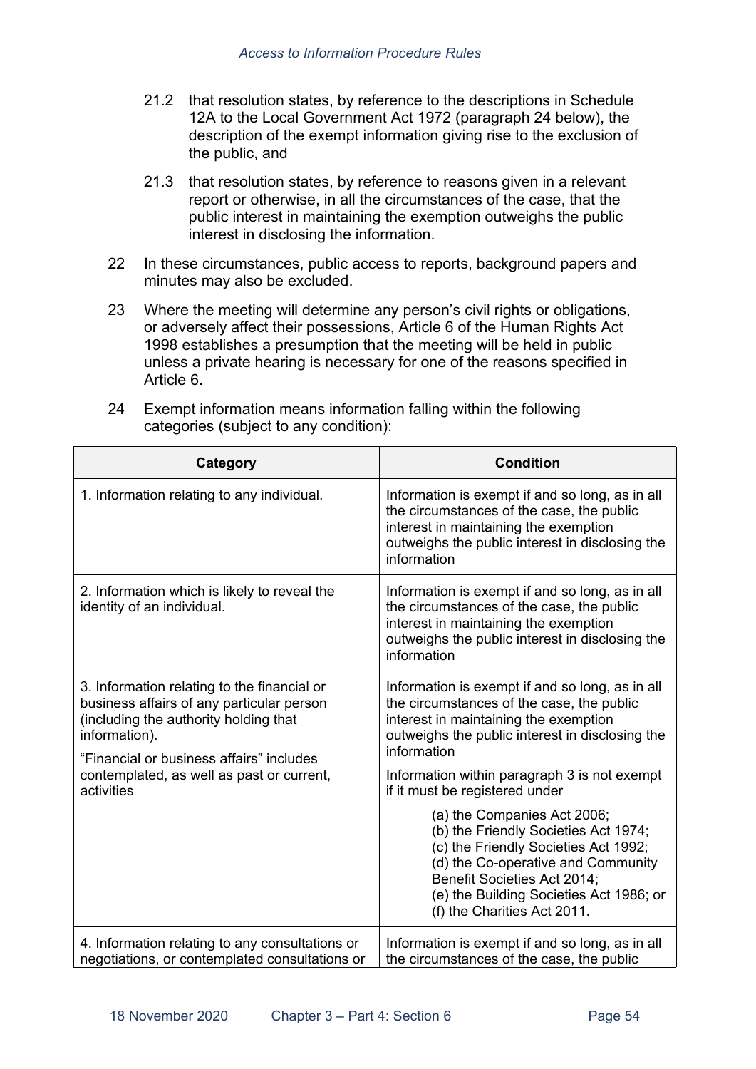21.2 that resolution states, by reference to the descriptions in Schedule 12A to the Local Government Act 1972 (paragraph 24 below), the description of the exempt information giving rise to the exclusion of the public, and

21.3 that resolution states, by reference to reasons given in a relevant report or otherwise, in all the circumstances of the case, that the public interest in maintaining the exemption outweighs the public interest in disclosing the information.

22 In these circumstances, public access to reports, background papers and minutes may also be excluded.

23 Where the meeting will determine any person's civil rights or obligations, or adversely affect their possessions, Article 6 of the Human Rights Act 1998 establishes a presumption that the meeting will be held in public unless a private hearing is necessary for one of the reasons specified in Article 6.

24 Exempt information means information falling within the following categories (subject to any condition):

| Category | Condition |
| --- | --- |
| 1. Information relating to any individual. | Information is exempt if and so long, as in all the circumstances of the case, the public interest in maintaining the exemption outweighs the public interest in disclosing the information |
| 2. Information which is likely to reveal the identity of an individual. | Information is exempt if and so long, as in all the circumstances of the case, the public interest in maintaining the exemption outweighs the public interest in disclosing the information |
| 3. Information relating to the financial or business affairs of any particular person (including the authority holding that information).<br>"Financial or business affairs" includes contemplated, as well as past or current, activities | Information is exempt if and so long, as in all the circumstances of the case, the public interest in maintaining the exemption outweighs the public interest in disclosing the information<br>Information within paragraph 3 is not exempt if it must be registered under<br>(a) the Companies Act 2006;<br>(b) the Friendly Societies Act 1974;<br>(c) the Friendly Societies Act 1992;<br>(d) the Co-operative and Community Benefit Societies Act 2014;<br>(e) the Building Societies Act 1986; or<br>(f) the Charities Act 2011. |
| 4. Information relating to any consultations or negotiations, or contemplated consultations or | Information is exempt if and so long, as in all the circumstances of the case, the public |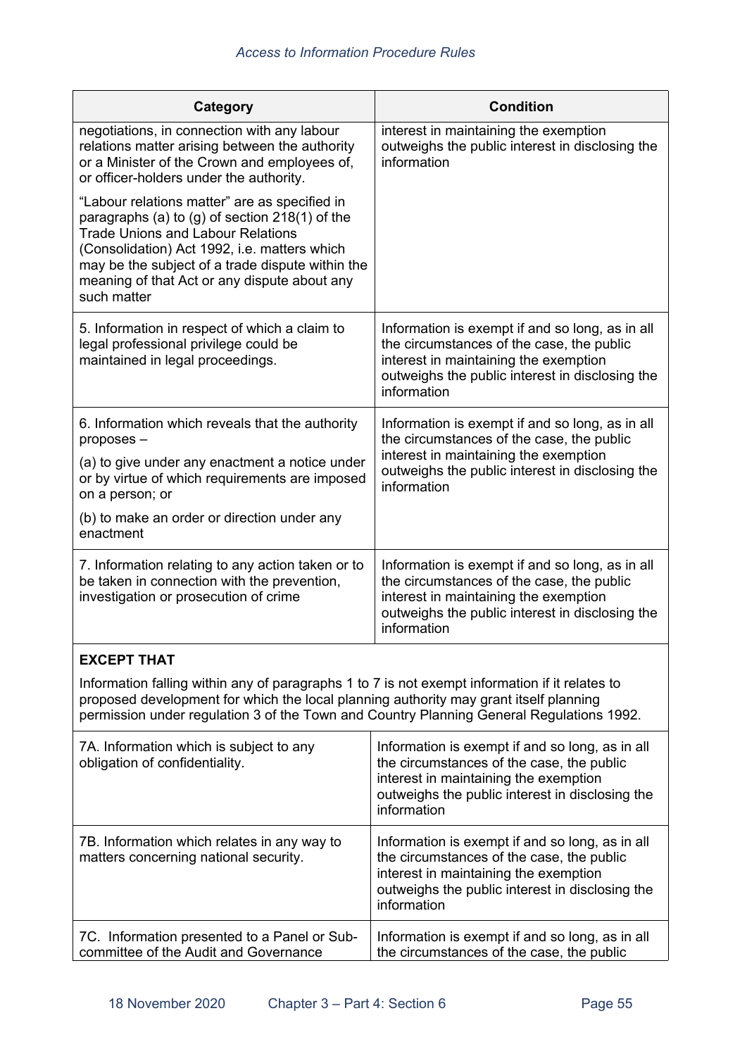| Category | Condition |
|---|---|
| negotiations, in connection with any labour relations matter arising between the authority or a Minister of the Crown and employees of, or officer-holders under the authority.<br><br>"Labour relations matter" are as specified in paragraphs (a) to (g) of section 218(1) of the Trade Unions and Labour Relations (Consolidation) Act 1992, i.e. matters which may be the subject of a trade dispute within the meaning of that Act or any dispute about any such matter | interest in maintaining the exemption outweighs the public interest in disclosing the information |
| 5. Information in respect of which a claim to legal professional privilege could be maintained in legal proceedings. | Information is exempt if and so long, as in all the circumstances of the case, the public interest in maintaining the exemption outweighs the public interest in disclosing the information |
| 6. Information which reveals that the authority proposes –<br><br>(a) to give under any enactment a notice under or by virtue of which requirements are imposed on a person; or<br><br>(b) to make an order or direction under any enactment | Information is exempt if and so long, as in all the circumstances of the case, the public interest in maintaining the exemption outweighs the public interest in disclosing the information |
| 7. Information relating to any action taken or to be taken in connection with the prevention, investigation or prosecution of crime | Information is exempt if and so long, as in all the circumstances of the case, the public interest in maintaining the exemption outweighs the public interest in disclosing the information |
| **EXCEPT THAT**<br><br>Information falling within any of paragraphs 1 to 7 is not exempt information if it relates to proposed development for which the local planning authority may grant itself planning permission under regulation 3 of the Town and Country Planning General Regulations 1992. | |
| 7A. Information which is subject to any obligation of confidentiality. | Information is exempt if and so long, as in all the circumstances of the case, the public interest in maintaining the exemption outweighs the public interest in disclosing the information |
| 7B. Information which relates in any way to matters concerning national security. | Information is exempt if and so long, as in all the circumstances of the case, the public interest in maintaining the exemption outweighs the public interest in disclosing the information |
| 7C. Information presented to a Panel or Sub-committee of the Audit and Governance | Information is exempt if and so long, as in all the circumstances of the case, the public |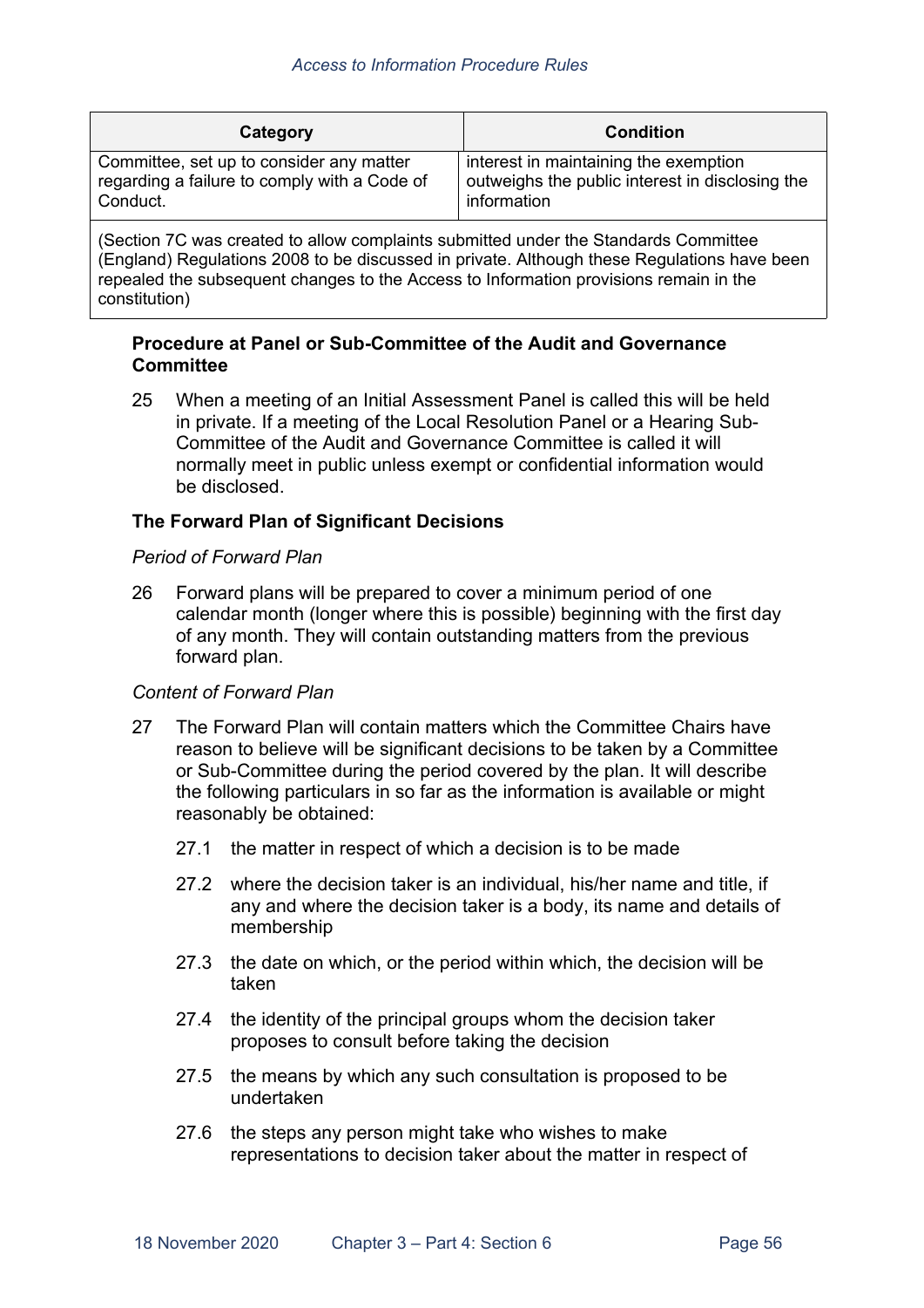| Category | Condition |
| --- | --- |
| Committee, set up to consider any matter regarding a failure to comply with a Code of Conduct. | interest in maintaining the exemption outweighs the public interest in disclosing the information |
| (Section 7C was created to allow complaints submitted under the Standards Committee (England) Regulations 2008 to be discussed in private. Although these Regulations have been repealed the subsequent changes to the Access to Information provisions remain in the constitution) | |

**Procedure at Panel or Sub-Committee of the Audit and Governance Committee**

25 When a meeting of an Initial Assessment Panel is called this will be held in private. If a meeting of the Local Resolution Panel or a Hearing Sub-Committee of the Audit and Governance Committee is called it will normally meet in public unless exempt or confidential information would be disclosed.

**The Forward Plan of Significant Decisions**

*Period of Forward Plan*

26 Forward plans will be prepared to cover a minimum period of one calendar month (longer where this is possible) beginning with the first day of any month. They will contain outstanding matters from the previous forward plan.

*Content of Forward Plan*

27 The Forward Plan will contain matters which the Committee Chairs have reason to believe will be significant decisions to be taken by a Committee or Sub-Committee during the period covered by the plan. It will describe the following particulars in so far as the information is available or might reasonably be obtained:

27.1 the matter in respect of which a decision is to be made

27.2 where the decision taker is an individual, his/her name and title, if any and where the decision taker is a body, its name and details of membership

27.3 the date on which, or the period within which, the decision will be taken

27.4 the identity of the principal groups whom the decision taker proposes to consult before taking the decision

27.5 the means by which any such consultation is proposed to be undertaken

27.6 the steps any person might take who wishes to make representations to decision taker about the matter in respect of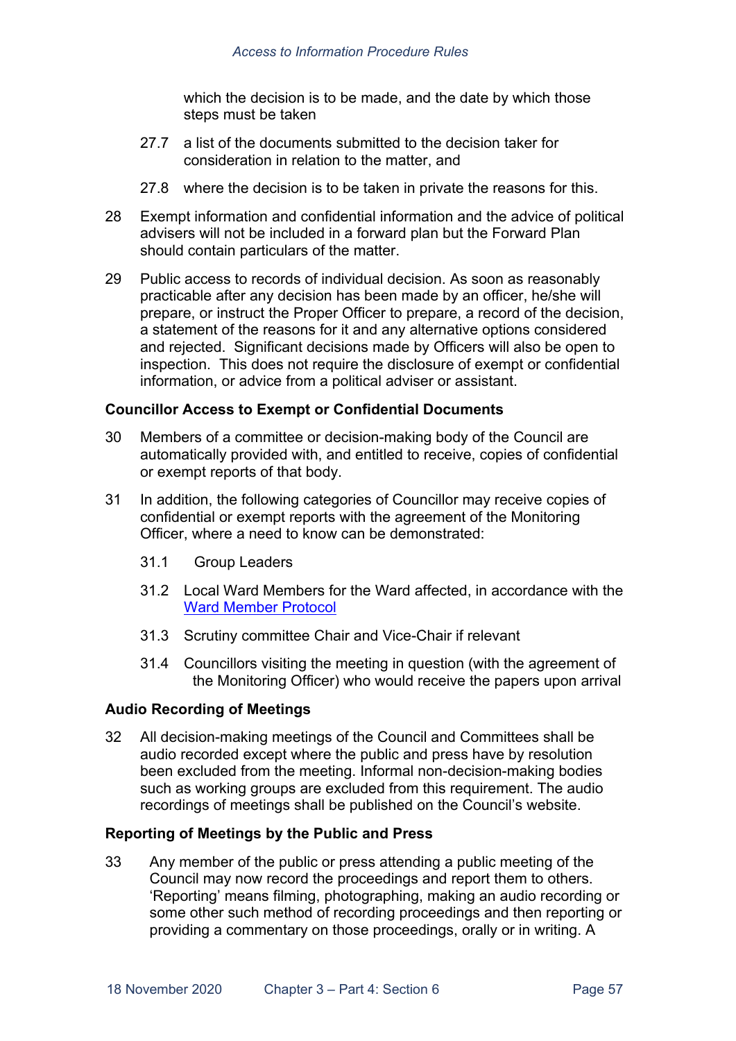which the decision is to be made, and the date by which those steps must be taken

27.7 a list of the documents submitted to the decision taker for consideration in relation to the matter, and

27.8 where the decision is to be taken in private the reasons for this.

28 Exempt information and confidential information and the advice of political advisers will not be included in a forward plan but the Forward Plan should contain particulars of the matter.

29 Public access to records of individual decision. As soon as reasonably practicable after any decision has been made by an officer, he/she will prepare, or instruct the Proper Officer to prepare, a record of the decision, a statement of the reasons for it and any alternative options considered and rejected. Significant decisions made by Officers will also be open to inspection. This does not require the disclosure of exempt or confidential information, or advice from a political adviser or assistant.

**Councillor Access to Exempt or Confidential Documents**

30 Members of a committee or decision-making body of the Council are automatically provided with, and entitled to receive, copies of confidential or exempt reports of that body.

31 In addition, the following categories of Councillor may receive copies of confidential or exempt reports with the agreement of the Monitoring Officer, where a need to know can be demonstrated:

31.1 Group Leaders

31.2 Local Ward Members for the Ward affected, in accordance with the Ward Member Protocol

31.3 Scrutiny committee Chair and Vice-Chair if relevant

31.4 Councillors visiting the meeting in question (with the agreement of the Monitoring Officer) who would receive the papers upon arrival

**Audio Recording of Meetings**

32 All decision-making meetings of the Council and Committees shall be audio recorded except where the public and press have by resolution been excluded from the meeting. Informal non-decision-making bodies such as working groups are excluded from this requirement. The audio recordings of meetings shall be published on the Council's website.

**Reporting of Meetings by the Public and Press**

33 Any member of the public or press attending a public meeting of the Council may now record the proceedings and report them to others. 'Reporting' means filming, photographing, making an audio recording or some other such method of recording proceedings and then reporting or providing a commentary on those proceedings, orally or in writing. A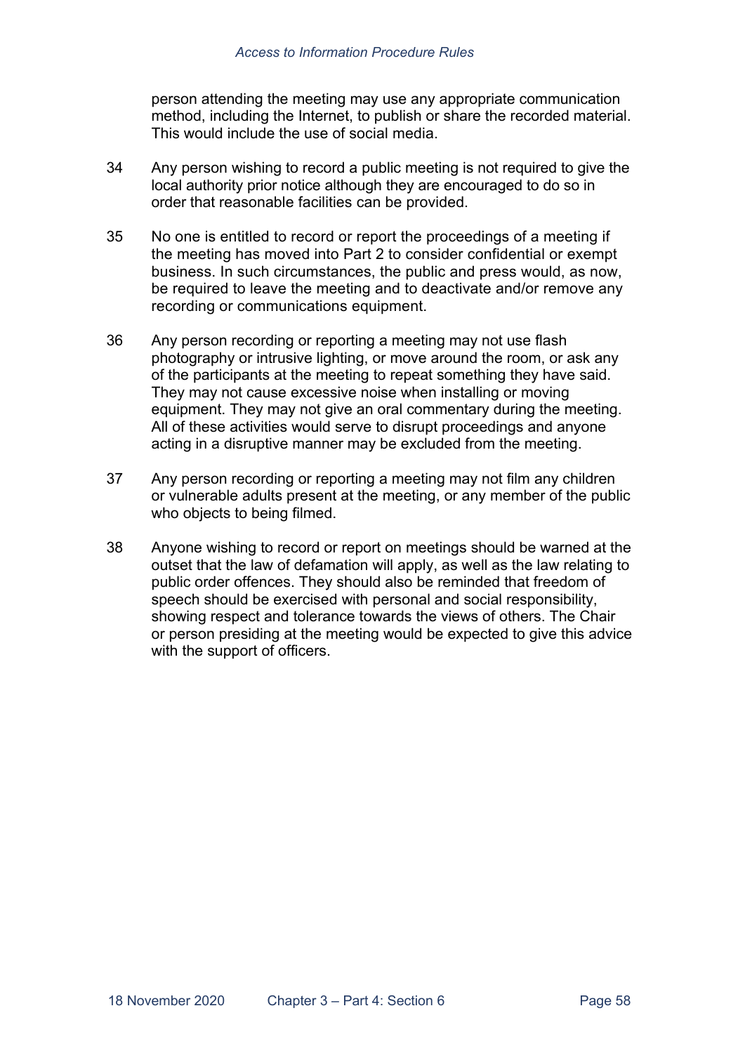person attending the meeting may use any appropriate communication method, including the Internet, to publish or share the recorded material. This would include the use of social media.

34 Any person wishing to record a public meeting is not required to give the local authority prior notice although they are encouraged to do so in order that reasonable facilities can be provided.

35 No one is entitled to record or report the proceedings of a meeting if the meeting has moved into Part 2 to consider confidential or exempt business. In such circumstances, the public and press would, as now, be required to leave the meeting and to deactivate and/or remove any recording or communications equipment.

36 Any person recording or reporting a meeting may not use flash photography or intrusive lighting, or move around the room, or ask any of the participants at the meeting to repeat something they have said. They may not cause excessive noise when installing or moving equipment. They may not give an oral commentary during the meeting. All of these activities would serve to disrupt proceedings and anyone acting in a disruptive manner may be excluded from the meeting.

37 Any person recording or reporting a meeting may not film any children or vulnerable adults present at the meeting, or any member of the public who objects to being filmed.

38 Anyone wishing to record or report on meetings should be warned at the outset that the law of defamation will apply, as well as the law relating to public order offences. They should also be reminded that freedom of speech should be exercised with personal and social responsibility, showing respect and tolerance towards the views of others. The Chair or person presiding at the meeting would be expected to give this advice with the support of officers.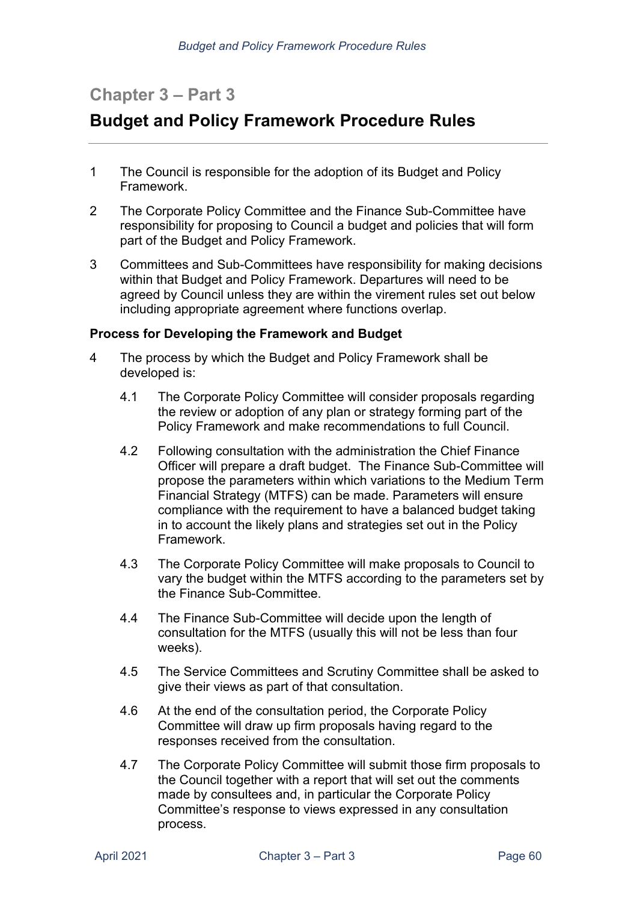## Chapter 3 – Part 3

# Budget and Policy Framework Procedure Rules

1 The Council is responsible for the adoption of its Budget and Policy Framework.

2 The Corporate Policy Committee and the Finance Sub-Committee have responsibility for proposing to Council a budget and policies that will form part of the Budget and Policy Framework.

3 Committees and Sub-Committees have responsibility for making decisions within that Budget and Policy Framework. Departures will need to be agreed by Council unless they are within the virement rules set out below including appropriate agreement where functions overlap.

### Process for Developing the Framework and Budget

4 The process by which the Budget and Policy Framework shall be developed is:

 4.1 The Corporate Policy Committee will consider proposals regarding the review or adoption of any plan or strategy forming part of the Policy Framework and make recommendations to full Council.

 4.2 Following consultation with the administration the Chief Finance Officer will prepare a draft budget. The Finance Sub-Committee will propose the parameters within which variations to the Medium Term Financial Strategy (MTFS) can be made. Parameters will ensure compliance with the requirement to have a balanced budget taking in to account the likely plans and strategies set out in the Policy Framework.

 4.3 The Corporate Policy Committee will make proposals to Council to vary the budget within the MTFS according to the parameters set by the Finance Sub-Committee.

 4.4 The Finance Sub-Committee will decide upon the length of consultation for the MTFS (usually this will not be less than four weeks).

 4.5 The Service Committees and Scrutiny Committee shall be asked to give their views as part of that consultation.

 4.6 At the end of the consultation period, the Corporate Policy Committee will draw up firm proposals having regard to the responses received from the consultation.

 4.7 The Corporate Policy Committee will submit those firm proposals to the Council together with a report that will set out the comments made by consultees and, in particular the Corporate Policy Committee's response to views expressed in any consultation process.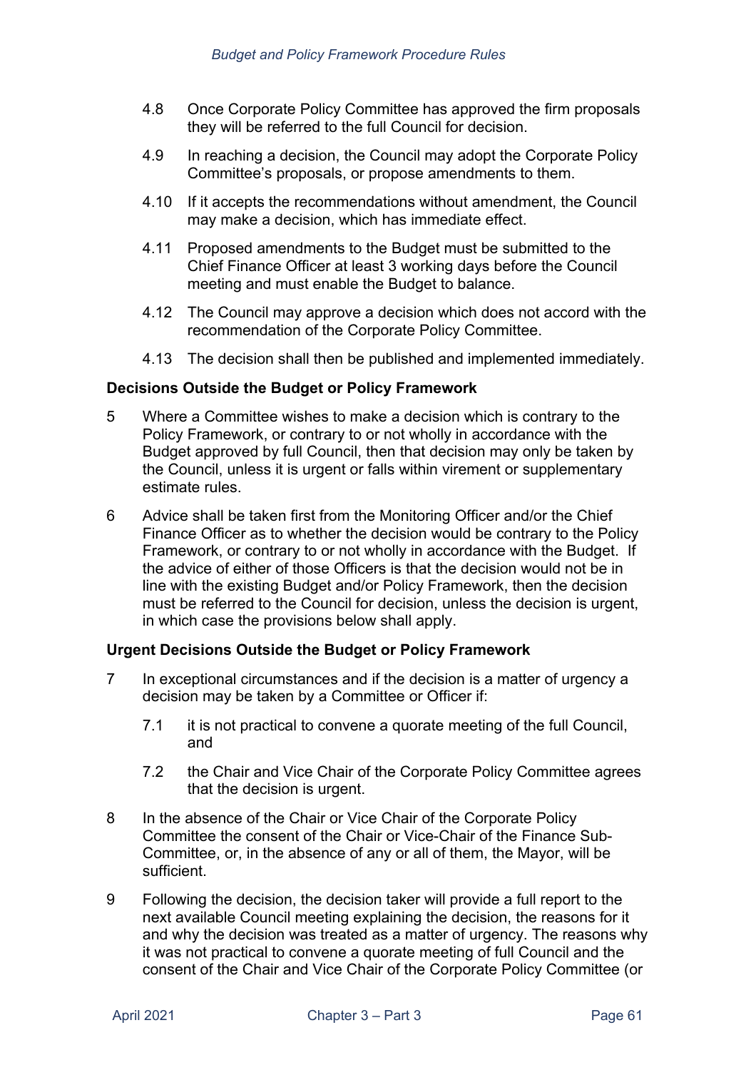4.8 Once Corporate Policy Committee has approved the firm proposals they will be referred to the full Council for decision.

4.9 In reaching a decision, the Council may adopt the Corporate Policy Committee's proposals, or propose amendments to them.

4.10 If it accepts the recommendations without amendment, the Council may make a decision, which has immediate effect.

4.11 Proposed amendments to the Budget must be submitted to the Chief Finance Officer at least 3 working days before the Council meeting and must enable the Budget to balance.

4.12 The Council may approve a decision which does not accord with the recommendation of the Corporate Policy Committee.

4.13 The decision shall then be published and implemented immediately.

**Decisions Outside the Budget or Policy Framework**

5 Where a Committee wishes to make a decision which is contrary to the Policy Framework, or contrary to or not wholly in accordance with the Budget approved by full Council, then that decision may only be taken by the Council, unless it is urgent or falls within virement or supplementary estimate rules.

6 Advice shall be taken first from the Monitoring Officer and/or the Chief Finance Officer as to whether the decision would be contrary to the Policy Framework, or contrary to or not wholly in accordance with the Budget. If the advice of either of those Officers is that the decision would not be in line with the existing Budget and/or Policy Framework, then the decision must be referred to the Council for decision, unless the decision is urgent, in which case the provisions below shall apply.

**Urgent Decisions Outside the Budget or Policy Framework**

7 In exceptional circumstances and if the decision is a matter of urgency a decision may be taken by a Committee or Officer if:

7.1 it is not practical to convene a quorate meeting of the full Council, and

7.2 the Chair and Vice Chair of the Corporate Policy Committee agrees that the decision is urgent.

8 In the absence of the Chair or Vice Chair of the Corporate Policy Committee the consent of the Chair or Vice-Chair of the Finance Sub-Committee, or, in the absence of any or all of them, the Mayor, will be sufficient.

9 Following the decision, the decision taker will provide a full report to the next available Council meeting explaining the decision, the reasons for it and why the decision was treated as a matter of urgency. The reasons why it was not practical to convene a quorate meeting of full Council and the consent of the Chair and Vice Chair of the Corporate Policy Committee (or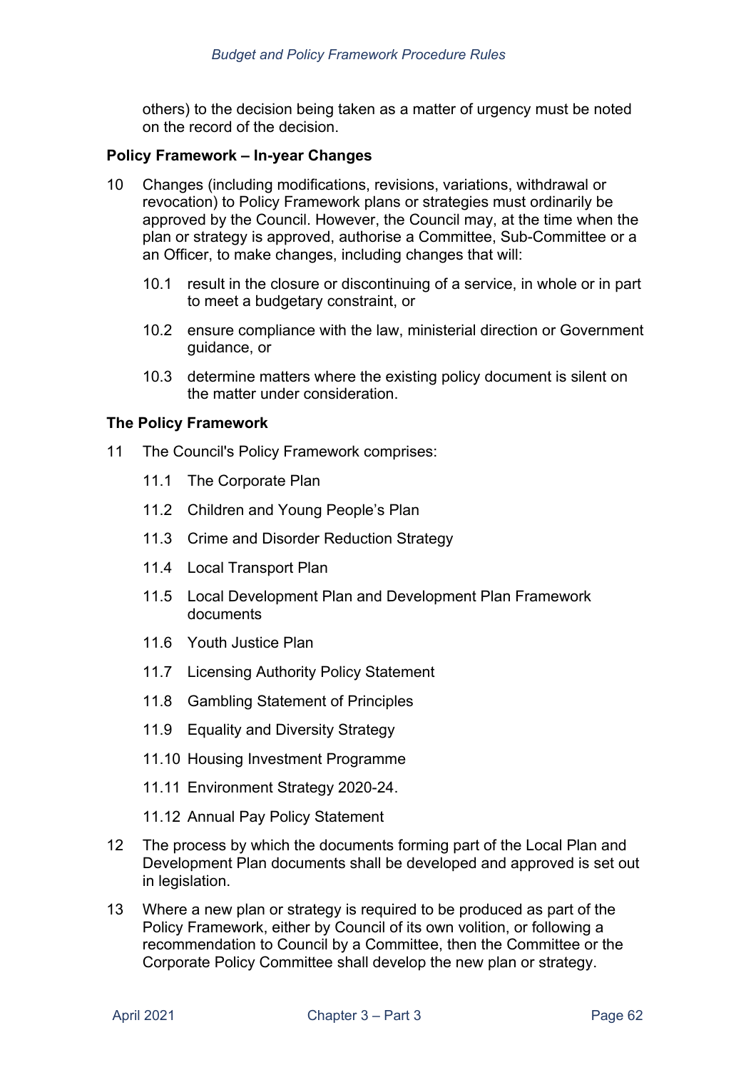others) to the decision being taken as a matter of urgency must be noted on the record of the decision.

**Policy Framework – In-year Changes**

10 Changes (including modifications, revisions, variations, withdrawal or revocation) to Policy Framework plans or strategies must ordinarily be approved by the Council. However, the Council may, at the time when the plan or strategy is approved, authorise a Committee, Sub-Committee or a an Officer, to make changes, including changes that will:

10.1 result in the closure or discontinuing of a service, in whole or in part to meet a budgetary constraint, or

10.2 ensure compliance with the law, ministerial direction or Government guidance, or

10.3 determine matters where the existing policy document is silent on the matter under consideration.

**The Policy Framework**

11 The Council's Policy Framework comprises:

11.1 The Corporate Plan

11.2 Children and Young People's Plan

11.3 Crime and Disorder Reduction Strategy

11.4 Local Transport Plan

11.5 Local Development Plan and Development Plan Framework documents

11.6 Youth Justice Plan

11.7 Licensing Authority Policy Statement

11.8 Gambling Statement of Principles

11.9 Equality and Diversity Strategy

11.10 Housing Investment Programme

11.11 Environment Strategy 2020-24.

11.12 Annual Pay Policy Statement

12 The process by which the documents forming part of the Local Plan and Development Plan documents shall be developed and approved is set out in legislation.

13 Where a new plan or strategy is required to be produced as part of the Policy Framework, either by Council of its own volition, or following a recommendation to Council by a Committee, then the Committee or the Corporate Policy Committee shall develop the new plan or strategy.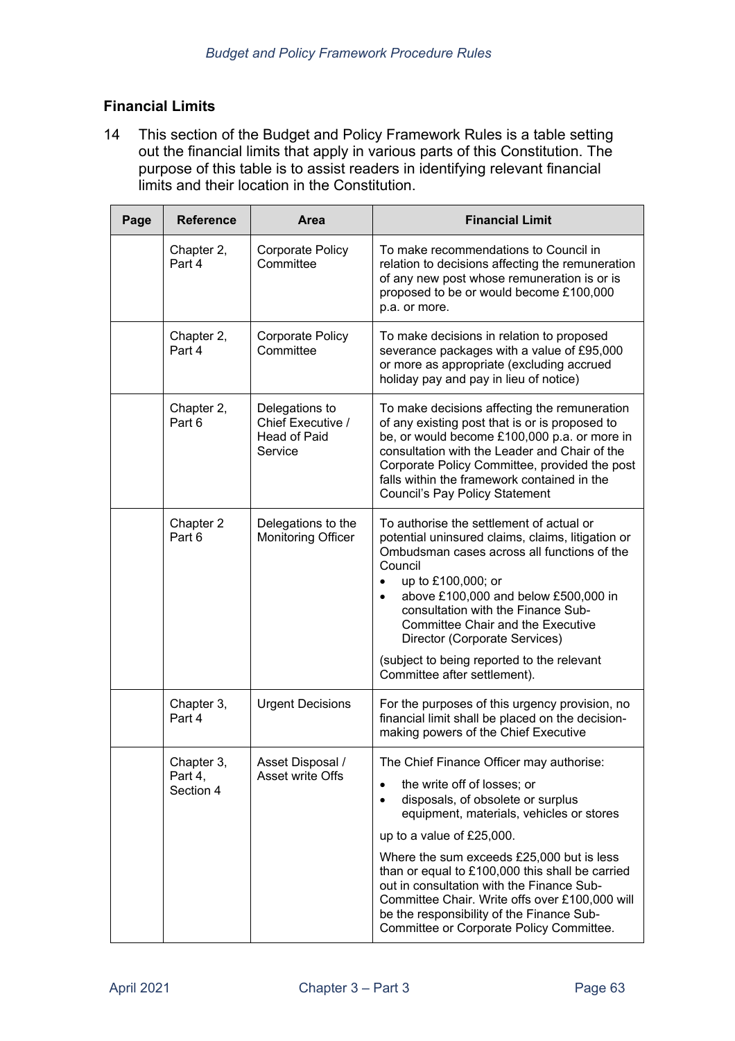## Financial Limits

14 This section of the Budget and Policy Framework Rules is a table setting out the financial limits that apply in various parts of this Constitution. The purpose of this table is to assist readers in identifying relevant financial limits and their location in the Constitution.

| Page | Reference | Area | Financial Limit |
|---|---|---|---|
| | Chapter 2, Part 4 | Corporate Policy Committee | To make recommendations to Council in relation to decisions affecting the remuneration of any new post whose remuneration is or is proposed to be or would become £100,000 p.a. or more. |
| | Chapter 2, Part 4 | Corporate Policy Committee | To make decisions in relation to proposed severance packages with a value of £95,000 or more as appropriate (excluding accrued holiday pay and pay in lieu of notice) |
| | Chapter 2, Part 6 | Delegations to Chief Executive / Head of Paid Service | To make decisions affecting the remuneration of any existing post that is or is proposed to be, or would become £100,000 p.a. or more in consultation with the Leader and Chair of the Corporate Policy Committee, provided the post falls within the framework contained in the Council's Pay Policy Statement |
| | Chapter 2 Part 6 | Delegations to the Monitoring Officer | To authorise the settlement of actual or potential uninsured claims, claims, litigation or Ombudsman cases across all functions of the Council<br>• up to £100,000; or<br>• above £100,000 and below £500,000 in consultation with the Finance Sub-Committee Chair and the Executive Director (Corporate Services)<br><br>(subject to being reported to the relevant Committee after settlement). |
| | Chapter 3, Part 4 | Urgent Decisions | For the purposes of this urgency provision, no financial limit shall be placed on the decision-making powers of the Chief Executive |
| | Chapter 3, Part 4, Section 4 | Asset Disposal / Asset write Offs | The Chief Finance Officer may authorise:<br>• the write off of losses; or<br>• disposals, of obsolete or surplus equipment, materials, vehicles or stores<br><br>up to a value of £25,000.<br><br>Where the sum exceeds £25,000 but is less than or equal to £100,000 this shall be carried out in consultation with the Finance Sub-Committee Chair. Write offs over £100,000 will be the responsibility of the Finance Sub-Committee or Corporate Policy Committee. |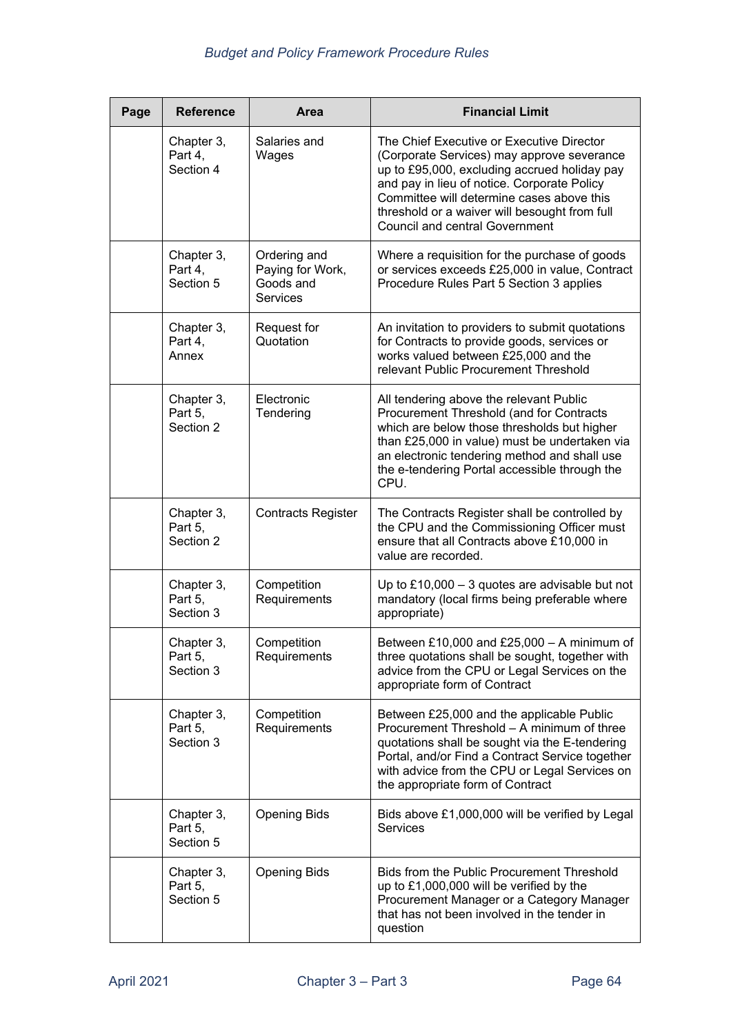| Page | Reference | Area | Financial Limit |
|---|---|---|---|
| | Chapter 3, Part 4, Section 4 | Salaries and Wages | The Chief Executive or Executive Director (Corporate Services) may approve severance up to £95,000, excluding accrued holiday pay and pay in lieu of notice. Corporate Policy Committee will determine cases above this threshold or a waiver will besought from full Council and central Government |
| | Chapter 3, Part 4, Section 5 | Ordering and Paying for Work, Goods and Services | Where a requisition for the purchase of goods or services exceeds £25,000 in value, Contract Procedure Rules Part 5 Section 3 applies |
| | Chapter 3, Part 4, Annex | Request for Quotation | An invitation to providers to submit quotations for Contracts to provide goods, services or works valued between £25,000 and the relevant Public Procurement Threshold |
| | Chapter 3, Part 5, Section 2 | Electronic Tendering | All tendering above the relevant Public Procurement Threshold (and for Contracts which are below those thresholds but higher than £25,000 in value) must be undertaken via an electronic tendering method and shall use the e-tendering Portal accessible through the CPU. |
| | Chapter 3, Part 5, Section 2 | Contracts Register | The Contracts Register shall be controlled by the CPU and the Commissioning Officer must ensure that all Contracts above £10,000 in value are recorded. |
| | Chapter 3, Part 5, Section 3 | Competition Requirements | Up to £10,000 – 3 quotes are advisable but not mandatory (local firms being preferable where appropriate) |
| | Chapter 3, Part 5, Section 3 | Competition Requirements | Between £10,000 and £25,000 – A minimum of three quotations shall be sought, together with advice from the CPU or Legal Services on the appropriate form of Contract |
| | Chapter 3, Part 5, Section 3 | Competition Requirements | Between £25,000 and the applicable Public Procurement Threshold – A minimum of three quotations shall be sought via the E-tendering Portal, and/or Find a Contract Service together with advice from the CPU or Legal Services on the appropriate form of Contract |
| | Chapter 3, Part 5, Section 5 | Opening Bids | Bids above £1,000,000 will be verified by Legal Services |
| | Chapter 3, Part 5, Section 5 | Opening Bids | Bids from the Public Procurement Threshold up to £1,000,000 will be verified by the Procurement Manager or a Category Manager that has not been involved in the tender in question |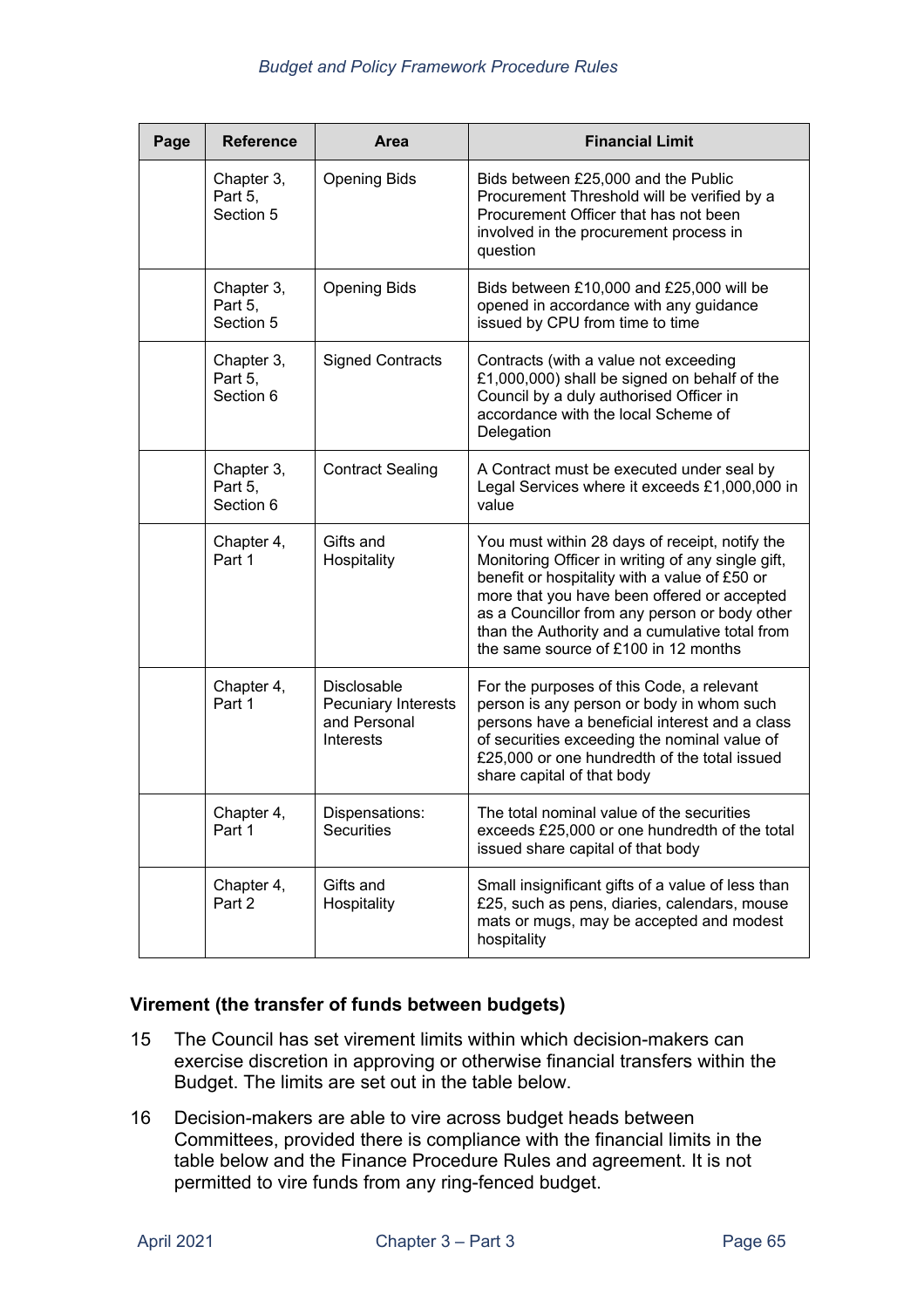| Page | Reference | Area | Financial Limit |
|---|---|---|---|
| | Chapter 3, Part 5, Section 5 | Opening Bids | Bids between £25,000 and the Public Procurement Threshold will be verified by a Procurement Officer that has not been involved in the procurement process in question |
| | Chapter 3, Part 5, Section 5 | Opening Bids | Bids between £10,000 and £25,000 will be opened in accordance with any guidance issued by CPU from time to time |
| | Chapter 3, Part 5, Section 6 | Signed Contracts | Contracts (with a value not exceeding £1,000,000) shall be signed on behalf of the Council by a duly authorised Officer in accordance with the local Scheme of Delegation |
| | Chapter 3, Part 5, Section 6 | Contract Sealing | A Contract must be executed under seal by Legal Services where it exceeds £1,000,000 in value |
| | Chapter 4, Part 1 | Gifts and Hospitality | You must within 28 days of receipt, notify the Monitoring Officer in writing of any single gift, benefit or hospitality with a value of £50 or more that you have been offered or accepted as a Councillor from any person or body other than the Authority and a cumulative total from the same source of £100 in 12 months |
| | Chapter 4, Part 1 | Disclosable Pecuniary Interests and Personal Interests | For the purposes of this Code, a relevant person is any person or body in whom such persons have a beneficial interest and a class of securities exceeding the nominal value of £25,000 or one hundredth of the total issued share capital of that body |
| | Chapter 4, Part 1 | Dispensations: Securities | The total nominal value of the securities exceeds £25,000 or one hundredth of the total issued share capital of that body |
| | Chapter 4, Part 2 | Gifts and Hospitality | Small insignificant gifts of a value of less than £25, such as pens, diaries, calendars, mouse mats or mugs, may be accepted and modest hospitality |

### Virement (the transfer of funds between budgets)

15 The Council has set virement limits within which decision-makers can exercise discretion in approving or otherwise financial transfers within the Budget. The limits are set out in the table below.

16 Decision-makers are able to vire across budget heads between Committees, provided there is compliance with the financial limits in the table below and the Finance Procedure Rules and agreement. It is not permitted to vire funds from any ring-fenced budget.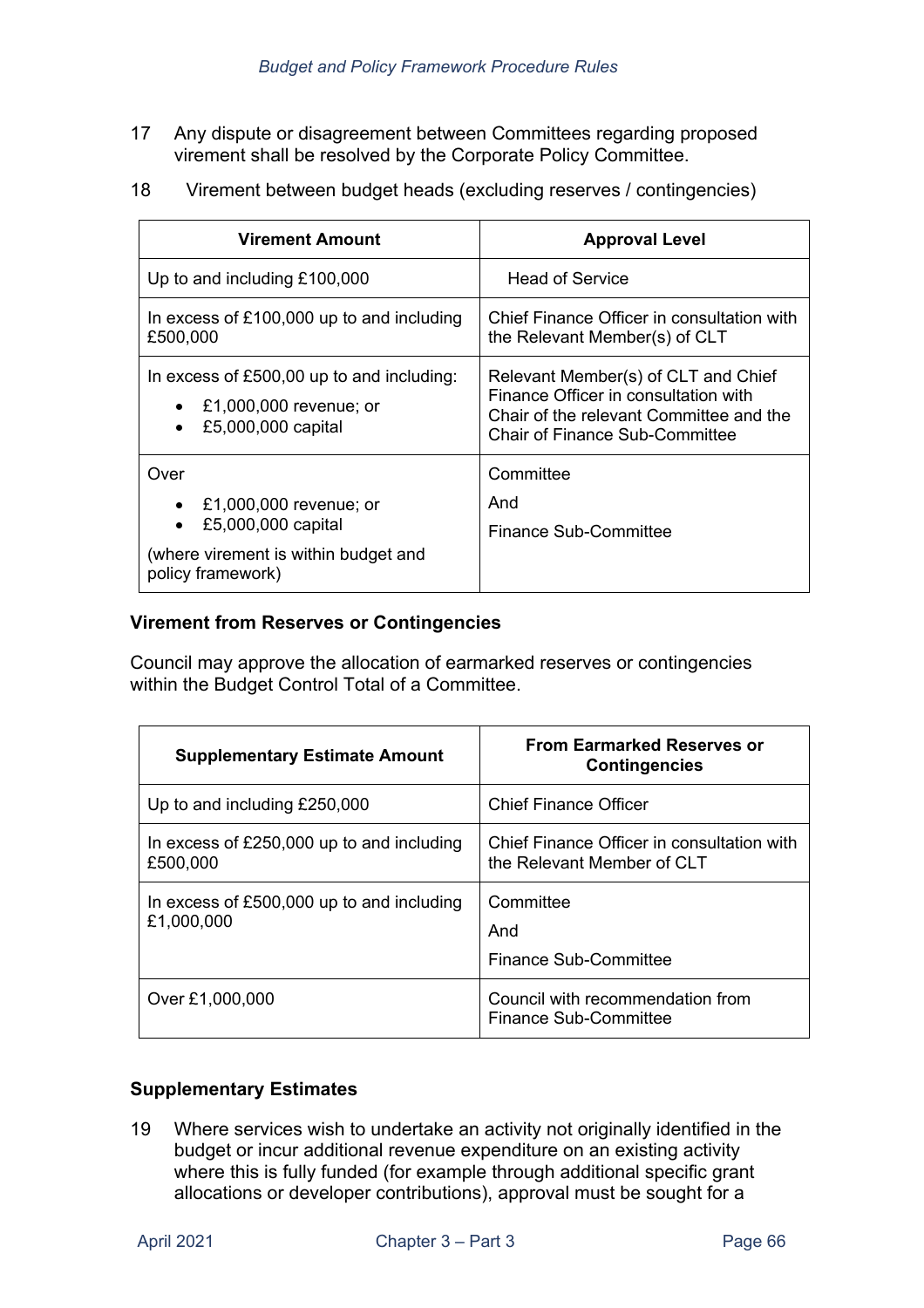17 Any dispute or disagreement between Committees regarding proposed virement shall be resolved by the Corporate Policy Committee.

18 Virement between budget heads (excluding reserves / contingencies)

| Virement Amount | Approval Level |
|---|---|
| Up to and including £100,000 | Head of Service |
| In excess of £100,000 up to and including £500,000 | Chief Finance Officer in consultation with the Relevant Member(s) of CLT |
| In excess of £500,00 up to and including: <br>• £1,000,000 revenue; or <br>• £5,000,000 capital | Relevant Member(s) of CLT and Chief Finance Officer in consultation with Chair of the relevant Committee and the Chair of Finance Sub-Committee |
| Over <br>• £1,000,000 revenue; or <br>• £5,000,000 capital <br>(where virement is within budget and policy framework) | Committee <br>And <br>Finance Sub-Committee |

**Virement from Reserves or Contingencies**

Council may approve the allocation of earmarked reserves or contingencies within the Budget Control Total of a Committee.

| Supplementary Estimate Amount | From Earmarked Reserves or Contingencies |
|---|---|
| Up to and including £250,000 | Chief Finance Officer |
| In excess of £250,000 up to and including £500,000 | Chief Finance Officer in consultation with the Relevant Member of CLT |
| In excess of £500,000 up to and including £1,000,000 | Committee <br>And <br>Finance Sub-Committee |
| Over £1,000,000 | Council with recommendation from Finance Sub-Committee |

**Supplementary Estimates**

19 Where services wish to undertake an activity not originally identified in the budget or incur additional revenue expenditure on an existing activity where this is fully funded (for example through additional specific grant allocations or developer contributions), approval must be sought for a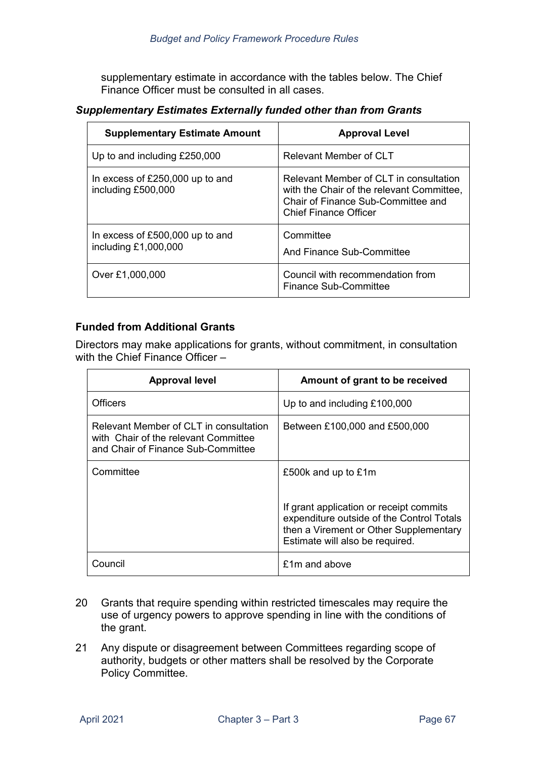supplementary estimate in accordance with the tables below. The Chief Finance Officer must be consulted in all cases.

***Supplementary Estimates Externally funded other than from Grants***

| Supplementary Estimate Amount | Approval Level |
|---|---|
| Up to and including £250,000 | Relevant Member of CLT |
| In excess of £250,000 up to and including £500,000 | Relevant Member of CLT in consultation with the Chair of the relevant Committee, Chair of Finance Sub-Committee and Chief Finance Officer |
| In excess of £500,000 up to and including £1,000,000 | Committee<br><br>And Finance Sub-Committee |
| Over £1,000,000 | Council with recommendation from Finance Sub-Committee |

**Funded from Additional Grants**

Directors may make applications for grants, without commitment, in consultation with the Chief Finance Officer –

| Approval level | Amount of grant to be received |
|---|---|
| Officers | Up to and including £100,000 |
| Relevant Member of CLT in consultation with Chair of the relevant Committee and Chair of Finance Sub-Committee | Between £100,000 and £500,000 |
| Committee | £500k and up to £1m<br><br>If grant application or receipt commits expenditure outside of the Control Totals then a Virement or Other Supplementary Estimate will also be required. |
| Council | £1m and above |

20 Grants that require spending within restricted timescales may require the use of urgency powers to approve spending in line with the conditions of the grant.

21 Any dispute or disagreement between Committees regarding scope of authority, budgets or other matters shall be resolved by the Corporate Policy Committee.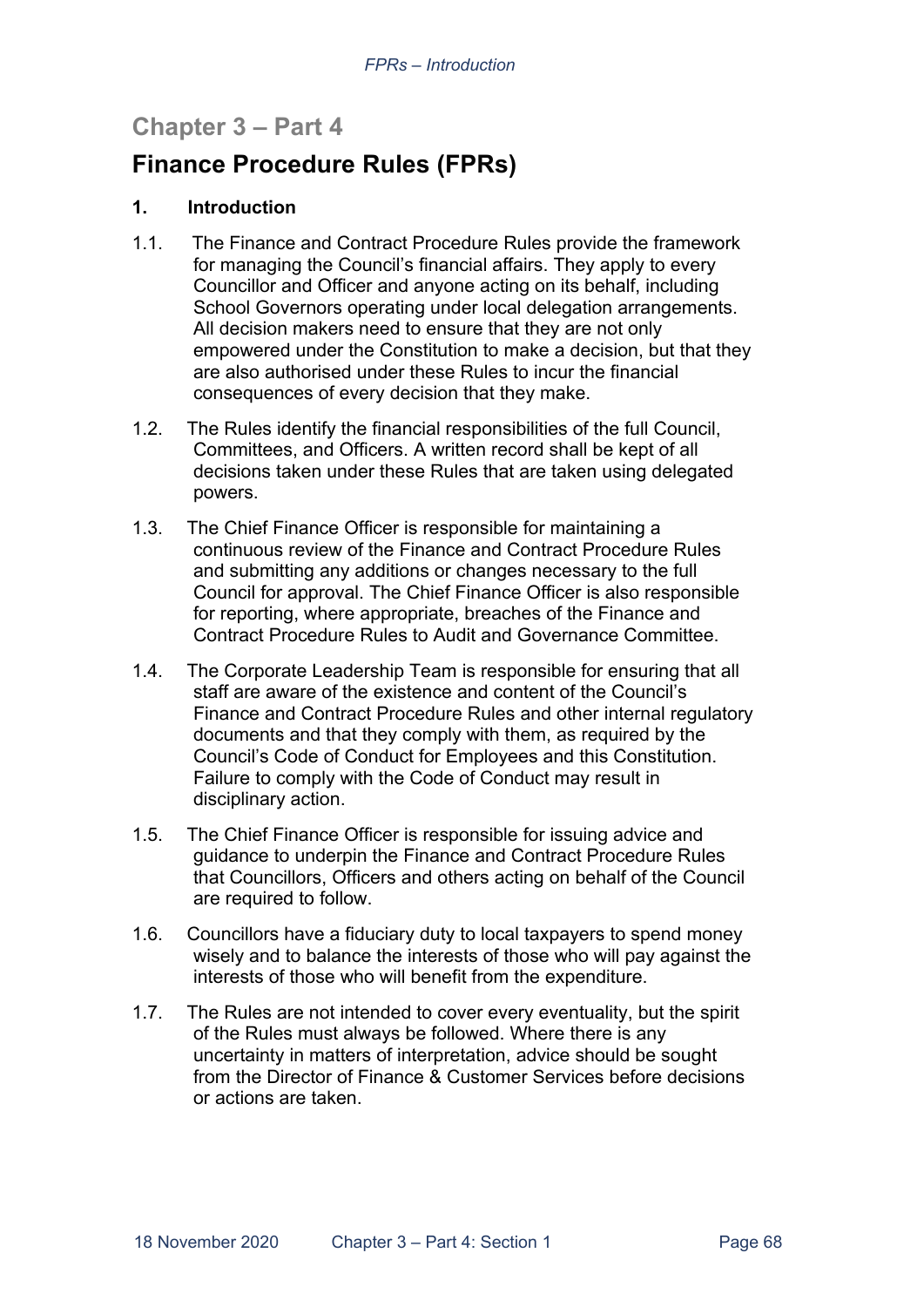## Chapter 3 – Part 4

# Finance Procedure Rules (FPRs)

### 1. Introduction

1.1. The Finance and Contract Procedure Rules provide the framework for managing the Council's financial affairs. They apply to every Councillor and Officer and anyone acting on its behalf, including School Governors operating under local delegation arrangements. All decision makers need to ensure that they are not only empowered under the Constitution to make a decision, but that they are also authorised under these Rules to incur the financial consequences of every decision that they make.

1.2. The Rules identify the financial responsibilities of the full Council, Committees, and Officers. A written record shall be kept of all decisions taken under these Rules that are taken using delegated powers.

1.3. The Chief Finance Officer is responsible for maintaining a continuous review of the Finance and Contract Procedure Rules and submitting any additions or changes necessary to the full Council for approval. The Chief Finance Officer is also responsible for reporting, where appropriate, breaches of the Finance and Contract Procedure Rules to Audit and Governance Committee.

1.4. The Corporate Leadership Team is responsible for ensuring that all staff are aware of the existence and content of the Council's Finance and Contract Procedure Rules and other internal regulatory documents and that they comply with them, as required by the Council's Code of Conduct for Employees and this Constitution. Failure to comply with the Code of Conduct may result in disciplinary action.

1.5. The Chief Finance Officer is responsible for issuing advice and guidance to underpin the Finance and Contract Procedure Rules that Councillors, Officers and others acting on behalf of the Council are required to follow.

1.6. Councillors have a fiduciary duty to local taxpayers to spend money wisely and to balance the interests of those who will pay against the interests of those who will benefit from the expenditure.

1.7. The Rules are not intended to cover every eventuality, but the spirit of the Rules must always be followed. Where there is any uncertainty in matters of interpretation, advice should be sought from the Director of Finance & Customer Services before decisions or actions are taken.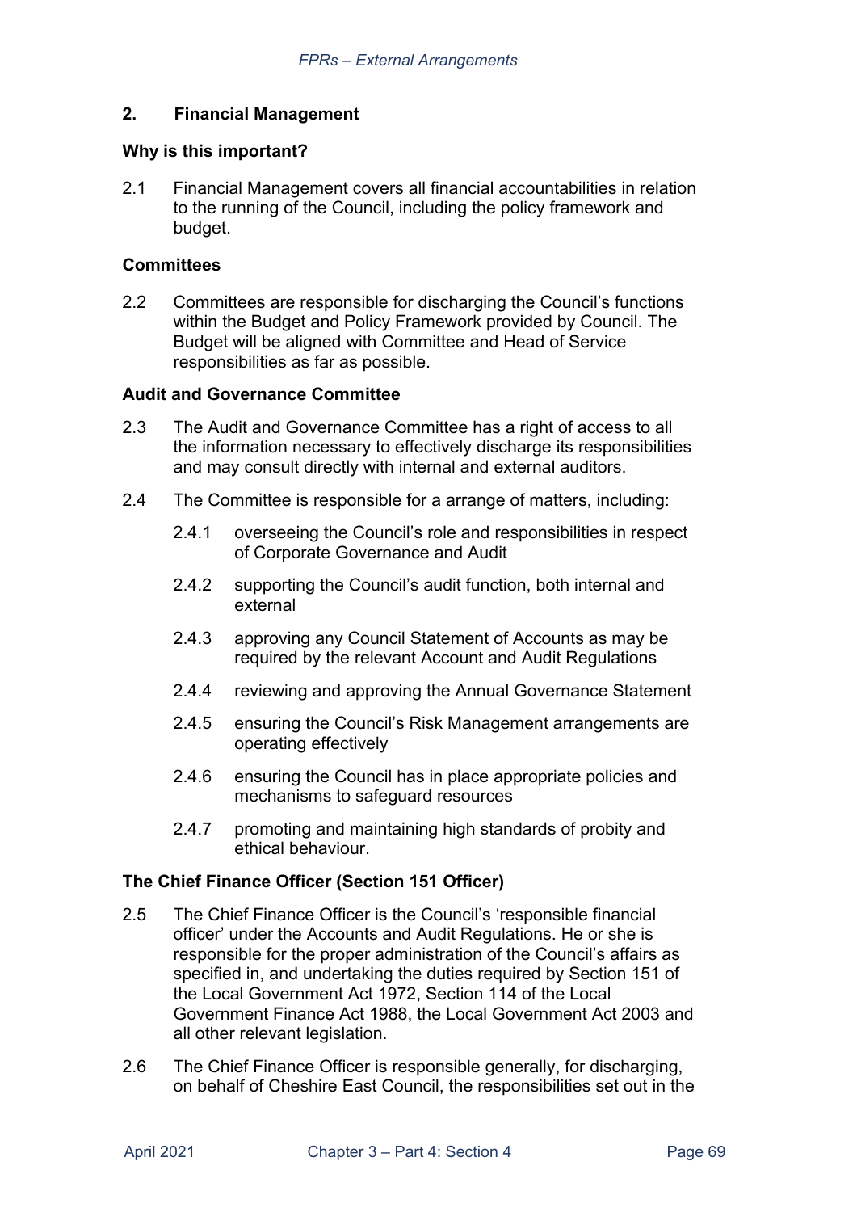## 2. Financial Management

### Why is this important?

2.1 Financial Management covers all financial accountabilities in relation to the running of the Council, including the policy framework and budget.

### Committees

2.2 Committees are responsible for discharging the Council's functions within the Budget and Policy Framework provided by Council. The Budget will be aligned with Committee and Head of Service responsibilities as far as possible.

### Audit and Governance Committee

2.3 The Audit and Governance Committee has a right of access to all the information necessary to effectively discharge its responsibilities and may consult directly with internal and external auditors.

2.4 The Committee is responsible for a arrange of matters, including:

- 2.4.1 overseeing the Council's role and responsibilities in respect of Corporate Governance and Audit
- 2.4.2 supporting the Council's audit function, both internal and external
- 2.4.3 approving any Council Statement of Accounts as may be required by the relevant Account and Audit Regulations
- 2.4.4 reviewing and approving the Annual Governance Statement
- 2.4.5 ensuring the Council's Risk Management arrangements are operating effectively
- 2.4.6 ensuring the Council has in place appropriate policies and mechanisms to safeguard resources
- 2.4.7 promoting and maintaining high standards of probity and ethical behaviour.

### The Chief Finance Officer (Section 151 Officer)

2.5 The Chief Finance Officer is the Council's 'responsible financial officer' under the Accounts and Audit Regulations. He or she is responsible for the proper administration of the Council's affairs as specified in, and undertaking the duties required by Section 151 of the Local Government Act 1972, Section 114 of the Local Government Finance Act 1988, the Local Government Act 2003 and all other relevant legislation.

2.6 The Chief Finance Officer is responsible generally, for discharging, on behalf of Cheshire East Council, the responsibilities set out in the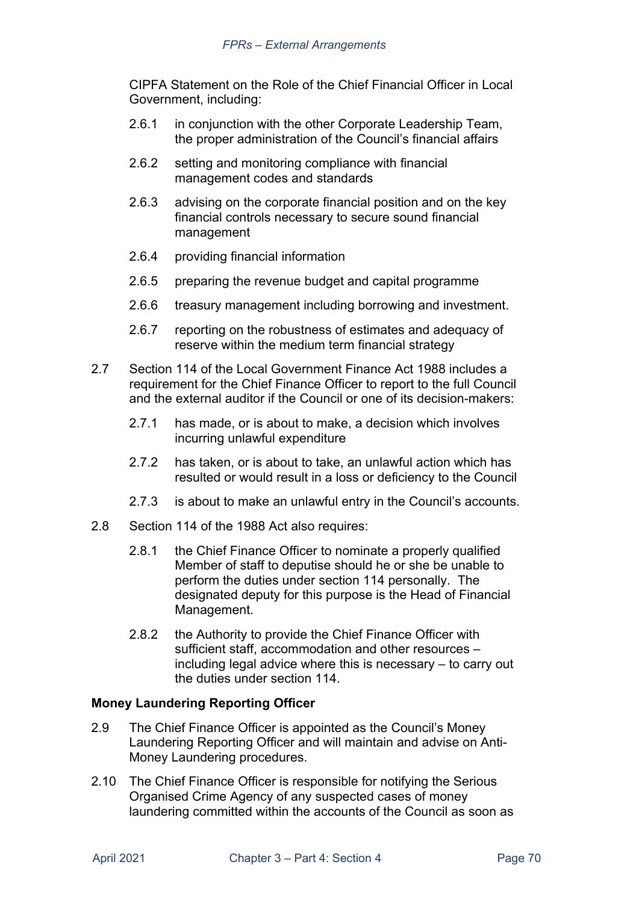CIPFA Statement on the Role of the Chief Financial Officer in Local Government, including:

2.6.1 in conjunction with the other Corporate Leadership Team, the proper administration of the Council's financial affairs

2.6.2 setting and monitoring compliance with financial management codes and standards

2.6.3 advising on the corporate financial position and on the key financial controls necessary to secure sound financial management

2.6.4 providing financial information

2.6.5 preparing the revenue budget and capital programme

2.6.6 treasury management including borrowing and investment.

2.6.7 reporting on the robustness of estimates and adequacy of reserve within the medium term financial strategy

2.7 Section 114 of the Local Government Finance Act 1988 includes a requirement for the Chief Finance Officer to report to the full Council and the external auditor if the Council or one of its decision-makers:

2.7.1 has made, or is about to make, a decision which involves incurring unlawful expenditure

2.7.2 has taken, or is about to take, an unlawful action which has resulted or would result in a loss or deficiency to the Council

2.7.3 is about to make an unlawful entry in the Council's accounts.

2.8 Section 114 of the 1988 Act also requires:

2.8.1 the Chief Finance Officer to nominate a properly qualified Member of staff to deputise should he or she be unable to perform the duties under section 114 personally. The designated deputy for this purpose is the Head of Financial Management.

2.8.2 the Authority to provide the Chief Finance Officer with sufficient staff, accommodation and other resources – including legal advice where this is necessary – to carry out the duties under section 114.

**Money Laundering Reporting Officer**

2.9 The Chief Finance Officer is appointed as the Council's Money Laundering Reporting Officer and will maintain and advise on Anti-Money Laundering procedures.

2.10 The Chief Finance Officer is responsible for notifying the Serious Organised Crime Agency of any suspected cases of money laundering committed within the accounts of the Council as soon as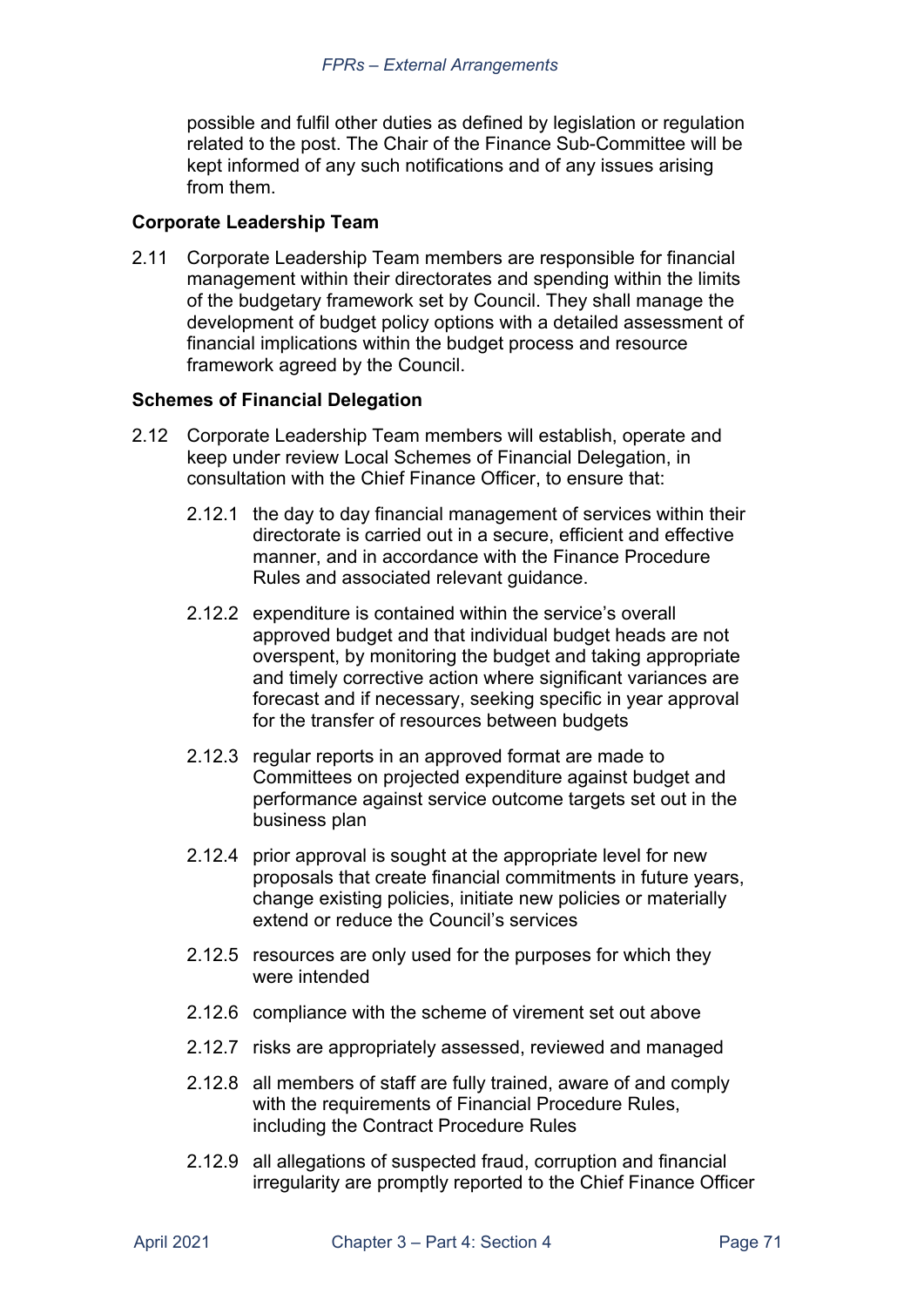possible and fulfil other duties as defined by legislation or regulation related to the post. The Chair of the Finance Sub-Committee will be kept informed of any such notifications and of any issues arising from them.

**Corporate Leadership Team**

2.11 Corporate Leadership Team members are responsible for financial management within their directorates and spending within the limits of the budgetary framework set by Council. They shall manage the development of budget policy options with a detailed assessment of financial implications within the budget process and resource framework agreed by the Council.

**Schemes of Financial Delegation**

2.12 Corporate Leadership Team members will establish, operate and keep under review Local Schemes of Financial Delegation, in consultation with the Chief Finance Officer, to ensure that:

2.12.1 the day to day financial management of services within their directorate is carried out in a secure, efficient and effective manner, and in accordance with the Finance Procedure Rules and associated relevant guidance.

2.12.2 expenditure is contained within the service's overall approved budget and that individual budget heads are not overspent, by monitoring the budget and taking appropriate and timely corrective action where significant variances are forecast and if necessary, seeking specific in year approval for the transfer of resources between budgets

2.12.3 regular reports in an approved format are made to Committees on projected expenditure against budget and performance against service outcome targets set out in the business plan

2.12.4 prior approval is sought at the appropriate level for new proposals that create financial commitments in future years, change existing policies, initiate new policies or materially extend or reduce the Council's services

2.12.5 resources are only used for the purposes for which they were intended

2.12.6 compliance with the scheme of virement set out above

2.12.7 risks are appropriately assessed, reviewed and managed

2.12.8 all members of staff are fully trained, aware of and comply with the requirements of Financial Procedure Rules, including the Contract Procedure Rules

2.12.9 all allegations of suspected fraud, corruption and financial irregularity are promptly reported to the Chief Finance Officer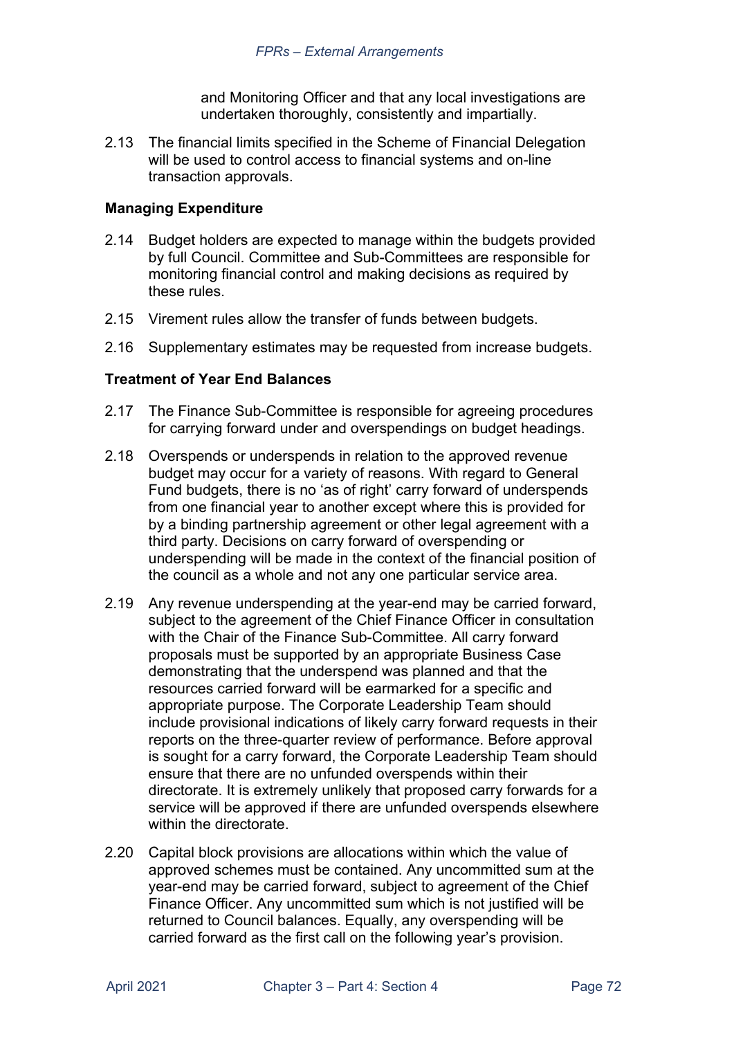and Monitoring Officer and that any local investigations are undertaken thoroughly, consistently and impartially.

2.13 The financial limits specified in the Scheme of Financial Delegation will be used to control access to financial systems and on-line transaction approvals.

**Managing Expenditure**

2.14 Budget holders are expected to manage within the budgets provided by full Council. Committee and Sub-Committees are responsible for monitoring financial control and making decisions as required by these rules.

2.15 Virement rules allow the transfer of funds between budgets.

2.16 Supplementary estimates may be requested from increase budgets.

**Treatment of Year End Balances**

2.17 The Finance Sub-Committee is responsible for agreeing procedures for carrying forward under and overspendings on budget headings.

2.18 Overspends or underspends in relation to the approved revenue budget may occur for a variety of reasons. With regard to General Fund budgets, there is no 'as of right' carry forward of underspends from one financial year to another except where this is provided for by a binding partnership agreement or other legal agreement with a third party. Decisions on carry forward of overspending or underspending will be made in the context of the financial position of the council as a whole and not any one particular service area.

2.19 Any revenue underspending at the year-end may be carried forward, subject to the agreement of the Chief Finance Officer in consultation with the Chair of the Finance Sub-Committee. All carry forward proposals must be supported by an appropriate Business Case demonstrating that the underspend was planned and that the resources carried forward will be earmarked for a specific and appropriate purpose. The Corporate Leadership Team should include provisional indications of likely carry forward requests in their reports on the three-quarter review of performance. Before approval is sought for a carry forward, the Corporate Leadership Team should ensure that there are no unfunded overspends within their directorate. It is extremely unlikely that proposed carry forwards for a service will be approved if there are unfunded overspends elsewhere within the directorate.

2.20 Capital block provisions are allocations within which the value of approved schemes must be contained. Any uncommitted sum at the year-end may be carried forward, subject to agreement of the Chief Finance Officer. Any uncommitted sum which is not justified will be returned to Council balances. Equally, any overspending will be carried forward as the first call on the following year's provision.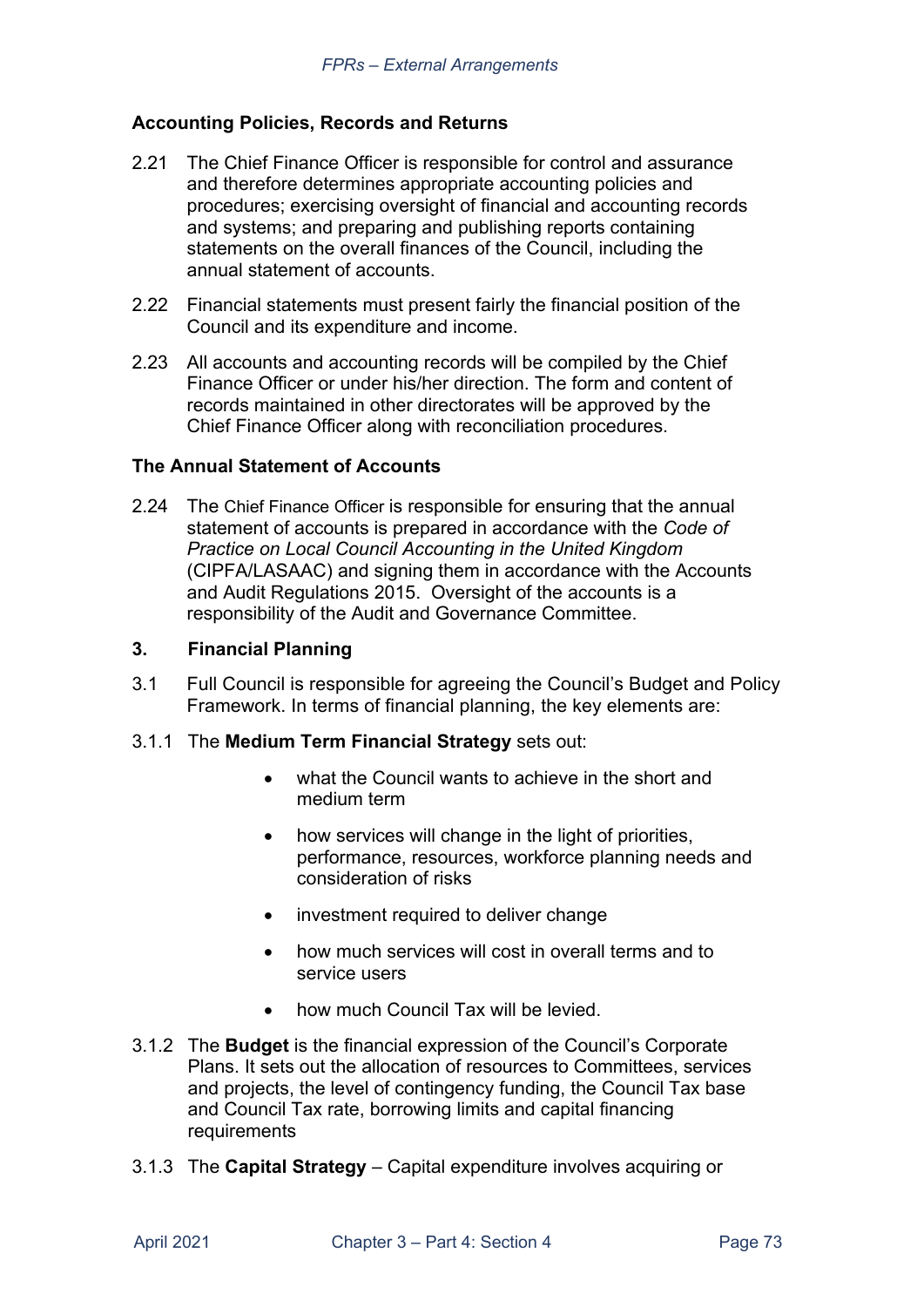**Accounting Policies, Records and Returns**

2.21 The Chief Finance Officer is responsible for control and assurance and therefore determines appropriate accounting policies and procedures; exercising oversight of financial and accounting records and systems; and preparing and publishing reports containing statements on the overall finances of the Council, including the annual statement of accounts.

2.22 Financial statements must present fairly the financial position of the Council and its expenditure and income.

2.23 All accounts and accounting records will be compiled by the Chief Finance Officer or under his/her direction. The form and content of records maintained in other directorates will be approved by the Chief Finance Officer along with reconciliation procedures.

**The Annual Statement of Accounts**

2.24 The Chief Finance Officer is responsible for ensuring that the annual statement of accounts is prepared in accordance with the *Code of Practice on Local Council Accounting in the United Kingdom* (CIPFA/LASAAC) and signing them in accordance with the Accounts and Audit Regulations 2015. Oversight of the accounts is a responsibility of the Audit and Governance Committee.

## 3. Financial Planning

3.1 Full Council is responsible for agreeing the Council's Budget and Policy Framework. In terms of financial planning, the key elements are:

3.1.1 The **Medium Term Financial Strategy** sets out:

- what the Council wants to achieve in the short and medium term
- how services will change in the light of priorities, performance, resources, workforce planning needs and consideration of risks
- investment required to deliver change
- how much services will cost in overall terms and to service users
- how much Council Tax will be levied.

3.1.2 The **Budget** is the financial expression of the Council's Corporate Plans. It sets out the allocation of resources to Committees, services and projects, the level of contingency funding, the Council Tax base and Council Tax rate, borrowing limits and capital financing requirements

3.1.3 The **Capital Strategy** – Capital expenditure involves acquiring or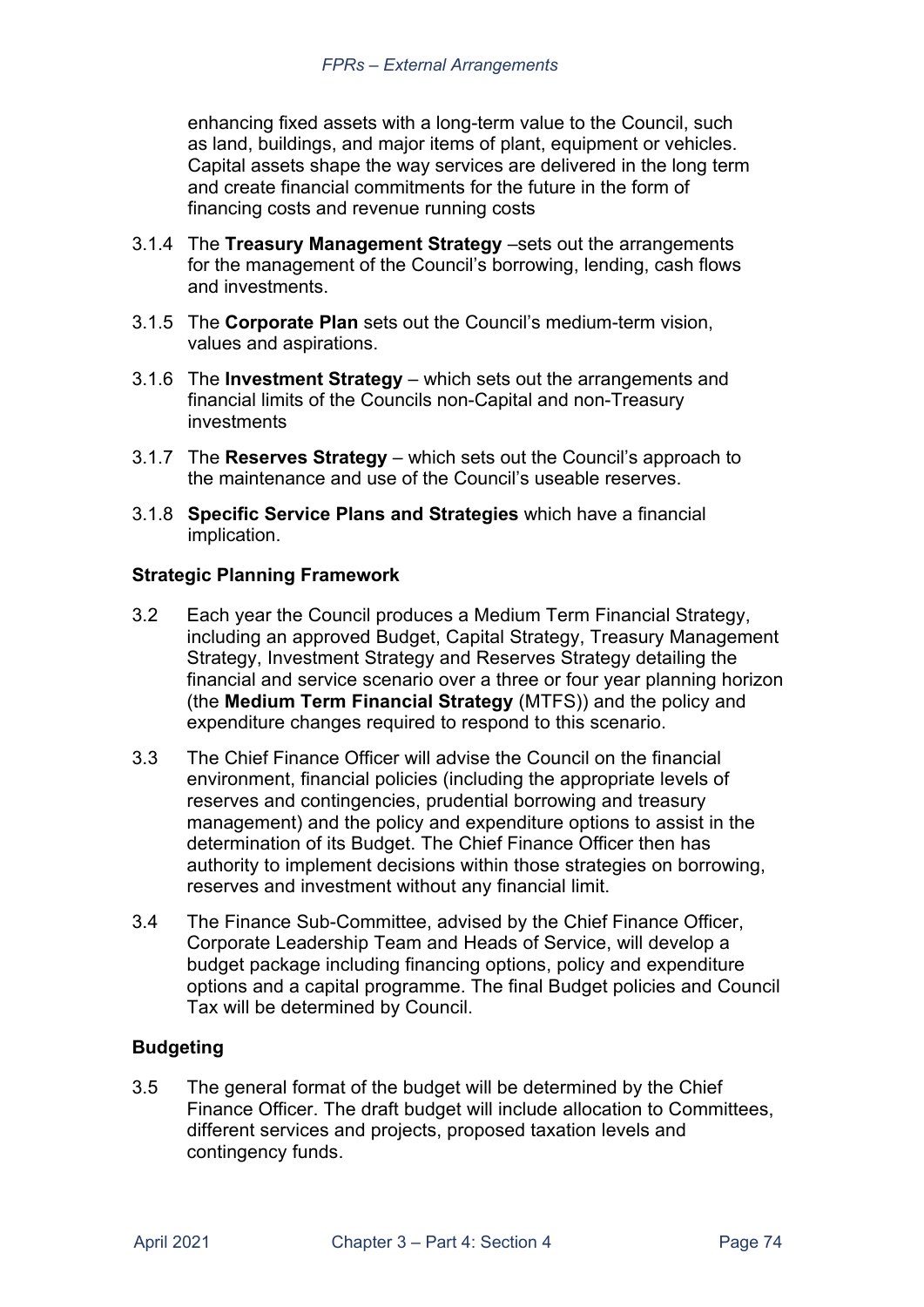enhancing fixed assets with a long-term value to the Council, such as land, buildings, and major items of plant, equipment or vehicles. Capital assets shape the way services are delivered in the long term and create financial commitments for the future in the form of financing costs and revenue running costs

3.1.4 The **Treasury Management Strategy** –sets out the arrangements for the management of the Council's borrowing, lending, cash flows and investments.

3.1.5 The **Corporate Plan** sets out the Council's medium-term vision, values and aspirations.

3.1.6 The **Investment Strategy** – which sets out the arrangements and financial limits of the Councils non-Capital and non-Treasury investments

3.1.7 The **Reserves Strategy** – which sets out the Council's approach to the maintenance and use of the Council's useable reserves.

3.1.8 **Specific Service Plans and Strategies** which have a financial implication.

### Strategic Planning Framework

3.2 Each year the Council produces a Medium Term Financial Strategy, including an approved Budget, Capital Strategy, Treasury Management Strategy, Investment Strategy and Reserves Strategy detailing the financial and service scenario over a three or four year planning horizon (the **Medium Term Financial Strategy** (MTFS)) and the policy and expenditure changes required to respond to this scenario.

3.3 The Chief Finance Officer will advise the Council on the financial environment, financial policies (including the appropriate levels of reserves and contingencies, prudential borrowing and treasury management) and the policy and expenditure options to assist in the determination of its Budget. The Chief Finance Officer then has authority to implement decisions within those strategies on borrowing, reserves and investment without any financial limit.

3.4 The Finance Sub-Committee, advised by the Chief Finance Officer, Corporate Leadership Team and Heads of Service, will develop a budget package including financing options, policy and expenditure options and a capital programme. The final Budget policies and Council Tax will be determined by Council.

### Budgeting

3.5 The general format of the budget will be determined by the Chief Finance Officer. The draft budget will include allocation to Committees, different services and projects, proposed taxation levels and contingency funds.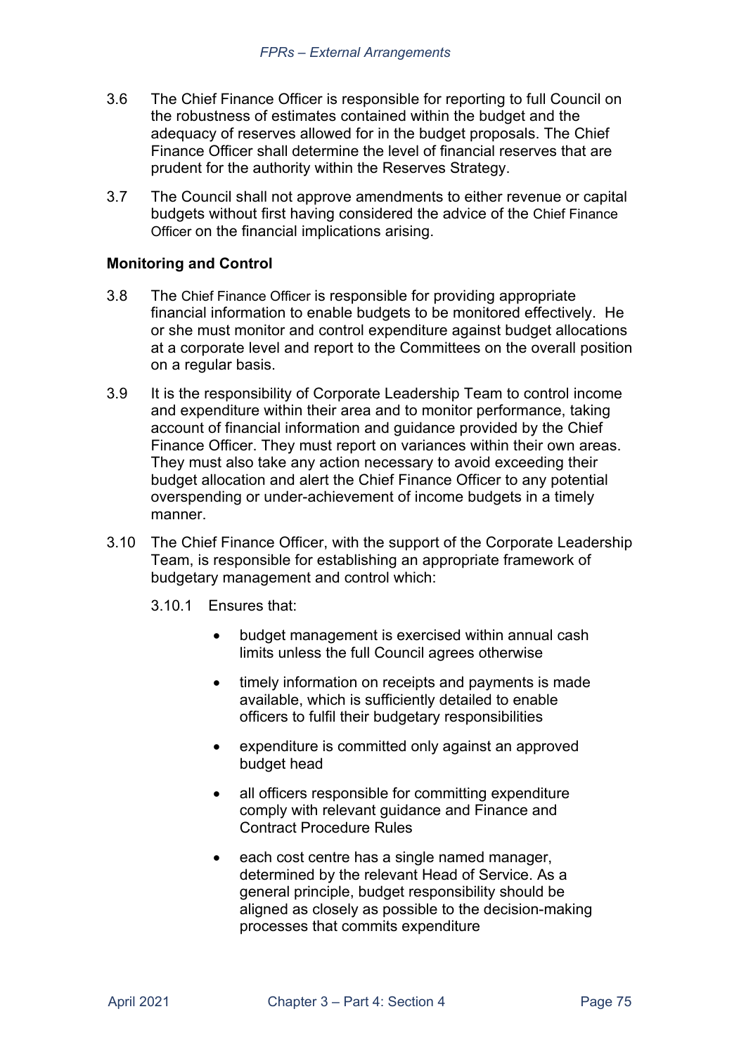3.6 The Chief Finance Officer is responsible for reporting to full Council on the robustness of estimates contained within the budget and the adequacy of reserves allowed for in the budget proposals. The Chief Finance Officer shall determine the level of financial reserves that are prudent for the authority within the Reserves Strategy.

3.7 The Council shall not approve amendments to either revenue or capital budgets without first having considered the advice of the Chief Finance Officer on the financial implications arising.

**Monitoring and Control**

3.8 The Chief Finance Officer is responsible for providing appropriate financial information to enable budgets to be monitored effectively. He or she must monitor and control expenditure against budget allocations at a corporate level and report to the Committees on the overall position on a regular basis.

3.9 It is the responsibility of Corporate Leadership Team to control income and expenditure within their area and to monitor performance, taking account of financial information and guidance provided by the Chief Finance Officer. They must report on variances within their own areas. They must also take any action necessary to avoid exceeding their budget allocation and alert the Chief Finance Officer to any potential overspending or under-achievement of income budgets in a timely manner.

3.10 The Chief Finance Officer, with the support of the Corporate Leadership Team, is responsible for establishing an appropriate framework of budgetary management and control which:

3.10.1 Ensures that:

- budget management is exercised within annual cash limits unless the full Council agrees otherwise
- timely information on receipts and payments is made available, which is sufficiently detailed to enable officers to fulfil their budgetary responsibilities
- expenditure is committed only against an approved budget head
- all officers responsible for committing expenditure comply with relevant guidance and Finance and Contract Procedure Rules
- each cost centre has a single named manager, determined by the relevant Head of Service. As a general principle, budget responsibility should be aligned as closely as possible to the decision-making processes that commits expenditure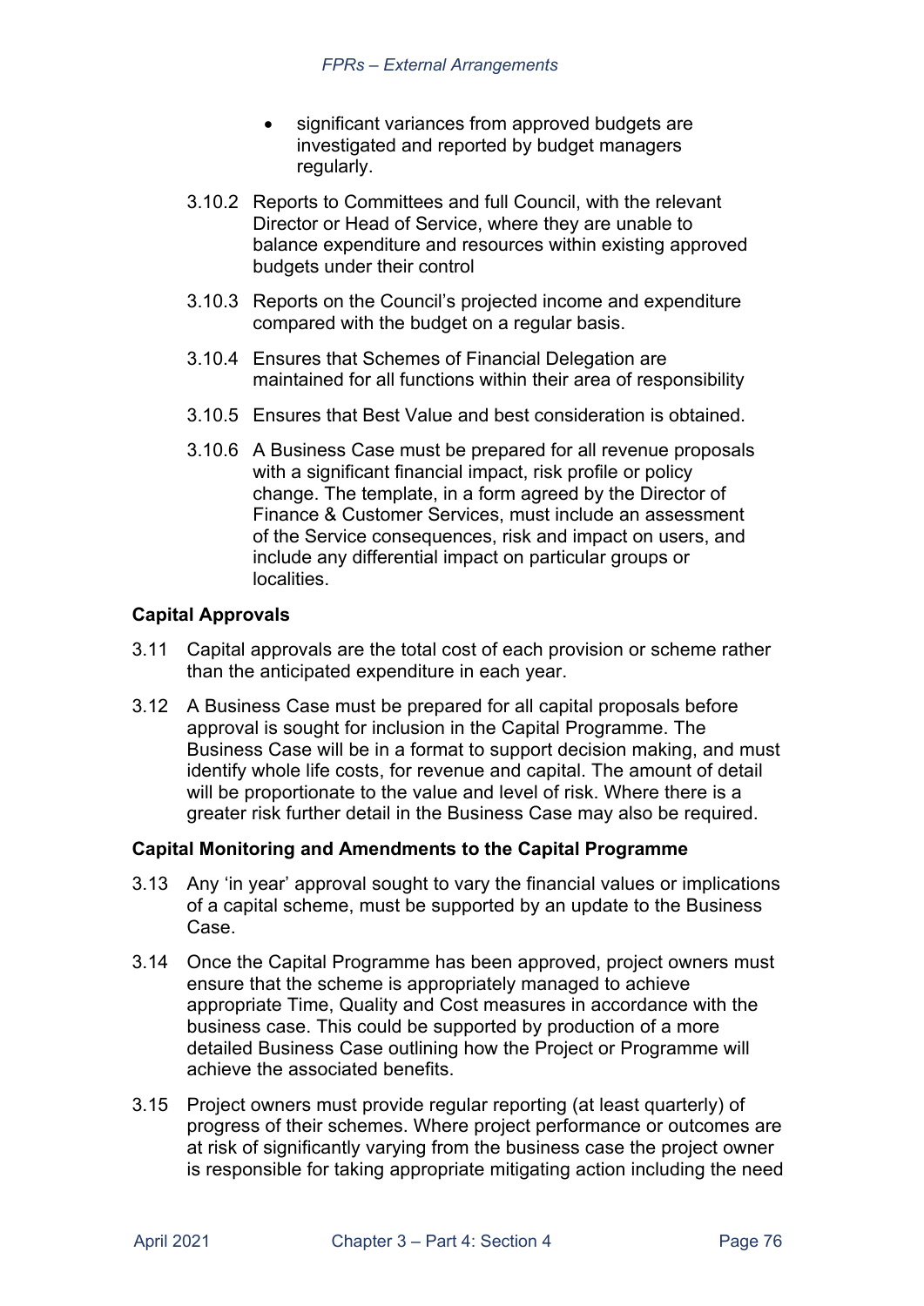- significant variances from approved budgets are investigated and reported by budget managers regularly.

3.10.2 Reports to Committees and full Council, with the relevant Director or Head of Service, where they are unable to balance expenditure and resources within existing approved budgets under their control

3.10.3 Reports on the Council's projected income and expenditure compared with the budget on a regular basis.

3.10.4 Ensures that Schemes of Financial Delegation are maintained for all functions within their area of responsibility

3.10.5 Ensures that Best Value and best consideration is obtained.

3.10.6 A Business Case must be prepared for all revenue proposals with a significant financial impact, risk profile or policy change. The template, in a form agreed by the Director of Finance & Customer Services, must include an assessment of the Service consequences, risk and impact on users, and include any differential impact on particular groups or localities.

**Capital Approvals**

3.11 Capital approvals are the total cost of each provision or scheme rather than the anticipated expenditure in each year.

3.12 A Business Case must be prepared for all capital proposals before approval is sought for inclusion in the Capital Programme. The Business Case will be in a format to support decision making, and must identify whole life costs, for revenue and capital. The amount of detail will be proportionate to the value and level of risk. Where there is a greater risk further detail in the Business Case may also be required.

**Capital Monitoring and Amendments to the Capital Programme**

3.13 Any 'in year' approval sought to vary the financial values or implications of a capital scheme, must be supported by an update to the Business Case.

3.14 Once the Capital Programme has been approved, project owners must ensure that the scheme is appropriately managed to achieve appropriate Time, Quality and Cost measures in accordance with the business case. This could be supported by production of a more detailed Business Case outlining how the Project or Programme will achieve the associated benefits.

3.15 Project owners must provide regular reporting (at least quarterly) of progress of their schemes. Where project performance or outcomes are at risk of significantly varying from the business case the project owner is responsible for taking appropriate mitigating action including the need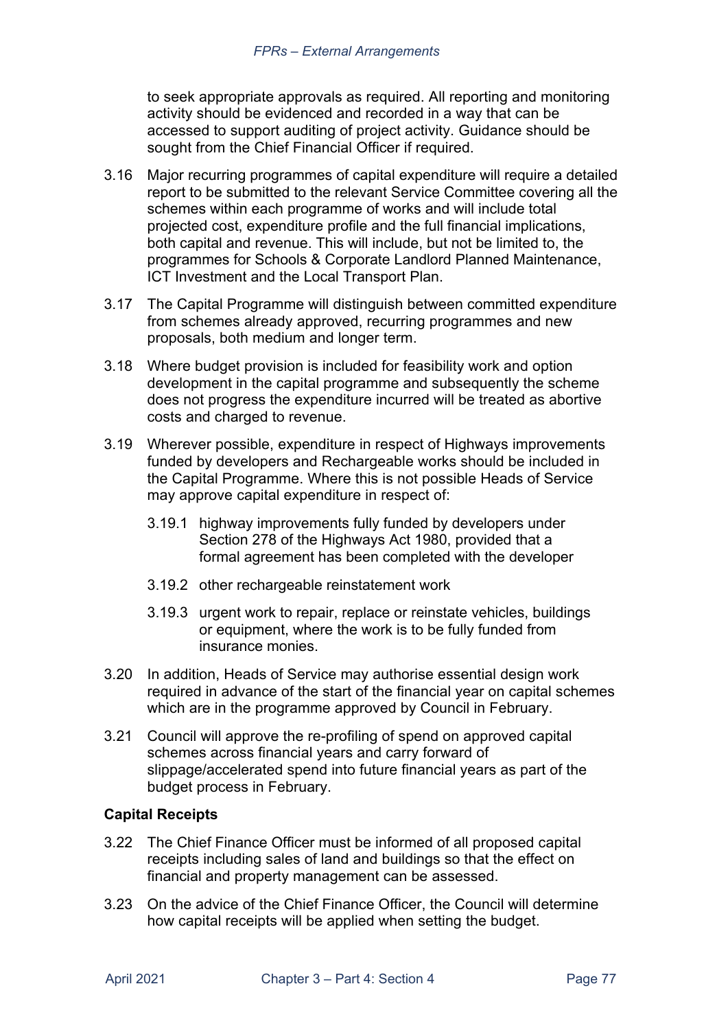to seek appropriate approvals as required. All reporting and monitoring activity should be evidenced and recorded in a way that can be accessed to support auditing of project activity. Guidance should be sought from the Chief Financial Officer if required.

3.16 Major recurring programmes of capital expenditure will require a detailed report to be submitted to the relevant Service Committee covering all the schemes within each programme of works and will include total projected cost, expenditure profile and the full financial implications, both capital and revenue. This will include, but not be limited to, the programmes for Schools & Corporate Landlord Planned Maintenance, ICT Investment and the Local Transport Plan.

3.17 The Capital Programme will distinguish between committed expenditure from schemes already approved, recurring programmes and new proposals, both medium and longer term.

3.18 Where budget provision is included for feasibility work and option development in the capital programme and subsequently the scheme does not progress the expenditure incurred will be treated as abortive costs and charged to revenue.

3.19 Wherever possible, expenditure in respect of Highways improvements funded by developers and Rechargeable works should be included in the Capital Programme. Where this is not possible Heads of Service may approve capital expenditure in respect of:

3.19.1 highway improvements fully funded by developers under Section 278 of the Highways Act 1980, provided that a formal agreement has been completed with the developer

3.19.2 other rechargeable reinstatement work

3.19.3 urgent work to repair, replace or reinstate vehicles, buildings or equipment, where the work is to be fully funded from insurance monies.

3.20 In addition, Heads of Service may authorise essential design work required in advance of the start of the financial year on capital schemes which are in the programme approved by Council in February.

3.21 Council will approve the re-profiling of spend on approved capital schemes across financial years and carry forward of slippage/accelerated spend into future financial years as part of the budget process in February.

**Capital Receipts**

3.22 The Chief Finance Officer must be informed of all proposed capital receipts including sales of land and buildings so that the effect on financial and property management can be assessed.

3.23 On the advice of the Chief Finance Officer, the Council will determine how capital receipts will be applied when setting the budget.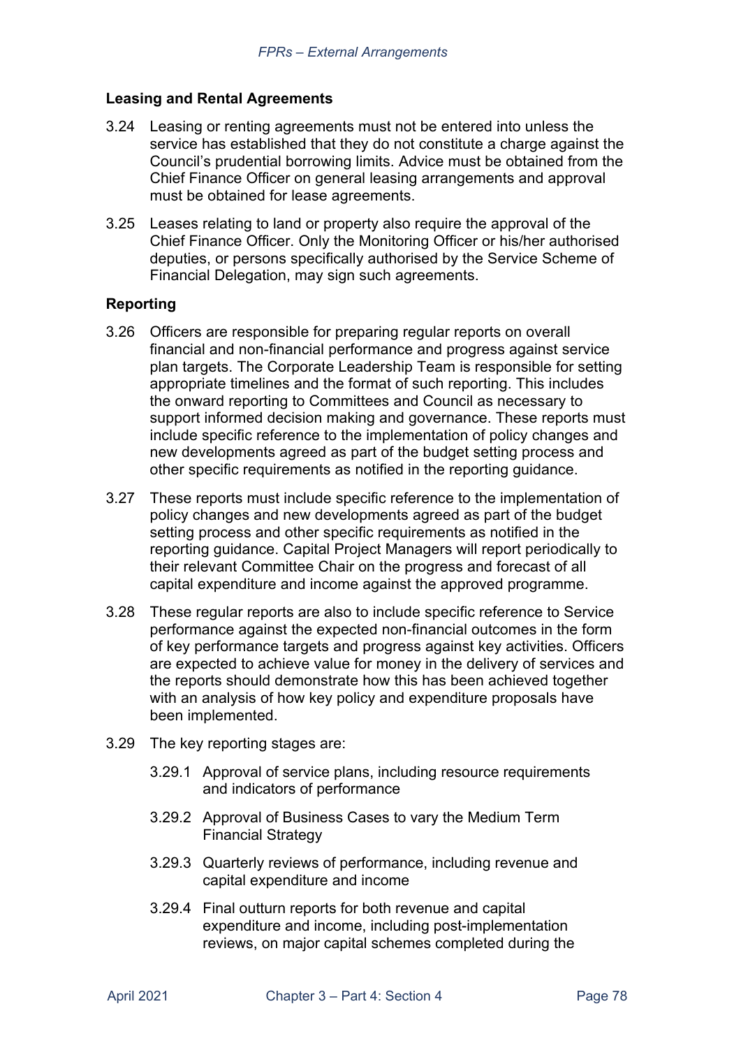### Leasing and Rental Agreements

3.24 Leasing or renting agreements must not be entered into unless the service has established that they do not constitute a charge against the Council's prudential borrowing limits. Advice must be obtained from the Chief Finance Officer on general leasing arrangements and approval must be obtained for lease agreements.

3.25 Leases relating to land or property also require the approval of the Chief Finance Officer. Only the Monitoring Officer or his/her authorised deputies, or persons specifically authorised by the Service Scheme of Financial Delegation, may sign such agreements.

### Reporting

3.26 Officers are responsible for preparing regular reports on overall financial and non-financial performance and progress against service plan targets. The Corporate Leadership Team is responsible for setting appropriate timelines and the format of such reporting. This includes the onward reporting to Committees and Council as necessary to support informed decision making and governance. These reports must include specific reference to the implementation of policy changes and new developments agreed as part of the budget setting process and other specific requirements as notified in the reporting guidance.

3.27 These reports must include specific reference to the implementation of policy changes and new developments agreed as part of the budget setting process and other specific requirements as notified in the reporting guidance. Capital Project Managers will report periodically to their relevant Committee Chair on the progress and forecast of all capital expenditure and income against the approved programme.

3.28 These regular reports are also to include specific reference to Service performance against the expected non-financial outcomes in the form of key performance targets and progress against key activities. Officers are expected to achieve value for money in the delivery of services and the reports should demonstrate how this has been achieved together with an analysis of how key policy and expenditure proposals have been implemented.

3.29 The key reporting stages are:

3.29.1 Approval of service plans, including resource requirements and indicators of performance

3.29.2 Approval of Business Cases to vary the Medium Term Financial Strategy

3.29.3 Quarterly reviews of performance, including revenue and capital expenditure and income

3.29.4 Final outturn reports for both revenue and capital expenditure and income, including post-implementation reviews, on major capital schemes completed during the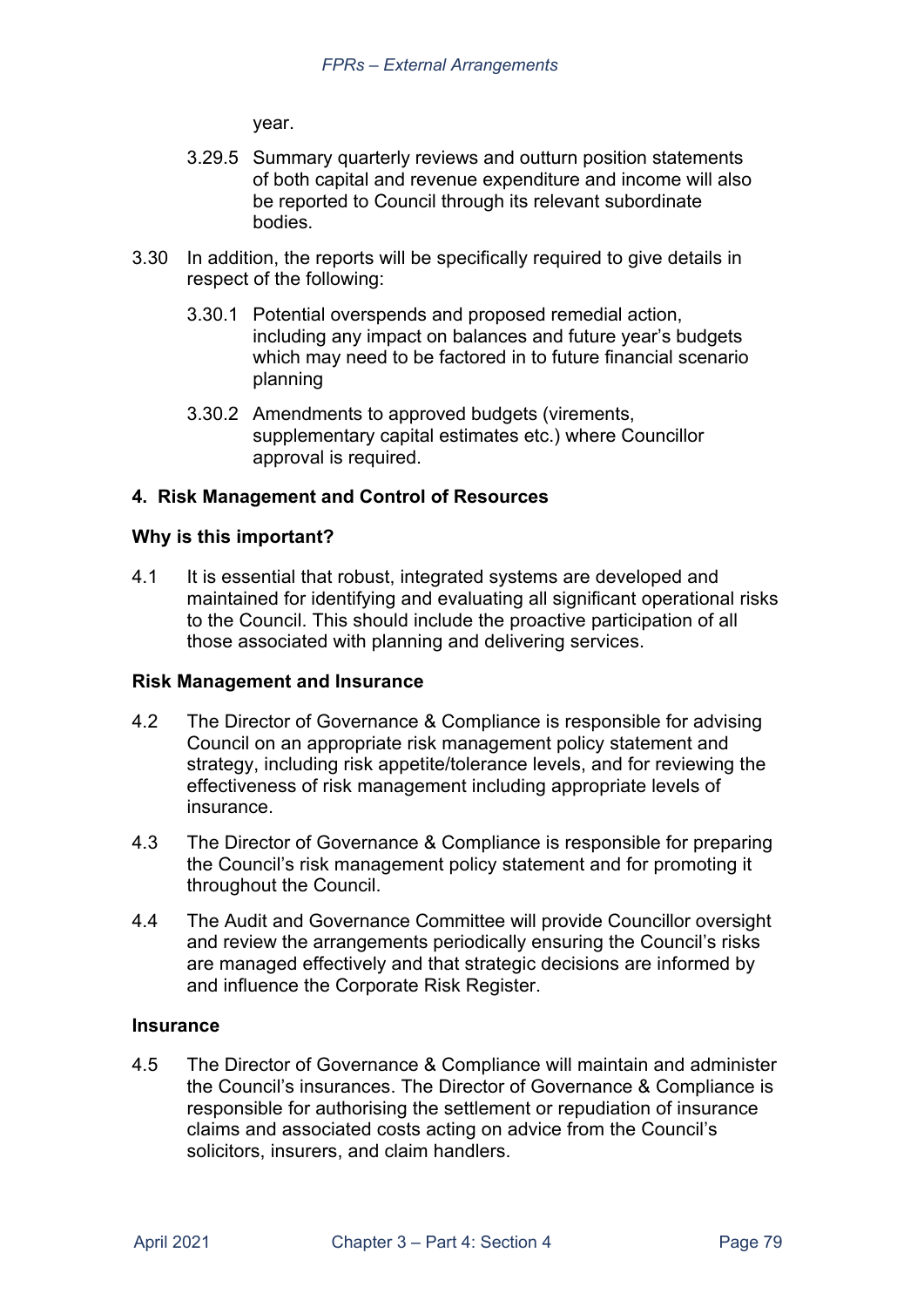year.

3.29.5 Summary quarterly reviews and outturn position statements of both capital and revenue expenditure and income will also be reported to Council through its relevant subordinate bodies.

3.30 In addition, the reports will be specifically required to give details in respect of the following:

3.30.1 Potential overspends and proposed remedial action, including any impact on balances and future year's budgets which may need to be factored in to future financial scenario planning

3.30.2 Amendments to approved budgets (virements, supplementary capital estimates etc.) where Councillor approval is required.

## 4. Risk Management and Control of Resources

### Why is this important?

4.1 It is essential that robust, integrated systems are developed and maintained for identifying and evaluating all significant operational risks to the Council. This should include the proactive participation of all those associated with planning and delivering services.

### Risk Management and Insurance

4.2 The Director of Governance & Compliance is responsible for advising Council on an appropriate risk management policy statement and strategy, including risk appetite/tolerance levels, and for reviewing the effectiveness of risk management including appropriate levels of insurance.

4.3 The Director of Governance & Compliance is responsible for preparing the Council's risk management policy statement and for promoting it throughout the Council.

4.4 The Audit and Governance Committee will provide Councillor oversight and review the arrangements periodically ensuring the Council's risks are managed effectively and that strategic decisions are informed by and influence the Corporate Risk Register.

### Insurance

4.5 The Director of Governance & Compliance will maintain and administer the Council's insurances. The Director of Governance & Compliance is responsible for authorising the settlement or repudiation of insurance claims and associated costs acting on advice from the Council's solicitors, insurers, and claim handlers.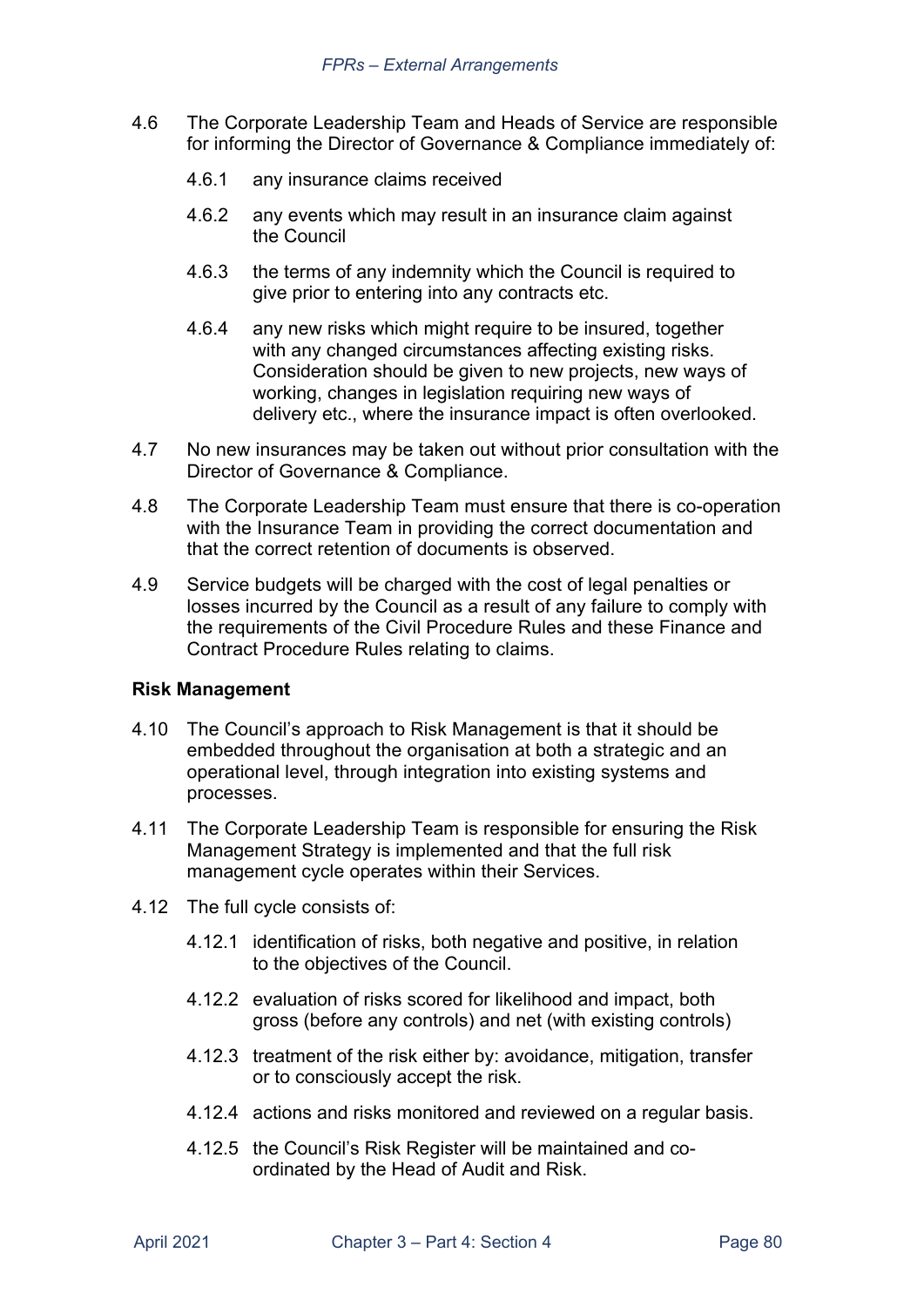4.6 The Corporate Leadership Team and Heads of Service are responsible for informing the Director of Governance & Compliance immediately of:

4.6.1 any insurance claims received

4.6.2 any events which may result in an insurance claim against the Council

4.6.3 the terms of any indemnity which the Council is required to give prior to entering into any contracts etc.

4.6.4 any new risks which might require to be insured, together with any changed circumstances affecting existing risks. Consideration should be given to new projects, new ways of working, changes in legislation requiring new ways of delivery etc., where the insurance impact is often overlooked.

4.7 No new insurances may be taken out without prior consultation with the Director of Governance & Compliance.

4.8 The Corporate Leadership Team must ensure that there is co-operation with the Insurance Team in providing the correct documentation and that the correct retention of documents is observed.

4.9 Service budgets will be charged with the cost of legal penalties or losses incurred by the Council as a result of any failure to comply with the requirements of the Civil Procedure Rules and these Finance and Contract Procedure Rules relating to claims.

**Risk Management**

4.10 The Council's approach to Risk Management is that it should be embedded throughout the organisation at both a strategic and an operational level, through integration into existing systems and processes.

4.11 The Corporate Leadership Team is responsible for ensuring the Risk Management Strategy is implemented and that the full risk management cycle operates within their Services.

4.12 The full cycle consists of:

4.12.1 identification of risks, both negative and positive, in relation to the objectives of the Council.

4.12.2 evaluation of risks scored for likelihood and impact, both gross (before any controls) and net (with existing controls)

4.12.3 treatment of the risk either by: avoidance, mitigation, transfer or to consciously accept the risk.

4.12.4 actions and risks monitored and reviewed on a regular basis.

4.12.5 the Council's Risk Register will be maintained and co-ordinated by the Head of Audit and Risk.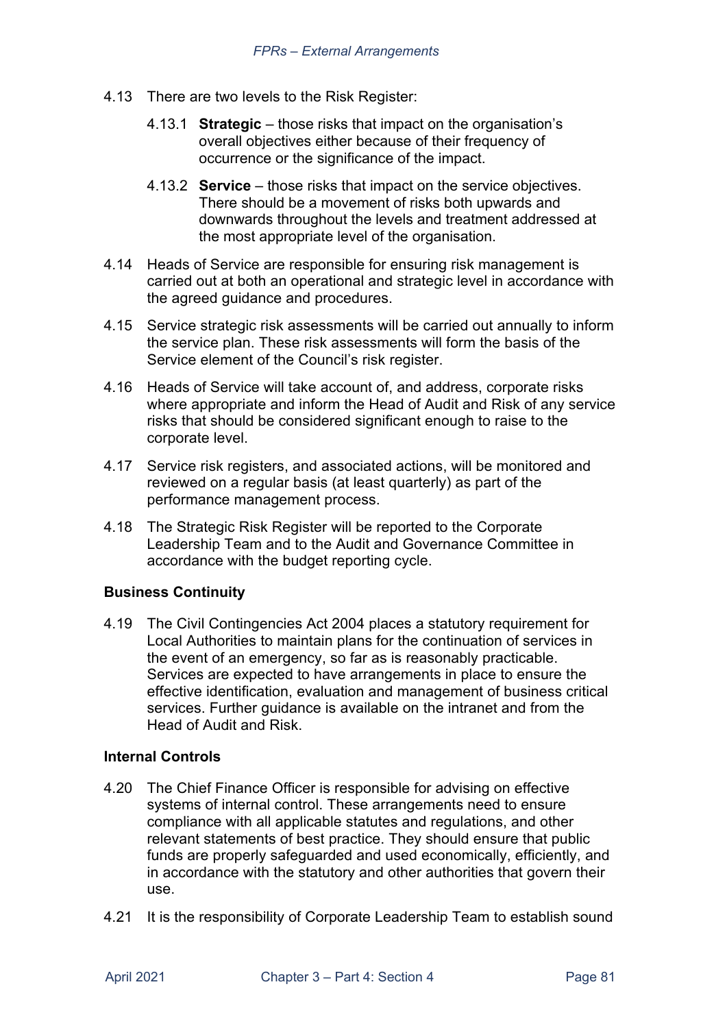4.13 There are two levels to the Risk Register:

4.13.1 **Strategic** – those risks that impact on the organisation's overall objectives either because of their frequency of occurrence or the significance of the impact.

4.13.2 **Service** – those risks that impact on the service objectives. There should be a movement of risks both upwards and downwards throughout the levels and treatment addressed at the most appropriate level of the organisation.

4.14 Heads of Service are responsible for ensuring risk management is carried out at both an operational and strategic level in accordance with the agreed guidance and procedures.

4.15 Service strategic risk assessments will be carried out annually to inform the service plan. These risk assessments will form the basis of the Service element of the Council's risk register.

4.16 Heads of Service will take account of, and address, corporate risks where appropriate and inform the Head of Audit and Risk of any service risks that should be considered significant enough to raise to the corporate level.

4.17 Service risk registers, and associated actions, will be monitored and reviewed on a regular basis (at least quarterly) as part of the performance management process.

4.18 The Strategic Risk Register will be reported to the Corporate Leadership Team and to the Audit and Governance Committee in accordance with the budget reporting cycle.

**Business Continuity**

4.19 The Civil Contingencies Act 2004 places a statutory requirement for Local Authorities to maintain plans for the continuation of services in the event of an emergency, so far as is reasonably practicable. Services are expected to have arrangements in place to ensure the effective identification, evaluation and management of business critical services. Further guidance is available on the intranet and from the Head of Audit and Risk.

**Internal Controls**

4.20 The Chief Finance Officer is responsible for advising on effective systems of internal control. These arrangements need to ensure compliance with all applicable statutes and regulations, and other relevant statements of best practice. They should ensure that public funds are properly safeguarded and used economically, efficiently, and in accordance with the statutory and other authorities that govern their use.

4.21 It is the responsibility of Corporate Leadership Team to establish sound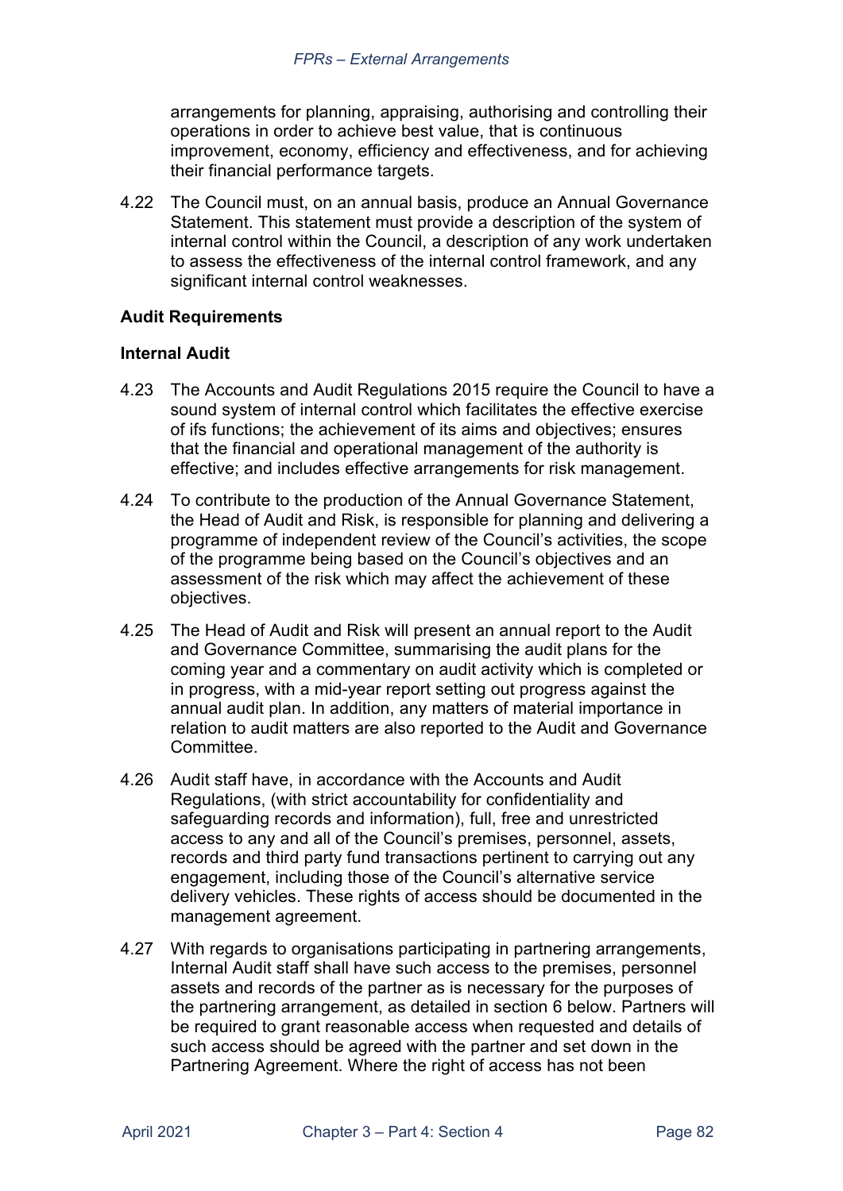arrangements for planning, appraising, authorising and controlling their operations in order to achieve best value, that is continuous improvement, economy, efficiency and effectiveness, and for achieving their financial performance targets.

4.22 The Council must, on an annual basis, produce an Annual Governance Statement. This statement must provide a description of the system of internal control within the Council, a description of any work undertaken to assess the effectiveness of the internal control framework, and any significant internal control weaknesses.

**Audit Requirements**

**Internal Audit**

4.23 The Accounts and Audit Regulations 2015 require the Council to have a sound system of internal control which facilitates the effective exercise of ifs functions; the achievement of its aims and objectives; ensures that the financial and operational management of the authority is effective; and includes effective arrangements for risk management.

4.24 To contribute to the production of the Annual Governance Statement, the Head of Audit and Risk, is responsible for planning and delivering a programme of independent review of the Council's activities, the scope of the programme being based on the Council's objectives and an assessment of the risk which may affect the achievement of these objectives.

4.25 The Head of Audit and Risk will present an annual report to the Audit and Governance Committee, summarising the audit plans for the coming year and a commentary on audit activity which is completed or in progress, with a mid-year report setting out progress against the annual audit plan. In addition, any matters of material importance in relation to audit matters are also reported to the Audit and Governance Committee.

4.26 Audit staff have, in accordance with the Accounts and Audit Regulations, (with strict accountability for confidentiality and safeguarding records and information), full, free and unrestricted access to any and all of the Council's premises, personnel, assets, records and third party fund transactions pertinent to carrying out any engagement, including those of the Council's alternative service delivery vehicles. These rights of access should be documented in the management agreement.

4.27 With regards to organisations participating in partnering arrangements, Internal Audit staff shall have such access to the premises, personnel assets and records of the partner as is necessary for the purposes of the partnering arrangement, as detailed in section 6 below. Partners will be required to grant reasonable access when requested and details of such access should be agreed with the partner and set down in the Partnering Agreement. Where the right of access has not been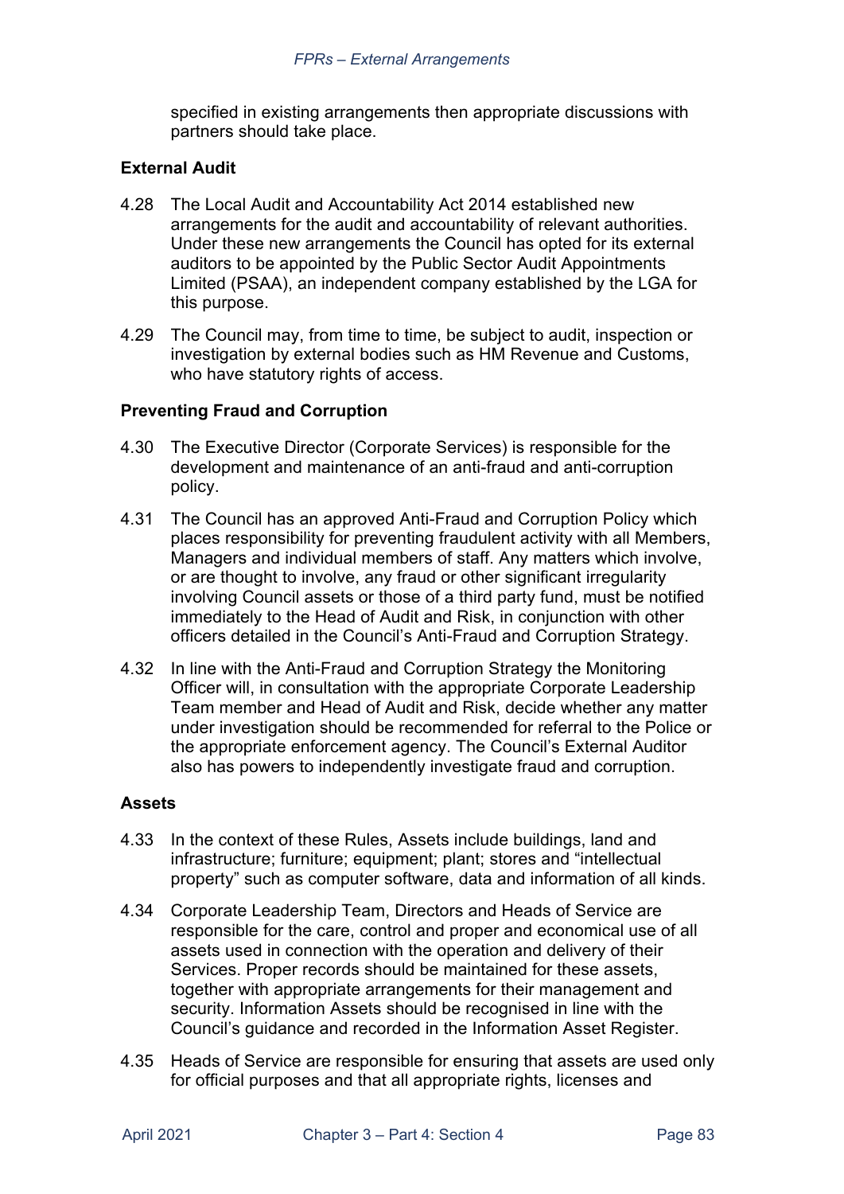specified in existing arrangements then appropriate discussions with partners should take place.

**External Audit**

4.28 The Local Audit and Accountability Act 2014 established new arrangements for the audit and accountability of relevant authorities. Under these new arrangements the Council has opted for its external auditors to be appointed by the Public Sector Audit Appointments Limited (PSAA), an independent company established by the LGA for this purpose.

4.29 The Council may, from time to time, be subject to audit, inspection or investigation by external bodies such as HM Revenue and Customs, who have statutory rights of access.

**Preventing Fraud and Corruption**

4.30 The Executive Director (Corporate Services) is responsible for the development and maintenance of an anti-fraud and anti-corruption policy.

4.31 The Council has an approved Anti-Fraud and Corruption Policy which places responsibility for preventing fraudulent activity with all Members, Managers and individual members of staff. Any matters which involve, or are thought to involve, any fraud or other significant irregularity involving Council assets or those of a third party fund, must be notified immediately to the Head of Audit and Risk, in conjunction with other officers detailed in the Council's Anti-Fraud and Corruption Strategy.

4.32 In line with the Anti-Fraud and Corruption Strategy the Monitoring Officer will, in consultation with the appropriate Corporate Leadership Team member and Head of Audit and Risk, decide whether any matter under investigation should be recommended for referral to the Police or the appropriate enforcement agency. The Council's External Auditor also has powers to independently investigate fraud and corruption.

**Assets**

4.33 In the context of these Rules, Assets include buildings, land and infrastructure; furniture; equipment; plant; stores and "intellectual property" such as computer software, data and information of all kinds.

4.34 Corporate Leadership Team, Directors and Heads of Service are responsible for the care, control and proper and economical use of all assets used in connection with the operation and delivery of their Services. Proper records should be maintained for these assets, together with appropriate arrangements for their management and security. Information Assets should be recognised in line with the Council's guidance and recorded in the Information Asset Register.

4.35 Heads of Service are responsible for ensuring that assets are used only for official purposes and that all appropriate rights, licenses and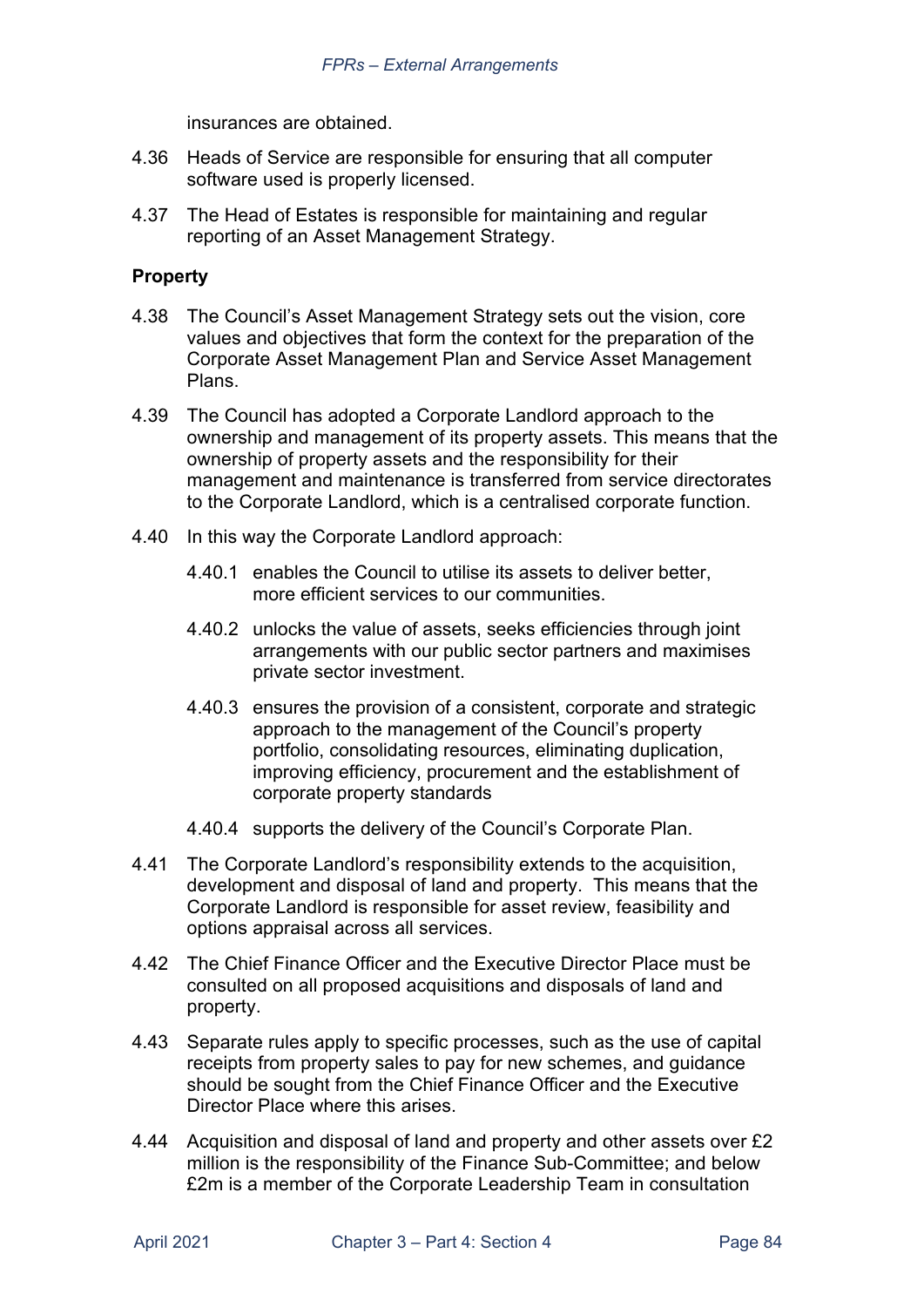insurances are obtained.

4.36 Heads of Service are responsible for ensuring that all computer software used is properly licensed.

4.37 The Head of Estates is responsible for maintaining and regular reporting of an Asset Management Strategy.

**Property**

4.38 The Council's Asset Management Strategy sets out the vision, core values and objectives that form the context for the preparation of the Corporate Asset Management Plan and Service Asset Management Plans.

4.39 The Council has adopted a Corporate Landlord approach to the ownership and management of its property assets. This means that the ownership of property assets and the responsibility for their management and maintenance is transferred from service directorates to the Corporate Landlord, which is a centralised corporate function.

4.40 In this way the Corporate Landlord approach:

4.40.1 enables the Council to utilise its assets to deliver better, more efficient services to our communities.

4.40.2 unlocks the value of assets, seeks efficiencies through joint arrangements with our public sector partners and maximises private sector investment.

4.40.3 ensures the provision of a consistent, corporate and strategic approach to the management of the Council's property portfolio, consolidating resources, eliminating duplication, improving efficiency, procurement and the establishment of corporate property standards

4.40.4 supports the delivery of the Council's Corporate Plan.

4.41 The Corporate Landlord's responsibility extends to the acquisition, development and disposal of land and property. This means that the Corporate Landlord is responsible for asset review, feasibility and options appraisal across all services.

4.42 The Chief Finance Officer and the Executive Director Place must be consulted on all proposed acquisitions and disposals of land and property.

4.43 Separate rules apply to specific processes, such as the use of capital receipts from property sales to pay for new schemes, and guidance should be sought from the Chief Finance Officer and the Executive Director Place where this arises.

4.44 Acquisition and disposal of land and property and other assets over £2 million is the responsibility of the Finance Sub-Committee; and below £2m is a member of the Corporate Leadership Team in consultation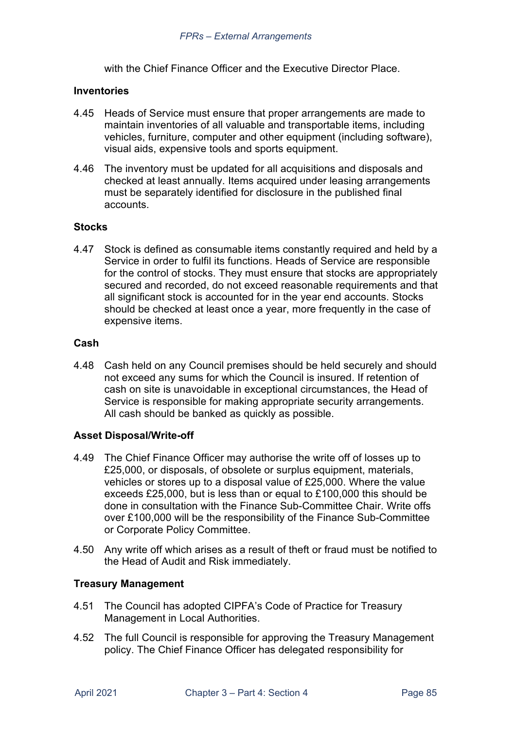with the Chief Finance Officer and the Executive Director Place.

### Inventories

4.45 Heads of Service must ensure that proper arrangements are made to maintain inventories of all valuable and transportable items, including vehicles, furniture, computer and other equipment (including software), visual aids, expensive tools and sports equipment.

4.46 The inventory must be updated for all acquisitions and disposals and checked at least annually. Items acquired under leasing arrangements must be separately identified for disclosure in the published final accounts.

### Stocks

4.47 Stock is defined as consumable items constantly required and held by a Service in order to fulfil its functions. Heads of Service are responsible for the control of stocks. They must ensure that stocks are appropriately secured and recorded, do not exceed reasonable requirements and that all significant stock is accounted for in the year end accounts. Stocks should be checked at least once a year, more frequently in the case of expensive items.

### Cash

4.48 Cash held on any Council premises should be held securely and should not exceed any sums for which the Council is insured. If retention of cash on site is unavoidable in exceptional circumstances, the Head of Service is responsible for making appropriate security arrangements. All cash should be banked as quickly as possible.

### Asset Disposal/Write-off

4.49 The Chief Finance Officer may authorise the write off of losses up to £25,000, or disposals, of obsolete or surplus equipment, materials, vehicles or stores up to a disposal value of £25,000. Where the value exceeds £25,000, but is less than or equal to £100,000 this should be done in consultation with the Finance Sub-Committee Chair. Write offs over £100,000 will be the responsibility of the Finance Sub-Committee or Corporate Policy Committee.

4.50 Any write off which arises as a result of theft or fraud must be notified to the Head of Audit and Risk immediately.

### Treasury Management

4.51 The Council has adopted CIPFA's Code of Practice for Treasury Management in Local Authorities.

4.52 The full Council is responsible for approving the Treasury Management policy. The Chief Finance Officer has delegated responsibility for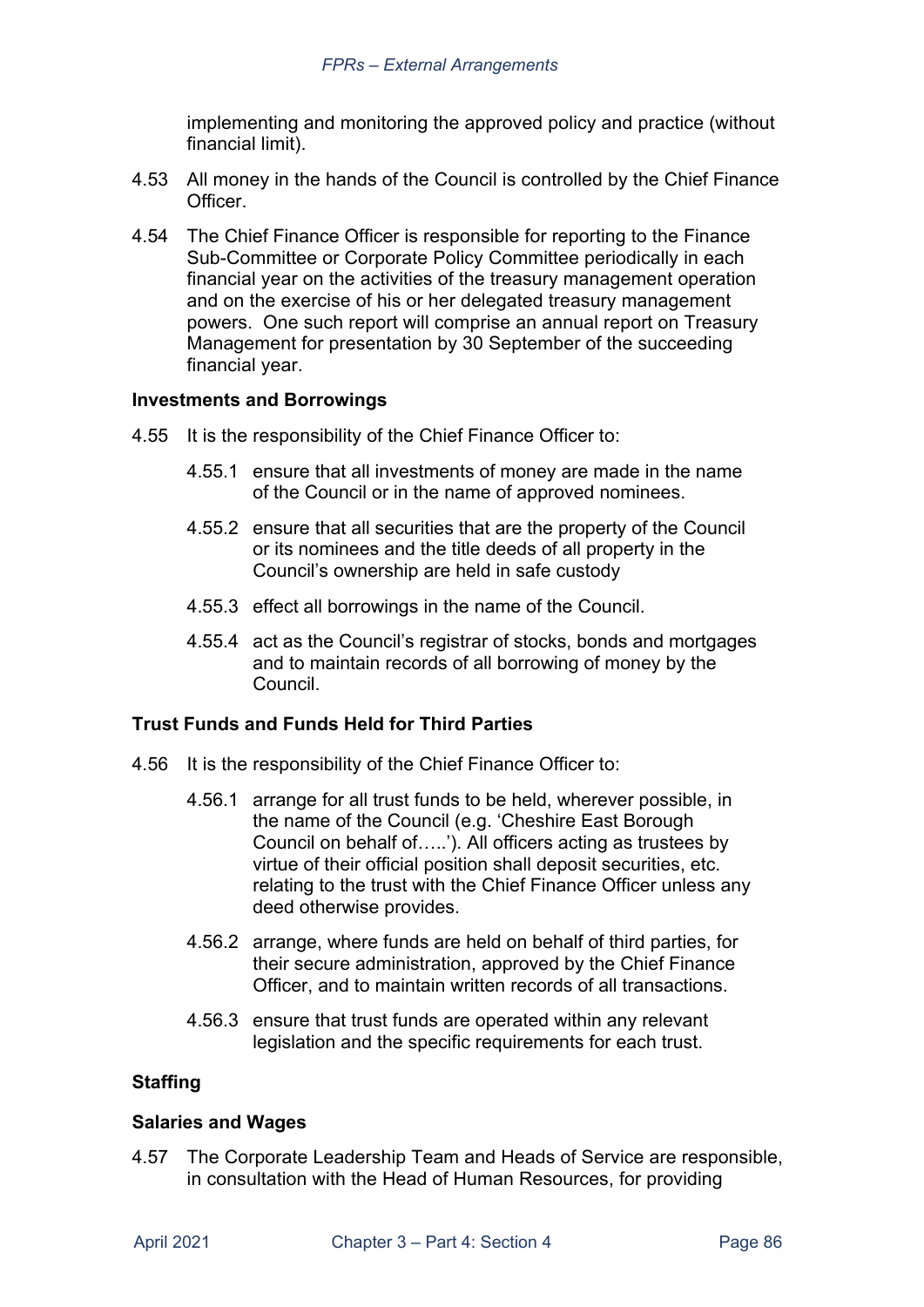implementing and monitoring the approved policy and practice (without financial limit).

4.53 All money in the hands of the Council is controlled by the Chief Finance Officer.

4.54 The Chief Finance Officer is responsible for reporting to the Finance Sub-Committee or Corporate Policy Committee periodically in each financial year on the activities of the treasury management operation and on the exercise of his or her delegated treasury management powers. One such report will comprise an annual report on Treasury Management for presentation by 30 September of the succeeding financial year.

**Investments and Borrowings**

4.55 It is the responsibility of the Chief Finance Officer to:

4.55.1 ensure that all investments of money are made in the name of the Council or in the name of approved nominees.

4.55.2 ensure that all securities that are the property of the Council or its nominees and the title deeds of all property in the Council's ownership are held in safe custody

4.55.3 effect all borrowings in the name of the Council.

4.55.4 act as the Council's registrar of stocks, bonds and mortgages and to maintain records of all borrowing of money by the Council.

**Trust Funds and Funds Held for Third Parties**

4.56 It is the responsibility of the Chief Finance Officer to:

4.56.1 arrange for all trust funds to be held, wherever possible, in the name of the Council (e.g. 'Cheshire East Borough Council on behalf of…..'). All officers acting as trustees by virtue of their official position shall deposit securities, etc. relating to the trust with the Chief Finance Officer unless any deed otherwise provides.

4.56.2 arrange, where funds are held on behalf of third parties, for their secure administration, approved by the Chief Finance Officer, and to maintain written records of all transactions.

4.56.3 ensure that trust funds are operated within any relevant legislation and the specific requirements for each trust.

**Staffing**

**Salaries and Wages**

4.57 The Corporate Leadership Team and Heads of Service are responsible, in consultation with the Head of Human Resources, for providing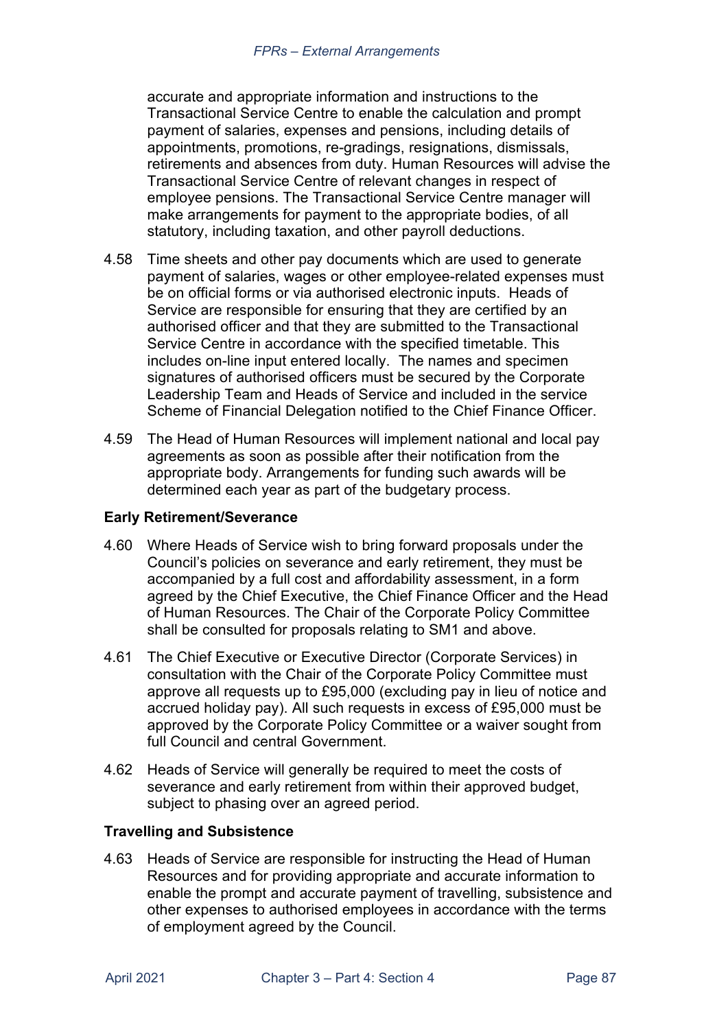accurate and appropriate information and instructions to the Transactional Service Centre to enable the calculation and prompt payment of salaries, expenses and pensions, including details of appointments, promotions, re-gradings, resignations, dismissals, retirements and absences from duty. Human Resources will advise the Transactional Service Centre of relevant changes in respect of employee pensions. The Transactional Service Centre manager will make arrangements for payment to the appropriate bodies, of all statutory, including taxation, and other payroll deductions.

4.58 Time sheets and other pay documents which are used to generate payment of salaries, wages or other employee-related expenses must be on official forms or via authorised electronic inputs. Heads of Service are responsible for ensuring that they are certified by an authorised officer and that they are submitted to the Transactional Service Centre in accordance with the specified timetable. This includes on-line input entered locally. The names and specimen signatures of authorised officers must be secured by the Corporate Leadership Team and Heads of Service and included in the service Scheme of Financial Delegation notified to the Chief Finance Officer.

4.59 The Head of Human Resources will implement national and local pay agreements as soon as possible after their notification from the appropriate body. Arrangements for funding such awards will be determined each year as part of the budgetary process.

**Early Retirement/Severance**

4.60 Where Heads of Service wish to bring forward proposals under the Council's policies on severance and early retirement, they must be accompanied by a full cost and affordability assessment, in a form agreed by the Chief Executive, the Chief Finance Officer and the Head of Human Resources. The Chair of the Corporate Policy Committee shall be consulted for proposals relating to SM1 and above.

4.61 The Chief Executive or Executive Director (Corporate Services) in consultation with the Chair of the Corporate Policy Committee must approve all requests up to £95,000 (excluding pay in lieu of notice and accrued holiday pay). All such requests in excess of £95,000 must be approved by the Corporate Policy Committee or a waiver sought from full Council and central Government.

4.62 Heads of Service will generally be required to meet the costs of severance and early retirement from within their approved budget, subject to phasing over an agreed period.

**Travelling and Subsistence**

4.63 Heads of Service are responsible for instructing the Head of Human Resources and for providing appropriate and accurate information to enable the prompt and accurate payment of travelling, subsistence and other expenses to authorised employees in accordance with the terms of employment agreed by the Council.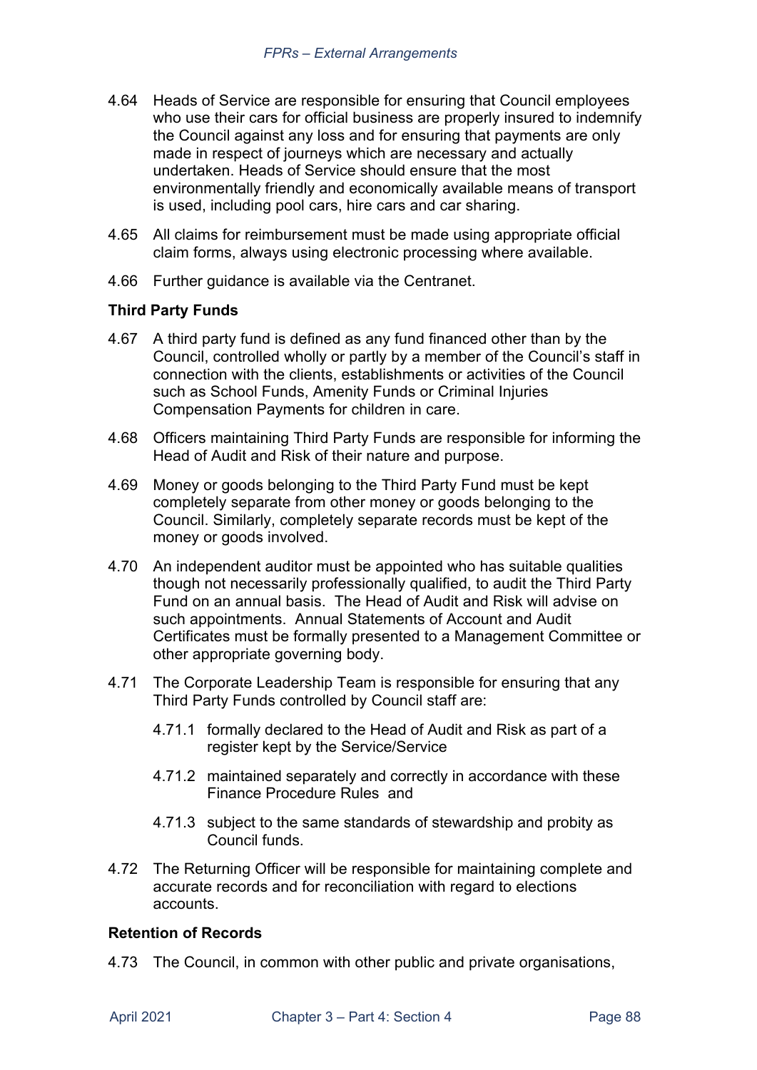4.64 Heads of Service are responsible for ensuring that Council employees who use their cars for official business are properly insured to indemnify the Council against any loss and for ensuring that payments are only made in respect of journeys which are necessary and actually undertaken. Heads of Service should ensure that the most environmentally friendly and economically available means of transport is used, including pool cars, hire cars and car sharing.

4.65 All claims for reimbursement must be made using appropriate official claim forms, always using electronic processing where available.

4.66 Further guidance is available via the Centranet.

**Third Party Funds**

4.67 A third party fund is defined as any fund financed other than by the Council, controlled wholly or partly by a member of the Council's staff in connection with the clients, establishments or activities of the Council such as School Funds, Amenity Funds or Criminal Injuries Compensation Payments for children in care.

4.68 Officers maintaining Third Party Funds are responsible for informing the Head of Audit and Risk of their nature and purpose.

4.69 Money or goods belonging to the Third Party Fund must be kept completely separate from other money or goods belonging to the Council. Similarly, completely separate records must be kept of the money or goods involved.

4.70 An independent auditor must be appointed who has suitable qualities though not necessarily professionally qualified, to audit the Third Party Fund on an annual basis. The Head of Audit and Risk will advise on such appointments. Annual Statements of Account and Audit Certificates must be formally presented to a Management Committee or other appropriate governing body.

4.71 The Corporate Leadership Team is responsible for ensuring that any Third Party Funds controlled by Council staff are:

4.71.1 formally declared to the Head of Audit and Risk as part of a register kept by the Service/Service

4.71.2 maintained separately and correctly in accordance with these Finance Procedure Rules and

4.71.3 subject to the same standards of stewardship and probity as Council funds.

4.72 The Returning Officer will be responsible for maintaining complete and accurate records and for reconciliation with regard to elections accounts.

**Retention of Records**

4.73 The Council, in common with other public and private organisations,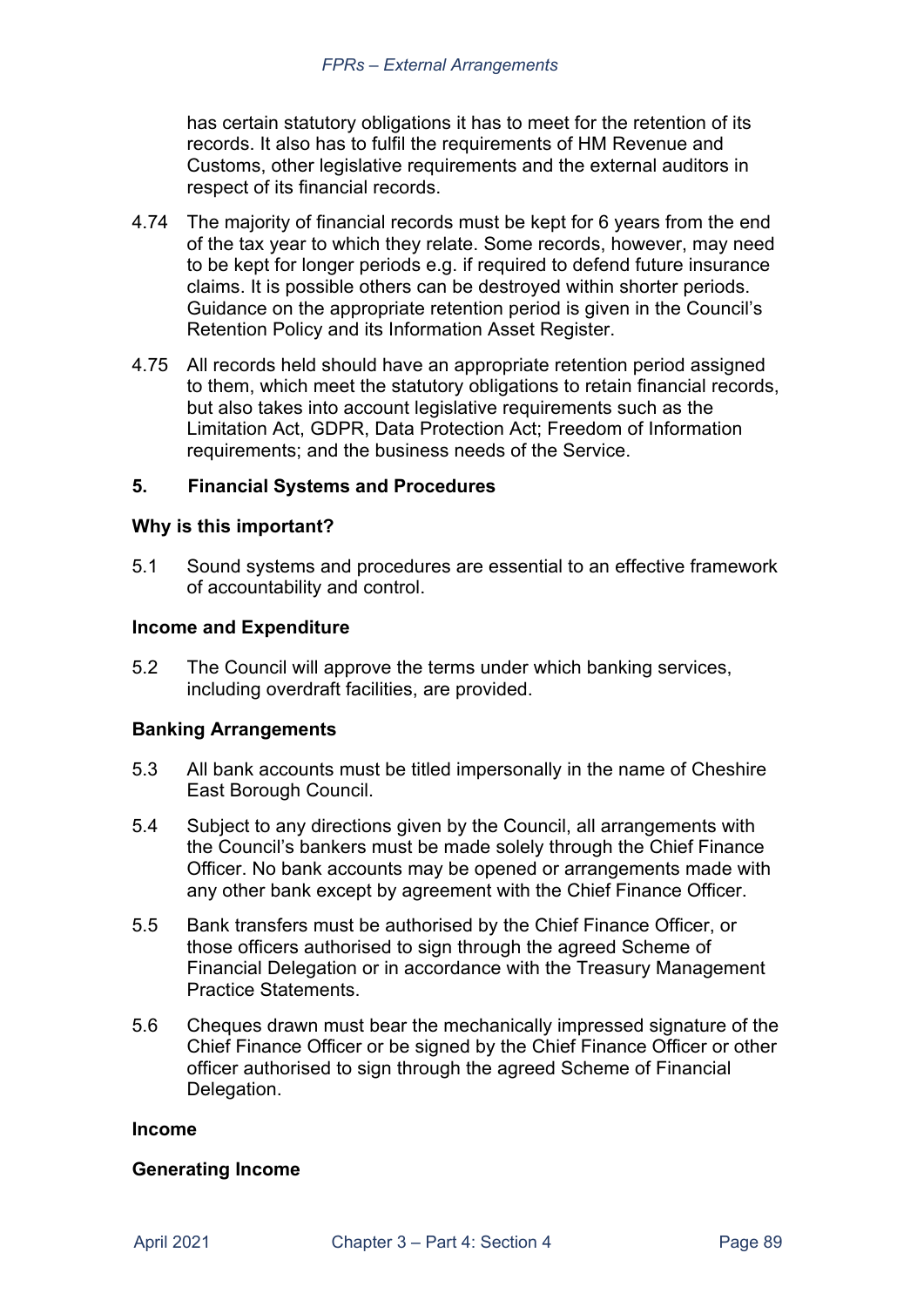has certain statutory obligations it has to meet for the retention of its records. It also has to fulfil the requirements of HM Revenue and Customs, other legislative requirements and the external auditors in respect of its financial records.

4.74 The majority of financial records must be kept for 6 years from the end of the tax year to which they relate. Some records, however, may need to be kept for longer periods e.g. if required to defend future insurance claims. It is possible others can be destroyed within shorter periods. Guidance on the appropriate retention period is given in the Council's Retention Policy and its Information Asset Register.

4.75 All records held should have an appropriate retention period assigned to them, which meet the statutory obligations to retain financial records, but also takes into account legislative requirements such as the Limitation Act, GDPR, Data Protection Act; Freedom of Information requirements; and the business needs of the Service.

## 5. Financial Systems and Procedures

### Why is this important?

5.1 Sound systems and procedures are essential to an effective framework of accountability and control.

### Income and Expenditure

5.2 The Council will approve the terms under which banking services, including overdraft facilities, are provided.

### Banking Arrangements

5.3 All bank accounts must be titled impersonally in the name of Cheshire East Borough Council.

5.4 Subject to any directions given by the Council, all arrangements with the Council's bankers must be made solely through the Chief Finance Officer. No bank accounts may be opened or arrangements made with any other bank except by agreement with the Chief Finance Officer.

5.5 Bank transfers must be authorised by the Chief Finance Officer, or those officers authorised to sign through the agreed Scheme of Financial Delegation or in accordance with the Treasury Management Practice Statements.

5.6 Cheques drawn must bear the mechanically impressed signature of the Chief Finance Officer or be signed by the Chief Finance Officer or other officer authorised to sign through the agreed Scheme of Financial Delegation.

### Income

### Generating Income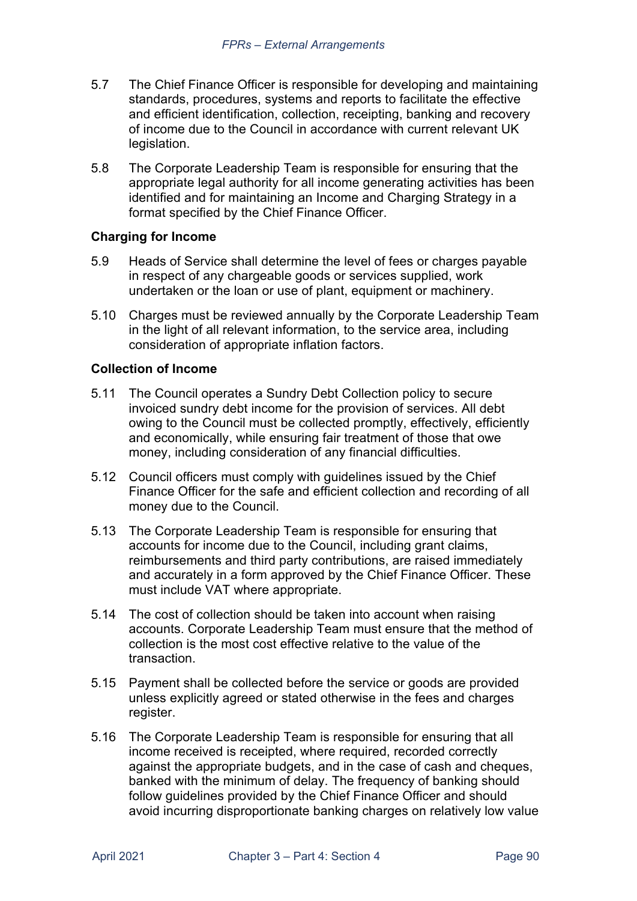5.7 The Chief Finance Officer is responsible for developing and maintaining standards, procedures, systems and reports to facilitate the effective and efficient identification, collection, receipting, banking and recovery of income due to the Council in accordance with current relevant UK legislation.

5.8 The Corporate Leadership Team is responsible for ensuring that the appropriate legal authority for all income generating activities has been identified and for maintaining an Income and Charging Strategy in a format specified by the Chief Finance Officer.

**Charging for Income**

5.9 Heads of Service shall determine the level of fees or charges payable in respect of any chargeable goods or services supplied, work undertaken or the loan or use of plant, equipment or machinery.

5.10 Charges must be reviewed annually by the Corporate Leadership Team in the light of all relevant information, to the service area, including consideration of appropriate inflation factors.

**Collection of Income**

5.11 The Council operates a Sundry Debt Collection policy to secure invoiced sundry debt income for the provision of services. All debt owing to the Council must be collected promptly, effectively, efficiently and economically, while ensuring fair treatment of those that owe money, including consideration of any financial difficulties.

5.12 Council officers must comply with guidelines issued by the Chief Finance Officer for the safe and efficient collection and recording of all money due to the Council.

5.13 The Corporate Leadership Team is responsible for ensuring that accounts for income due to the Council, including grant claims, reimbursements and third party contributions, are raised immediately and accurately in a form approved by the Chief Finance Officer. These must include VAT where appropriate.

5.14 The cost of collection should be taken into account when raising accounts. Corporate Leadership Team must ensure that the method of collection is the most cost effective relative to the value of the transaction.

5.15 Payment shall be collected before the service or goods are provided unless explicitly agreed or stated otherwise in the fees and charges register.

5.16 The Corporate Leadership Team is responsible for ensuring that all income received is receipted, where required, recorded correctly against the appropriate budgets, and in the case of cash and cheques, banked with the minimum of delay. The frequency of banking should follow guidelines provided by the Chief Finance Officer and should avoid incurring disproportionate banking charges on relatively low value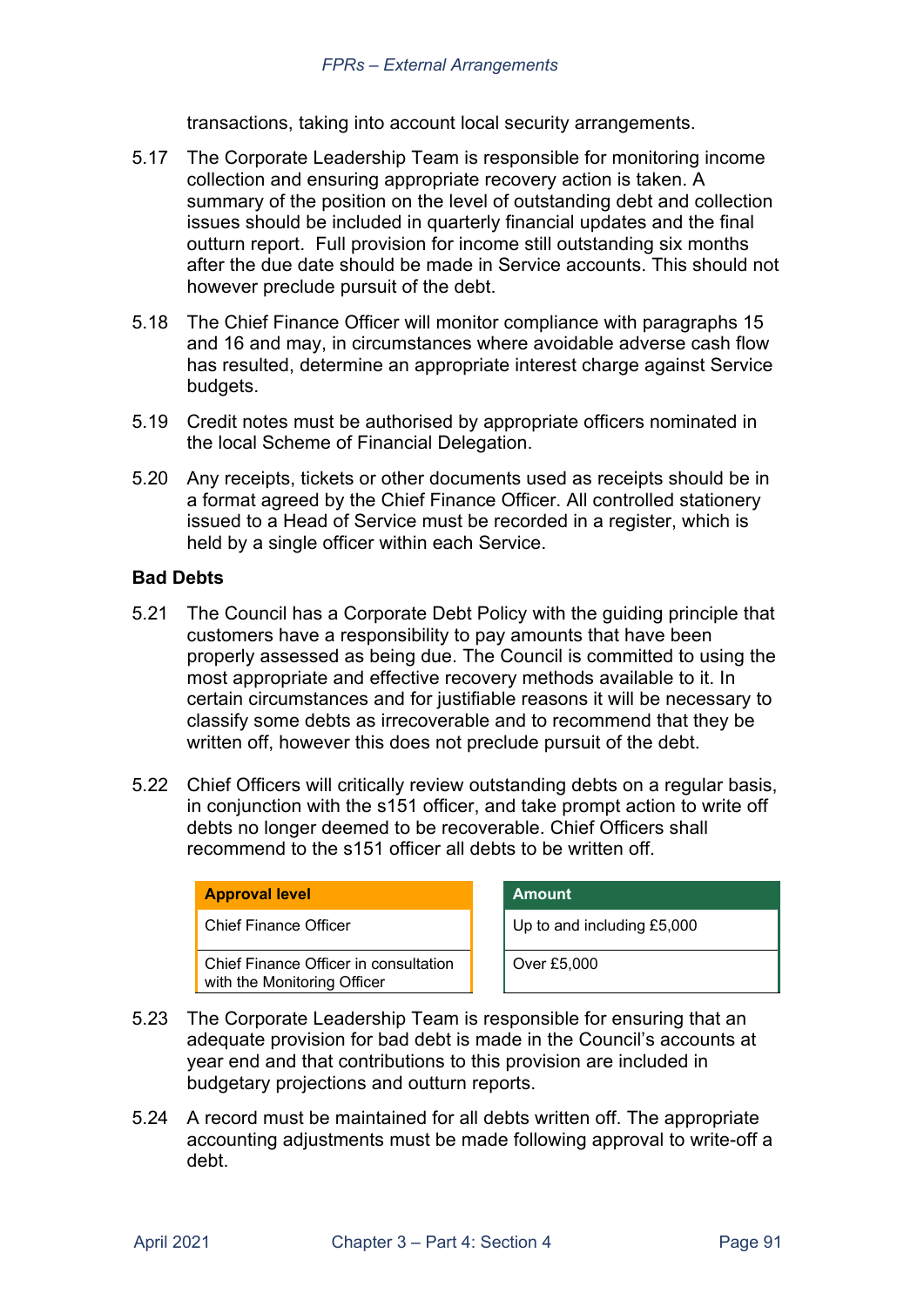transactions, taking into account local security arrangements.

5.17 The Corporate Leadership Team is responsible for monitoring income collection and ensuring appropriate recovery action is taken. A summary of the position on the level of outstanding debt and collection issues should be included in quarterly financial updates and the final outturn report. Full provision for income still outstanding six months after the due date should be made in Service accounts. This should not however preclude pursuit of the debt.

5.18 The Chief Finance Officer will monitor compliance with paragraphs 15 and 16 and may, in circumstances where avoidable adverse cash flow has resulted, determine an appropriate interest charge against Service budgets.

5.19 Credit notes must be authorised by appropriate officers nominated in the local Scheme of Financial Delegation.

5.20 Any receipts, tickets or other documents used as receipts should be in a format agreed by the Chief Finance Officer. All controlled stationery issued to a Head of Service must be recorded in a register, which is held by a single officer within each Service.

**Bad Debts**

5.21 The Council has a Corporate Debt Policy with the guiding principle that customers have a responsibility to pay amounts that have been properly assessed as being due. The Council is committed to using the most appropriate and effective recovery methods available to it. In certain circumstances and for justifiable reasons it will be necessary to classify some debts as irrecoverable and to recommend that they be written off, however this does not preclude pursuit of the debt.

5.22 Chief Officers will critically review outstanding debts on a regular basis, in conjunction with the s151 officer, and take prompt action to write off debts no longer deemed to be recoverable. Chief Officers shall recommend to the s151 officer all debts to be written off.

| Approval level | Amount |
| --- | --- |
| Chief Finance Officer | Up to and including £5,000 |
| Chief Finance Officer in consultation with the Monitoring Officer | Over £5,000 |

5.23 The Corporate Leadership Team is responsible for ensuring that an adequate provision for bad debt is made in the Council's accounts at year end and that contributions to this provision are included in budgetary projections and outturn reports.

5.24 A record must be maintained for all debts written off. The appropriate accounting adjustments must be made following approval to write-off a debt.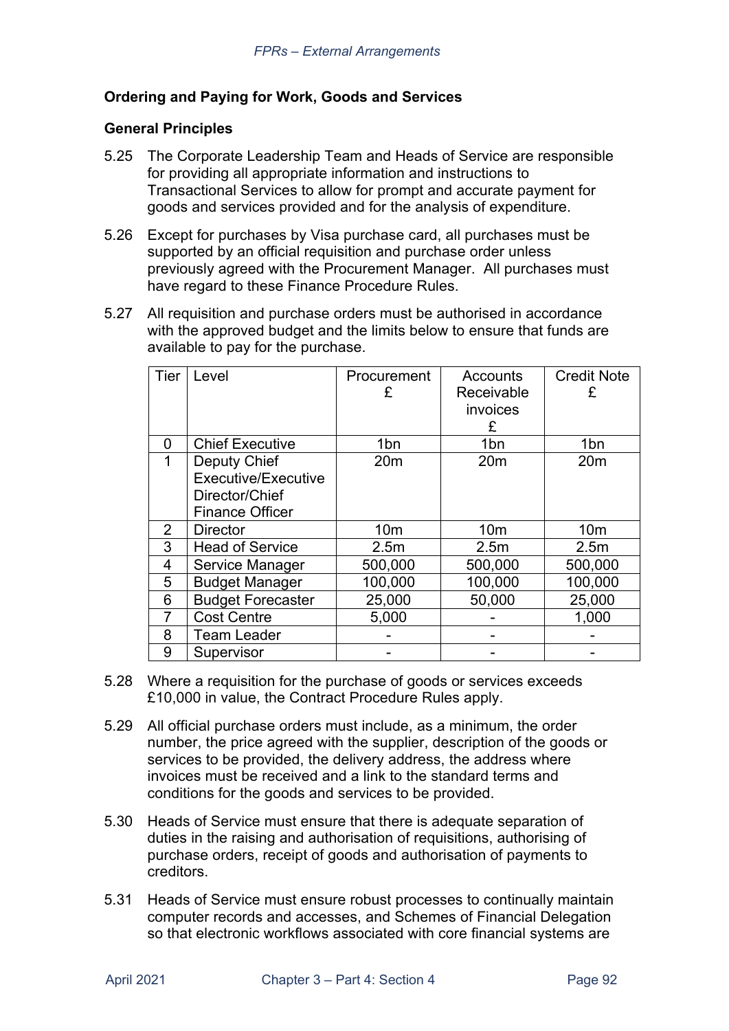## Ordering and Paying for Work, Goods and Services

### General Principles

5.25 The Corporate Leadership Team and Heads of Service are responsible for providing all appropriate information and instructions to Transactional Services to allow for prompt and accurate payment for goods and services provided and for the analysis of expenditure.

5.26 Except for purchases by Visa purchase card, all purchases must be supported by an official requisition and purchase order unless previously agreed with the Procurement Manager. All purchases must have regard to these Finance Procedure Rules.

5.27 All requisition and purchase orders must be authorised in accordance with the approved budget and the limits below to ensure that funds are available to pay for the purchase.

| Tier | Level | Procurement £ | Accounts Receivable invoices £ | Credit Note £ |
|---|---|---|---|---|
| 0 | Chief Executive | 1bn | 1bn | 1bn |
| 1 | Deputy Chief Executive/Executive Director/Chief Finance Officer | 20m | 20m | 20m |
| 2 | Director | 10m | 10m | 10m |
| 3 | Head of Service | 2.5m | 2.5m | 2.5m |
| 4 | Service Manager | 500,000 | 500,000 | 500,000 |
| 5 | Budget Manager | 100,000 | 100,000 | 100,000 |
| 6 | Budget Forecaster | 25,000 | 50,000 | 25,000 |
| 7 | Cost Centre | 5,000 | - | 1,000 |
| 8 | Team Leader | - | - | - |
| 9 | Supervisor | - | - | - |

5.28 Where a requisition for the purchase of goods or services exceeds £10,000 in value, the Contract Procedure Rules apply.

5.29 All official purchase orders must include, as a minimum, the order number, the price agreed with the supplier, description of the goods or services to be provided, the delivery address, the address where invoices must be received and a link to the standard terms and conditions for the goods and services to be provided.

5.30 Heads of Service must ensure that there is adequate separation of duties in the raising and authorisation of requisitions, authorising of purchase orders, receipt of goods and authorisation of payments to creditors.

5.31 Heads of Service must ensure robust processes to continually maintain computer records and accesses, and Schemes of Financial Delegation so that electronic workflows associated with core financial systems are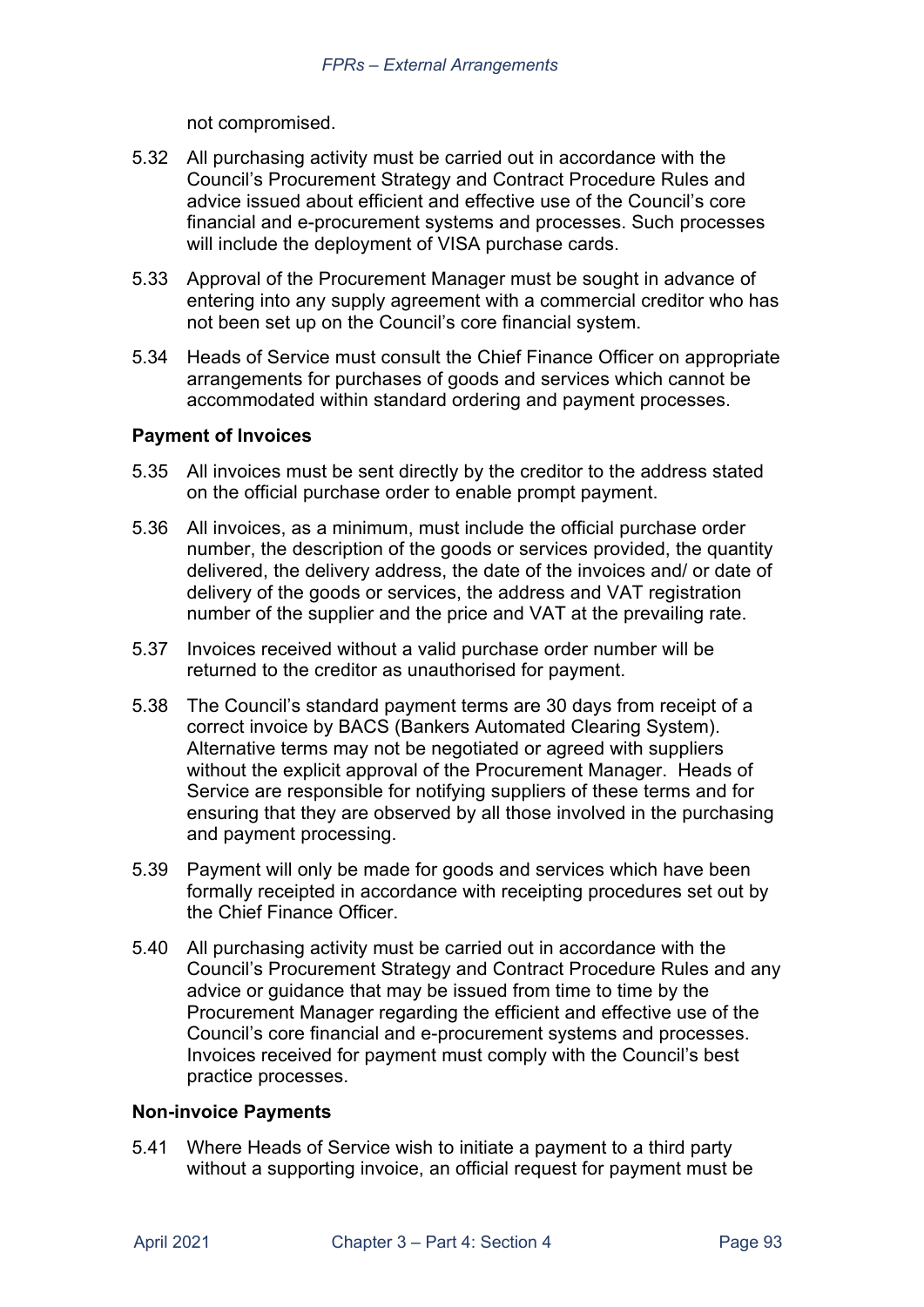not compromised.

5.32 All purchasing activity must be carried out in accordance with the Council's Procurement Strategy and Contract Procedure Rules and advice issued about efficient and effective use of the Council's core financial and e-procurement systems and processes. Such processes will include the deployment of VISA purchase cards.

5.33 Approval of the Procurement Manager must be sought in advance of entering into any supply agreement with a commercial creditor who has not been set up on the Council's core financial system.

5.34 Heads of Service must consult the Chief Finance Officer on appropriate arrangements for purchases of goods and services which cannot be accommodated within standard ordering and payment processes.

**Payment of Invoices**

5.35 All invoices must be sent directly by the creditor to the address stated on the official purchase order to enable prompt payment.

5.36 All invoices, as a minimum, must include the official purchase order number, the description of the goods or services provided, the quantity delivered, the delivery address, the date of the invoices and/ or date of delivery of the goods or services, the address and VAT registration number of the supplier and the price and VAT at the prevailing rate.

5.37 Invoices received without a valid purchase order number will be returned to the creditor as unauthorised for payment.

5.38 The Council's standard payment terms are 30 days from receipt of a correct invoice by BACS (Bankers Automated Clearing System). Alternative terms may not be negotiated or agreed with suppliers without the explicit approval of the Procurement Manager. Heads of Service are responsible for notifying suppliers of these terms and for ensuring that they are observed by all those involved in the purchasing and payment processing.

5.39 Payment will only be made for goods and services which have been formally receipted in accordance with receipting procedures set out by the Chief Finance Officer.

5.40 All purchasing activity must be carried out in accordance with the Council's Procurement Strategy and Contract Procedure Rules and any advice or guidance that may be issued from time to time by the Procurement Manager regarding the efficient and effective use of the Council's core financial and e-procurement systems and processes. Invoices received for payment must comply with the Council's best practice processes.

**Non-invoice Payments**

5.41 Where Heads of Service wish to initiate a payment to a third party without a supporting invoice, an official request for payment must be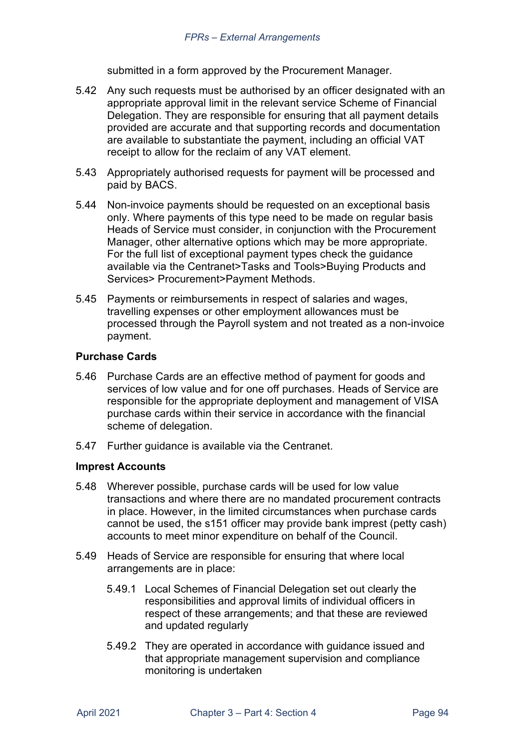submitted in a form approved by the Procurement Manager.

5.42 Any such requests must be authorised by an officer designated with an appropriate approval limit in the relevant service Scheme of Financial Delegation. They are responsible for ensuring that all payment details provided are accurate and that supporting records and documentation are available to substantiate the payment, including an official VAT receipt to allow for the reclaim of any VAT element.

5.43 Appropriately authorised requests for payment will be processed and paid by BACS.

5.44 Non-invoice payments should be requested on an exceptional basis only. Where payments of this type need to be made on regular basis Heads of Service must consider, in conjunction with the Procurement Manager, other alternative options which may be more appropriate. For the full list of exceptional payment types check the guidance available via the Centranet>Tasks and Tools>Buying Products and Services> Procurement>Payment Methods.

5.45 Payments or reimbursements in respect of salaries and wages, travelling expenses or other employment allowances must be processed through the Payroll system and not treated as a non-invoice payment.

**Purchase Cards**

5.46 Purchase Cards are an effective method of payment for goods and services of low value and for one off purchases. Heads of Service are responsible for the appropriate deployment and management of VISA purchase cards within their service in accordance with the financial scheme of delegation.

5.47 Further guidance is available via the Centranet.

**Imprest Accounts**

5.48 Wherever possible, purchase cards will be used for low value transactions and where there are no mandated procurement contracts in place. However, in the limited circumstances when purchase cards cannot be used, the s151 officer may provide bank imprest (petty cash) accounts to meet minor expenditure on behalf of the Council.

5.49 Heads of Service are responsible for ensuring that where local arrangements are in place:

- 5.49.1 Local Schemes of Financial Delegation set out clearly the responsibilities and approval limits of individual officers in respect of these arrangements; and that these are reviewed and updated regularly
- 5.49.2 They are operated in accordance with guidance issued and that appropriate management supervision and compliance monitoring is undertaken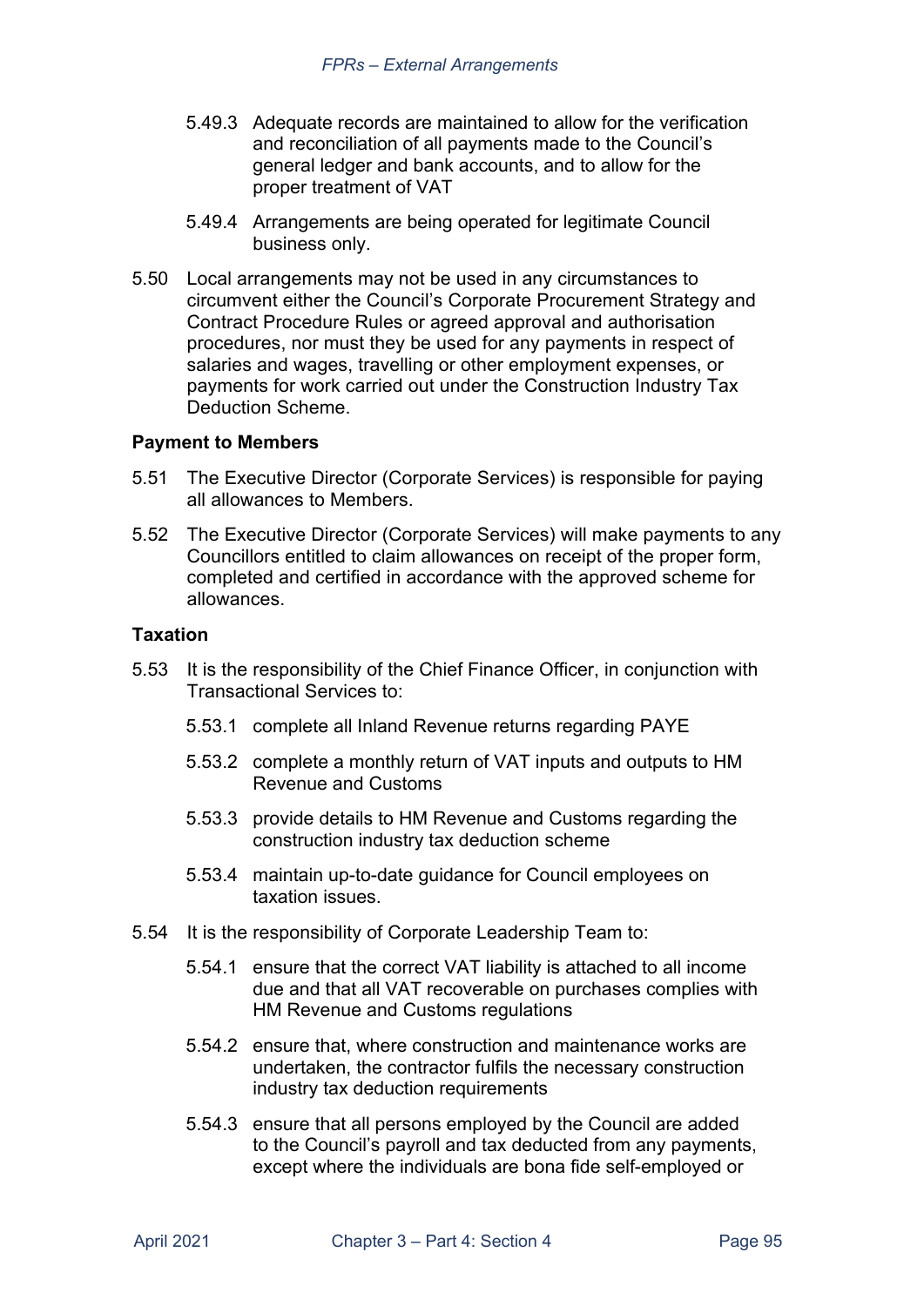5.49.3 Adequate records are maintained to allow for the verification and reconciliation of all payments made to the Council's general ledger and bank accounts, and to allow for the proper treatment of VAT

5.49.4 Arrangements are being operated for legitimate Council business only.

5.50 Local arrangements may not be used in any circumstances to circumvent either the Council's Corporate Procurement Strategy and Contract Procedure Rules or agreed approval and authorisation procedures, nor must they be used for any payments in respect of salaries and wages, travelling or other employment expenses, or payments for work carried out under the Construction Industry Tax Deduction Scheme.

**Payment to Members**

5.51 The Executive Director (Corporate Services) is responsible for paying all allowances to Members.

5.52 The Executive Director (Corporate Services) will make payments to any Councillors entitled to claim allowances on receipt of the proper form, completed and certified in accordance with the approved scheme for allowances.

**Taxation**

5.53 It is the responsibility of the Chief Finance Officer, in conjunction with Transactional Services to:

5.53.1 complete all Inland Revenue returns regarding PAYE

5.53.2 complete a monthly return of VAT inputs and outputs to HM Revenue and Customs

5.53.3 provide details to HM Revenue and Customs regarding the construction industry tax deduction scheme

5.53.4 maintain up-to-date guidance for Council employees on taxation issues.

5.54 It is the responsibility of Corporate Leadership Team to:

5.54.1 ensure that the correct VAT liability is attached to all income due and that all VAT recoverable on purchases complies with HM Revenue and Customs regulations

5.54.2 ensure that, where construction and maintenance works are undertaken, the contractor fulfils the necessary construction industry tax deduction requirements

5.54.3 ensure that all persons employed by the Council are added to the Council's payroll and tax deducted from any payments, except where the individuals are bona fide self-employed or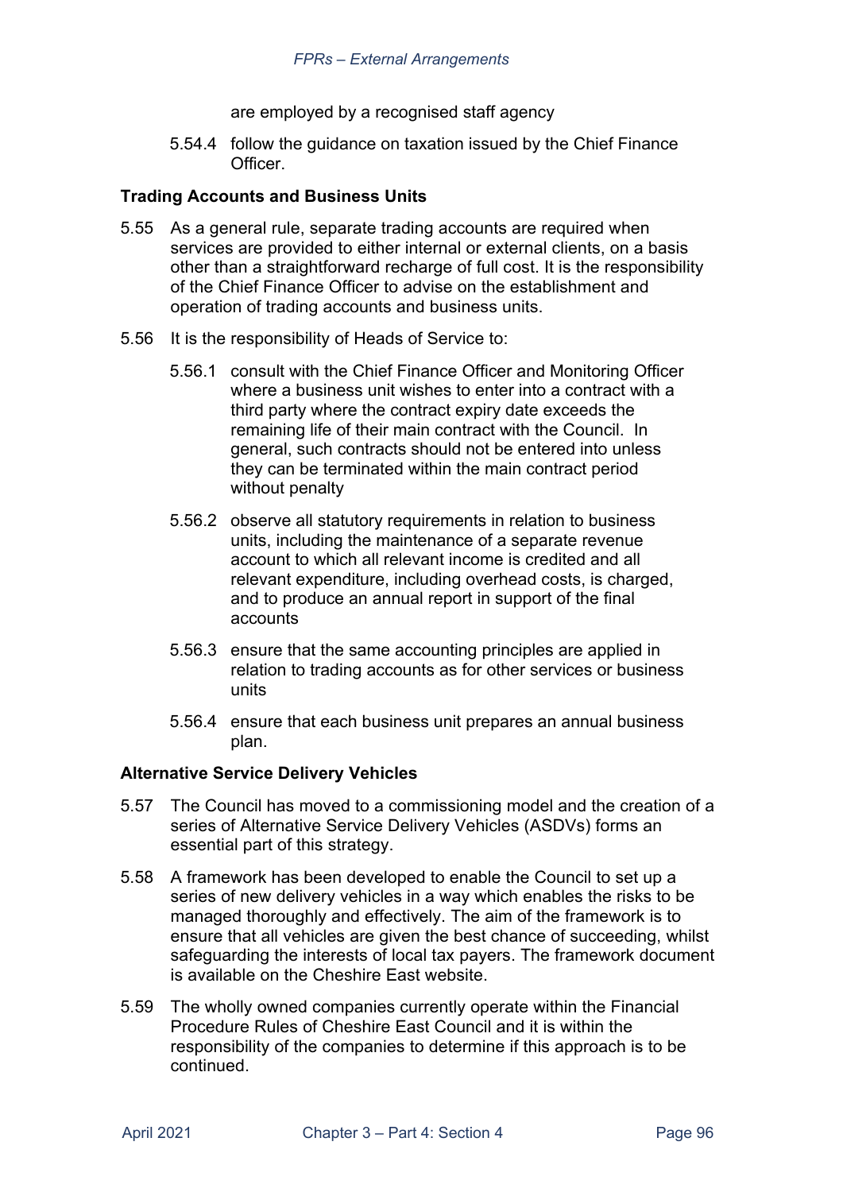are employed by a recognised staff agency

5.54.4 follow the guidance on taxation issued by the Chief Finance Officer.

**Trading Accounts and Business Units**

5.55 As a general rule, separate trading accounts are required when services are provided to either internal or external clients, on a basis other than a straightforward recharge of full cost. It is the responsibility of the Chief Finance Officer to advise on the establishment and operation of trading accounts and business units.

5.56 It is the responsibility of Heads of Service to:

5.56.1 consult with the Chief Finance Officer and Monitoring Officer where a business unit wishes to enter into a contract with a third party where the contract expiry date exceeds the remaining life of their main contract with the Council. In general, such contracts should not be entered into unless they can be terminated within the main contract period without penalty

5.56.2 observe all statutory requirements in relation to business units, including the maintenance of a separate revenue account to which all relevant income is credited and all relevant expenditure, including overhead costs, is charged, and to produce an annual report in support of the final accounts

5.56.3 ensure that the same accounting principles are applied in relation to trading accounts as for other services or business units

5.56.4 ensure that each business unit prepares an annual business plan.

**Alternative Service Delivery Vehicles**

5.57 The Council has moved to a commissioning model and the creation of a series of Alternative Service Delivery Vehicles (ASDVs) forms an essential part of this strategy.

5.58 A framework has been developed to enable the Council to set up a series of new delivery vehicles in a way which enables the risks to be managed thoroughly and effectively. The aim of the framework is to ensure that all vehicles are given the best chance of succeeding, whilst safeguarding the interests of local tax payers. The framework document is available on the Cheshire East website.

5.59 The wholly owned companies currently operate within the Financial Procedure Rules of Cheshire East Council and it is within the responsibility of the companies to determine if this approach is to be continued.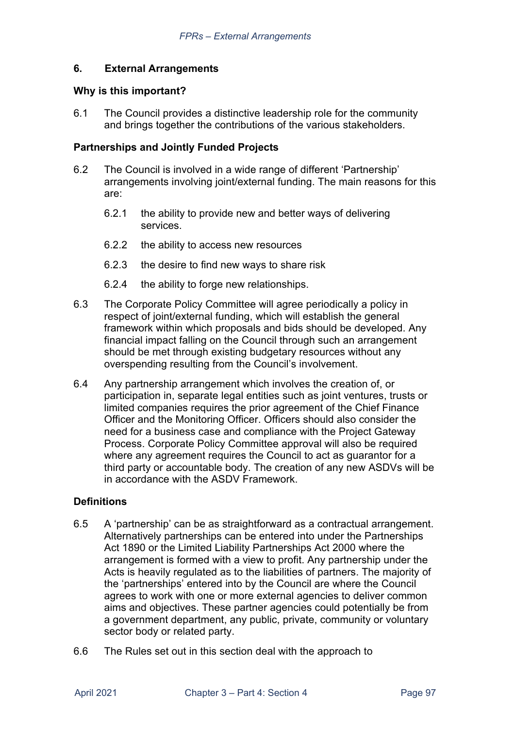## 6. External Arrangements

### Why is this important?

6.1 The Council provides a distinctive leadership role for the community and brings together the contributions of the various stakeholders.

### Partnerships and Jointly Funded Projects

6.2 The Council is involved in a wide range of different 'Partnership' arrangements involving joint/external funding. The main reasons for this are:

6.2.1 the ability to provide new and better ways of delivering services.

6.2.2 the ability to access new resources

6.2.3 the desire to find new ways to share risk

6.2.4 the ability to forge new relationships.

6.3 The Corporate Policy Committee will agree periodically a policy in respect of joint/external funding, which will establish the general framework within which proposals and bids should be developed. Any financial impact falling on the Council through such an arrangement should be met through existing budgetary resources without any overspending resulting from the Council's involvement.

6.4 Any partnership arrangement which involves the creation of, or participation in, separate legal entities such as joint ventures, trusts or limited companies requires the prior agreement of the Chief Finance Officer and the Monitoring Officer. Officers should also consider the need for a business case and compliance with the Project Gateway Process. Corporate Policy Committee approval will also be required where any agreement requires the Council to act as guarantor for a third party or accountable body. The creation of any new ASDVs will be in accordance with the ASDV Framework.

### Definitions

6.5 A 'partnership' can be as straightforward as a contractual arrangement. Alternatively partnerships can be entered into under the Partnerships Act 1890 or the Limited Liability Partnerships Act 2000 where the arrangement is formed with a view to profit. Any partnership under the Acts is heavily regulated as to the liabilities of partners. The majority of the 'partnerships' entered into by the Council are where the Council agrees to work with one or more external agencies to deliver common aims and objectives. These partner agencies could potentially be from a government department, any public, private, community or voluntary sector body or related party.

6.6 The Rules set out in this section deal with the approach to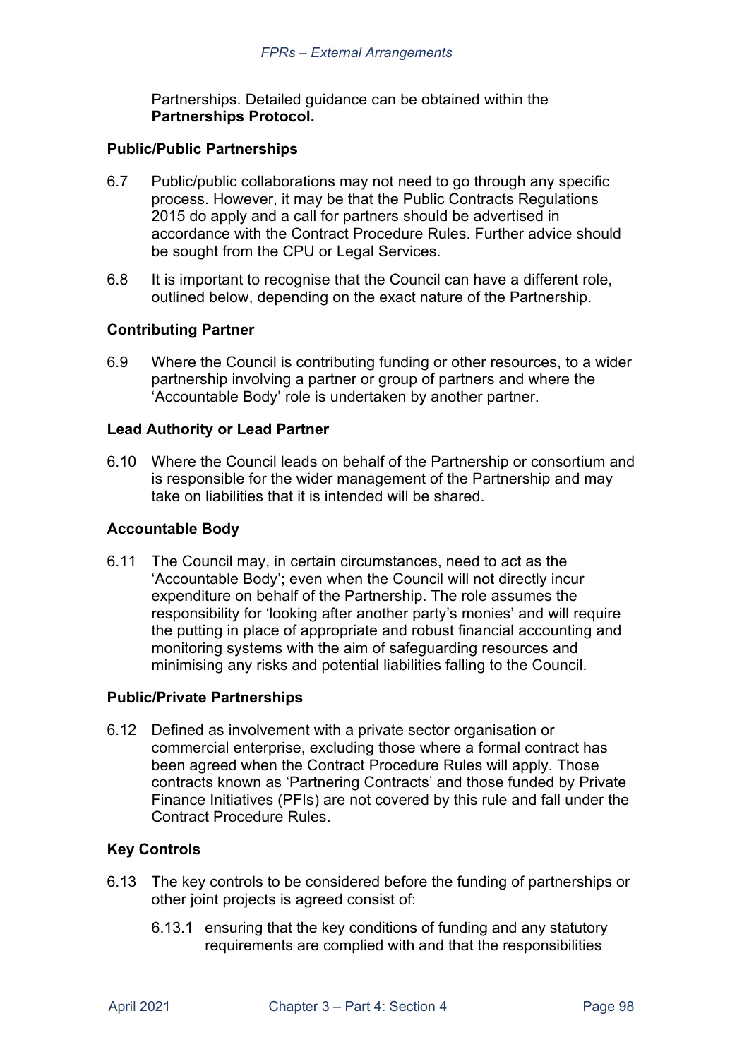Partnerships. Detailed guidance can be obtained within the **Partnerships Protocol.**

**Public/Public Partnerships**

6.7 Public/public collaborations may not need to go through any specific process. However, it may be that the Public Contracts Regulations 2015 do apply and a call for partners should be advertised in accordance with the Contract Procedure Rules. Further advice should be sought from the CPU or Legal Services.

6.8 It is important to recognise that the Council can have a different role, outlined below, depending on the exact nature of the Partnership.

**Contributing Partner**

6.9 Where the Council is contributing funding or other resources, to a wider partnership involving a partner or group of partners and where the 'Accountable Body' role is undertaken by another partner.

**Lead Authority or Lead Partner**

6.10 Where the Council leads on behalf of the Partnership or consortium and is responsible for the wider management of the Partnership and may take on liabilities that it is intended will be shared.

**Accountable Body**

6.11 The Council may, in certain circumstances, need to act as the 'Accountable Body'; even when the Council will not directly incur expenditure on behalf of the Partnership. The role assumes the responsibility for 'looking after another party's monies' and will require the putting in place of appropriate and robust financial accounting and monitoring systems with the aim of safeguarding resources and minimising any risks and potential liabilities falling to the Council.

**Public/Private Partnerships**

6.12 Defined as involvement with a private sector organisation or commercial enterprise, excluding those where a formal contract has been agreed when the Contract Procedure Rules will apply. Those contracts known as 'Partnering Contracts' and those funded by Private Finance Initiatives (PFIs) are not covered by this rule and fall under the Contract Procedure Rules.

**Key Controls**

6.13 The key controls to be considered before the funding of partnerships or other joint projects is agreed consist of:

6.13.1 ensuring that the key conditions of funding and any statutory requirements are complied with and that the responsibilities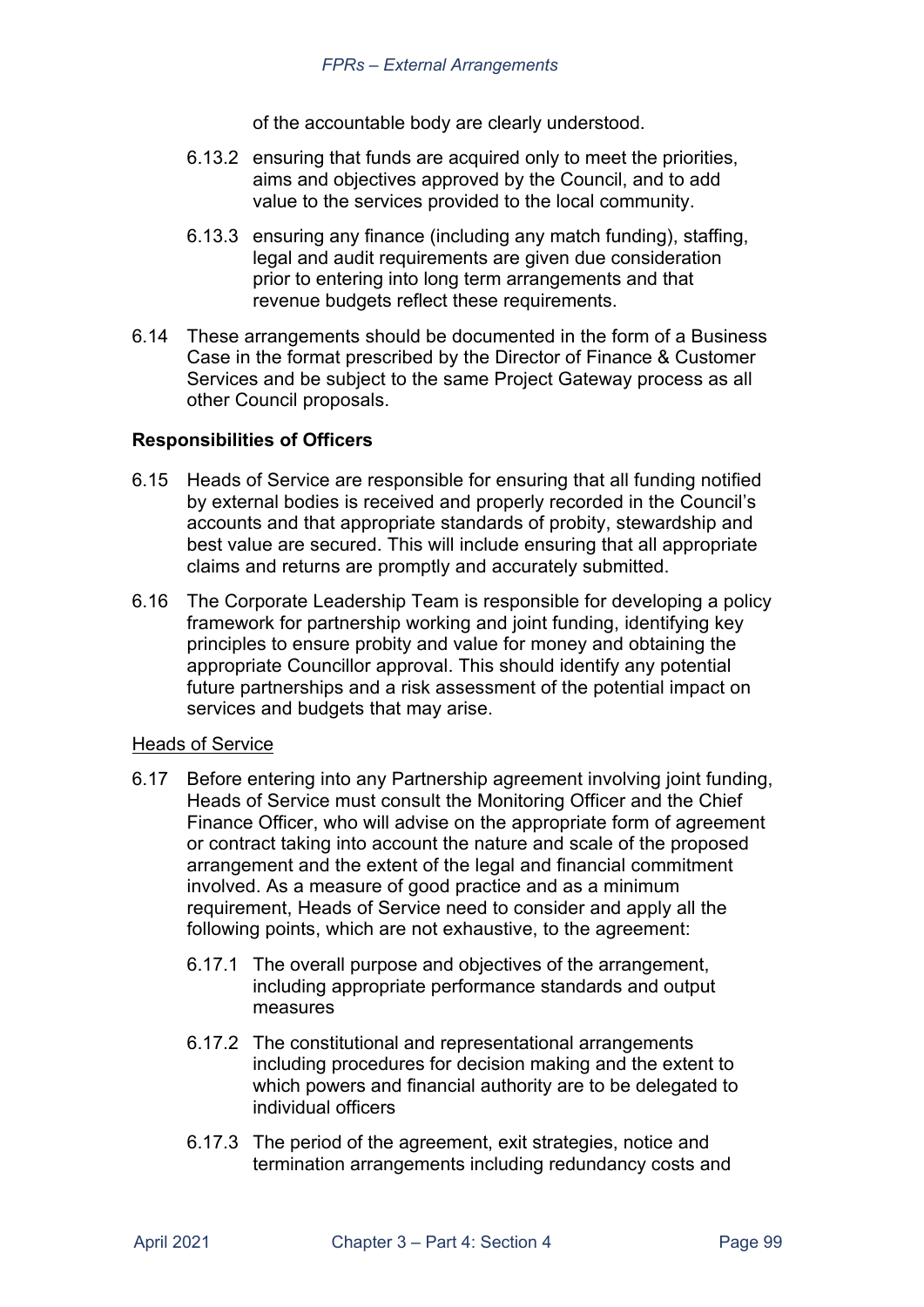of the accountable body are clearly understood.

6.13.2 ensuring that funds are acquired only to meet the priorities, aims and objectives approved by the Council, and to add value to the services provided to the local community.

6.13.3 ensuring any finance (including any match funding), staffing, legal and audit requirements are given due consideration prior to entering into long term arrangements and that revenue budgets reflect these requirements.

6.14 These arrangements should be documented in the form of a Business Case in the format prescribed by the Director of Finance & Customer Services and be subject to the same Project Gateway process as all other Council proposals.

**Responsibilities of Officers**

6.15 Heads of Service are responsible for ensuring that all funding notified by external bodies is received and properly recorded in the Council's accounts and that appropriate standards of probity, stewardship and best value are secured. This will include ensuring that all appropriate claims and returns are promptly and accurately submitted.

6.16 The Corporate Leadership Team is responsible for developing a policy framework for partnership working and joint funding, identifying key principles to ensure probity and value for money and obtaining the appropriate Councillor approval. This should identify any potential future partnerships and a risk assessment of the potential impact on services and budgets that may arise.

<u>Heads of Service</u>

6.17 Before entering into any Partnership agreement involving joint funding, Heads of Service must consult the Monitoring Officer and the Chief Finance Officer, who will advise on the appropriate form of agreement or contract taking into account the nature and scale of the proposed arrangement and the extent of the legal and financial commitment involved. As a measure of good practice and as a minimum requirement, Heads of Service need to consider and apply all the following points, which are not exhaustive, to the agreement:

6.17.1 The overall purpose and objectives of the arrangement, including appropriate performance standards and output measures

6.17.2 The constitutional and representational arrangements including procedures for decision making and the extent to which powers and financial authority are to be delegated to individual officers

6.17.3 The period of the agreement, exit strategies, notice and termination arrangements including redundancy costs and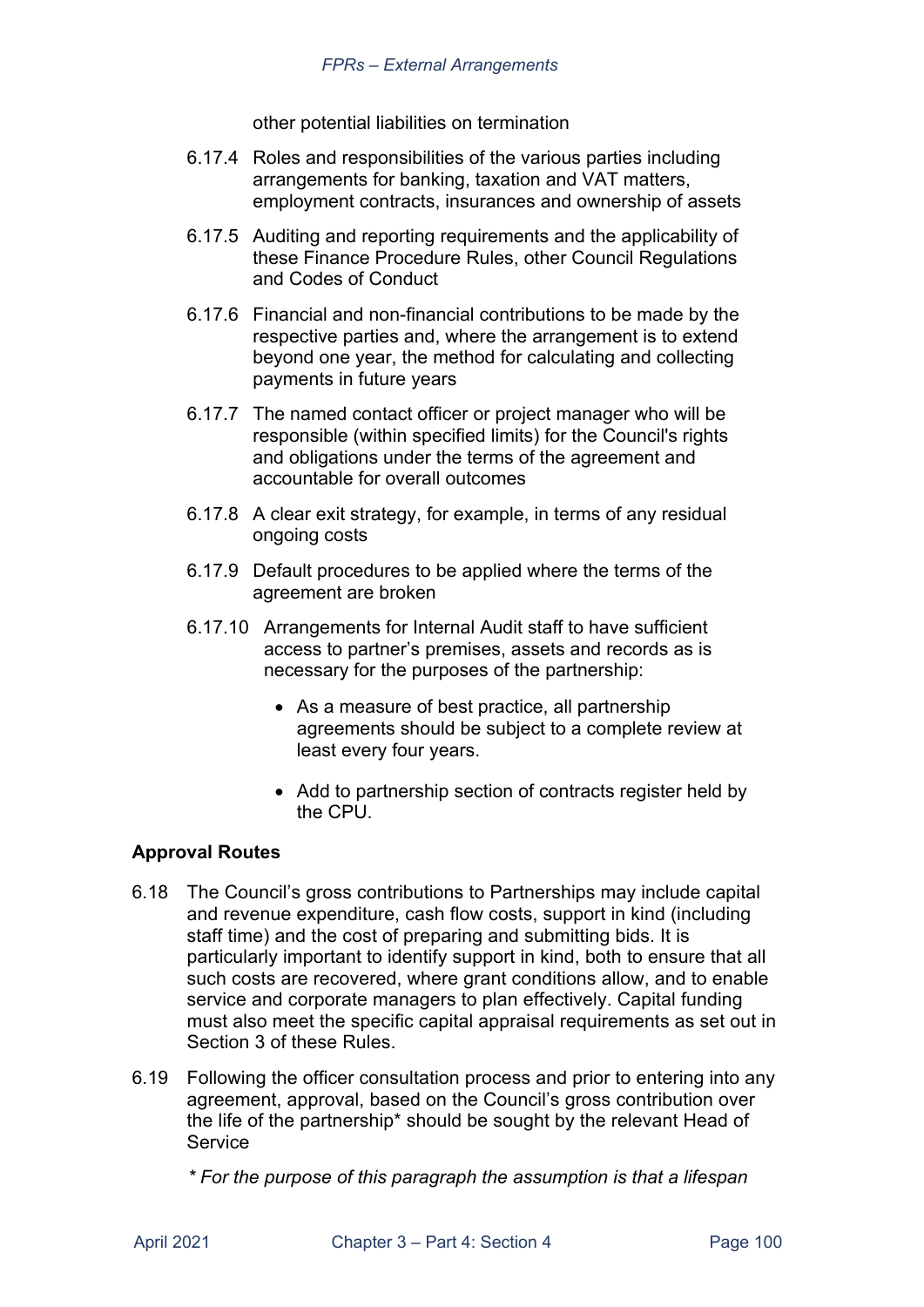other potential liabilities on termination

6.17.4 Roles and responsibilities of the various parties including arrangements for banking, taxation and VAT matters, employment contracts, insurances and ownership of assets

6.17.5 Auditing and reporting requirements and the applicability of these Finance Procedure Rules, other Council Regulations and Codes of Conduct

6.17.6 Financial and non-financial contributions to be made by the respective parties and, where the arrangement is to extend beyond one year, the method for calculating and collecting payments in future years

6.17.7 The named contact officer or project manager who will be responsible (within specified limits) for the Council's rights and obligations under the terms of the agreement and accountable for overall outcomes

6.17.8 A clear exit strategy, for example, in terms of any residual ongoing costs

6.17.9 Default procedures to be applied where the terms of the agreement are broken

6.17.10 Arrangements for Internal Audit staff to have sufficient access to partner's premises, assets and records as is necessary for the purposes of the partnership:

- As a measure of best practice, all partnership agreements should be subject to a complete review at least every four years.
- Add to partnership section of contracts register held by the CPU.

**Approval Routes**

6.18 The Council's gross contributions to Partnerships may include capital and revenue expenditure, cash flow costs, support in kind (including staff time) and the cost of preparing and submitting bids. It is particularly important to identify support in kind, both to ensure that all such costs are recovered, where grant conditions allow, and to enable service and corporate managers to plan effectively. Capital funding must also meet the specific capital appraisal requirements as set out in Section 3 of these Rules.

6.19 Following the officer consultation process and prior to entering into any agreement, approval, based on the Council's gross contribution over the life of the partnership* should be sought by the relevant Head of Service

*\* For the purpose of this paragraph the assumption is that a lifespan*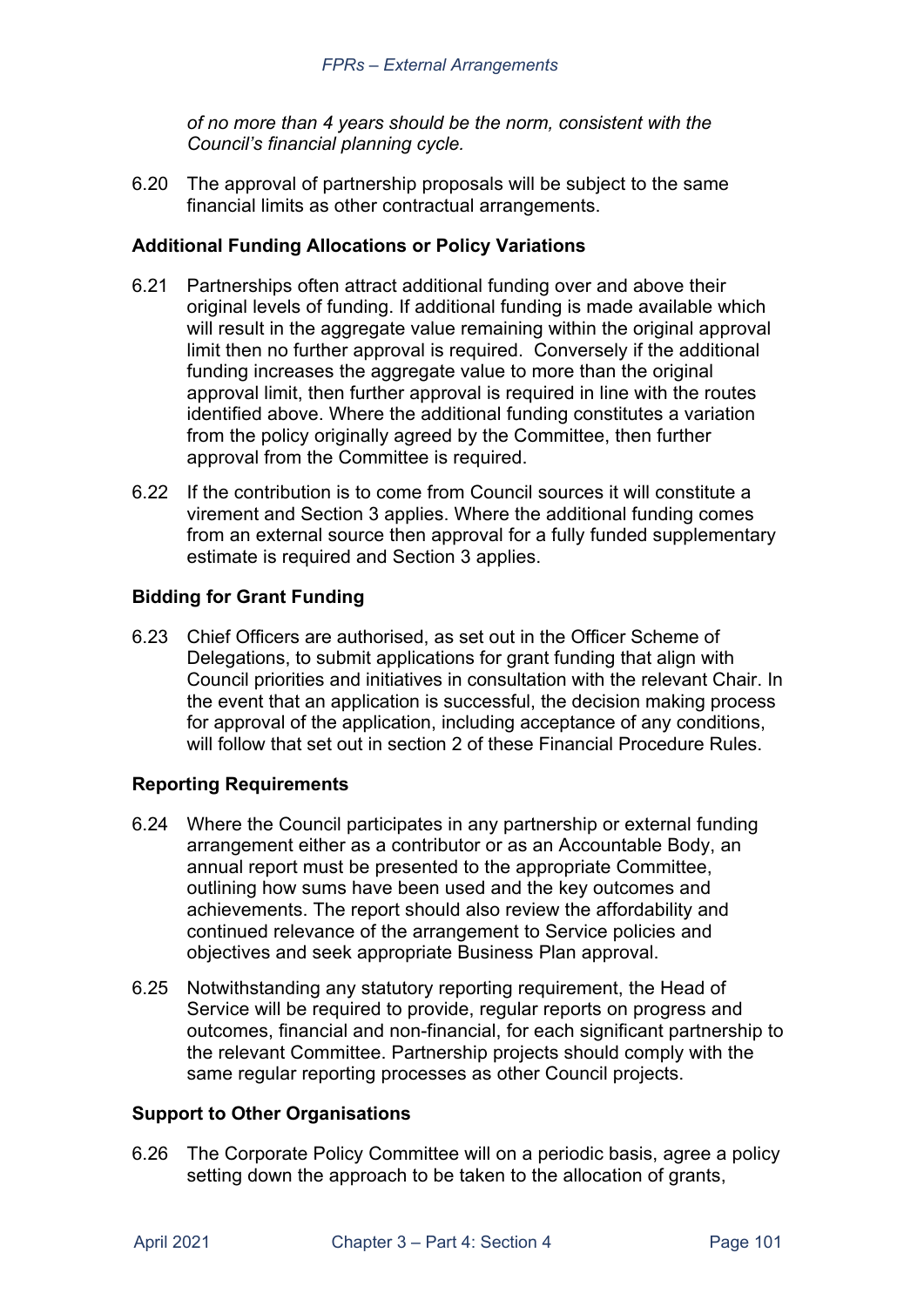*of no more than 4 years should be the norm, consistent with the Council's financial planning cycle.*

6.20 The approval of partnership proposals will be subject to the same financial limits as other contractual arrangements.

**Additional Funding Allocations or Policy Variations**

6.21 Partnerships often attract additional funding over and above their original levels of funding. If additional funding is made available which will result in the aggregate value remaining within the original approval limit then no further approval is required. Conversely if the additional funding increases the aggregate value to more than the original approval limit, then further approval is required in line with the routes identified above. Where the additional funding constitutes a variation from the policy originally agreed by the Committee, then further approval from the Committee is required.

6.22 If the contribution is to come from Council sources it will constitute a virement and Section 3 applies. Where the additional funding comes from an external source then approval for a fully funded supplementary estimate is required and Section 3 applies.

**Bidding for Grant Funding**

6.23 Chief Officers are authorised, as set out in the Officer Scheme of Delegations, to submit applications for grant funding that align with Council priorities and initiatives in consultation with the relevant Chair. In the event that an application is successful, the decision making process for approval of the application, including acceptance of any conditions, will follow that set out in section 2 of these Financial Procedure Rules.

**Reporting Requirements**

6.24 Where the Council participates in any partnership or external funding arrangement either as a contributor or as an Accountable Body, an annual report must be presented to the appropriate Committee, outlining how sums have been used and the key outcomes and achievements. The report should also review the affordability and continued relevance of the arrangement to Service policies and objectives and seek appropriate Business Plan approval.

6.25 Notwithstanding any statutory reporting requirement, the Head of Service will be required to provide, regular reports on progress and outcomes, financial and non-financial, for each significant partnership to the relevant Committee. Partnership projects should comply with the same regular reporting processes as other Council projects.

**Support to Other Organisations**

6.26 The Corporate Policy Committee will on a periodic basis, agree a policy setting down the approach to be taken to the allocation of grants,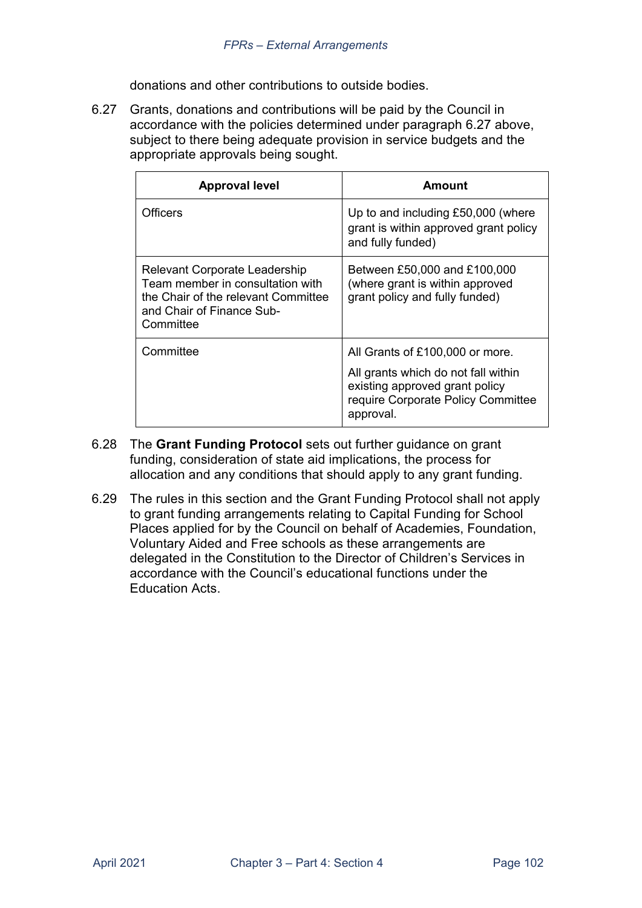donations and other contributions to outside bodies.

6.27 Grants, donations and contributions will be paid by the Council in accordance with the policies determined under paragraph 6.27 above, subject to there being adequate provision in service budgets and the appropriate approvals being sought.

| Approval level | Amount |
| --- | --- |
| Officers | Up to and including £50,000 (where grant is within approved grant policy and fully funded) |
| Relevant Corporate Leadership Team member in consultation with the Chair of the relevant Committee and Chair of Finance Sub-Committee | Between £50,000 and £100,000 (where grant is within approved grant policy and fully funded) |
| Committee | All Grants of £100,000 or more.<br><br>All grants which do not fall within existing approved grant policy require Corporate Policy Committee approval. |

6.28 The **Grant Funding Protocol** sets out further guidance on grant funding, consideration of state aid implications, the process for allocation and any conditions that should apply to any grant funding.

6.29 The rules in this section and the Grant Funding Protocol shall not apply to grant funding arrangements relating to Capital Funding for School Places applied for by the Council on behalf of Academies, Foundation, Voluntary Aided and Free schools as these arrangements are delegated in the Constitution to the Director of Children's Services in accordance with the Council's educational functions under the Education Acts.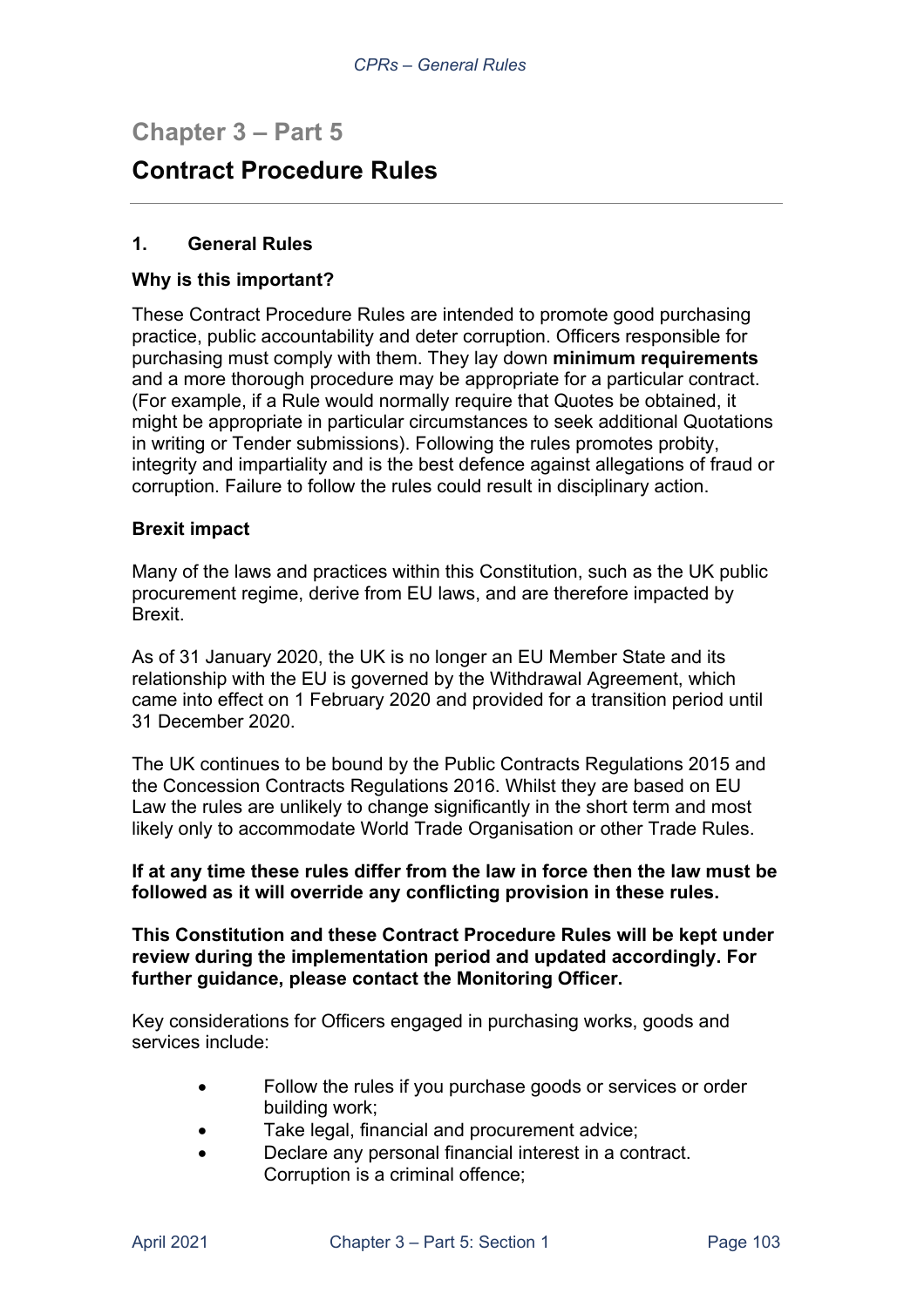# Chapter 3 – Part 5

# Contract Procedure Rules

## 1. General Rules

**Why is this important?**

These Contract Procedure Rules are intended to promote good purchasing practice, public accountability and deter corruption. Officers responsible for purchasing must comply with them. They lay down **minimum requirements** and a more thorough procedure may be appropriate for a particular contract. (For example, if a Rule would normally require that Quotes be obtained, it might be appropriate in particular circumstances to seek additional Quotations in writing or Tender submissions). Following the rules promotes probity, integrity and impartiality and is the best defence against allegations of fraud or corruption. Failure to follow the rules could result in disciplinary action.

**Brexit impact**

Many of the laws and practices within this Constitution, such as the UK public procurement regime, derive from EU laws, and are therefore impacted by Brexit.

As of 31 January 2020, the UK is no longer an EU Member State and its relationship with the EU is governed by the Withdrawal Agreement, which came into effect on 1 February 2020 and provided for a transition period until 31 December 2020.

The UK continues to be bound by the Public Contracts Regulations 2015 and the Concession Contracts Regulations 2016. Whilst they are based on EU Law the rules are unlikely to change significantly in the short term and most likely only to accommodate World Trade Organisation or other Trade Rules.

**If at any time these rules differ from the law in force then the law must be followed as it will override any conflicting provision in these rules.**

**This Constitution and these Contract Procedure Rules will be kept under review during the implementation period and updated accordingly. For further guidance, please contact the Monitoring Officer.**

Key considerations for Officers engaged in purchasing works, goods and services include:

- Follow the rules if you purchase goods or services or order building work;
- Take legal, financial and procurement advice;
- Declare any personal financial interest in a contract. Corruption is a criminal offence;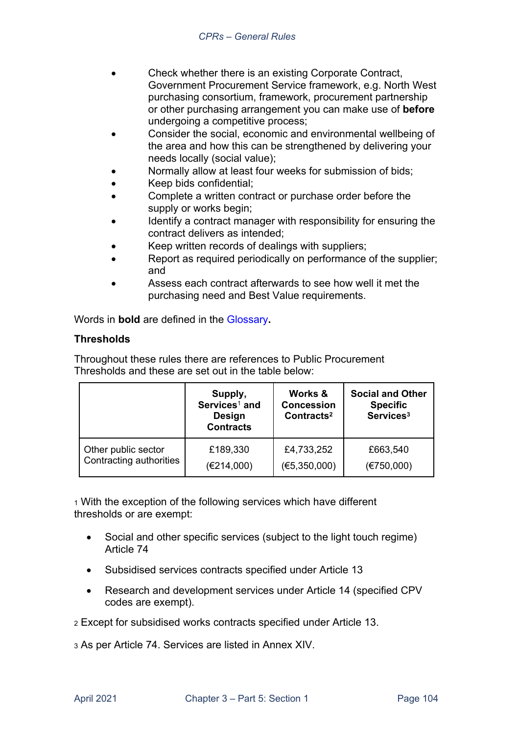- Check whether there is an existing Corporate Contract, Government Procurement Service framework, e.g. North West purchasing consortium, framework, procurement partnership or other purchasing arrangement you can make use of **before** undergoing a competitive process;
- Consider the social, economic and environmental wellbeing of the area and how this can be strengthened by delivering your needs locally (social value);
- Normally allow at least four weeks for submission of bids;
- Keep bids confidential;
- Complete a written contract or purchase order before the supply or works begin;
- Identify a contract manager with responsibility for ensuring the contract delivers as intended;
- Keep written records of dealings with suppliers;
- Report as required periodically on performance of the supplier; and
- Assess each contract afterwards to see how well it met the purchasing need and Best Value requirements.

Words in **bold** are defined in the Glossary**.**

**Thresholds**

Throughout these rules there are references to Public Procurement Thresholds and these are set out in the table below:

| | **Supply, Services[1] and Design Contracts** | **Works & Concession Contracts[2]** | **Social and Other Specific Services[3]** |
|---|---|---|---|
| Other public sector Contracting authorities | £189,330 (€214,000) | £4,733,252 (€5,350,000) | £663,540 (€750,000) |

1 With the exception of the following services which have different thresholds or are exempt:

- Social and other specific services (subject to the light touch regime) Article 74
- Subsidised services contracts specified under Article 13
- Research and development services under Article 14 (specified CPV codes are exempt).

2 Except for subsidised works contracts specified under Article 13.

3 As per Article 74. Services are listed in Annex XIV.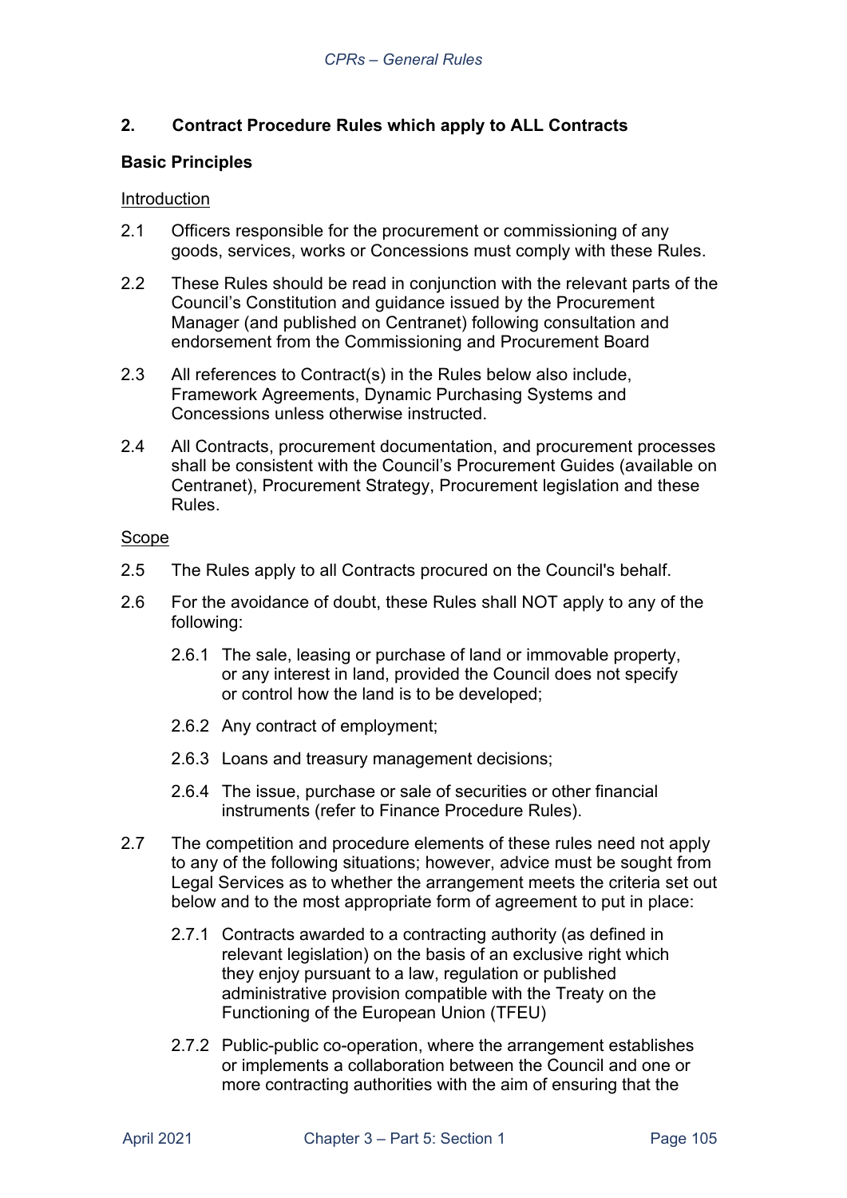## 2. Contract Procedure Rules which apply to ALL Contracts

### Basic Principles

Introduction

2.1 Officers responsible for the procurement or commissioning of any goods, services, works or Concessions must comply with these Rules.

2.2 These Rules should be read in conjunction with the relevant parts of the Council's Constitution and guidance issued by the Procurement Manager (and published on Centranet) following consultation and endorsement from the Commissioning and Procurement Board

2.3 All references to Contract(s) in the Rules below also include, Framework Agreements, Dynamic Purchasing Systems and Concessions unless otherwise instructed.

2.4 All Contracts, procurement documentation, and procurement processes shall be consistent with the Council's Procurement Guides (available on Centranet), Procurement Strategy, Procurement legislation and these Rules.

Scope

2.5 The Rules apply to all Contracts procured on the Council's behalf.

2.6 For the avoidance of doubt, these Rules shall NOT apply to any of the following:

2.6.1 The sale, leasing or purchase of land or immovable property, or any interest in land, provided the Council does not specify or control how the land is to be developed;

2.6.2 Any contract of employment;

2.6.3 Loans and treasury management decisions;

2.6.4 The issue, purchase or sale of securities or other financial instruments (refer to Finance Procedure Rules).

2.7 The competition and procedure elements of these rules need not apply to any of the following situations; however, advice must be sought from Legal Services as to whether the arrangement meets the criteria set out below and to the most appropriate form of agreement to put in place:

2.7.1 Contracts awarded to a contracting authority (as defined in relevant legislation) on the basis of an exclusive right which they enjoy pursuant to a law, regulation or published administrative provision compatible with the Treaty on the Functioning of the European Union (TFEU)

2.7.2 Public-public co-operation, where the arrangement establishes or implements a collaboration between the Council and one or more contracting authorities with the aim of ensuring that the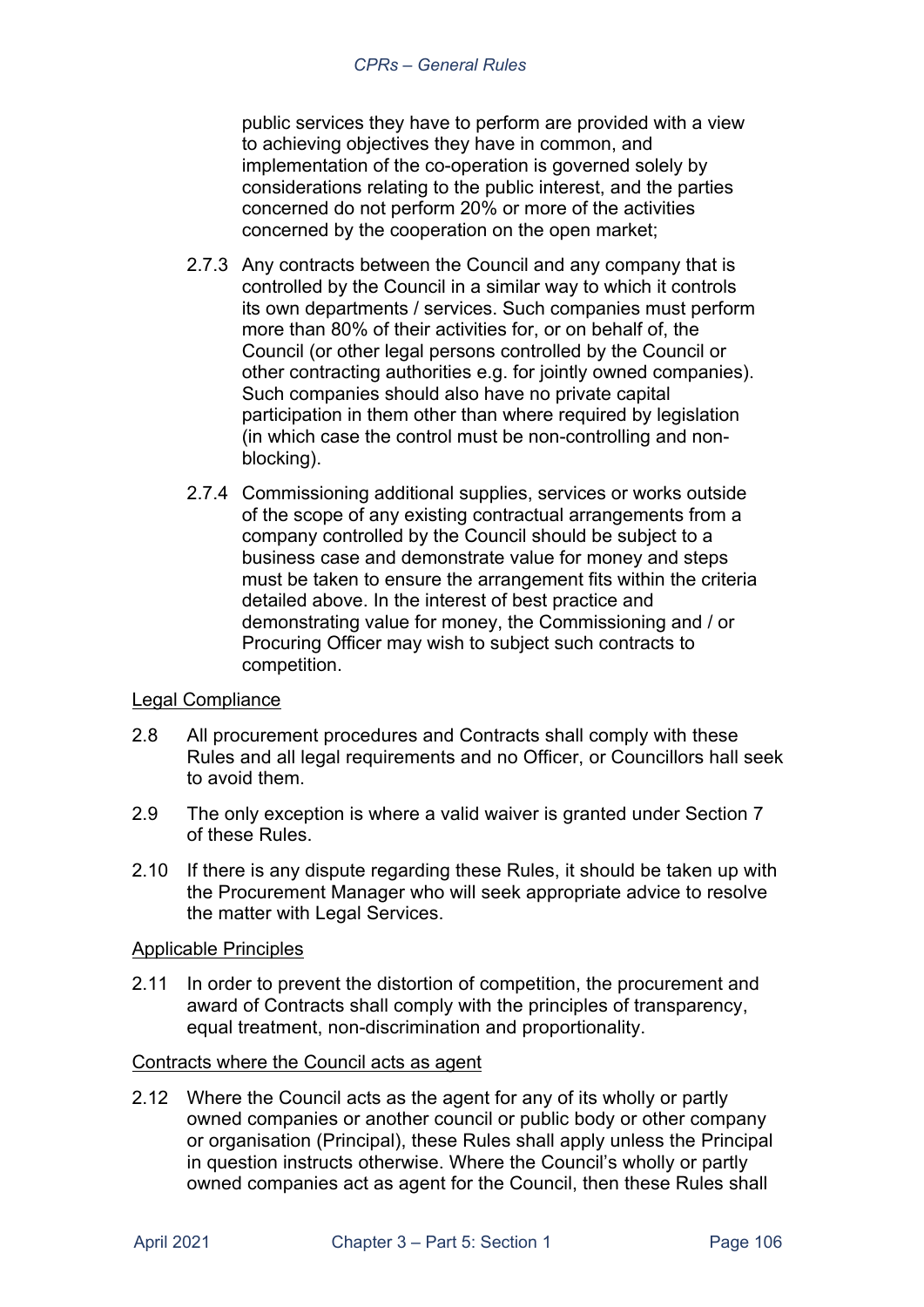public services they have to perform are provided with a view to achieving objectives they have in common, and implementation of the co-operation is governed solely by considerations relating to the public interest, and the parties concerned do not perform 20% or more of the activities concerned by the cooperation on the open market;

2.7.3 Any contracts between the Council and any company that is controlled by the Council in a similar way to which it controls its own departments / services. Such companies must perform more than 80% of their activities for, or on behalf of, the Council (or other legal persons controlled by the Council or other contracting authorities e.g. for jointly owned companies). Such companies should also have no private capital participation in them other than where required by legislation (in which case the control must be non-controlling and non-blocking).

2.7.4 Commissioning additional supplies, services or works outside of the scope of any existing contractual arrangements from a company controlled by the Council should be subject to a business case and demonstrate value for money and steps must be taken to ensure the arrangement fits within the criteria detailed above. In the interest of best practice and demonstrating value for money, the Commissioning and / or Procuring Officer may wish to subject such contracts to competition.

<u>Legal Compliance</u>

2.8 All procurement procedures and Contracts shall comply with these Rules and all legal requirements and no Officer, or Councillors hall seek to avoid them.

2.9 The only exception is where a valid waiver is granted under Section 7 of these Rules.

2.10 If there is any dispute regarding these Rules, it should be taken up with the Procurement Manager who will seek appropriate advice to resolve the matter with Legal Services.

<u>Applicable Principles</u>

2.11 In order to prevent the distortion of competition, the procurement and award of Contracts shall comply with the principles of transparency, equal treatment, non-discrimination and proportionality.

<u>Contracts where the Council acts as agent</u>

2.12 Where the Council acts as the agent for any of its wholly or partly owned companies or another council or public body or other company or organisation (Principal), these Rules shall apply unless the Principal in question instructs otherwise. Where the Council's wholly or partly owned companies act as agent for the Council, then these Rules shall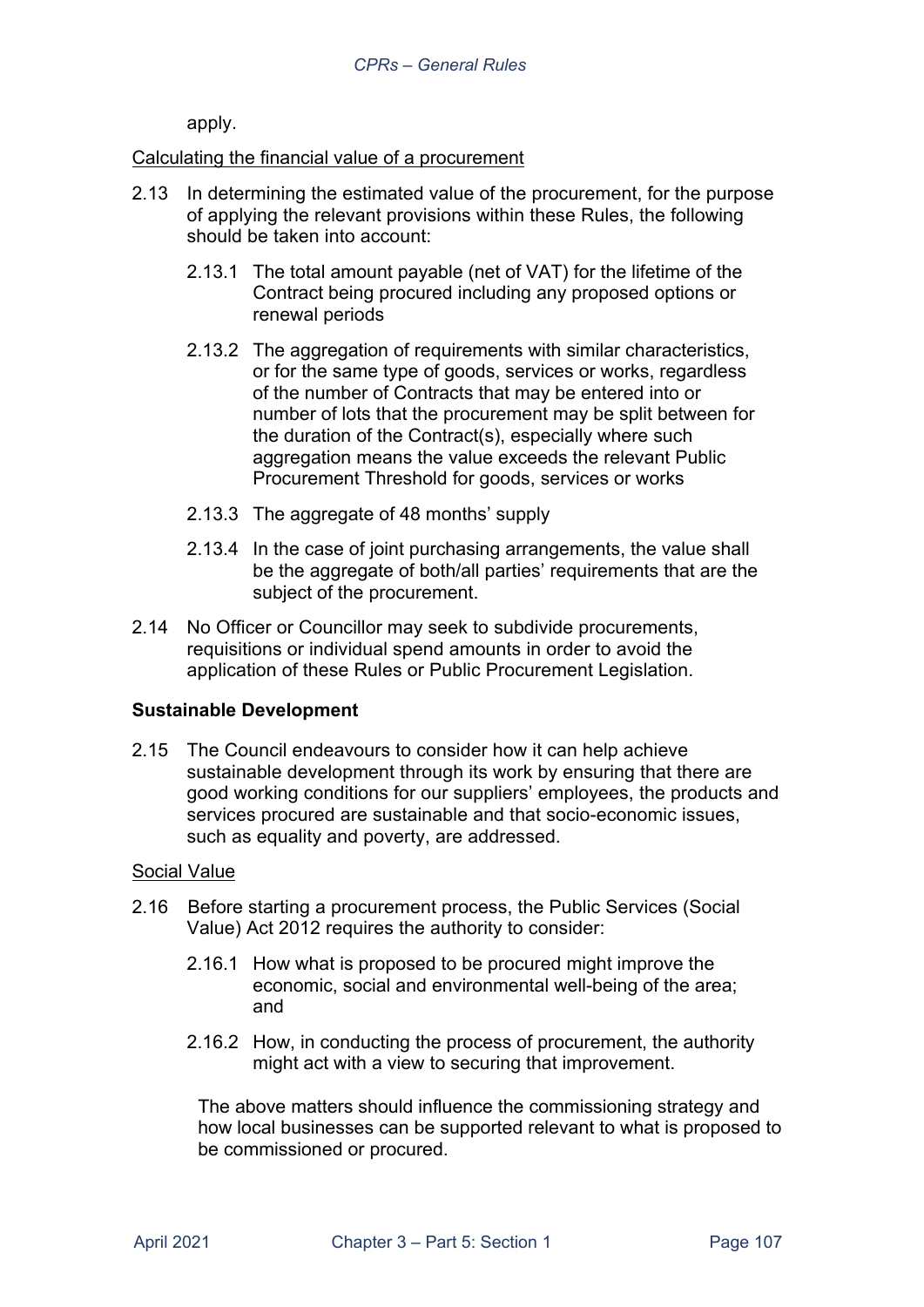apply.

Calculating the financial value of a procurement

2.13 In determining the estimated value of the procurement, for the purpose of applying the relevant provisions within these Rules, the following should be taken into account:

2.13.1 The total amount payable (net of VAT) for the lifetime of the Contract being procured including any proposed options or renewal periods

2.13.2 The aggregation of requirements with similar characteristics, or for the same type of goods, services or works, regardless of the number of Contracts that may be entered into or number of lots that the procurement may be split between for the duration of the Contract(s), especially where such aggregation means the value exceeds the relevant Public Procurement Threshold for goods, services or works

2.13.3 The aggregate of 48 months' supply

2.13.4 In the case of joint purchasing arrangements, the value shall be the aggregate of both/all parties' requirements that are the subject of the procurement.

2.14 No Officer or Councillor may seek to subdivide procurements, requisitions or individual spend amounts in order to avoid the application of these Rules or Public Procurement Legislation.

**Sustainable Development**

2.15 The Council endeavours to consider how it can help achieve sustainable development through its work by ensuring that there are good working conditions for our suppliers' employees, the products and services procured are sustainable and that socio-economic issues, such as equality and poverty, are addressed.

Social Value

2.16 Before starting a procurement process, the Public Services (Social Value) Act 2012 requires the authority to consider:

2.16.1 How what is proposed to be procured might improve the economic, social and environmental well-being of the area; and

2.16.2 How, in conducting the process of procurement, the authority might act with a view to securing that improvement.

The above matters should influence the commissioning strategy and how local businesses can be supported relevant to what is proposed to be commissioned or procured.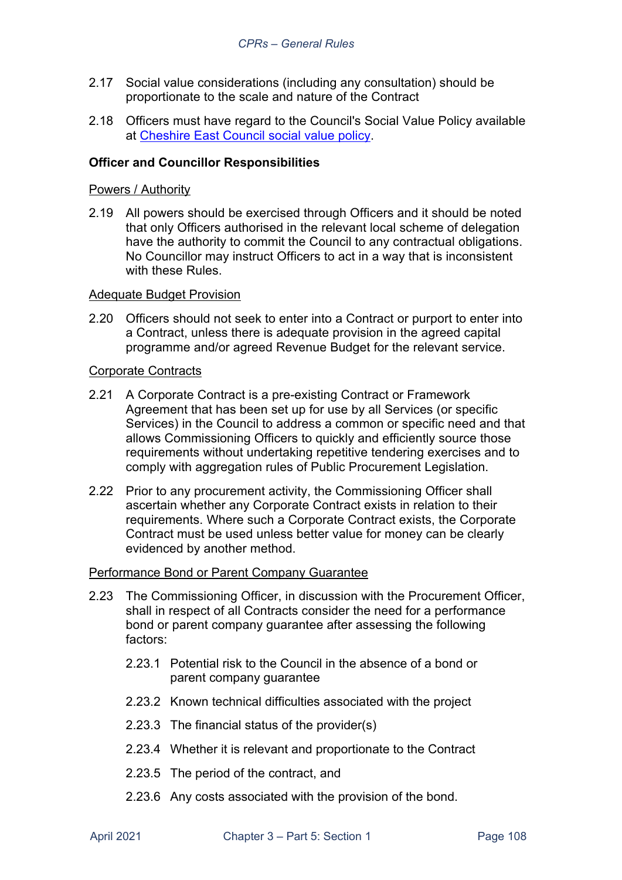2.17 Social value considerations (including any consultation) should be proportionate to the scale and nature of the Contract

2.18 Officers must have regard to the Council's Social Value Policy available at [Cheshire East Council social value policy].

**Officer and Councillor Responsibilities**

Powers / Authority

2.19 All powers should be exercised through Officers and it should be noted that only Officers authorised in the relevant local scheme of delegation have the authority to commit the Council to any contractual obligations. No Councillor may instruct Officers to act in a way that is inconsistent with these Rules.

Adequate Budget Provision

2.20 Officers should not seek to enter into a Contract or purport to enter into a Contract, unless there is adequate provision in the agreed capital programme and/or agreed Revenue Budget for the relevant service.

Corporate Contracts

2.21 A Corporate Contract is a pre-existing Contract or Framework Agreement that has been set up for use by all Services (or specific Services) in the Council to address a common or specific need and that allows Commissioning Officers to quickly and efficiently source those requirements without undertaking repetitive tendering exercises and to comply with aggregation rules of Public Procurement Legislation.

2.22 Prior to any procurement activity, the Commissioning Officer shall ascertain whether any Corporate Contract exists in relation to their requirements. Where such a Corporate Contract exists, the Corporate Contract must be used unless better value for money can be clearly evidenced by another method.

Performance Bond or Parent Company Guarantee

2.23 The Commissioning Officer, in discussion with the Procurement Officer, shall in respect of all Contracts consider the need for a performance bond or parent company guarantee after assessing the following factors:

2.23.1 Potential risk to the Council in the absence of a bond or parent company guarantee

2.23.2 Known technical difficulties associated with the project

2.23.3 The financial status of the provider(s)

2.23.4 Whether it is relevant and proportionate to the Contract

2.23.5 The period of the contract, and

2.23.6 Any costs associated with the provision of the bond.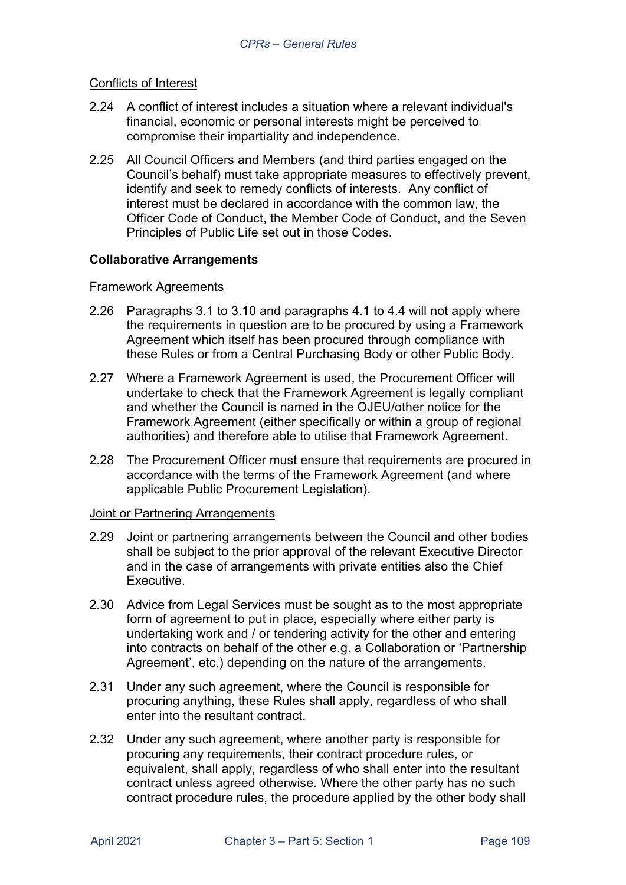Conflicts of Interest

2.24 A conflict of interest includes a situation where a relevant individual's financial, economic or personal interests might be perceived to compromise their impartiality and independence.

2.25 All Council Officers and Members (and third parties engaged on the Council's behalf) must take appropriate measures to effectively prevent, identify and seek to remedy conflicts of interests. Any conflict of interest must be declared in accordance with the common law, the Officer Code of Conduct, the Member Code of Conduct, and the Seven Principles of Public Life set out in those Codes.

**Collaborative Arrangements**

Framework Agreements

2.26 Paragraphs 3.1 to 3.10 and paragraphs 4.1 to 4.4 will not apply where the requirements in question are to be procured by using a Framework Agreement which itself has been procured through compliance with these Rules or from a Central Purchasing Body or other Public Body.

2.27 Where a Framework Agreement is used, the Procurement Officer will undertake to check that the Framework Agreement is legally compliant and whether the Council is named in the OJEU/other notice for the Framework Agreement (either specifically or within a group of regional authorities) and therefore able to utilise that Framework Agreement.

2.28 The Procurement Officer must ensure that requirements are procured in accordance with the terms of the Framework Agreement (and where applicable Public Procurement Legislation).

Joint or Partnering Arrangements

2.29 Joint or partnering arrangements between the Council and other bodies shall be subject to the prior approval of the relevant Executive Director and in the case of arrangements with private entities also the Chief Executive.

2.30 Advice from Legal Services must be sought as to the most appropriate form of agreement to put in place, especially where either party is undertaking work and / or tendering activity for the other and entering into contracts on behalf of the other e.g. a Collaboration or 'Partnership Agreement', etc.) depending on the nature of the arrangements.

2.31 Under any such agreement, where the Council is responsible for procuring anything, these Rules shall apply, regardless of who shall enter into the resultant contract.

2.32 Under any such agreement, where another party is responsible for procuring any requirements, their contract procedure rules, or equivalent, shall apply, regardless of who shall enter into the resultant contract unless agreed otherwise. Where the other party has no such contract procedure rules, the procedure applied by the other body shall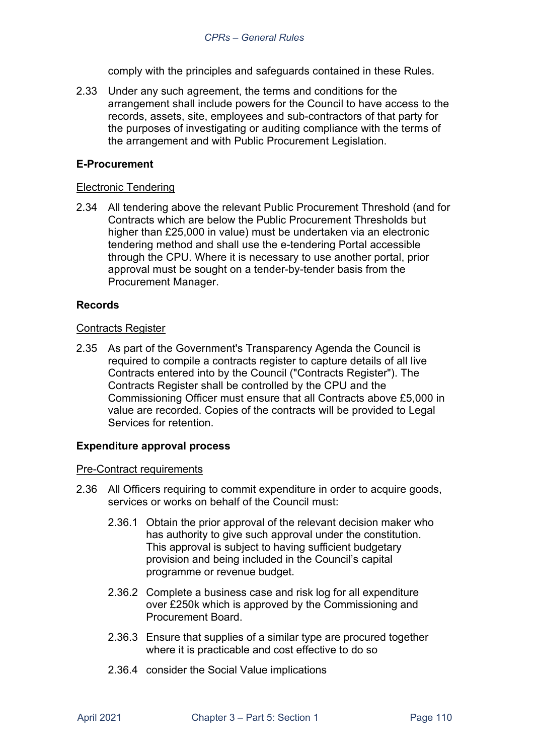comply with the principles and safeguards contained in these Rules.

2.33 Under any such agreement, the terms and conditions for the arrangement shall include powers for the Council to have access to the records, assets, site, employees and sub-contractors of that party for the purposes of investigating or auditing compliance with the terms of the arrangement and with Public Procurement Legislation.

**E-Procurement**

Electronic Tendering

2.34 All tendering above the relevant Public Procurement Threshold (and for Contracts which are below the Public Procurement Thresholds but higher than £25,000 in value) must be undertaken via an electronic tendering method and shall use the e-tendering Portal accessible through the CPU. Where it is necessary to use another portal, prior approval must be sought on a tender-by-tender basis from the Procurement Manager.

**Records**

Contracts Register

2.35 As part of the Government's Transparency Agenda the Council is required to compile a contracts register to capture details of all live Contracts entered into by the Council ("Contracts Register"). The Contracts Register shall be controlled by the CPU and the Commissioning Officer must ensure that all Contracts above £5,000 in value are recorded. Copies of the contracts will be provided to Legal Services for retention.

**Expenditure approval process**

Pre-Contract requirements

2.36 All Officers requiring to commit expenditure in order to acquire goods, services or works on behalf of the Council must:

2.36.1 Obtain the prior approval of the relevant decision maker who has authority to give such approval under the constitution. This approval is subject to having sufficient budgetary provision and being included in the Council's capital programme or revenue budget.

2.36.2 Complete a business case and risk log for all expenditure over £250k which is approved by the Commissioning and Procurement Board.

2.36.3 Ensure that supplies of a similar type are procured together where it is practicable and cost effective to do so

2.36.4 consider the Social Value implications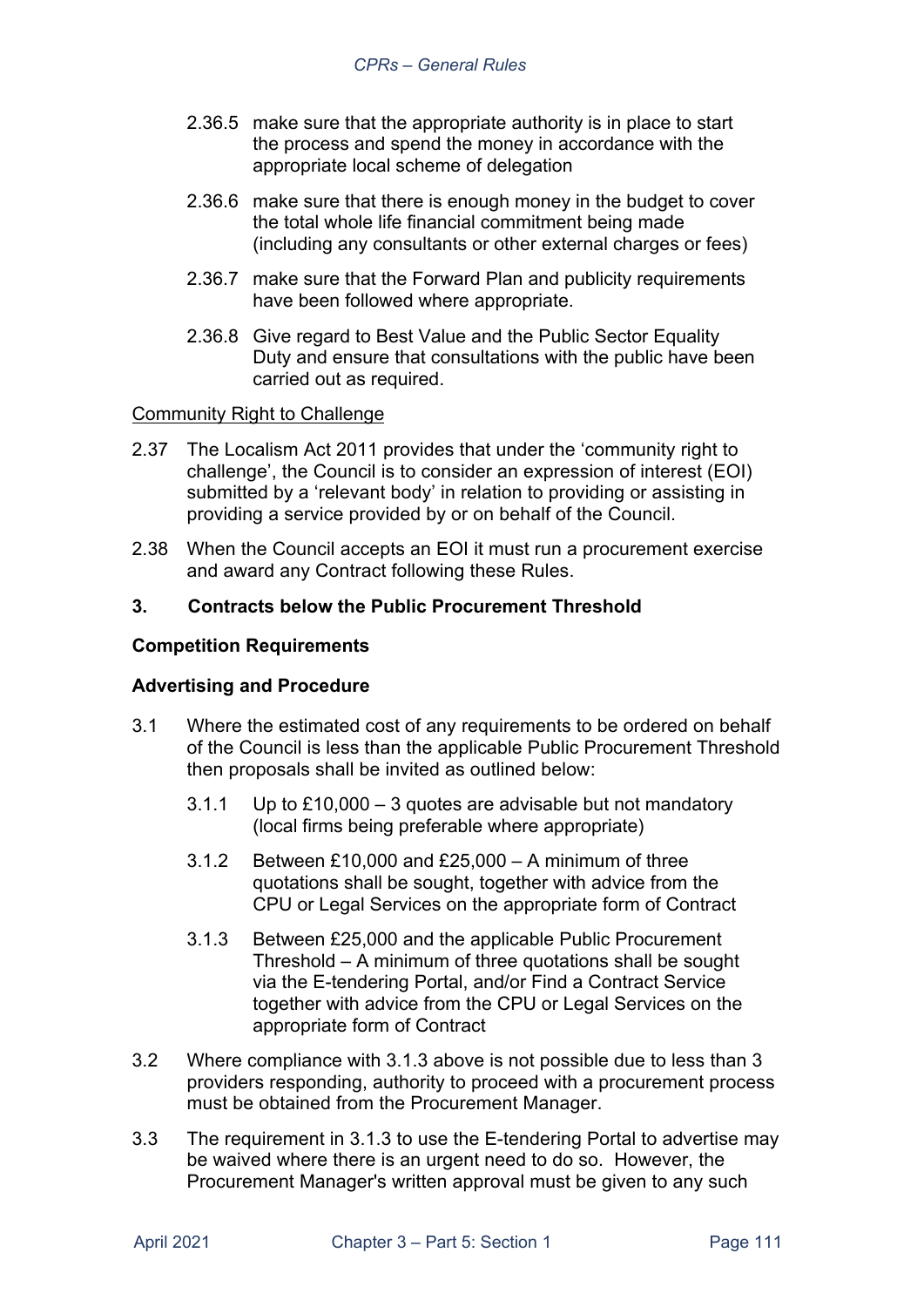2.36.5 make sure that the appropriate authority is in place to start the process and spend the money in accordance with the appropriate local scheme of delegation

2.36.6 make sure that there is enough money in the budget to cover the total whole life financial commitment being made (including any consultants or other external charges or fees)

2.36.7 make sure that the Forward Plan and publicity requirements have been followed where appropriate.

2.36.8 Give regard to Best Value and the Public Sector Equality Duty and ensure that consultations with the public have been carried out as required.

<u>Community Right to Challenge</u>

2.37 The Localism Act 2011 provides that under the 'community right to challenge', the Council is to consider an expression of interest (EOI) submitted by a 'relevant body' in relation to providing or assisting in providing a service provided by or on behalf of the Council.

2.38 When the Council accepts an EOI it must run a procurement exercise and award any Contract following these Rules.

## 3. Contracts below the Public Procurement Threshold

### Competition Requirements

### Advertising and Procedure

3.1 Where the estimated cost of any requirements to be ordered on behalf of the Council is less than the applicable Public Procurement Threshold then proposals shall be invited as outlined below:

3.1.1 Up to £10,000 – 3 quotes are advisable but not mandatory (local firms being preferable where appropriate)

3.1.2 Between £10,000 and £25,000 – A minimum of three quotations shall be sought, together with advice from the CPU or Legal Services on the appropriate form of Contract

3.1.3 Between £25,000 and the applicable Public Procurement Threshold – A minimum of three quotations shall be sought via the E-tendering Portal, and/or Find a Contract Service together with advice from the CPU or Legal Services on the appropriate form of Contract

3.2 Where compliance with 3.1.3 above is not possible due to less than 3 providers responding, authority to proceed with a procurement process must be obtained from the Procurement Manager.

3.3 The requirement in 3.1.3 to use the E-tendering Portal to advertise may be waived where there is an urgent need to do so. However, the Procurement Manager's written approval must be given to any such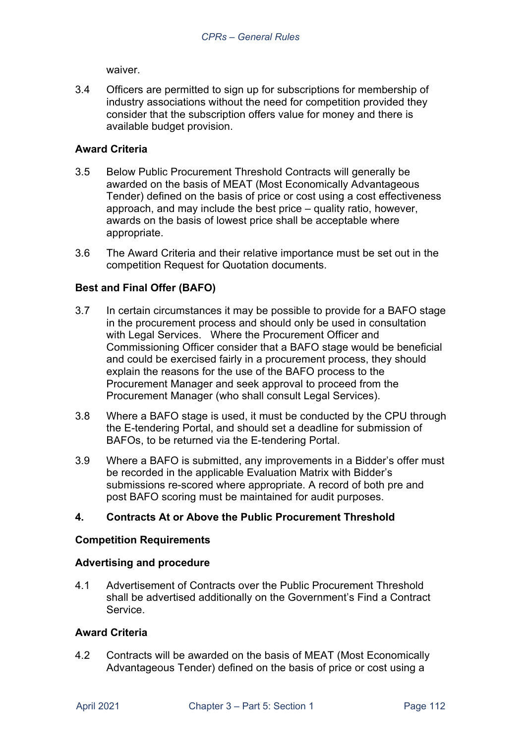waiver.

3.4 Officers are permitted to sign up for subscriptions for membership of industry associations without the need for competition provided they consider that the subscription offers value for money and there is available budget provision.

**Award Criteria**

3.5 Below Public Procurement Threshold Contracts will generally be awarded on the basis of MEAT (Most Economically Advantageous Tender) defined on the basis of price or cost using a cost effectiveness approach, and may include the best price – quality ratio, however, awards on the basis of lowest price shall be acceptable where appropriate.

3.6 The Award Criteria and their relative importance must be set out in the competition Request for Quotation documents.

**Best and Final Offer (BAFO)**

3.7 In certain circumstances it may be possible to provide for a BAFO stage in the procurement process and should only be used in consultation with Legal Services. Where the Procurement Officer and Commissioning Officer consider that a BAFO stage would be beneficial and could be exercised fairly in a procurement process, they should explain the reasons for the use of the BAFO process to the Procurement Manager and seek approval to proceed from the Procurement Manager (who shall consult Legal Services).

3.8 Where a BAFO stage is used, it must be conducted by the CPU through the E-tendering Portal, and should set a deadline for submission of BAFOs, to be returned via the E-tendering Portal.

3.9 Where a BAFO is submitted, any improvements in a Bidder's offer must be recorded in the applicable Evaluation Matrix with Bidder's submissions re-scored where appropriate. A record of both pre and post BAFO scoring must be maintained for audit purposes.

## 4. Contracts At or Above the Public Procurement Threshold

**Competition Requirements**

**Advertising and procedure**

4.1 Advertisement of Contracts over the Public Procurement Threshold shall be advertised additionally on the Government's Find a Contract Service.

**Award Criteria**

4.2 Contracts will be awarded on the basis of MEAT (Most Economically Advantageous Tender) defined on the basis of price or cost using a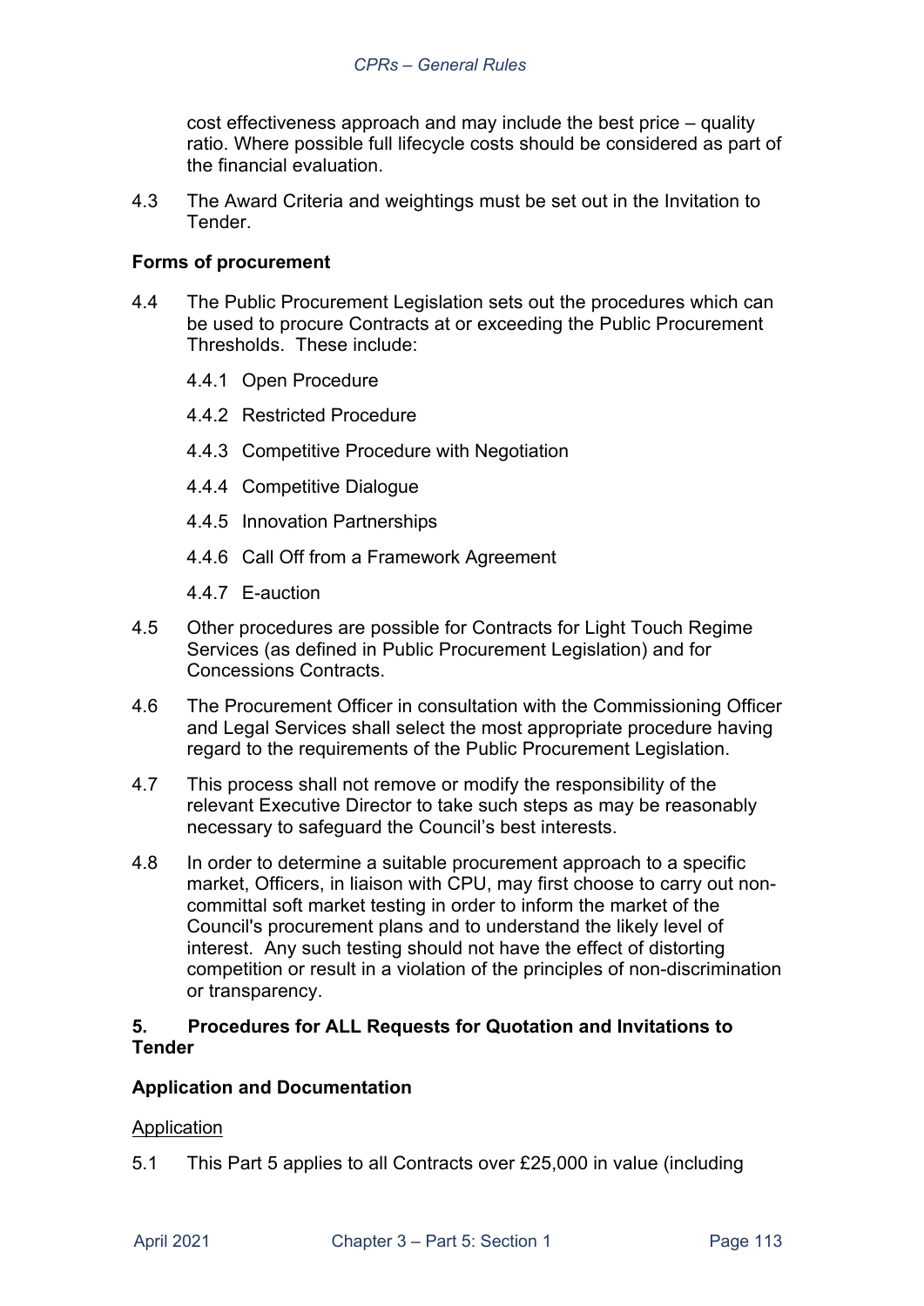cost effectiveness approach and may include the best price – quality ratio. Where possible full lifecycle costs should be considered as part of the financial evaluation.

4.3 The Award Criteria and weightings must be set out in the Invitation to Tender.

**Forms of procurement**

4.4 The Public Procurement Legislation sets out the procedures which can be used to procure Contracts at or exceeding the Public Procurement Thresholds. These include:

4.4.1 Open Procedure

4.4.2 Restricted Procedure

4.4.3 Competitive Procedure with Negotiation

4.4.4 Competitive Dialogue

4.4.5 Innovation Partnerships

4.4.6 Call Off from a Framework Agreement

4.4.7 E-auction

4.5 Other procedures are possible for Contracts for Light Touch Regime Services (as defined in Public Procurement Legislation) and for Concessions Contracts.

4.6 The Procurement Officer in consultation with the Commissioning Officer and Legal Services shall select the most appropriate procedure having regard to the requirements of the Public Procurement Legislation.

4.7 This process shall not remove or modify the responsibility of the relevant Executive Director to take such steps as may be reasonably necessary to safeguard the Council's best interests.

4.8 In order to determine a suitable procurement approach to a specific market, Officers, in liaison with CPU, may first choose to carry out non-committal soft market testing in order to inform the market of the Council's procurement plans and to understand the likely level of interest. Any such testing should not have the effect of distorting competition or result in a violation of the principles of non-discrimination or transparency.

## 5. Procedures for ALL Requests for Quotation and Invitations to Tender

**Application and Documentation**

<u>Application</u>

5.1 This Part 5 applies to all Contracts over £25,000 in value (including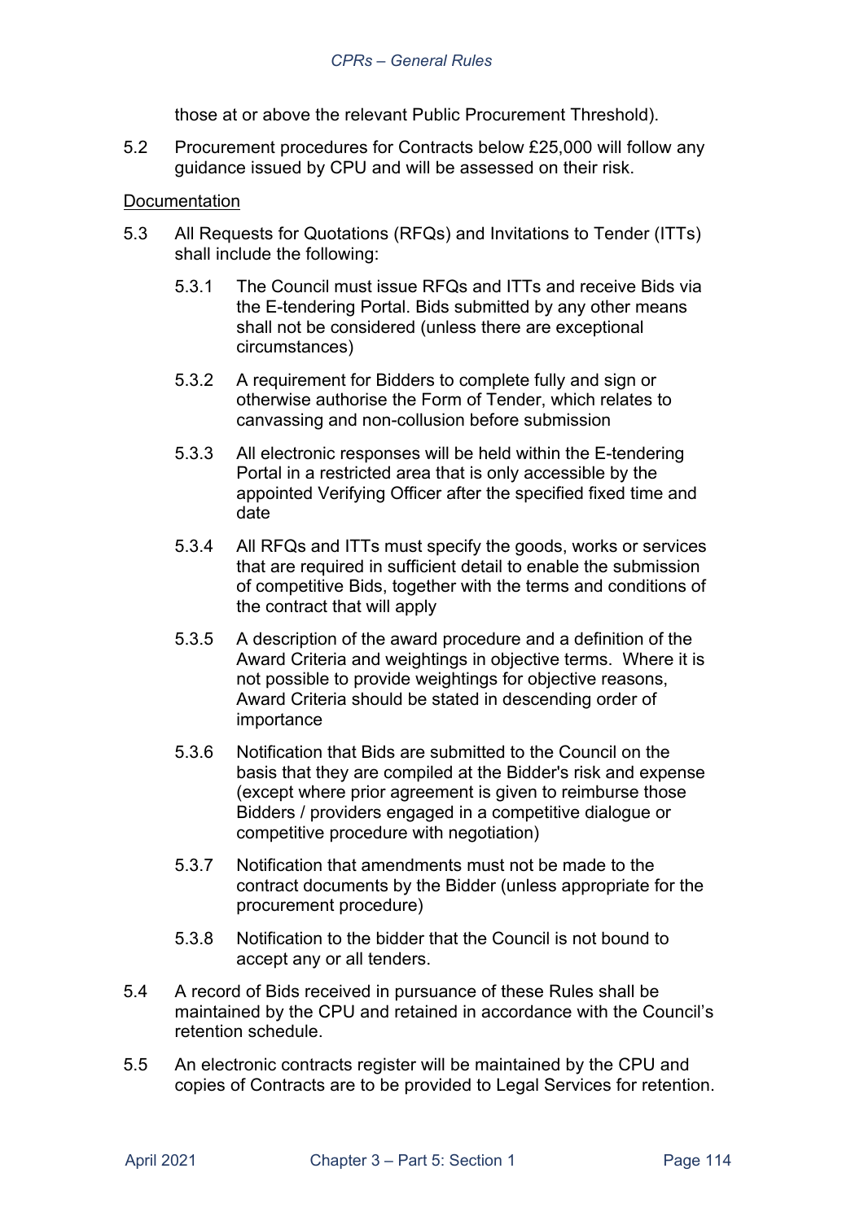those at or above the relevant Public Procurement Threshold).

5.2 Procurement procedures for Contracts below £25,000 will follow any guidance issued by CPU and will be assessed on their risk.

<u>Documentation</u>

5.3 All Requests for Quotations (RFQs) and Invitations to Tender (ITTs) shall include the following:

5.3.1 The Council must issue RFQs and ITTs and receive Bids via the E-tendering Portal. Bids submitted by any other means shall not be considered (unless there are exceptional circumstances)

5.3.2 A requirement for Bidders to complete fully and sign or otherwise authorise the Form of Tender, which relates to canvassing and non-collusion before submission

5.3.3 All electronic responses will be held within the E-tendering Portal in a restricted area that is only accessible by the appointed Verifying Officer after the specified fixed time and date

5.3.4 All RFQs and ITTs must specify the goods, works or services that are required in sufficient detail to enable the submission of competitive Bids, together with the terms and conditions of the contract that will apply

5.3.5 A description of the award procedure and a definition of the Award Criteria and weightings in objective terms. Where it is not possible to provide weightings for objective reasons, Award Criteria should be stated in descending order of importance

5.3.6 Notification that Bids are submitted to the Council on the basis that they are compiled at the Bidder's risk and expense (except where prior agreement is given to reimburse those Bidders / providers engaged in a competitive dialogue or competitive procedure with negotiation)

5.3.7 Notification that amendments must not be made to the contract documents by the Bidder (unless appropriate for the procurement procedure)

5.3.8 Notification to the bidder that the Council is not bound to accept any or all tenders.

5.4 A record of Bids received in pursuance of these Rules shall be maintained by the CPU and retained in accordance with the Council's retention schedule.

5.5 An electronic contracts register will be maintained by the CPU and copies of Contracts are to be provided to Legal Services for retention.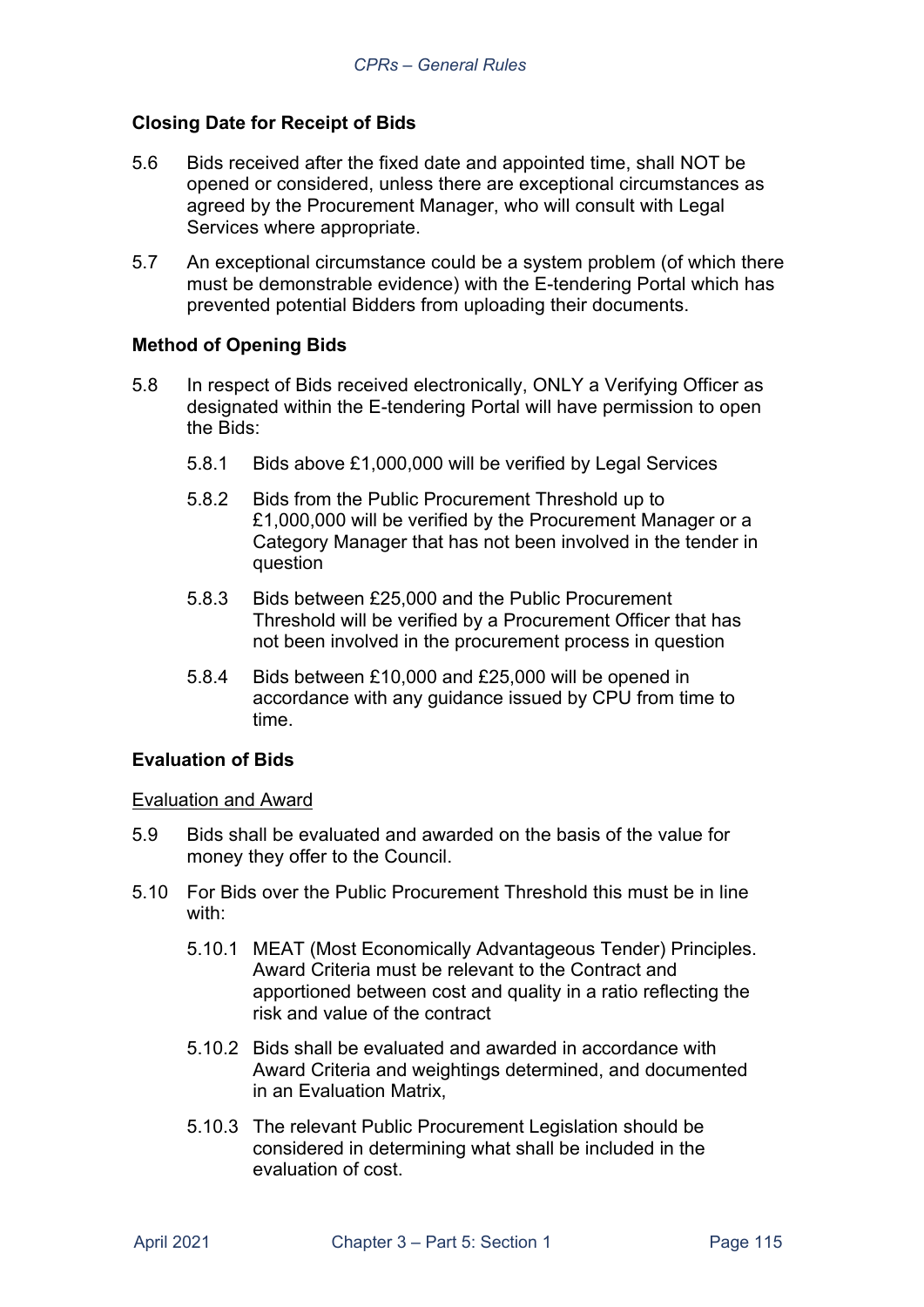## Closing Date for Receipt of Bids

5.6 Bids received after the fixed date and appointed time, shall NOT be opened or considered, unless there are exceptional circumstances as agreed by the Procurement Manager, who will consult with Legal Services where appropriate.

5.7 An exceptional circumstance could be a system problem (of which there must be demonstrable evidence) with the E-tendering Portal which has prevented potential Bidders from uploading their documents.

## Method of Opening Bids

5.8 In respect of Bids received electronically, ONLY a Verifying Officer as designated within the E-tendering Portal will have permission to open the Bids:

- 5.8.1 Bids above £1,000,000 will be verified by Legal Services
- 5.8.2 Bids from the Public Procurement Threshold up to £1,000,000 will be verified by the Procurement Manager or a Category Manager that has not been involved in the tender in question
- 5.8.3 Bids between £25,000 and the Public Procurement Threshold will be verified by a Procurement Officer that has not been involved in the procurement process in question
- 5.8.4 Bids between £10,000 and £25,000 will be opened in accordance with any guidance issued by CPU from time to time.

## Evaluation of Bids

Evaluation and Award

5.9 Bids shall be evaluated and awarded on the basis of the value for money they offer to the Council.

5.10 For Bids over the Public Procurement Threshold this must be in line with:

- 5.10.1 MEAT (Most Economically Advantageous Tender) Principles. Award Criteria must be relevant to the Contract and apportioned between cost and quality in a ratio reflecting the risk and value of the contract
- 5.10.2 Bids shall be evaluated and awarded in accordance with Award Criteria and weightings determined, and documented in an Evaluation Matrix,
- 5.10.3 The relevant Public Procurement Legislation should be considered in determining what shall be included in the evaluation of cost.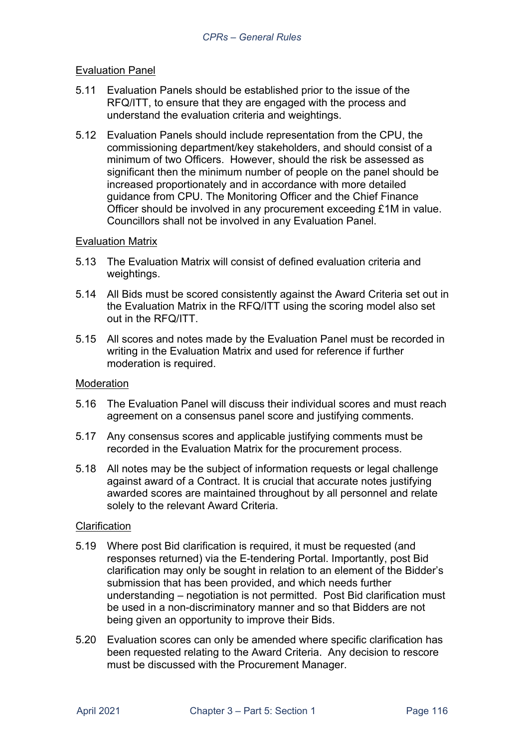### Evaluation Panel

5.11 Evaluation Panels should be established prior to the issue of the RFQ/ITT, to ensure that they are engaged with the process and understand the evaluation criteria and weightings.

5.12 Evaluation Panels should include representation from the CPU, the commissioning department/key stakeholders, and should consist of a minimum of two Officers. However, should the risk be assessed as significant then the minimum number of people on the panel should be increased proportionately and in accordance with more detailed guidance from CPU. The Monitoring Officer and the Chief Finance Officer should be involved in any procurement exceeding £1M in value. Councillors shall not be involved in any Evaluation Panel.

### Evaluation Matrix

5.13 The Evaluation Matrix will consist of defined evaluation criteria and weightings.

5.14 All Bids must be scored consistently against the Award Criteria set out in the Evaluation Matrix in the RFQ/ITT using the scoring model also set out in the RFQ/ITT.

5.15 All scores and notes made by the Evaluation Panel must be recorded in writing in the Evaluation Matrix and used for reference if further moderation is required.

### Moderation

5.16 The Evaluation Panel will discuss their individual scores and must reach agreement on a consensus panel score and justifying comments.

5.17 Any consensus scores and applicable justifying comments must be recorded in the Evaluation Matrix for the procurement process.

5.18 All notes may be the subject of information requests or legal challenge against award of a Contract. It is crucial that accurate notes justifying awarded scores are maintained throughout by all personnel and relate solely to the relevant Award Criteria.

### Clarification

5.19 Where post Bid clarification is required, it must be requested (and responses returned) via the E-tendering Portal. Importantly, post Bid clarification may only be sought in relation to an element of the Bidder's submission that has been provided, and which needs further understanding – negotiation is not permitted. Post Bid clarification must be used in a non-discriminatory manner and so that Bidders are not being given an opportunity to improve their Bids.

5.20 Evaluation scores can only be amended where specific clarification has been requested relating to the Award Criteria. Any decision to rescore must be discussed with the Procurement Manager.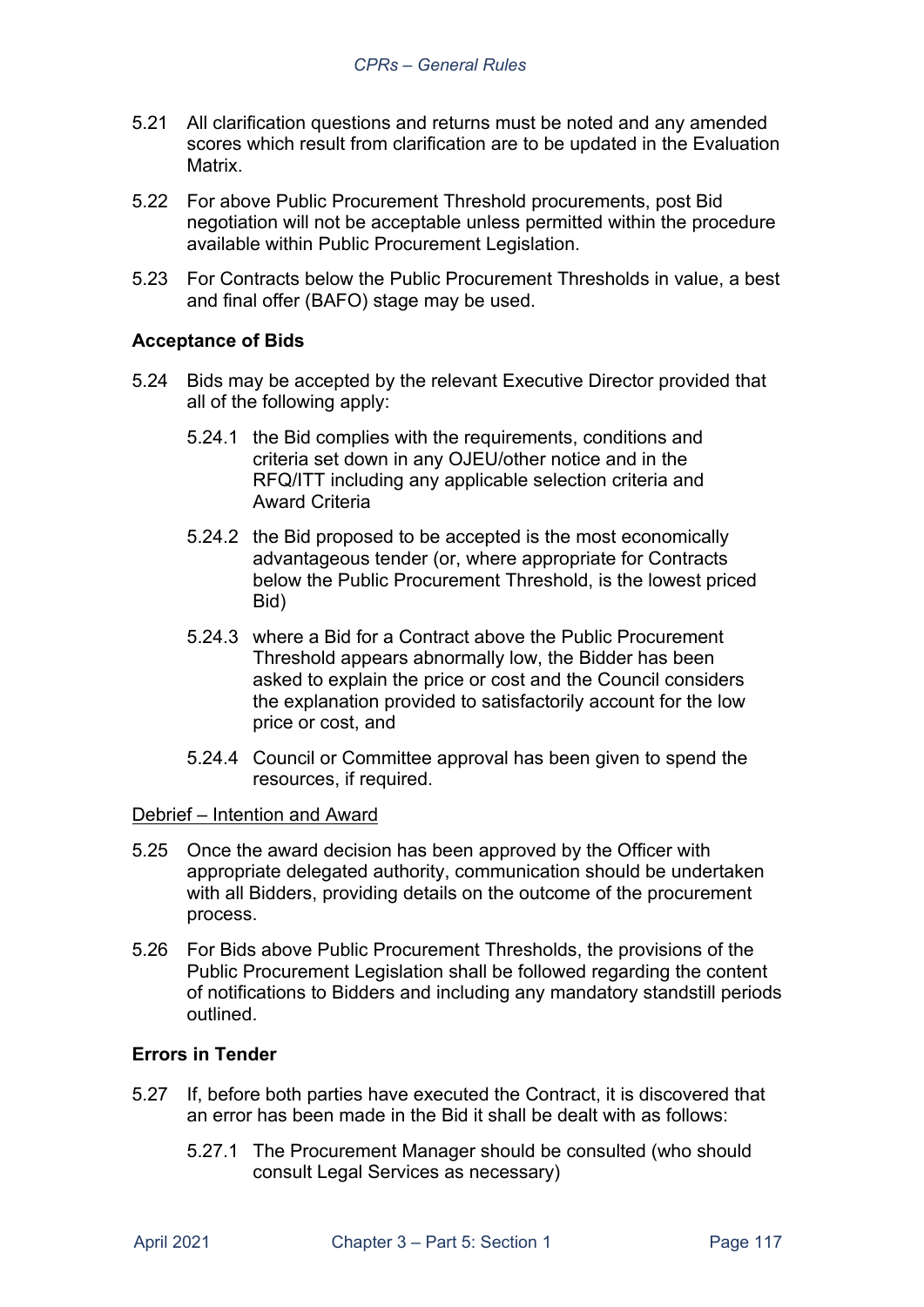5.21 All clarification questions and returns must be noted and any amended scores which result from clarification are to be updated in the Evaluation Matrix.

5.22 For above Public Procurement Threshold procurements, post Bid negotiation will not be acceptable unless permitted within the procedure available within Public Procurement Legislation.

5.23 For Contracts below the Public Procurement Thresholds in value, a best and final offer (BAFO) stage may be used.

**Acceptance of Bids**

5.24 Bids may be accepted by the relevant Executive Director provided that all of the following apply:

5.24.1 the Bid complies with the requirements, conditions and criteria set down in any OJEU/other notice and in the RFQ/ITT including any applicable selection criteria and Award Criteria

5.24.2 the Bid proposed to be accepted is the most economically advantageous tender (or, where appropriate for Contracts below the Public Procurement Threshold, is the lowest priced Bid)

5.24.3 where a Bid for a Contract above the Public Procurement Threshold appears abnormally low, the Bidder has been asked to explain the price or cost and the Council considers the explanation provided to satisfactorily account for the low price or cost, and

5.24.4 Council or Committee approval has been given to spend the resources, if required.

<u>Debrief – Intention and Award</u>

5.25 Once the award decision has been approved by the Officer with appropriate delegated authority, communication should be undertaken with all Bidders, providing details on the outcome of the procurement process.

5.26 For Bids above Public Procurement Thresholds, the provisions of the Public Procurement Legislation shall be followed regarding the content of notifications to Bidders and including any mandatory standstill periods outlined.

**Errors in Tender**

5.27 If, before both parties have executed the Contract, it is discovered that an error has been made in the Bid it shall be dealt with as follows:

5.27.1 The Procurement Manager should be consulted (who should consult Legal Services as necessary)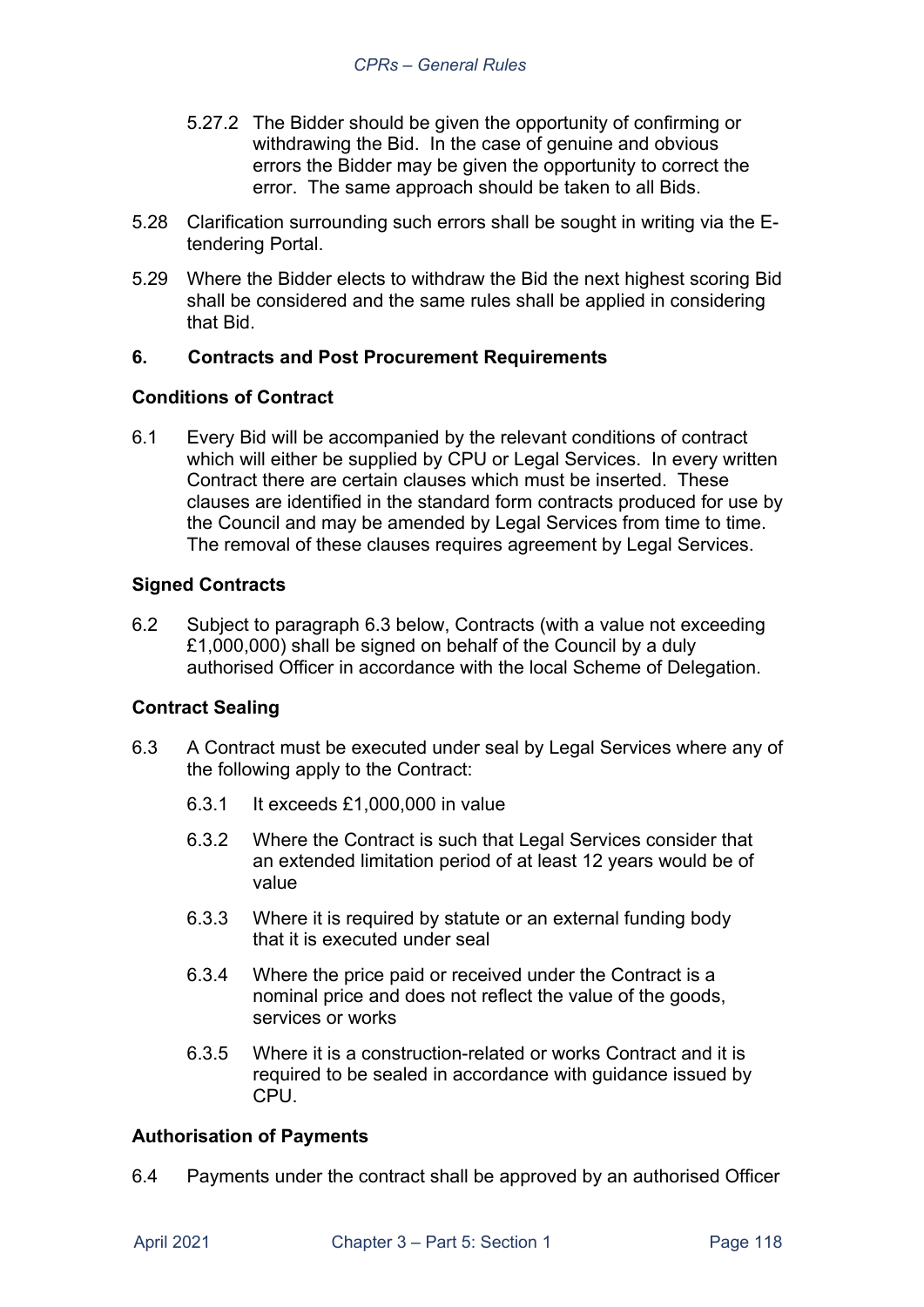5.27.2 The Bidder should be given the opportunity of confirming or withdrawing the Bid. In the case of genuine and obvious errors the Bidder may be given the opportunity to correct the error. The same approach should be taken to all Bids.

5.28 Clarification surrounding such errors shall be sought in writing via the E-tendering Portal.

5.29 Where the Bidder elects to withdraw the Bid the next highest scoring Bid shall be considered and the same rules shall be applied in considering that Bid.

## 6. Contracts and Post Procurement Requirements

### Conditions of Contract

6.1 Every Bid will be accompanied by the relevant conditions of contract which will either be supplied by CPU or Legal Services. In every written Contract there are certain clauses which must be inserted. These clauses are identified in the standard form contracts produced for use by the Council and may be amended by Legal Services from time to time. The removal of these clauses requires agreement by Legal Services.

### Signed Contracts

6.2 Subject to paragraph 6.3 below, Contracts (with a value not exceeding £1,000,000) shall be signed on behalf of the Council by a duly authorised Officer in accordance with the local Scheme of Delegation.

### Contract Sealing

6.3 A Contract must be executed under seal by Legal Services where any of the following apply to the Contract:

6.3.1 It exceeds £1,000,000 in value

6.3.2 Where the Contract is such that Legal Services consider that an extended limitation period of at least 12 years would be of value

6.3.3 Where it is required by statute or an external funding body that it is executed under seal

6.3.4 Where the price paid or received under the Contract is a nominal price and does not reflect the value of the goods, services or works

6.3.5 Where it is a construction-related or works Contract and it is required to be sealed in accordance with guidance issued by CPU.

### Authorisation of Payments

6.4 Payments under the contract shall be approved by an authorised Officer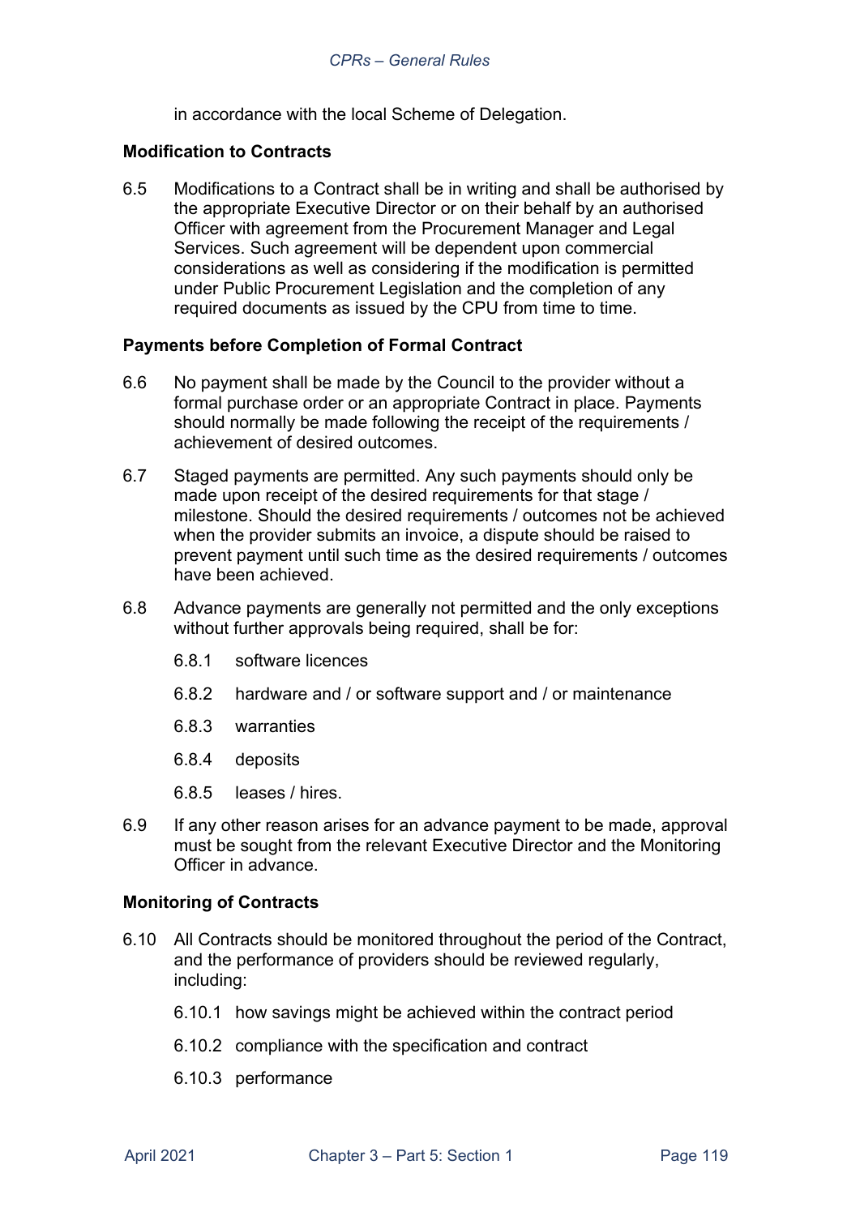in accordance with the local Scheme of Delegation.

**Modification to Contracts**

6.5 Modifications to a Contract shall be in writing and shall be authorised by the appropriate Executive Director or on their behalf by an authorised Officer with agreement from the Procurement Manager and Legal Services. Such agreement will be dependent upon commercial considerations as well as considering if the modification is permitted under Public Procurement Legislation and the completion of any required documents as issued by the CPU from time to time.

**Payments before Completion of Formal Contract**

6.6 No payment shall be made by the Council to the provider without a formal purchase order or an appropriate Contract in place. Payments should normally be made following the receipt of the requirements / achievement of desired outcomes.

6.7 Staged payments are permitted. Any such payments should only be made upon receipt of the desired requirements for that stage / milestone. Should the desired requirements / outcomes not be achieved when the provider submits an invoice, a dispute should be raised to prevent payment until such time as the desired requirements / outcomes have been achieved.

6.8 Advance payments are generally not permitted and the only exceptions without further approvals being required, shall be for:

6.8.1 software licences

6.8.2 hardware and / or software support and / or maintenance

6.8.3 warranties

6.8.4 deposits

6.8.5 leases / hires.

6.9 If any other reason arises for an advance payment to be made, approval must be sought from the relevant Executive Director and the Monitoring Officer in advance.

**Monitoring of Contracts**

6.10 All Contracts should be monitored throughout the period of the Contract, and the performance of providers should be reviewed regularly, including:

6.10.1 how savings might be achieved within the contract period

6.10.2 compliance with the specification and contract

6.10.3 performance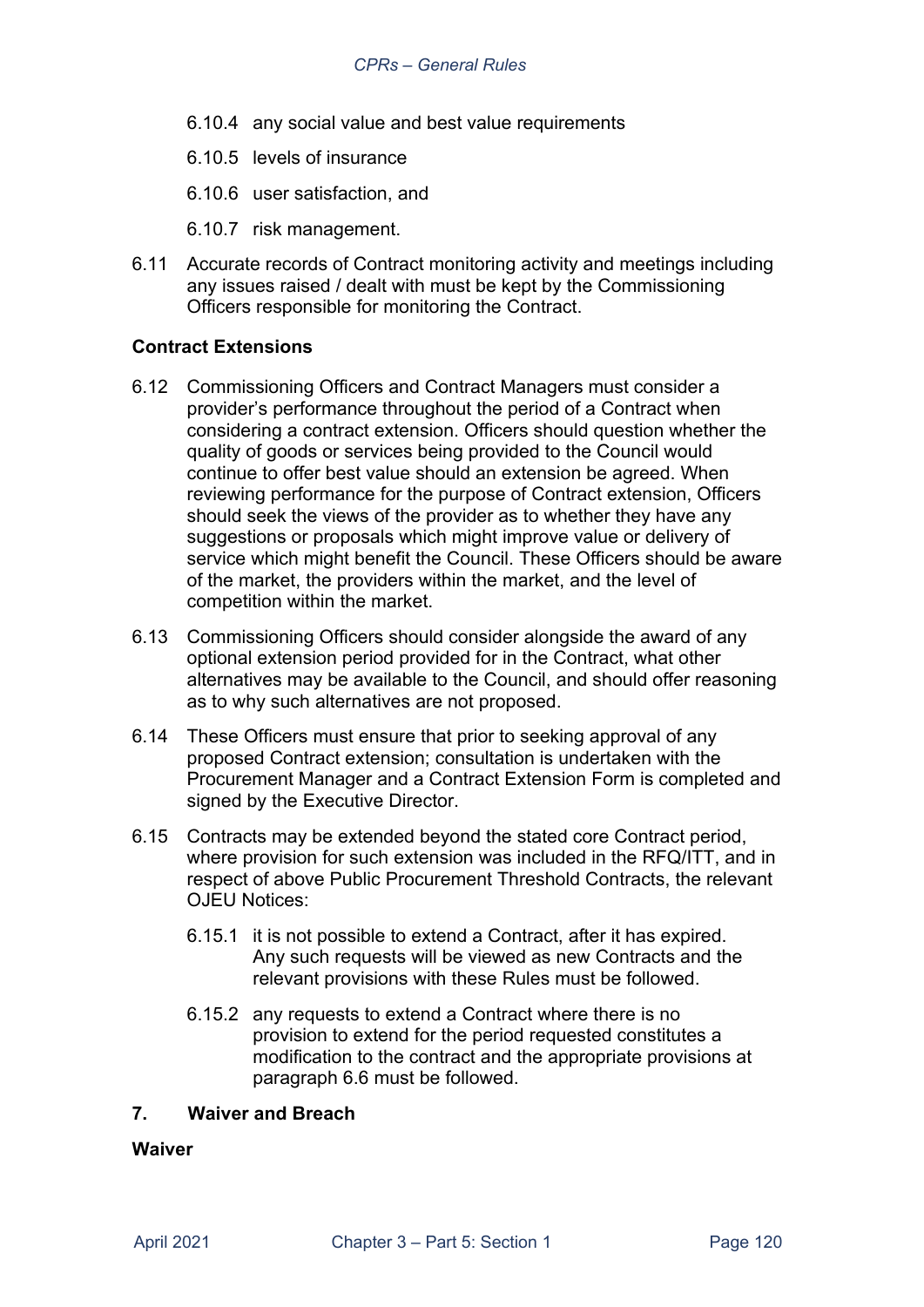6.10.4 any social value and best value requirements

6.10.5 levels of insurance

6.10.6 user satisfaction, and

6.10.7 risk management.

6.11 Accurate records of Contract monitoring activity and meetings including any issues raised / dealt with must be kept by the Commissioning Officers responsible for monitoring the Contract.

**Contract Extensions**

6.12 Commissioning Officers and Contract Managers must consider a provider's performance throughout the period of a Contract when considering a contract extension. Officers should question whether the quality of goods or services being provided to the Council would continue to offer best value should an extension be agreed. When reviewing performance for the purpose of Contract extension, Officers should seek the views of the provider as to whether they have any suggestions or proposals which might improve value or delivery of service which might benefit the Council. These Officers should be aware of the market, the providers within the market, and the level of competition within the market.

6.13 Commissioning Officers should consider alongside the award of any optional extension period provided for in the Contract, what other alternatives may be available to the Council, and should offer reasoning as to why such alternatives are not proposed.

6.14 These Officers must ensure that prior to seeking approval of any proposed Contract extension; consultation is undertaken with the Procurement Manager and a Contract Extension Form is completed and signed by the Executive Director.

6.15 Contracts may be extended beyond the stated core Contract period, where provision for such extension was included in the RFQ/ITT, and in respect of above Public Procurement Threshold Contracts, the relevant OJEU Notices:

6.15.1 it is not possible to extend a Contract, after it has expired. Any such requests will be viewed as new Contracts and the relevant provisions with these Rules must be followed.

6.15.2 any requests to extend a Contract where there is no provision to extend for the period requested constitutes a modification to the contract and the appropriate provisions at paragraph 6.6 must be followed.

## 7. Waiver and Breach

**Waiver**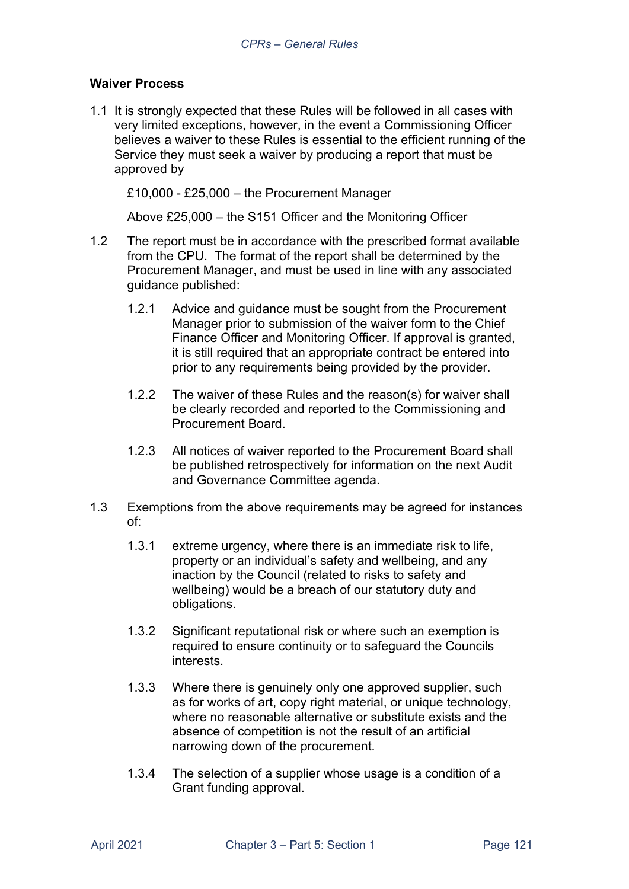**Waiver Process**

1.1 It is strongly expected that these Rules will be followed in all cases with very limited exceptions, however, in the event a Commissioning Officer believes a waiver to these Rules is essential to the efficient running of the Service they must seek a waiver by producing a report that must be approved by

£10,000 - £25,000 – the Procurement Manager

Above £25,000 – the S151 Officer and the Monitoring Officer

1.2 The report must be in accordance with the prescribed format available from the CPU. The format of the report shall be determined by the Procurement Manager, and must be used in line with any associated guidance published:

1.2.1 Advice and guidance must be sought from the Procurement Manager prior to submission of the waiver form to the Chief Finance Officer and Monitoring Officer. If approval is granted, it is still required that an appropriate contract be entered into prior to any requirements being provided by the provider.

1.2.2 The waiver of these Rules and the reason(s) for waiver shall be clearly recorded and reported to the Commissioning and Procurement Board.

1.2.3 All notices of waiver reported to the Procurement Board shall be published retrospectively for information on the next Audit and Governance Committee agenda.

1.3 Exemptions from the above requirements may be agreed for instances of:

1.3.1 extreme urgency, where there is an immediate risk to life, property or an individual's safety and wellbeing, and any inaction by the Council (related to risks to safety and wellbeing) would be a breach of our statutory duty and obligations.

1.3.2 Significant reputational risk or where such an exemption is required to ensure continuity or to safeguard the Councils interests.

1.3.3 Where there is genuinely only one approved supplier, such as for works of art, copy right material, or unique technology, where no reasonable alternative or substitute exists and the absence of competition is not the result of an artificial narrowing down of the procurement.

1.3.4 The selection of a supplier whose usage is a condition of a Grant funding approval.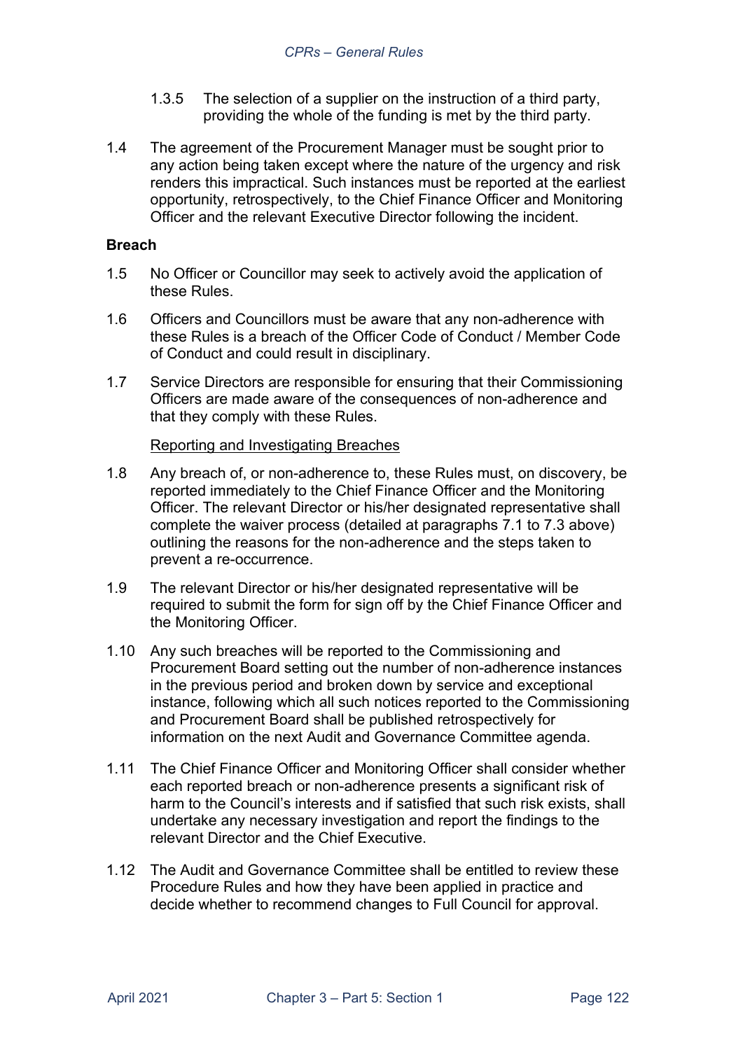1.3.5 The selection of a supplier on the instruction of a third party, providing the whole of the funding is met by the third party.

1.4 The agreement of the Procurement Manager must be sought prior to any action being taken except where the nature of the urgency and risk renders this impractical. Such instances must be reported at the earliest opportunity, retrospectively, to the Chief Finance Officer and Monitoring Officer and the relevant Executive Director following the incident.

**Breach**

1.5 No Officer or Councillor may seek to actively avoid the application of these Rules.

1.6 Officers and Councillors must be aware that any non-adherence with these Rules is a breach of the Officer Code of Conduct / Member Code of Conduct and could result in disciplinary.

1.7 Service Directors are responsible for ensuring that their Commissioning Officers are made aware of the consequences of non-adherence and that they comply with these Rules.

<u>Reporting and Investigating Breaches</u>

1.8 Any breach of, or non-adherence to, these Rules must, on discovery, be reported immediately to the Chief Finance Officer and the Monitoring Officer. The relevant Director or his/her designated representative shall complete the waiver process (detailed at paragraphs 7.1 to 7.3 above) outlining the reasons for the non-adherence and the steps taken to prevent a re-occurrence.

1.9 The relevant Director or his/her designated representative will be required to submit the form for sign off by the Chief Finance Officer and the Monitoring Officer.

1.10 Any such breaches will be reported to the Commissioning and Procurement Board setting out the number of non-adherence instances in the previous period and broken down by service and exceptional instance, following which all such notices reported to the Commissioning and Procurement Board shall be published retrospectively for information on the next Audit and Governance Committee agenda.

1.11 The Chief Finance Officer and Monitoring Officer shall consider whether each reported breach or non-adherence presents a significant risk of harm to the Council's interests and if satisfied that such risk exists, shall undertake any necessary investigation and report the findings to the relevant Director and the Chief Executive.

1.12 The Audit and Governance Committee shall be entitled to review these Procedure Rules and how they have been applied in practice and decide whether to recommend changes to Full Council for approval.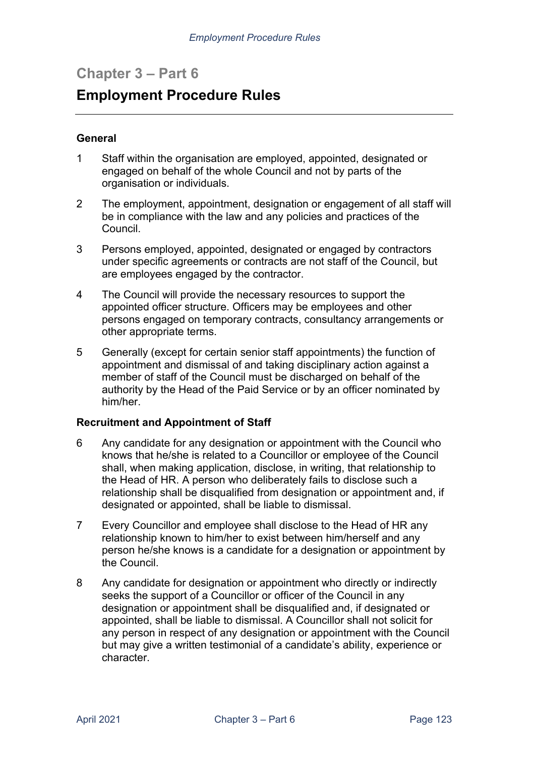# Chapter 3 – Part 6

# Employment Procedure Rules

### General

1 Staff within the organisation are employed, appointed, designated or engaged on behalf of the whole Council and not by parts of the organisation or individuals.

2 The employment, appointment, designation or engagement of all staff will be in compliance with the law and any policies and practices of the Council.

3 Persons employed, appointed, designated or engaged by contractors under specific agreements or contracts are not staff of the Council, but are employees engaged by the contractor.

4 The Council will provide the necessary resources to support the appointed officer structure. Officers may be employees and other persons engaged on temporary contracts, consultancy arrangements or other appropriate terms.

5 Generally (except for certain senior staff appointments) the function of appointment and dismissal of and taking disciplinary action against a member of staff of the Council must be discharged on behalf of the authority by the Head of the Paid Service or by an officer nominated by him/her.

### Recruitment and Appointment of Staff

6 Any candidate for any designation or appointment with the Council who knows that he/she is related to a Councillor or employee of the Council shall, when making application, disclose, in writing, that relationship to the Head of HR. A person who deliberately fails to disclose such a relationship shall be disqualified from designation or appointment and, if designated or appointed, shall be liable to dismissal.

7 Every Councillor and employee shall disclose to the Head of HR any relationship known to him/her to exist between him/herself and any person he/she knows is a candidate for a designation or appointment by the Council.

8 Any candidate for designation or appointment who directly or indirectly seeks the support of a Councillor or officer of the Council in any designation or appointment shall be disqualified and, if designated or appointed, shall be liable to dismissal. A Councillor shall not solicit for any person in respect of any designation or appointment with the Council but may give a written testimonial of a candidate's ability, experience or character.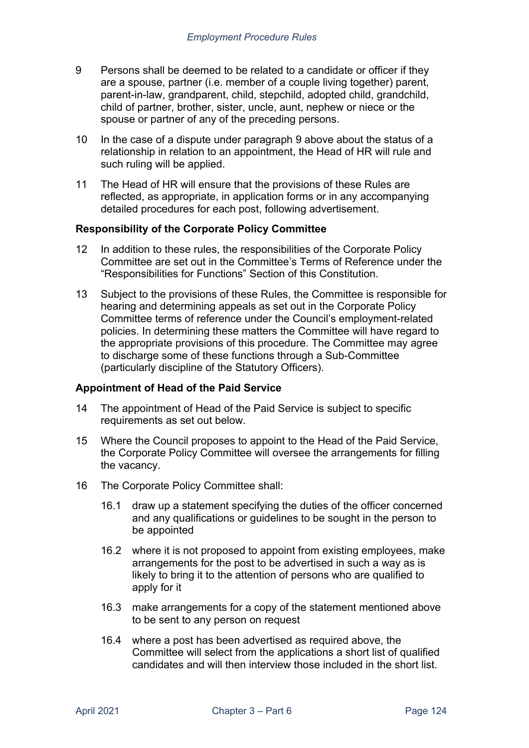9 Persons shall be deemed to be related to a candidate or officer if they are a spouse, partner (i.e. member of a couple living together) parent, parent-in-law, grandparent, child, stepchild, adopted child, grandchild, child of partner, brother, sister, uncle, aunt, nephew or niece or the spouse or partner of any of the preceding persons.

10 In the case of a dispute under paragraph 9 above about the status of a relationship in relation to an appointment, the Head of HR will rule and such ruling will be applied.

11 The Head of HR will ensure that the provisions of these Rules are reflected, as appropriate, in application forms or in any accompanying detailed procedures for each post, following advertisement.

**Responsibility of the Corporate Policy Committee**

12 In addition to these rules, the responsibilities of the Corporate Policy Committee are set out in the Committee's Terms of Reference under the "Responsibilities for Functions" Section of this Constitution.

13 Subject to the provisions of these Rules, the Committee is responsible for hearing and determining appeals as set out in the Corporate Policy Committee terms of reference under the Council's employment-related policies. In determining these matters the Committee will have regard to the appropriate provisions of this procedure. The Committee may agree to discharge some of these functions through a Sub-Committee (particularly discipline of the Statutory Officers).

**Appointment of Head of the Paid Service**

14 The appointment of Head of the Paid Service is subject to specific requirements as set out below.

15 Where the Council proposes to appoint to the Head of the Paid Service, the Corporate Policy Committee will oversee the arrangements for filling the vacancy.

16 The Corporate Policy Committee shall:

16.1 draw up a statement specifying the duties of the officer concerned and any qualifications or guidelines to be sought in the person to be appointed

16.2 where it is not proposed to appoint from existing employees, make arrangements for the post to be advertised in such a way as is likely to bring it to the attention of persons who are qualified to apply for it

16.3 make arrangements for a copy of the statement mentioned above to be sent to any person on request

16.4 where a post has been advertised as required above, the Committee will select from the applications a short list of qualified candidates and will then interview those included in the short list.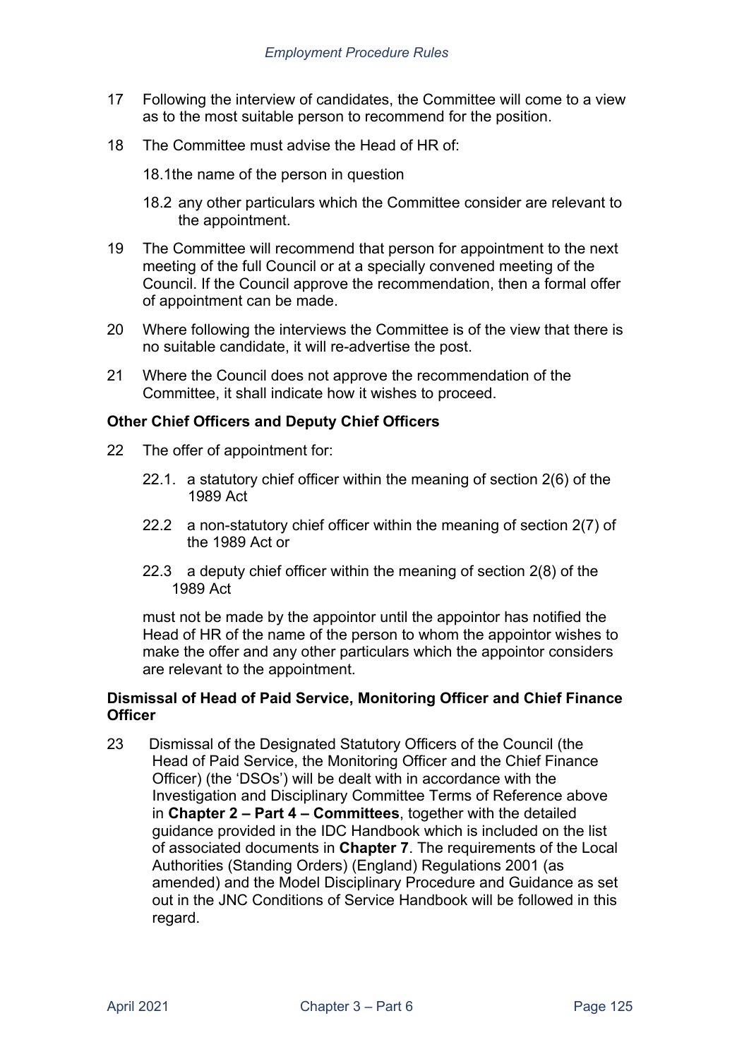17 Following the interview of candidates, the Committee will come to a view as to the most suitable person to recommend for the position.

18 The Committee must advise the Head of HR of:

18.1 the name of the person in question

18.2 any other particulars which the Committee consider are relevant to the appointment.

19 The Committee will recommend that person for appointment to the next meeting of the full Council or at a specially convened meeting of the Council. If the Council approve the recommendation, then a formal offer of appointment can be made.

20 Where following the interviews the Committee is of the view that there is no suitable candidate, it will re-advertise the post.

21 Where the Council does not approve the recommendation of the Committee, it shall indicate how it wishes to proceed.

**Other Chief Officers and Deputy Chief Officers**

22 The offer of appointment for:

22.1. a statutory chief officer within the meaning of section 2(6) of the 1989 Act

22.2 a non-statutory chief officer within the meaning of section 2(7) of the 1989 Act or

22.3 a deputy chief officer within the meaning of section 2(8) of the 1989 Act

must not be made by the appointor until the appointor has notified the Head of HR of the name of the person to whom the appointor wishes to make the offer and any other particulars which the appointor considers are relevant to the appointment.

**Dismissal of Head of Paid Service, Monitoring Officer and Chief Finance Officer**

23 Dismissal of the Designated Statutory Officers of the Council (the Head of Paid Service, the Monitoring Officer and the Chief Finance Officer) (the 'DSOs') will be dealt with in accordance with the Investigation and Disciplinary Committee Terms of Reference above in **Chapter 2 – Part 4 – Committees**, together with the detailed guidance provided in the IDC Handbook which is included on the list of associated documents in **Chapter 7**. The requirements of the Local Authorities (Standing Orders) (England) Regulations 2001 (as amended) and the Model Disciplinary Procedure and Guidance as set out in the JNC Conditions of Service Handbook will be followed in this regard.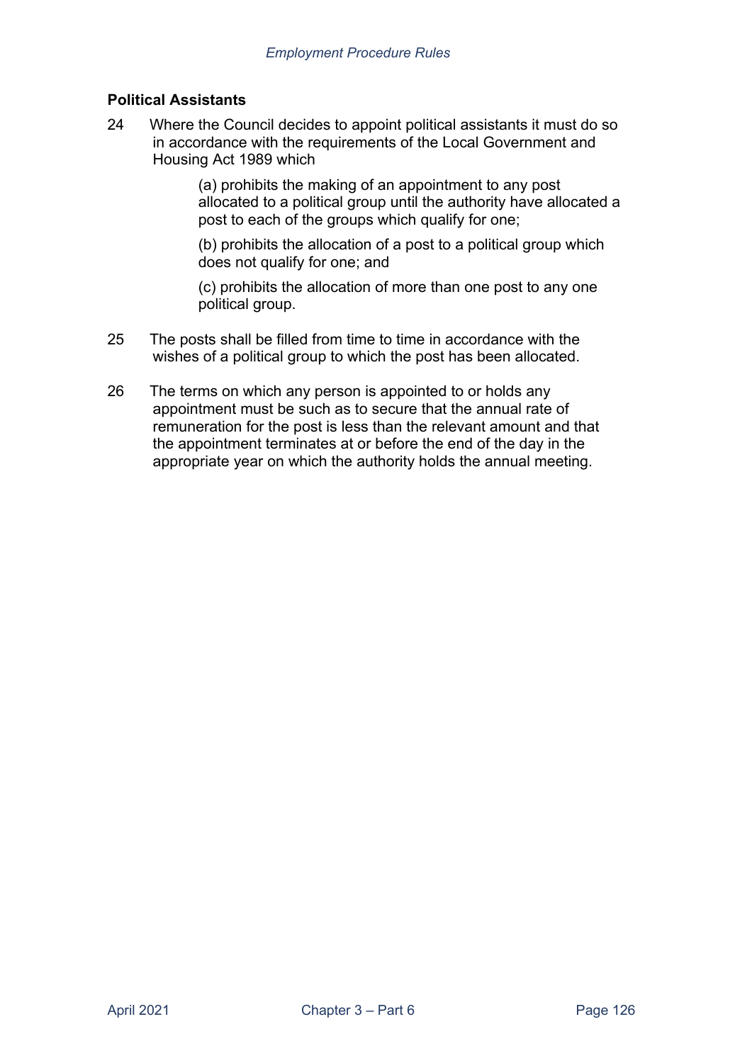## Political Assistants

24 Where the Council decides to appoint political assistants it must do so in accordance with the requirements of the Local Government and Housing Act 1989 which

(a) prohibits the making of an appointment to any post allocated to a political group until the authority have allocated a post to each of the groups which qualify for one;

(b) prohibits the allocation of a post to a political group which does not qualify for one; and

(c) prohibits the allocation of more than one post to any one political group.

25 The posts shall be filled from time to time in accordance with the wishes of a political group to which the post has been allocated.

26 The terms on which any person is appointed to or holds any appointment must be such as to secure that the annual rate of remuneration for the post is less than the relevant amount and that the appointment terminates at or before the end of the day in the appropriate year on which the authority holds the annual meeting.